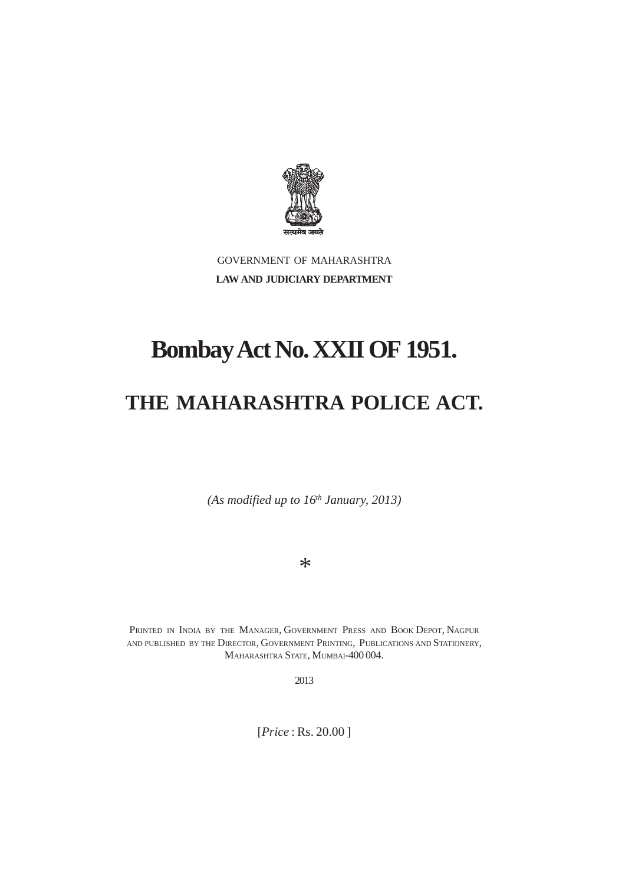सत्यमेव जयते

GOVERNMENT OF MAHARASHTRA

**LAW AND JUDICIARY DEPARTMENT**

# Bombay Act No. XXII OF 1951.

# THE MAHARASHTRA POLICE ACT.

*(As modified up to 16th January, 2013)*

*

PRINTED IN INDIA BY THE MANAGER, GOVERNMENT PRESS AND BOOK DEPOT, NAGPUR AND PUBLISHED BY THE DIRECTOR, GOVERNMENT PRINTING, PUBLICATIONS AND STATIONERY, MAHARASHTRA STATE, MUMBAI-400 004.

2013

[*Price* : Rs. 20.00 ]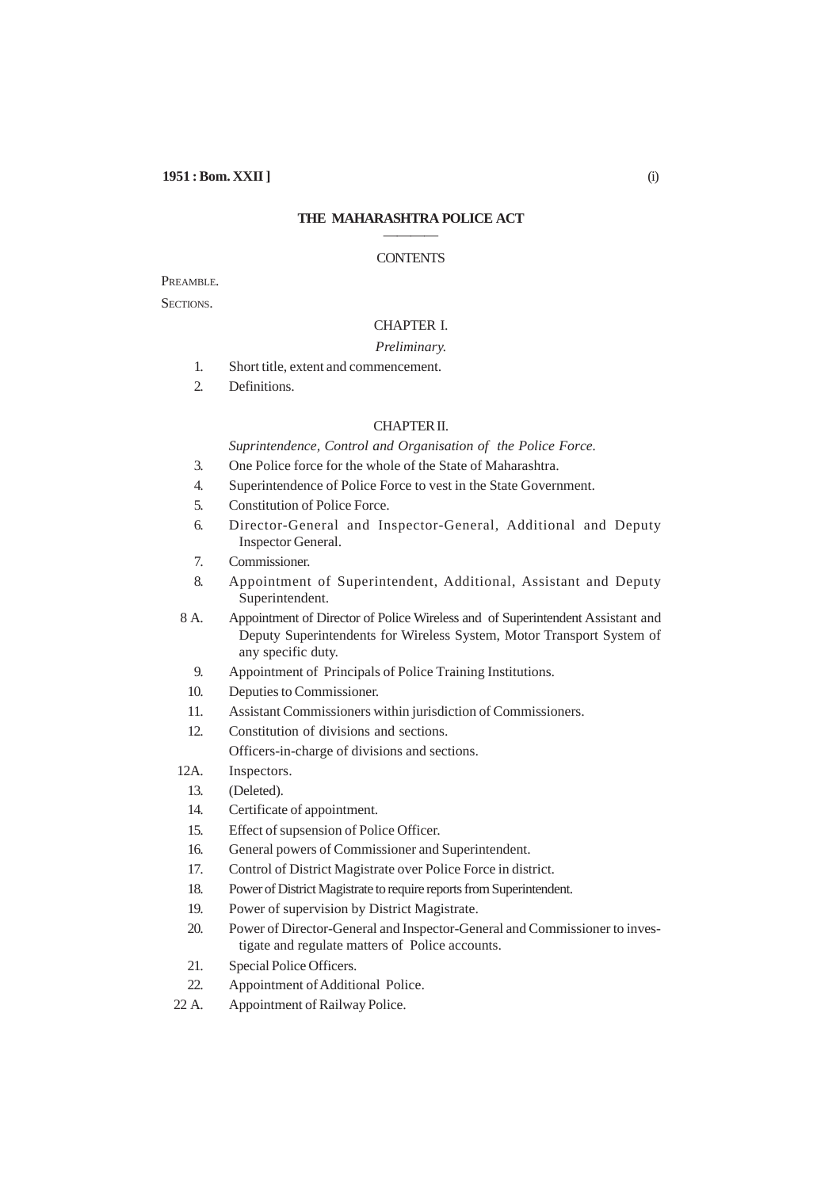# THE MAHARASHTRA POLICE ACT

## CONTENTS

PREAMBLE.

SECTIONS.

### CHAPTER I.

*Preliminary.*

1. Short title, extent and commencement.
2. Definitions.

### CHAPTER II.

*Suprintendence, Control and Organisation of the Police Force.*

3. One Police force for the whole of the State of Maharashtra.
4. Superintendence of Police Force to vest in the State Government.
5. Constitution of Police Force.
6. Director-General and Inspector-General, Additional and Deputy Inspector General.
7. Commissioner.
8. Appointment of Superintendent, Additional, Assistant and Deputy Superintendent.

8 A. Appointment of Director of Police Wireless and of Superintendent Assistant and Deputy Superintendents for Wireless System, Motor Transport System of any specific duty.

9. Appointment of Principals of Police Training Institutions.
10. Deputies to Commissioner.
11. Assistant Commissioners within jurisdiction of Commissioners.
12. Constitution of divisions and sections.
    Officers-in-charge of divisions and sections.

12A. Inspectors.

13. (Deleted).
14. Certificate of appointment.
15. Effect of supsension of Police Officer.
16. General powers of Commissioner and Superintendent.
17. Control of District Magistrate over Police Force in district.
18. Power of District Magistrate to require reports from Superintendent.
19. Power of supervision by District Magistrate.
20. Power of Director-General and Inspector-General and Commissioner to investigate and regulate matters of Police accounts.
21. Special Police Officers.
22. Appointment of Additional Police.

22 A. Appointment of Railway Police.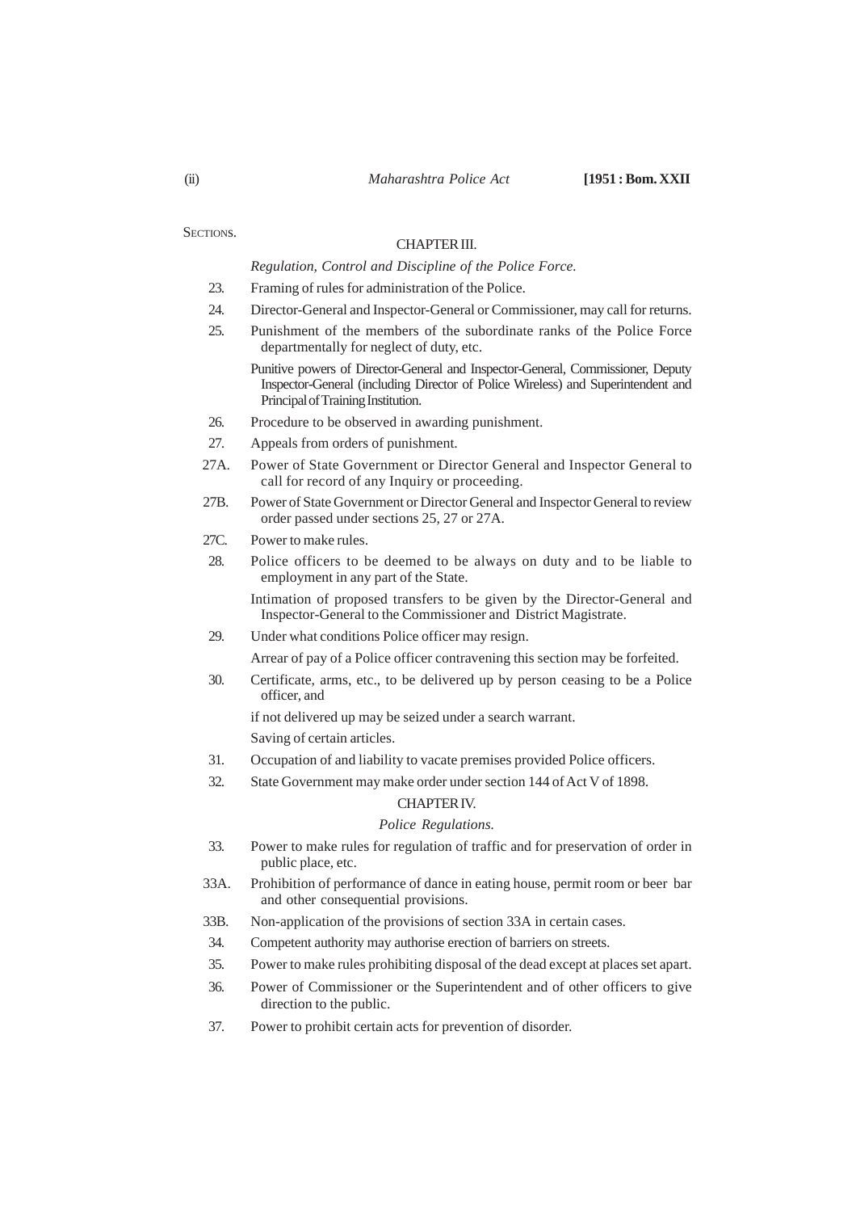SECTIONS.

## CHAPTER III.

*Regulation, Control and Discipline of the Police Force.*

23. Framing of rules for administration of the Police.
24. Director-General and Inspector-General or Commissioner, may call for returns.
25. Punishment of the members of the subordinate ranks of the Police Force departmentally for neglect of duty, etc.

    Punitive powers of Director-General and Inspector-General, Commissioner, Deputy Inspector-General (including Director of Police Wireless) and Superintendent and Principal of Training Institution.

26. Procedure to be observed in awarding punishment.
27. Appeals from orders of punishment.

27A. Power of State Government or Director General and Inspector General to call for record of any Inquiry or proceeding.

27B. Power of State Government or Director General and Inspector General to review order passed under sections 25, 27 or 27A.

27C. Power to make rules.

28. Police officers to be deemed to be always on duty and to be liable to employment in any part of the State.

    Intimation of proposed transfers to be given by the Director-General and Inspector-General to the Commissioner and District Magistrate.

29. Under what conditions Police officer may resign.

    Arrear of pay of a Police officer contravening this section may be forfeited.

30. Certificate, arms, etc., to be delivered up by person ceasing to be a Police officer, and

    if not delivered up may be seized under a search warrant.

    Saving of certain articles.

31. Occupation of and liability to vacate premises provided Police officers.
32. State Government may make order under section 144 of Act V of 1898.

## CHAPTER IV.

*Police Regulations.*

33. Power to make rules for regulation of traffic and for preservation of order in public place, etc.

33A. Prohibition of performance of dance in eating house, permit room or beer bar and other consequential provisions.

33B. Non-application of the provisions of section 33A in certain cases.

34. Competent authority may authorise erection of barriers on streets.
35. Power to make rules prohibiting disposal of the dead except at places set apart.
36. Power of Commissioner or the Superintendent and of other officers to give direction to the public.
37. Power to prohibit certain acts for prevention of disorder.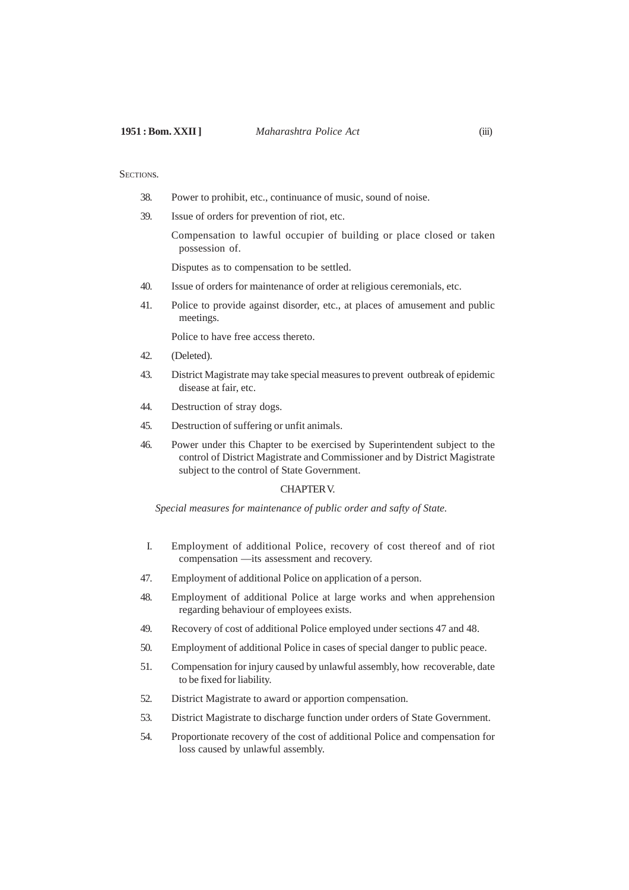SECTIONS.

38. Power to prohibit, etc., continuance of music, sound of noise.

39. Issue of orders for prevention of riot, etc.

    Compensation to lawful occupier of building or place closed or taken possession of.

    Disputes as to compensation to be settled.

40. Issue of orders for maintenance of order at religious ceremonials, etc.

41. Police to provide against disorder, etc., at places of amusement and public meetings.

    Police to have free access thereto.

42. (Deleted).

43. District Magistrate may take special measures to prevent outbreak of epidemic disease at fair, etc.

44. Destruction of stray dogs.

45. Destruction of suffering or unfit animals.

46. Power under this Chapter to be exercised by Superintendent subject to the control of District Magistrate and Commissioner and by District Magistrate subject to the control of State Government.

CHAPTER V.

*Special measures for maintenance of public order and safty of State.*

I. Employment of additional Police, recovery of cost thereof and of riot compensation —its assessment and recovery.

47. Employment of additional Police on application of a person.

48. Employment of additional Police at large works and when apprehension regarding behaviour of employees exists.

49. Recovery of cost of additional Police employed under sections 47 and 48.

50. Employment of additional Police in cases of special danger to public peace.

51. Compensation for injury caused by unlawful assembly, how recoverable, date to be fixed for liability.

52. District Magistrate to award or apportion compensation.

53. District Magistrate to discharge function under orders of State Government.

54. Proportionate recovery of the cost of additional Police and compensation for loss caused by unlawful assembly.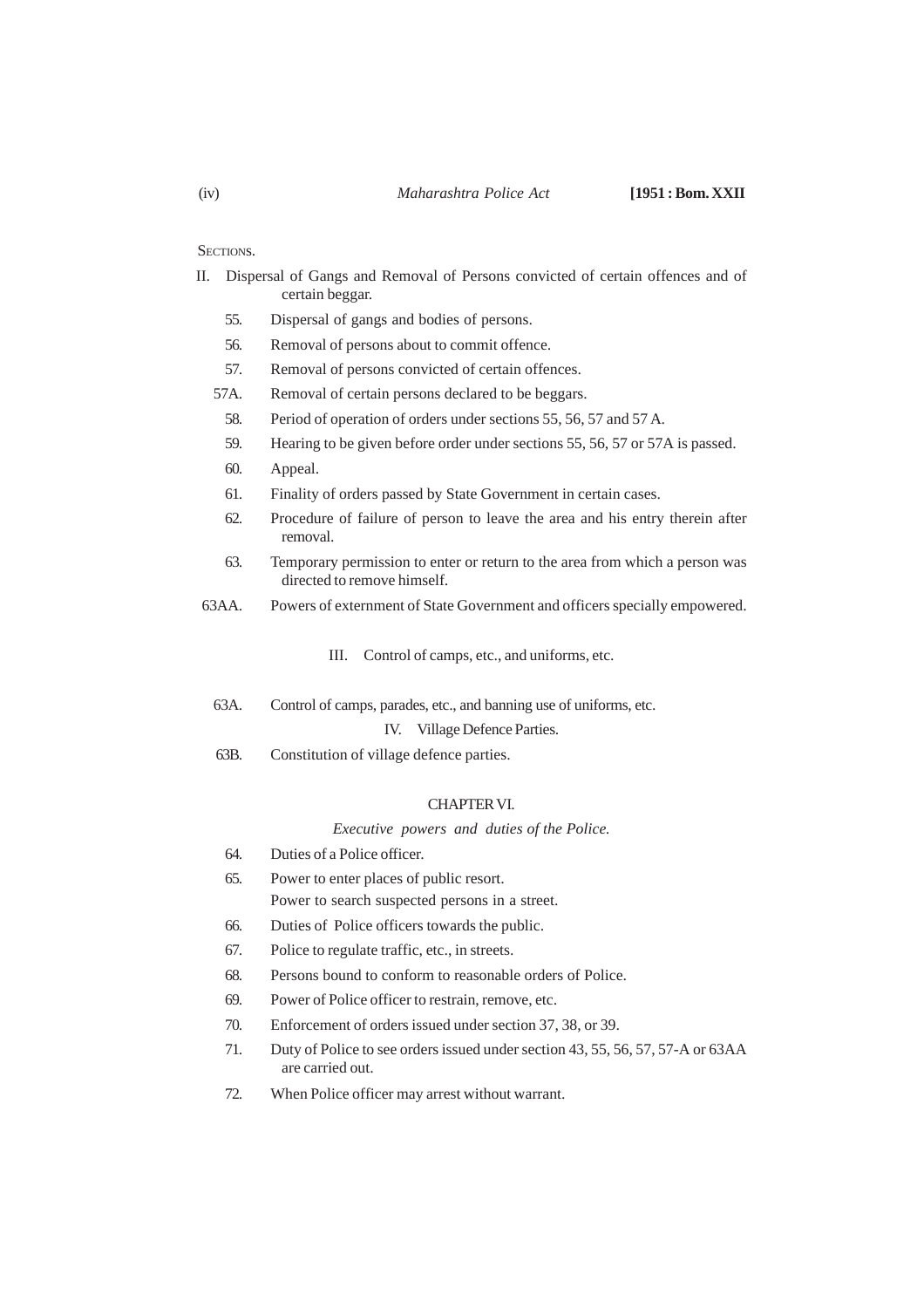SECTIONS.

II. Dispersal of Gangs and Removal of Persons convicted of certain offences and of certain beggar.

55. Dispersal of gangs and bodies of persons.

56. Removal of persons about to commit offence.

57. Removal of persons convicted of certain offences.

57A. Removal of certain persons declared to be beggars.

58. Period of operation of orders under sections 55, 56, 57 and 57 A.

59. Hearing to be given before order under sections 55, 56, 57 or 57A is passed.

60. Appeal.

61. Finality of orders passed by State Government in certain cases.

62. Procedure of failure of person to leave the area and his entry therein after removal.

63. Temporary permission to enter or return to the area from which a person was directed to remove himself.

63AA. Powers of externment of State Government and officers specially empowered.

III. Control of camps, etc., and uniforms, etc.

63A. Control of camps, parades, etc., and banning use of uniforms, etc.

IV. Village Defence Parties.

63B. Constitution of village defence parties.

CHAPTER VI.

*Executive powers and duties of the Police.*

64. Duties of a Police officer.

65. Power to enter places of public resort.
Power to search suspected persons in a street.

66. Duties of Police officers towards the public.

67. Police to regulate traffic, etc., in streets.

68. Persons bound to conform to reasonable orders of Police.

69. Power of Police officer to restrain, remove, etc.

70. Enforcement of orders issued under section 37, 38, or 39.

71. Duty of Police to see orders issued under section 43, 55, 56, 57, 57-A or 63AA are carried out.

72. When Police officer may arrest without warrant.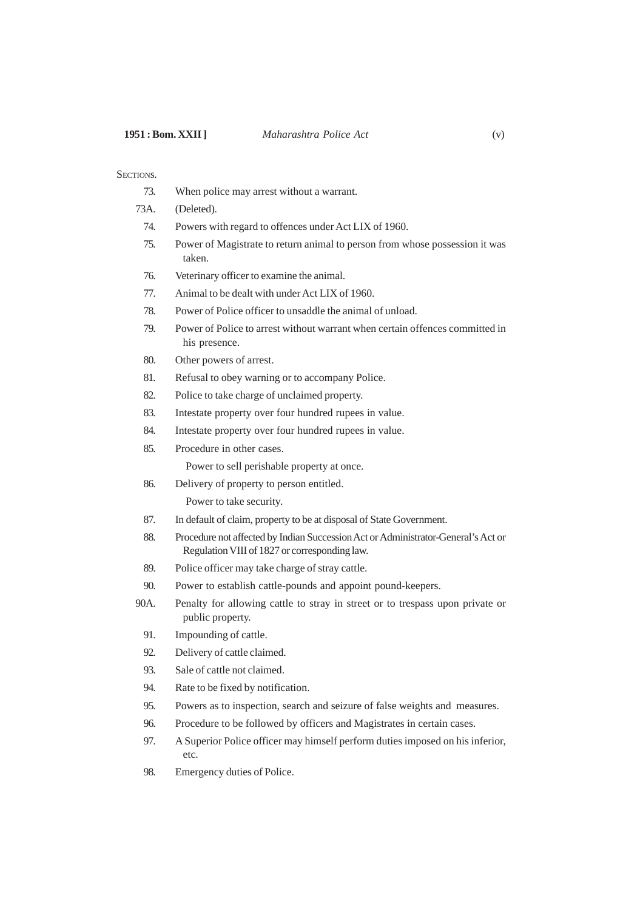SECTIONS.

| | |
|---|---|
| 73. | When police may arrest without a warrant. |
| 73A. | (Deleted). |
| 74. | Powers with regard to offences under Act LIX of 1960. |
| 75. | Power of Magistrate to return animal to person from whose possession it was taken. |
| 76. | Veterinary officer to examine the animal. |
| 77. | Animal to be dealt with under Act LIX of 1960. |
| 78. | Power of Police officer to unsaddle the animal of unload. |
| 79. | Power of Police to arrest without warrant when certain offences committed in his presence. |
| 80. | Other powers of arrest. |
| 81. | Refusal to obey warning or to accompany Police. |
| 82. | Police to take charge of unclaimed property. |
| 83. | Intestate property over four hundred rupees in value. |
| 84. | Intestate property over four hundred rupees in value. |
| 85. | Procedure in other cases. |
| | Power to sell perishable property at once. |
| 86. | Delivery of property to person entitled. |
| | Power to take security. |
| 87. | In default of claim, property to be at disposal of State Government. |
| 88. | Procedure not affected by Indian Succession Act or Administrator-General's Act or Regulation VIII of 1827 or corresponding law. |
| 89. | Police officer may take charge of stray cattle. |
| 90. | Power to establish cattle-pounds and appoint pound-keepers. |
| 90A. | Penalty for allowing cattle to stray in street or to trespass upon private or public property. |
| 91. | Impounding of cattle. |
| 92. | Delivery of cattle claimed. |
| 93. | Sale of cattle not claimed. |
| 94. | Rate to be fixed by notification. |
| 95. | Powers as to inspection, search and seizure of false weights and measures. |
| 96. | Procedure to be followed by officers and Magistrates in certain cases. |
| 97. | A Superior Police officer may himself perform duties imposed on his inferior, etc. |
| 98. | Emergency duties of Police. |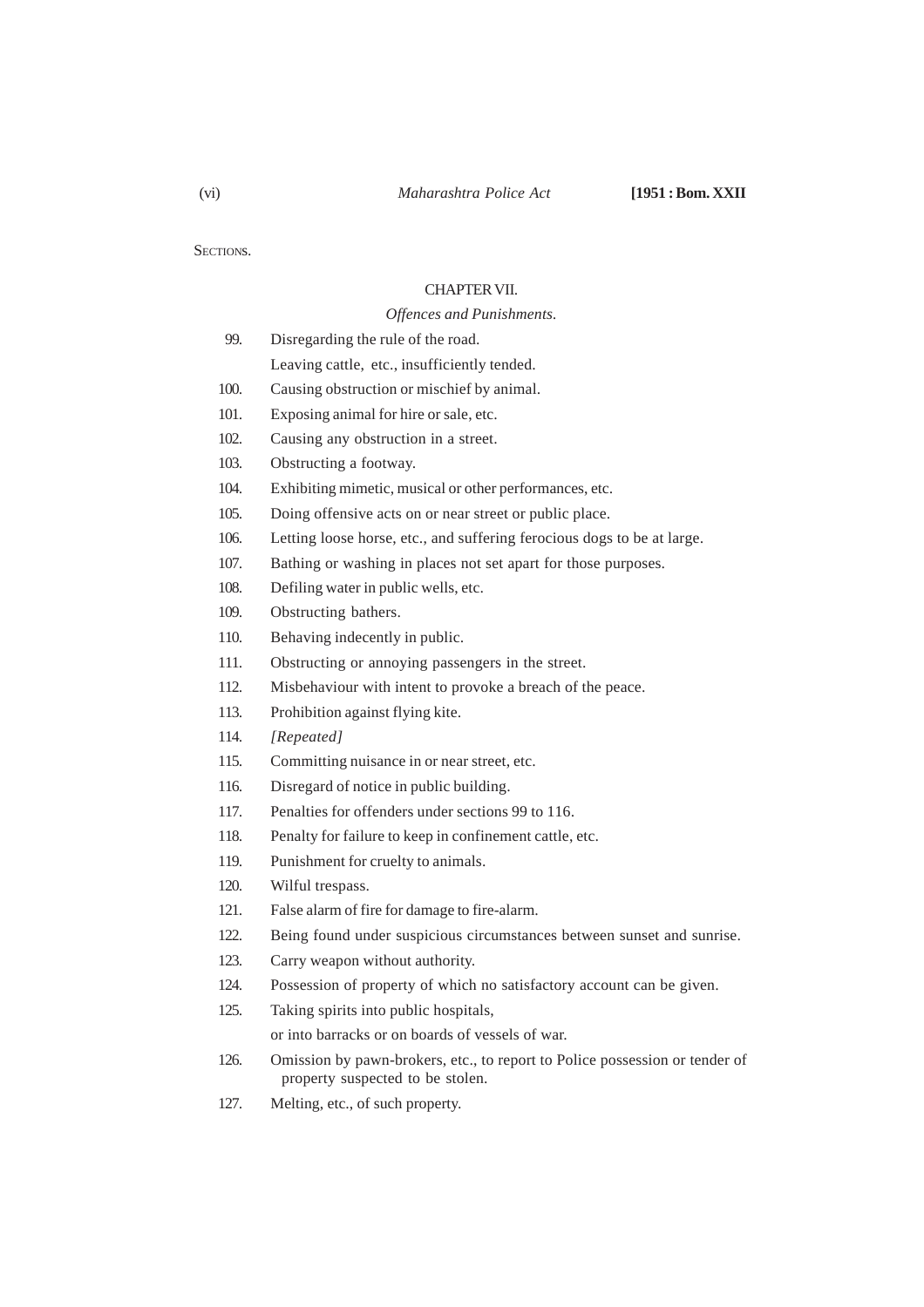SECTIONS.

## CHAPTER VII.

### *Offences and Punishments.*

99. Disregarding the rule of the road.
    Leaving cattle, etc., insufficiently tended.
100. Causing obstruction or mischief by animal.
101. Exposing animal for hire or sale, etc.
102. Causing any obstruction in a street.
103. Obstructing a footway.
104. Exhibiting mimetic, musical or other performances, etc.
105. Doing offensive acts on or near street or public place.
106. Letting loose horse, etc., and suffering ferocious dogs to be at large.
107. Bathing or washing in places not set apart for those purposes.
108. Defiling water in public wells, etc.
109. Obstructing bathers.
110. Behaving indecently in public.
111. Obstructing or annoying passengers in the street.
112. Misbehaviour with intent to provoke a breach of the peace.
113. Prohibition against flying kite.
114. *[Repeated]*
115. Committing nuisance in or near street, etc.
116. Disregard of notice in public building.
117. Penalties for offenders under sections 99 to 116.
118. Penalty for failure to keep in confinement cattle, etc.
119. Punishment for cruelty to animals.
120. Wilful trespass.
121. False alarm of fire for damage to fire-alarm.
122. Being found under suspicious circumstances between sunset and sunrise.
123. Carry weapon without authority.
124. Possession of property of which no satisfactory account can be given.
125. Taking spirits into public hospitals,
     or into barracks or on boards of vessels of war.
126. Omission by pawn-brokers, etc., to report to Police possession or tender of property suspected to be stolen.
127. Melting, etc., of such property.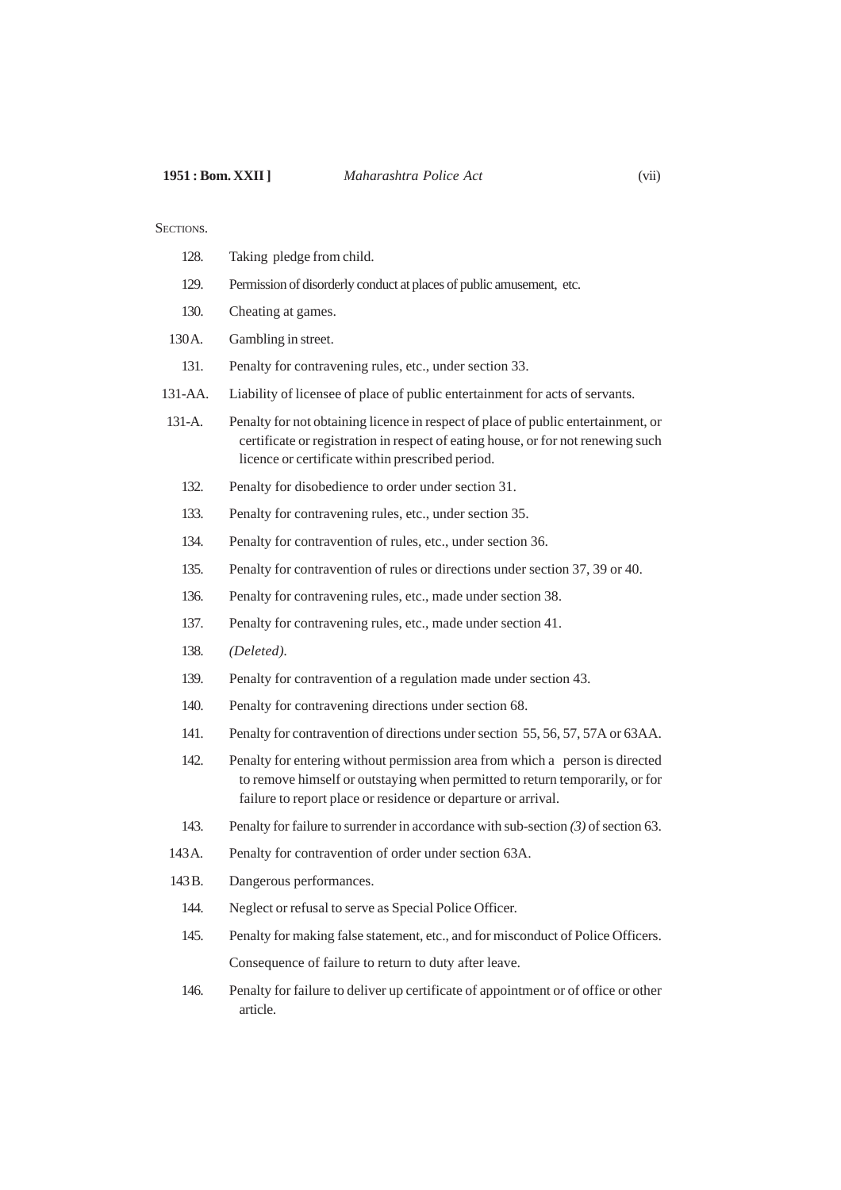SECTIONS.

| | |
|---|---|
| 128. | Taking pledge from child. |
| 129. | Permission of disorderly conduct at places of public amusement, etc. |
| 130. | Cheating at games. |
| 130A. | Gambling in street. |
| 131. | Penalty for contravening rules, etc., under section 33. |
| 131-AA. | Liability of licensee of place of public entertainment for acts of servants. |
| 131-A. | Penalty for not obtaining licence in respect of place of public entertainment, or certificate or registration in respect of eating house, or for not renewing such licence or certificate within prescribed period. |
| 132. | Penalty for disobedience to order under section 31. |
| 133. | Penalty for contravening rules, etc., under section 35. |
| 134. | Penalty for contravention of rules, etc., under section 36. |
| 135. | Penalty for contravention of rules or directions under section 37, 39 or 40. |
| 136. | Penalty for contravening rules, etc., made under section 38. |
| 137. | Penalty for contravening rules, etc., made under section 41. |
| 138. | *(Deleted).* |
| 139. | Penalty for contravention of a regulation made under section 43. |
| 140. | Penalty for contravening directions under section 68. |
| 141. | Penalty for contravention of directions under section 55, 56, 57, 57A or 63AA. |
| 142. | Penalty for entering without permission area from which a person is directed to remove himself or outstaying when permitted to return temporarily, or for failure to report place or residence or departure or arrival. |
| 143. | Penalty for failure to surrender in accordance with sub-section *(3)* of section 63. |
| 143A. | Penalty for contravention of order under section 63A. |
| 143B. | Dangerous performances. |
| 144. | Neglect or refusal to serve as Special Police Officer. |
| 145. | Penalty for making false statement, etc., and for misconduct of Police Officers. Consequence of failure to return to duty after leave. |
| 146. | Penalty for failure to deliver up certificate of appointment or of office or other article. |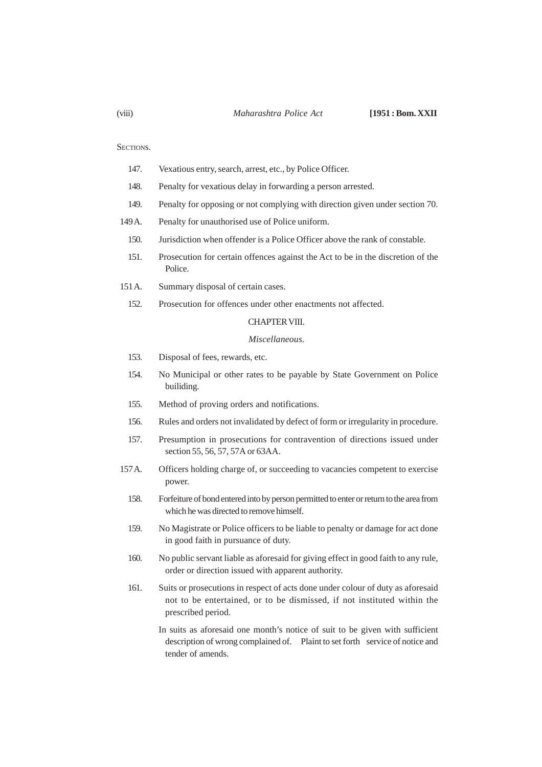SECTIONS.

147. Vexatious entry, search, arrest, etc., by Police Officer.

148. Penalty for vexatious delay in forwarding a person arrested.

149. Penalty for opposing or not complying with direction given under section 70.

149A. Penalty for unauthorised use of Police uniform.

150. Jurisdiction when offender is a Police Officer above the rank of constable.

151. Prosecution for certain offences against the Act to be in the discretion of the Police.

151A. Summary disposal of certain cases.

152. Prosecution for offences under other enactments not affected.

CHAPTER VIII.

*Miscellaneous.*

153. Disposal of fees, rewards, etc.

154. No Municipal or other rates to be payable by State Government on Police builiding.

155. Method of proving orders and notifications.

156. Rules and orders not invalidated by defect of form or irregularity in procedure.

157. Presumption in prosecutions for contravention of directions issued under section 55, 56, 57, 57A or 63AA.

157A. Officers holding charge of, or succeeding to vacancies competent to exercise power.

158. Forfeiture of bond entered into by person permitted to enter or return to the area from which he was directed to remove himself.

159. No Magistrate or Police officers to be liable to penalty or damage for act done in good faith in pursuance of duty.

160. No public servant liable as aforesaid for giving effect in good faith to any rule, order or direction issued with apparent authority.

161. Suits or prosecutions in respect of acts done under colour of duty as aforesaid not to be entertained, or to be dismissed, if not instituted within the prescribed period.

In suits as aforesaid one month's notice of suit to be given with sufficient description of wrong complained of. Plaint to set forth service of notice and tender of amends.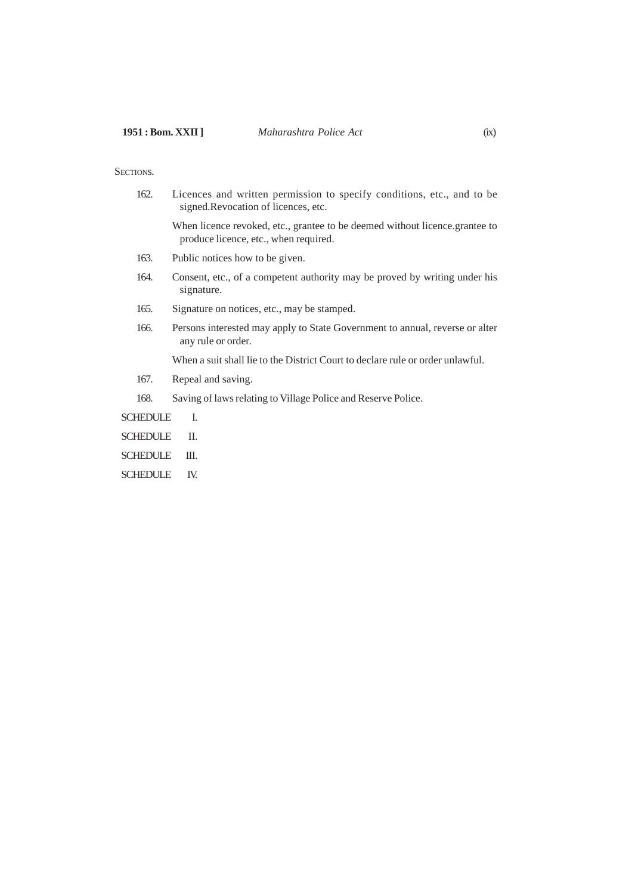SECTIONS.

162. Licences and written permission to specify conditions, etc., and to be signed.Revocation of licences, etc.

When licence revoked, etc., grantee to be deemed without licence.grantee to produce licence, etc., when required.

163. Public notices how to be given.

164. Consent, etc., of a competent authority may be proved by writing under his signature.

165. Signature on notices, etc., may be stamped.

166. Persons interested may apply to State Government to annual, reverse or alter any rule or order.

When a suit shall lie to the District Court to declare rule or order unlawful.

167. Repeal and saving.

168. Saving of laws relating to Village Police and Reserve Police.

SCHEDULE I.

SCHEDULE II.

SCHEDULE III.

SCHEDULE IV.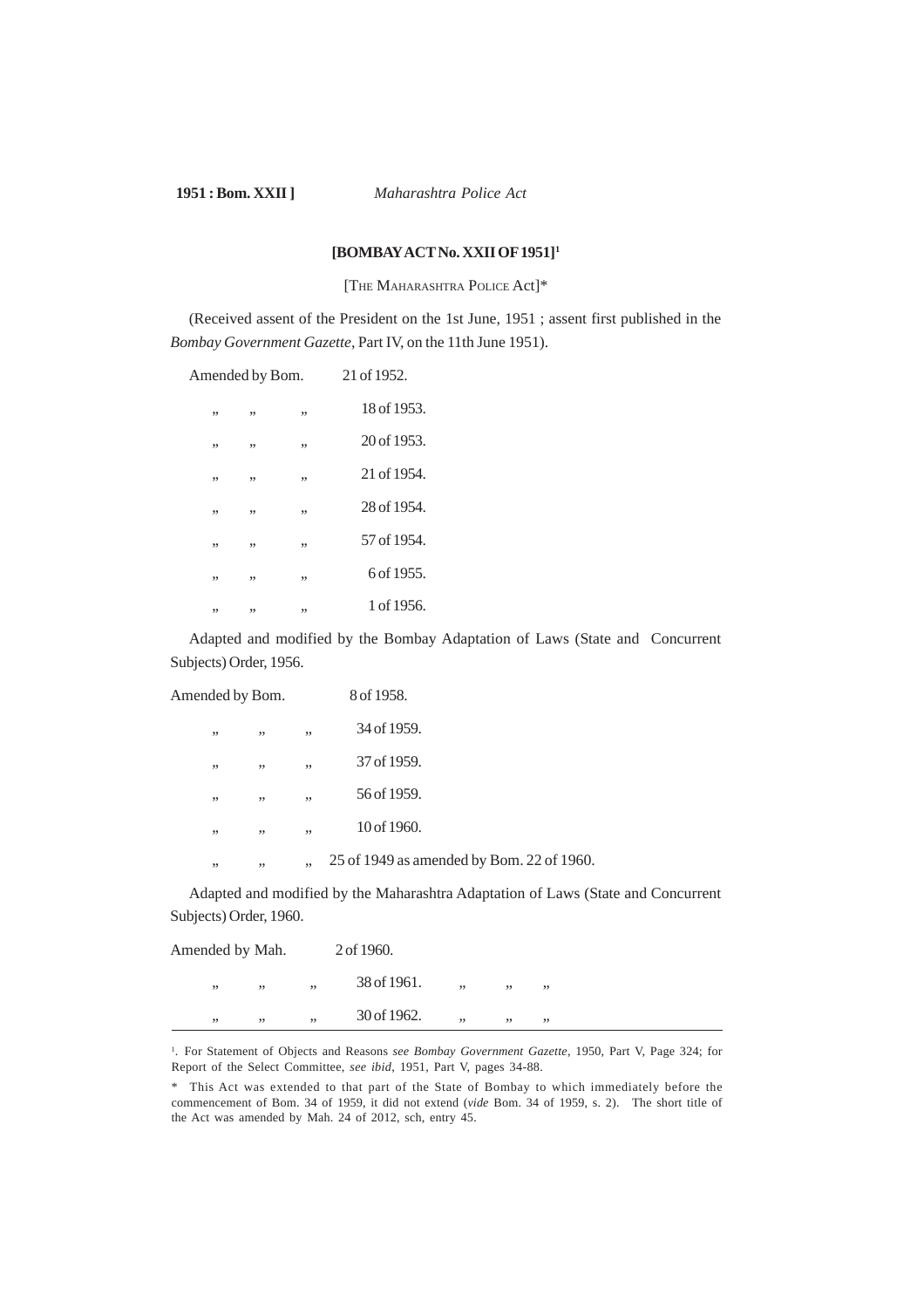**1951 : Bom. XXII ]** *Maharashtra Police Act*

## [BOMBAY ACT No. XXII OF 1951][1]

[THE MAHARASHTRA POLICE ACT]*

(Received assent of the President on the 1st June, 1951 ; assent first published in the *Bombay Government Gazette*, Part IV, on the 11th June 1951).

Amended by Bom. 21 of 1952.
„ „ „ 18 of 1953.
„ „ „ 20 of 1953.
„ „ „ 21 of 1954.
„ „ „ 28 of 1954.
„ „ „ 57 of 1954.
„ „ „ 6 of 1955.
„ „ „ 1 of 1956.

Adapted and modified by the Bombay Adaptation of Laws (State and Concurrent Subjects) Order, 1956.

Amended by Bom. 8 of 1958.
„ „ „ 34 of 1959.
„ „ „ 37 of 1959.
„ „ „ 56 of 1959.
„ „ „ 10 of 1960.
„ „ „ 25 of 1949 as amended by Bom. 22 of 1960.

Adapted and modified by the Maharashtra Adaptation of Laws (State and Concurrent Subjects) Order, 1960.

Amended by Mah. 2 of 1960.
„ „ „ 38 of 1961. „ „ „
„ „ „ 30 of 1962. „ „ „

---

[1]. For Statement of Objects and Reasons *see Bombay Government Gazette*, 1950, Part V, Page 324; for Report of the Select Committee, *see ibid*, 1951, Part V, pages 34-88.

\* This Act was extended to that part of the State of Bombay to which immediately before the commencement of Bom. 34 of 1959, it did not extend (*vide* Bom. 34 of 1959, s. 2). The short title of the Act was amended by Mah. 24 of 2012, sch, entry 45.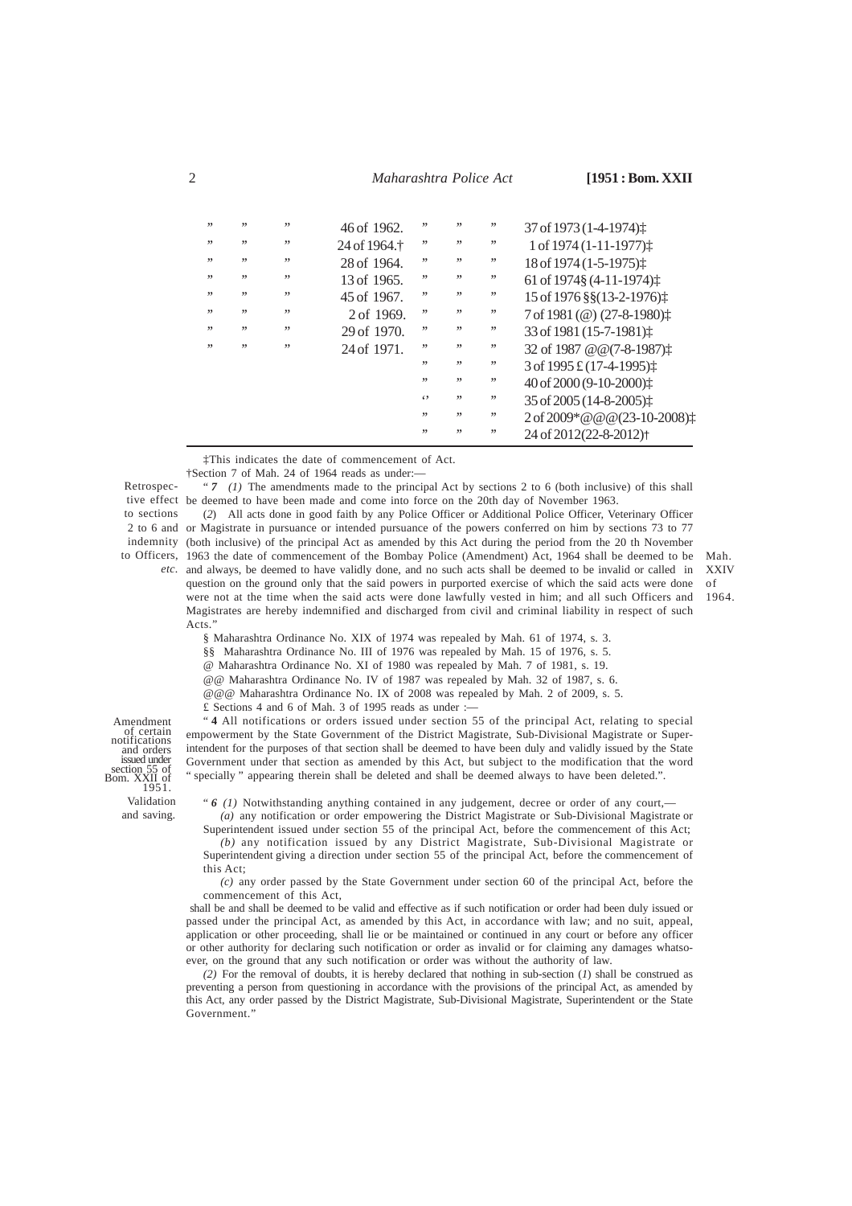| | | | | | | | |
|---|---|---|---|---|---|---|---|
| ” | ” | ” | 46 of 1962. | ” | ” | ” | 37 of 1973 (1-4-1974)‡ |
| ” | ” | ” | 24 of 1964.† | ” | ” | ” | 1 of 1974 (1-11-1977)‡ |
| ” | ” | ” | 28 of 1964. | ” | ” | ” | 18 of 1974 (1-5-1975)‡ |
| ” | ” | ” | 13 of 1965. | ” | ” | ” | 61 of 1974§ (4-11-1974)‡ |
| ” | ” | ” | 45 of 1967. | ” | ” | ” | 15 of 1976 §§(13-2-1976)‡ |
| ” | ” | ” | 2 of 1969. | ” | ” | ” | 7 of 1981 (@) (27-8-1980)‡ |
| ” | ” | ” | 29 of 1970. | ” | ” | ” | 33 of 1981 (15-7-1981)‡ |
| ” | ” | ” | 24 of 1971. | ” | ” | ” | 32 of 1987 @@(7-8-1987)‡ |
| | | | | ” | ” | ” | 3 of 1995 £ (17-4-1995)‡ |
| | | | | ” | ” | ” | 40 of 2000 (9-10-2000)‡ |
| | | | | ‘‘ | ” | ” | 35 of 2005 (14-8-2005)‡ |
| | | | | ” | ” | ” | 2 of 2009*@@@(23-10-2008)‡ |
| | | | | ” | ” | ” | 24 of 2012(22-8-2012)† |

‡This indicates the date of commencement of Act.

†Section 7 of Mah. 24 of 1964 reads as under:—

Retrospective effect to sections 2 to 6 and indemnity to Officers, *etc.*

“ ***7*** *(1)* The amendments made to the principal Act by sections 2 to 6 (both inclusive) of this shall be deemed to have been made and come into force on the 20th day of November 1963.

(*2*) All acts done in good faith by any Police Officer or Additional Police Officer, Veterinary Officer or Magistrate in pursuance or intended pursuance of the powers conferred on him by sections 73 to 77 (both inclusive) of the principal Act as amended by this Act during the period from the 20 th November 1963 the date of commencement of the Bombay Police (Amendment) Act, 1964 shall be deemed to be and always, be deemed to have validly done, and no such acts shall be deemed to be invalid or called in question on the ground only that the said powers in purported exercise of which the said acts were done were not at the time when the said acts were done lawfully vested in him; and all such Officers and Magistrates are hereby indemnified and discharged from civil and criminal liability in respect of such Acts.”

Mah. XXIV of 1964.

§ Maharashtra Ordinance No. XIX of 1974 was repealed by Mah. 61 of 1974, s. 3.

§§ Maharashtra Ordinance No. III of 1976 was repealed by Mah. 15 of 1976, s. 5.

@ Maharashtra Ordinance No. XI of 1980 was repealed by Mah. 7 of 1981, s. 19.

@@ Maharashtra Ordinance No. IV of 1987 was repealed by Mah. 32 of 1987, s. 6.

@@@ Maharashtra Ordinance No. IX of 2008 was repealed by Mah. 2 of 2009, s. 5.

£ Sections 4 and 6 of Mah. 3 of 1995 reads as under :—

Amendment of certain notifications and orders issued under section 55 of Bom. XXII of 1951.

“ **4** All notifications or orders issued under section 55 of the principal Act, relating to special empowerment by the State Government of the District Magistrate, Sub-Divisional Magistrate or Superintendent for the purposes of that section shall be deemed to have been duly and validly issued by the State Government under that section as amended by this Act, but subject to the modification that the word “ specially ” appearing therein shall be deleted and shall be deemed always to have been deleted.”.

Validation and saving.

“ ***6*** *(1)* Notwithstanding anything contained in any judgement, decree or order of any court,—

*(a)* any notification or order empowering the District Magistrate or Sub-Divisional Magistrate or Superintendent issued under section 55 of the principal Act, before the commencement of this Act;

*(b)* any notification issued by any District Magistrate, Sub-Divisional Magistrate or Superintendent giving a direction under section 55 of the principal Act, before the commencement of this Act;

*(c)* any order passed by the State Government under section 60 of the principal Act, before the commencement of this Act,

shall be and shall be deemed to be valid and effective as if such notification or order had been duly issued or passed under the principal Act, as amended by this Act, in accordance with law; and no suit, appeal, application or other proceeding, shall lie or be maintained or continued in any court or before any officer or other authority for declaring such notification or order as invalid or for claiming any damages whatsoever, on the ground that any such notification or order was without the authority of law.

*(2)* For the removal of doubts, it is hereby declared that nothing in sub-section (*1*) shall be construed as preventing a person from questioning in accordance with the provisions of the principal Act, as amended by this Act, any order passed by the District Magistrate, Sub-Divisional Magistrate, Superintendent or the State Government.”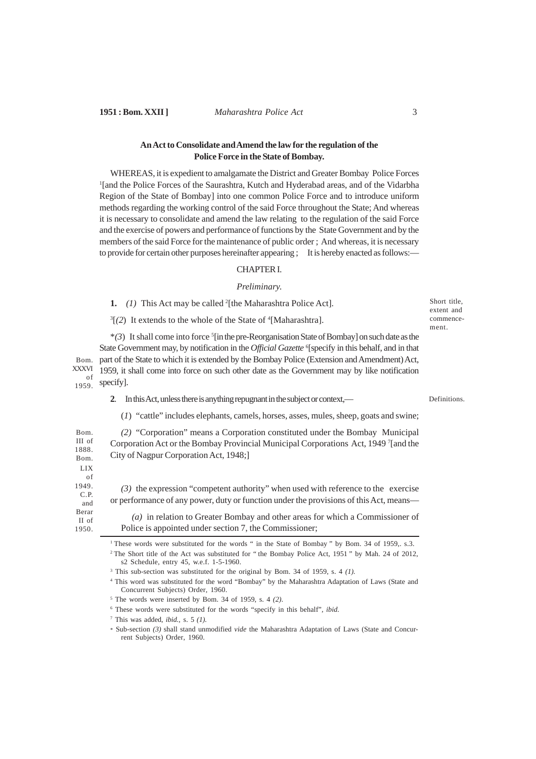## An Act to Consolidate and Amend the law for the regulation of the Police Force in the State of Bombay.

WHEREAS, it is expedient to amalgamate the District and Greater Bombay Police Forces [1][and the Police Forces of the Saurashtra, Kutch and Hyderabad areas, and of the Vidarbha Region of the State of Bombay] into one common Police Force and to introduce uniform methods regarding the working control of the said Force throughout the State; And whereas it is necessary to consolidate and amend the law relating to the regulation of the said Force and the exercise of powers and performance of functions by the State Government and by the members of the said Force for the maintenance of public order ; And whereas, it is necessary to provide for certain other purposes hereinafter appearing ; It is hereby enacted as follows:—

### CHAPTER I.

### *Preliminary.*

Short title, extent and commencement.

**1.** *(1)* This Act may be called [2][the Maharashtra Police Act].

[3][*(2)* It extends to the whole of the State of [4][Maharashtra].

*\*(3)* It shall come into force [5][in the pre-Reorganisation State of Bombay] on such date as the State Government may, by notification in the *Official Gazette* [6][specify in this behalf, and in that part of the State to which it is extended by the Bombay Police (Extension and Amendment) Act, 1959, it shall come into force on such other date as the Government may by like notification specify].

Bom. XXXVI of 1959.

Definitions.

**2**. In this Act, unless there is anything repugnant in the subject or context,—

(*1*) "cattle" includes elephants, camels, horses, asses, mules, sheep, goats and swine;

*(2)* "Corporation" means a Corporation constituted under the Bombay Municipal Corporation Act or the Bombay Provincial Municipal Corporations Act, 1949 [7][and the City of Nagpur Corporation Act, 1948;]

Bom. III of 1888. Bom. LIX of 1949. C.P. and Berar II of 1950.

*(3)* the expression "competent authority" when used with reference to the exercise or performance of any power, duty or function under the provisions of this Act, means—

*(a)* in relation to Greater Bombay and other areas for which a Commissioner of Police is appointed under section 7, the Commissioner;

---

[1] These words were substituted for the words " in the State of Bombay " by Bom. 34 of 1959,. s.3.

[2] The Short title of the Act was substituted for " the Bombay Police Act, 1951 " by Mah. 24 of 2012, s2 Schedule, entry 45, w.e.f. 1-5-1960.

[3] This sub-section was substituted for the original by Bom. 34 of 1959, s. 4 *(1).*

[4] This word was substituted for the word "Bombay" by the Maharashtra Adaptation of Laws (State and Concurrent Subjects) Order, 1960.

[5] The words were inserted by Bom. 34 of 1959, s. 4 *(2).*

[6] These words were substituted for the words "specify in this behalf", *ibid.*

[7] This was added, *ibid.*, s. 5 *(1).*

\* Sub-section *(3)* shall stand unmodified *vide* the Maharashtra Adaptation of Laws (State and Concurrent Subjects) Order, 1960.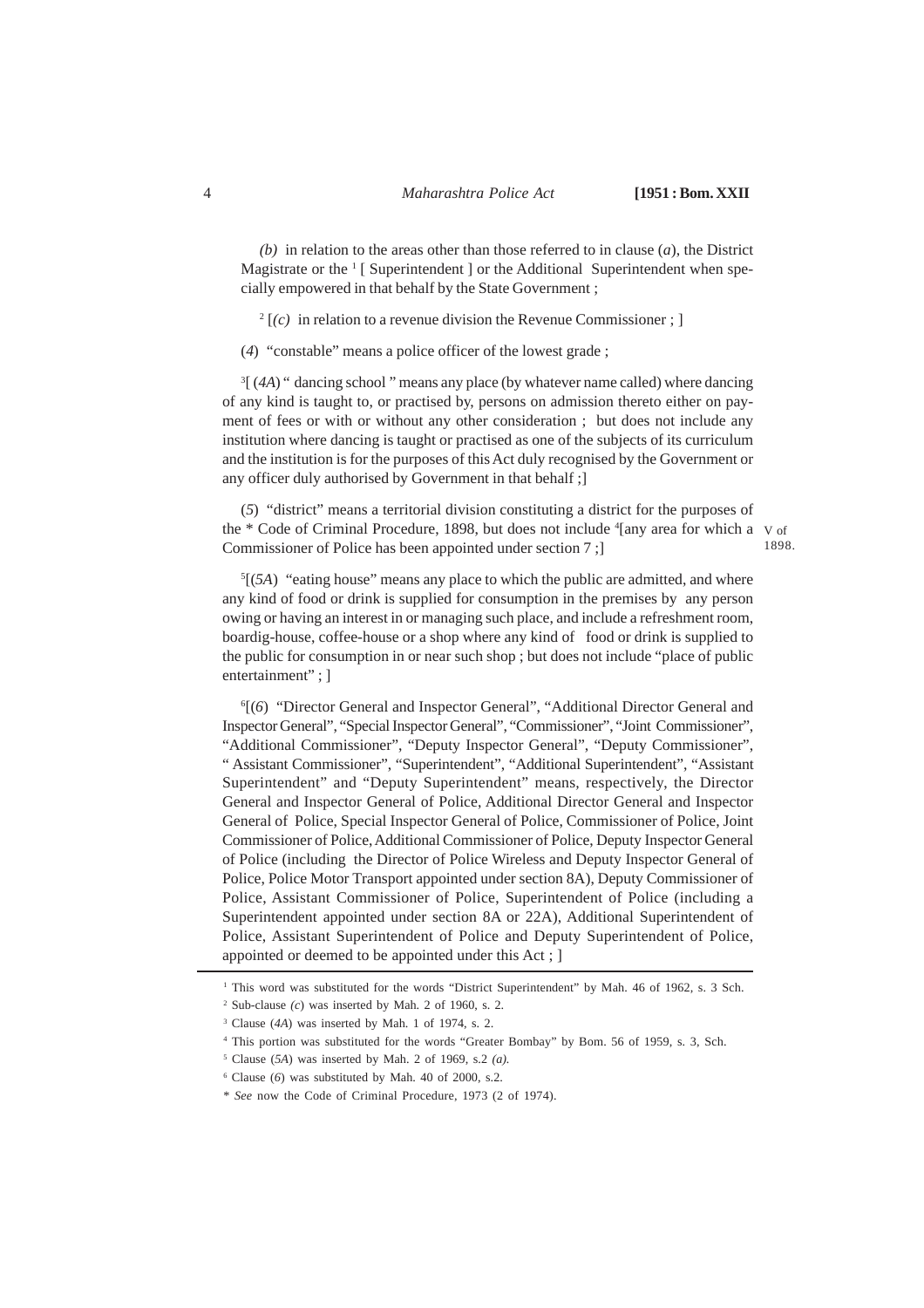*(b)* in relation to the areas other than those referred to in clause (*a*), the District Magistrate or the [1] [ Superintendent ] or the Additional Superintendent when specially empowered in that behalf by the State Government ;

[2] [*(c)* in relation to a revenue division the Revenue Commissioner ; ]

(*4*) "constable" means a police officer of the lowest grade ;

[3][ (*4A*) " dancing school " means any place (by whatever name called) where dancing of any kind is taught to, or practised by, persons on admission thereto either on payment of fees or with or without any other consideration ; but does not include any institution where dancing is taught or practised as one of the subjects of its curriculum and the institution is for the purposes of this Act duly recognised by the Government or any officer duly authorised by Government in that behalf ;]

(*5*) "district" means a territorial division constituting a district for the purposes of the * Code of Criminal Procedure, 1898, but does not include [4][any area for which a Commissioner of Police has been appointed under section 7 ;] V of 1898.

[5][(*5A*) "eating house" means any place to which the public are admitted, and where any kind of food or drink is supplied for consumption in the premises by any person owing or having an interest in or managing such place, and include a refreshment room, boardig-house, coffee-house or a shop where any kind of food or drink is supplied to the public for consumption in or near such shop ; but does not include "place of public entertainment" ; ]

[6][(*6*) "Director General and Inspector General", "Additional Director General and Inspector General", "Special Inspector General", "Commissioner", "Joint Commissioner", "Additional Commissioner", "Deputy Inspector General", "Deputy Commissioner", " Assistant Commissioner", "Superintendent", "Additional Superintendent", "Assistant Superintendent" and "Deputy Superintendent" means, respectively, the Director General and Inspector General of Police, Additional Director General and Inspector General of Police, Special Inspector General of Police, Commissioner of Police, Joint Commissioner of Police, Additional Commissioner of Police, Deputy Inspector General of Police (including the Director of Police Wireless and Deputy Inspector General of Police, Police Motor Transport appointed under section 8A), Deputy Commissioner of Police, Assistant Commissioner of Police, Superintendent of Police (including a Superintendent appointed under section 8A or 22A), Additional Superintendent of Police, Assistant Superintendent of Police and Deputy Superintendent of Police, appointed or deemed to be appointed under this Act ; ]

---

[1] This word was substituted for the words "District Superintendent" by Mah. 46 of 1962, s. 3 Sch.

[2] Sub-clause *(c)* was inserted by Mah. 2 of 1960, s. 2.

[3] Clause (*4A*) was inserted by Mah. 1 of 1974, s. 2.

[4] This portion was substituted for the words "Greater Bombay" by Bom. 56 of 1959, s. 3, Sch.

[5] Clause (*5A*) was inserted by Mah. 2 of 1969, s.2 *(a).*

[6] Clause (*6*) was substituted by Mah. 40 of 2000, s.2.

\* *See* now the Code of Criminal Procedure, 1973 (2 of 1974).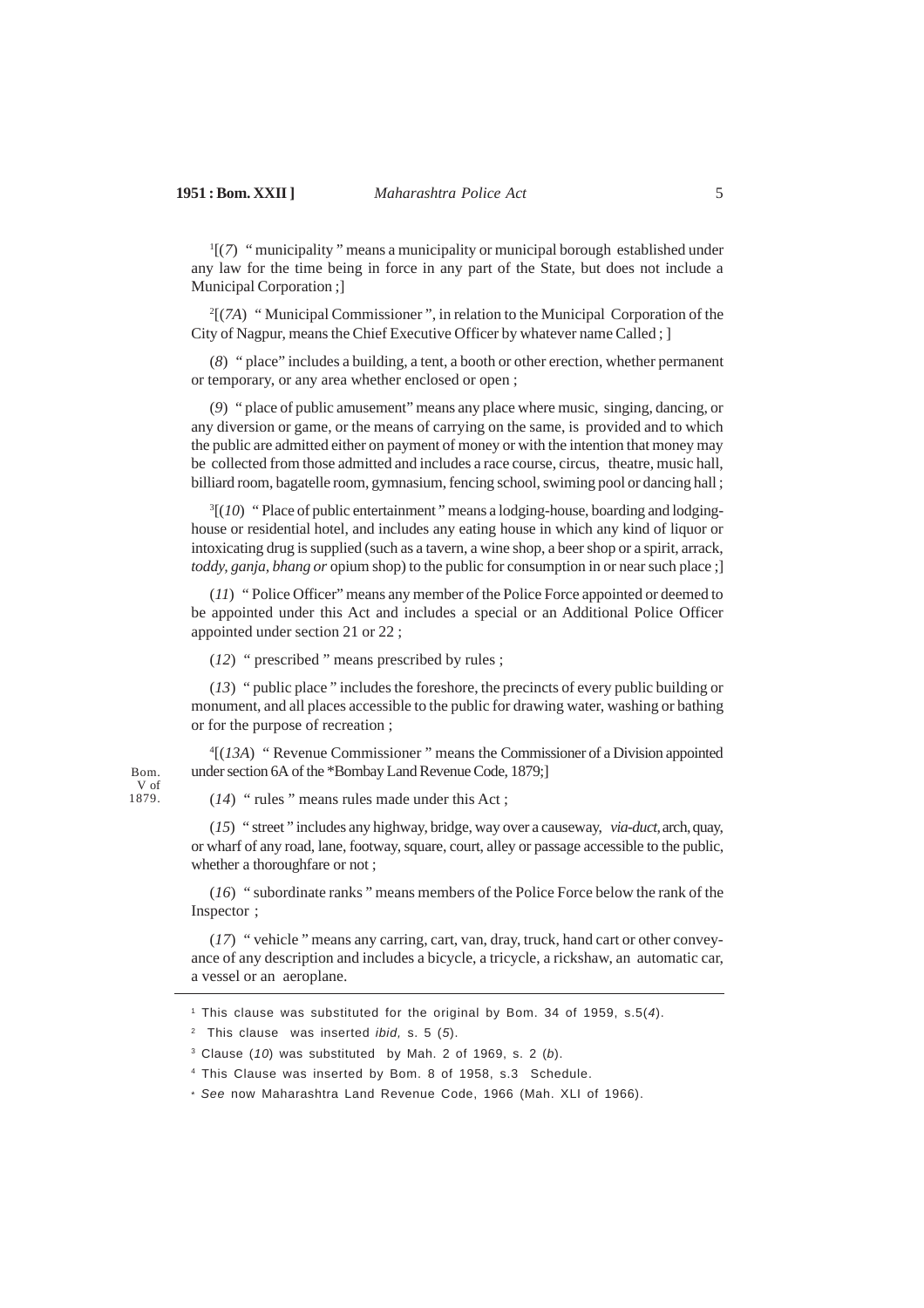[1][(*7*) " municipality " means a municipality or municipal borough established under any law for the time being in force in any part of the State, but does not include a Municipal Corporation ;]

[2][(*7A*) " Municipal Commissioner ", in relation to the Municipal Corporation of the City of Nagpur, means the Chief Executive Officer by whatever name Called ; ]

(*8*) " place" includes a building, a tent, a booth or other erection, whether permanent or temporary, or any area whether enclosed or open ;

(*9*) " place of public amusement" means any place where music, singing, dancing, or any diversion or game, or the means of carrying on the same, is provided and to which the public are admitted either on payment of money or with the intention that money may be collected from those admitted and includes a race course, circus, theatre, music hall, billiard room, bagatelle room, gymnasium, fencing school, swiming pool or dancing hall ;

[3][(*10*) " Place of public entertainment " means a lodging-house, boarding and lodging-house or residential hotel, and includes any eating house in which any kind of liquor or intoxicating drug is supplied (such as a tavern, a wine shop, a beer shop or a spirit, arrack, *toddy, ganja, bhang or* opium shop) to the public for consumption in or near such place ;]

(*11*) " Police Officer" means any member of the Police Force appointed or deemed to be appointed under this Act and includes a special or an Additional Police Officer appointed under section 21 or 22 ;

(*12*) " prescribed " means prescribed by rules ;

(*13*) " public place " includes the foreshore, the precincts of every public building or monument, and all places accessible to the public for drawing water, washing or bathing or for the purpose of recreation ;

[4][(*13A*) " Revenue Commissioner " means the Commissioner of a Division appointed under section 6A of the *Bombay Land Revenue Code, 1879;]

Bom. V of 1879.

(*14*) " rules " means rules made under this Act ;

(*15*) " street " includes any highway, bridge, way over a causeway, *via-duct,* arch, quay, or wharf of any road, lane, footway, square, court, alley or passage accessible to the public, whether a thoroughfare or not ;

(*16*) " subordinate ranks " means members of the Police Force below the rank of the Inspector ;

(*17*) " vehicle " means any carring, cart, van, dray, truck, hand cart or other conveyance of any description and includes a bicycle, a tricycle, a rickshaw, an automatic car, a vessel or an aeroplane.

---

[1] This clause was substituted for the original by Bom. 34 of 1959, s.5(*4*).

[2] This clause was inserted *ibid,* s. 5 (*5*).

[3] Clause (*10*) was substituted by Mah. 2 of 1969, s. 2 (*b*).

[4] This Clause was inserted by Bom. 8 of 1958, s.3 Schedule.

\* *See* now Maharashtra Land Revenue Code, 1966 (Mah. XLI of 1966).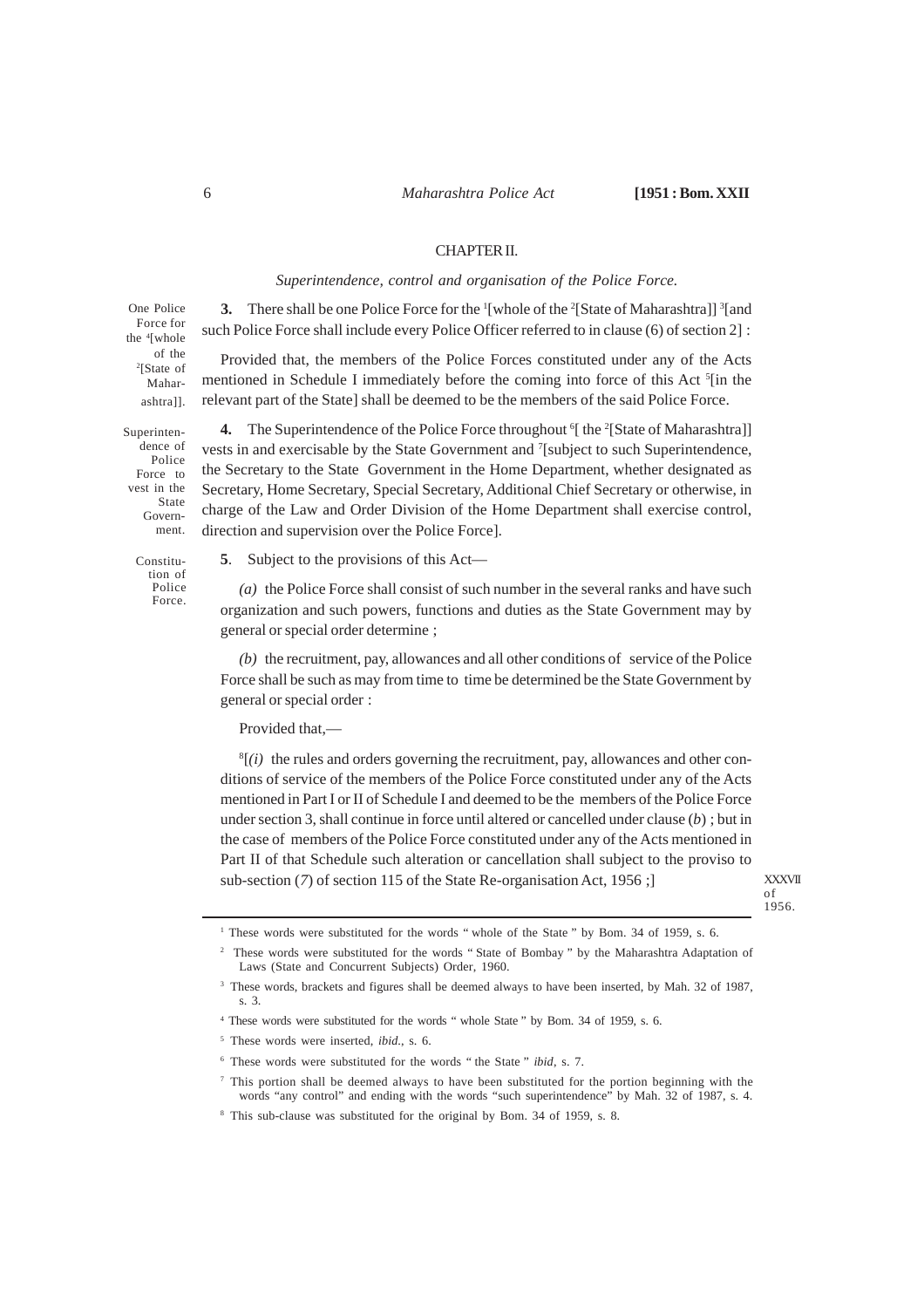## CHAPTER II.

*Superintendence, control and organisation of the Police Force.*

One Police Force for the [4][whole of the [2][State of Maharashtra]].

**3.** There shall be one Police Force for the [1][whole of the [2][State of Maharashtra]] [3][and such Police Force shall include every Police Officer referred to in clause (6) of section 2] :

Provided that, the members of the Police Forces constituted under any of the Acts mentioned in Schedule I immediately before the coming into force of this Act [5][in the relevant part of the State] shall be deemed to be the members of the said Police Force.

Superintendence of Police Force to vest in the State Government.

**4.** The Superintendence of the Police Force throughout [6][ the [2][State of Maharashtra]] vests in and exercisable by the State Government and [7][subject to such Superintendence, the Secretary to the State Government in the Home Department, whether designated as Secretary, Home Secretary, Special Secretary, Additional Chief Secretary or otherwise, in charge of the Law and Order Division of the Home Department shall exercise control, direction and supervision over the Police Force].

Constitution of Police Force.

**5**. Subject to the provisions of this Act—

*(a)* the Police Force shall consist of such number in the several ranks and have such organization and such powers, functions and duties as the State Government may by general or special order determine ;

*(b)* the recruitment, pay, allowances and all other conditions of service of the Police Force shall be such as may from time to time be determined be the State Government by general or special order :

Provided that,—

[8][*(i)* the rules and orders governing the recruitment, pay, allowances and other conditions of service of the members of the Police Force constituted under any of the Acts mentioned in Part I or II of Schedule I and deemed to be the members of the Police Force under section 3, shall continue in force until altered or cancelled under clause (*b*) ; but in the case of members of the Police Force constituted under any of the Acts mentioned in Part II of that Schedule such alteration or cancellation shall subject to the proviso to sub-section (*7*) of section 115 of the State Re-organisation Act, 1956 ;]

XXXVII of 1956.

---

[1] These words were substituted for the words " whole of the State " by Bom. 34 of 1959, s. 6.

[2] These words were substituted for the words " State of Bombay " by the Maharashtra Adaptation of Laws (State and Concurrent Subjects) Order, 1960.

[3] These words, brackets and figures shall be deemed always to have been inserted, by Mah. 32 of 1987, s. 3.

[4] These words were substituted for the words " whole State " by Bom. 34 of 1959, s. 6.

[5] These words were inserted, *ibid.*, s. 6.

[6] These words were substituted for the words " the State " *ibid*, s. 7.

[7] This portion shall be deemed always to have been substituted for the portion beginning with the words "any control" and ending with the words "such superintendence" by Mah. 32 of 1987, s. 4.

[8] This sub-clause was substituted for the original by Bom. 34 of 1959, s. 8.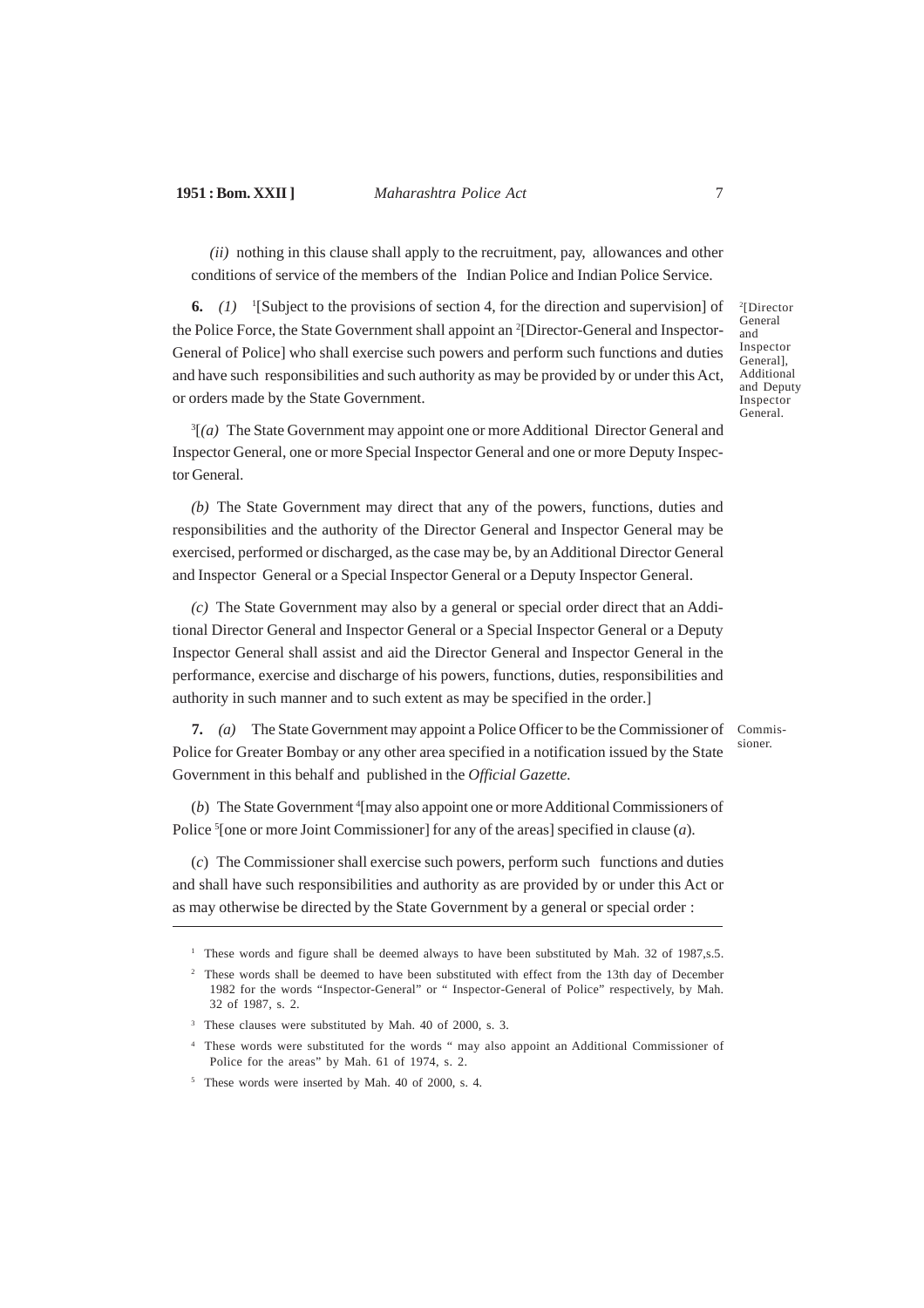*(ii)* nothing in this clause shall apply to the recruitment, pay, allowances and other conditions of service of the members of the Indian Police and Indian Police Service.

[2][Director General and Inspector General], Additional and Deputy Inspector General.

**6.** *(1)* [1][Subject to the provisions of section 4, for the direction and supervision] of the Police Force, the State Government shall appoint an [2][Director-General and Inspector-General of Police] who shall exercise such powers and perform such functions and duties and have such responsibilities and such authority as may be provided by or under this Act, or orders made by the State Government.

[3][*(a)* The State Government may appoint one or more Additional Director General and Inspector General, one or more Special Inspector General and one or more Deputy Inspector General.

*(b)* The State Government may direct that any of the powers, functions, duties and responsibilities and the authority of the Director General and Inspector General may be exercised, performed or discharged, as the case may be, by an Additional Director General and Inspector General or a Special Inspector General or a Deputy Inspector General.

*(c)* The State Government may also by a general or special order direct that an Additional Director General and Inspector General or a Special Inspector General or a Deputy Inspector General shall assist and aid the Director General and Inspector General in the performance, exercise and discharge of his powers, functions, duties, responsibilities and authority in such manner and to such extent as may be specified in the order.]

Commissioner.

**7.** *(a)* The State Government may appoint a Police Officer to be the Commissioner of Police for Greater Bombay or any other area specified in a notification issued by the State Government in this behalf and published in the *Official Gazette.*

(*b*) The State Government [4][may also appoint one or more Additional Commissioners of Police [5][one or more Joint Commissioner] for any of the areas] specified in clause (*a*).

(*c*) The Commissioner shall exercise such powers, perform such functions and duties and shall have such responsibilities and authority as are provided by or under this Act or as may otherwise be directed by the State Government by a general or special order :

---

[1] These words and figure shall be deemed always to have been substituted by Mah. 32 of 1987,s.5.

[2] These words shall be deemed to have been substituted with effect from the 13th day of December 1982 for the words "Inspector-General" or " Inspector-General of Police" respectively, by Mah. 32 of 1987, s. 2.

[3] These clauses were substituted by Mah. 40 of 2000, s. 3.

[4] These words were substituted for the words " may also appoint an Additional Commissioner of Police for the areas" by Mah. 61 of 1974, s. 2.

[5] These words were inserted by Mah. 40 of 2000, s. 4.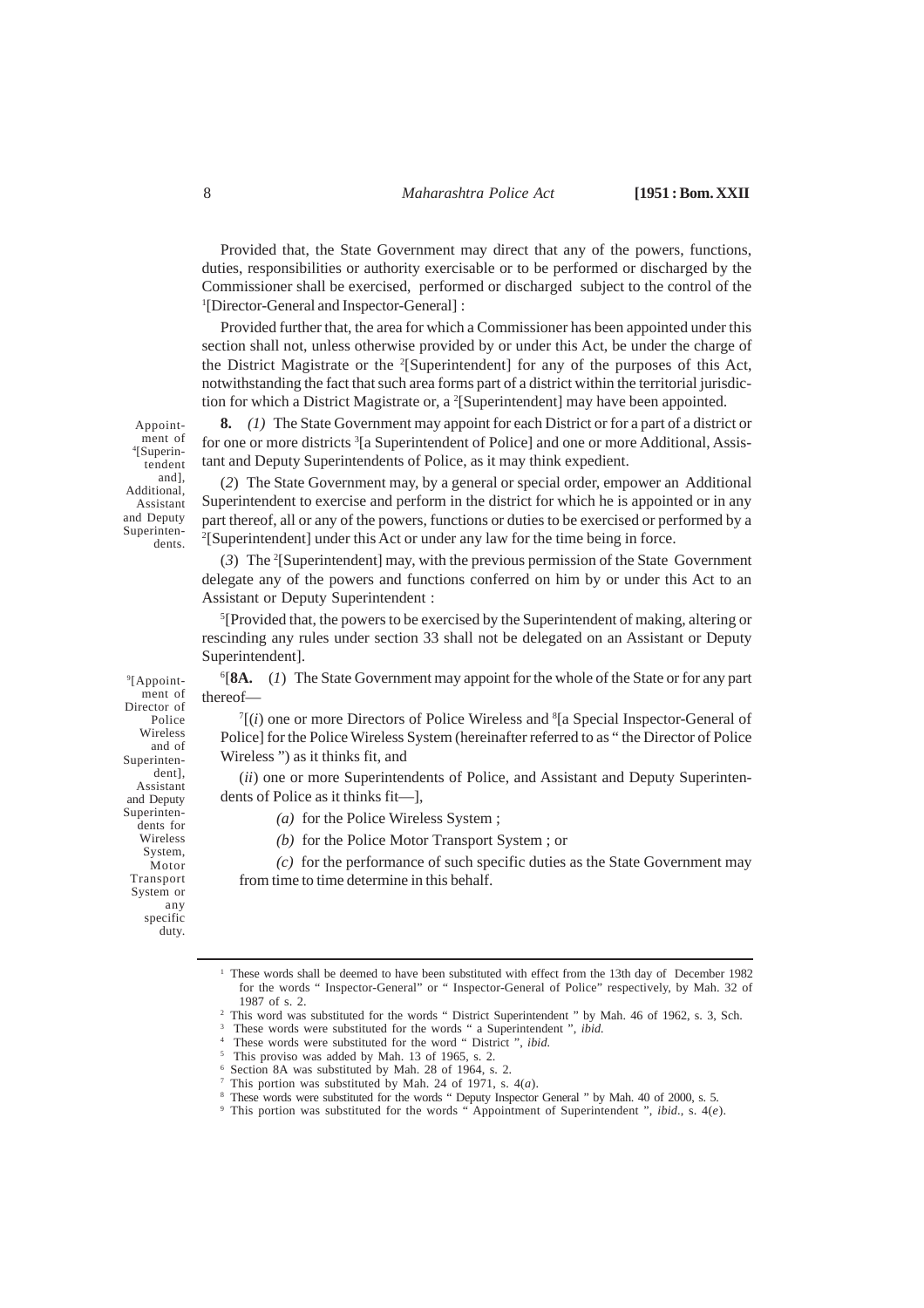Provided that, the State Government may direct that any of the powers, functions, duties, responsibilities or authority exercisable or to be performed or discharged by the Commissioner shall be exercised, performed or discharged subject to the control of the [1][Director-General and Inspector-General] :

Provided further that, the area for which a Commissioner has been appointed under this section shall not, unless otherwise provided by or under this Act, be under the charge of the District Magistrate or the [2][Superintendent] for any of the purposes of this Act, notwithstanding the fact that such area forms part of a district within the territorial jurisdiction for which a District Magistrate or, a [2][Superintendent] may have been appointed.

Appointment of [4][Superintendent and], Additional, Assistant and Deputy Superintendents.

**8.** *(1)* The State Government may appoint for each District or for a part of a district or for one or more districts [3][a Superintendent of Police] and one or more Additional, Assistant and Deputy Superintendents of Police, as it may think expedient.

(*2*) The State Government may, by a general or special order, empower an Additional Superintendent to exercise and perform in the district for which he is appointed or in any part thereof, all or any of the powers, functions or duties to be exercised or performed by a [2][Superintendent] under this Act or under any law for the time being in force.

(*3*) The [2][Superintendent] may, with the previous permission of the State Government delegate any of the powers and functions conferred on him by or under this Act to an Assistant or Deputy Superintendent :

[5][Provided that, the powers to be exercised by the Superintendent of making, altering or rescinding any rules under section 33 shall not be delegated on an Assistant or Deputy Superintendent].

[9][Appointment of Director of Police Wireless and of Superintendent], Assistant and Deputy Superintendents for Wireless System, Motor Transport System or any specific duty.

[6][**8A.** (*1*) The State Government may appoint for the whole of the State or for any part thereof—

[7][(*i*) one or more Directors of Police Wireless and [8][a Special Inspector-General of Police] for the Police Wireless System (hereinafter referred to as " the Director of Police Wireless ") as it thinks fit, and

(*ii*) one or more Superintendents of Police, and Assistant and Deputy Superintendents of Police as it thinks fit—],

*(a)* for the Police Wireless System ;

*(b)* for the Police Motor Transport System ; or

*(c)* for the performance of such specific duties as the State Government may from time to time determine in this behalf.

---

[1] These words shall be deemed to have been substituted with effect from the 13th day of December 1982 for the words " Inspector-General" or " Inspector-General of Police" respectively, by Mah. 32 of 1987 of s. 2.

[2] This word was substituted for the words " District Superintendent " by Mah. 46 of 1962, s. 3, Sch.

[3] These words were substituted for the words " a Superintendent ", *ibid.*

[4] These words were substituted for the word " District ", *ibid.*

[5] This proviso was added by Mah. 13 of 1965, s. 2.

[6] Section 8A was substituted by Mah. 28 of 1964, s. 2.

[7] This portion was substituted by Mah. 24 of 1971, s. 4(*a*).

[8] These words were substituted for the words " Deputy Inspector General " by Mah. 40 of 2000, s. 5.

[9] This portion was substituted for the words " Appointment of Superintendent ", *ibid*., s. 4(*e*).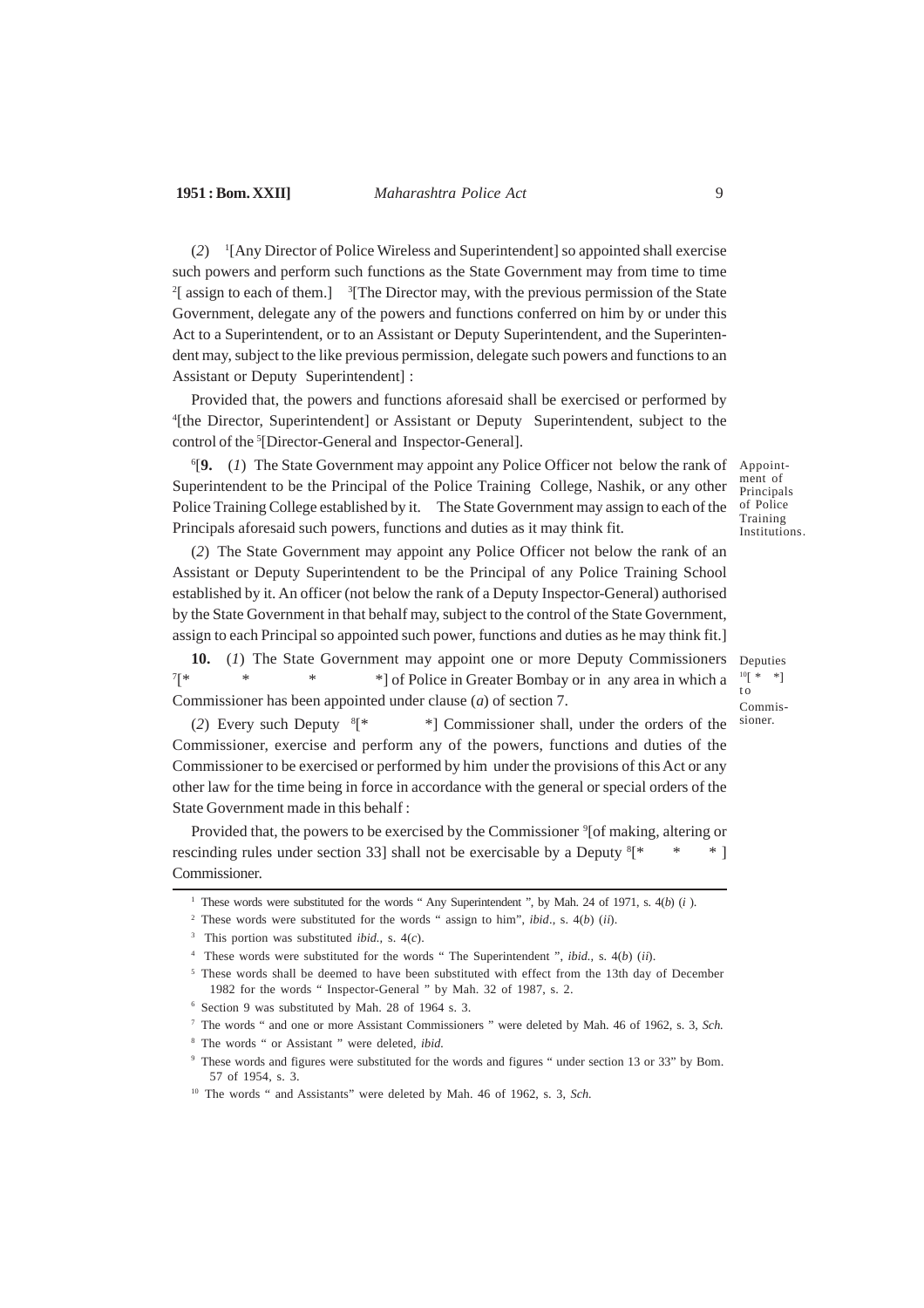(*2*) [1][Any Director of Police Wireless and Superintendent] so appointed shall exercise such powers and perform such functions as the State Government may from time to time [2][ assign to each of them.] [3][The Director may, with the previous permission of the State Government, delegate any of the powers and functions conferred on him by or under this Act to a Superintendent, or to an Assistant or Deputy Superintendent, and the Superintendent may, subject to the like previous permission, delegate such powers and functions to an Assistant or Deputy Superintendent] :

Provided that, the powers and functions aforesaid shall be exercised or performed by [4][the Director, Superintendent] or Assistant or Deputy Superintendent, subject to the control of the [5][Director-General and Inspector-General].

Appointment of Principals of Police Training Institutions.

[6][**9.** (*1*) The State Government may appoint any Police Officer not below the rank of Superintendent to be the Principal of the Police Training College, Nashik, or any other Police Training College established by it. The State Government may assign to each of the Principals aforesaid such powers, functions and duties as it may think fit.

(*2*) The State Government may appoint any Police Officer not below the rank of an Assistant or Deputy Superintendent to be the Principal of any Police Training School established by it. An officer (not below the rank of a Deputy Inspector-General) authorised by the State Government in that behalf may, subject to the control of the State Government, assign to each Principal so appointed such power, functions and duties as he may think fit.]

Deputies [10][* *] to Commissioner.

**10.** (*1*) The State Government may appoint one or more Deputy Commissioners [7][* * * *] of Police in Greater Bombay or in any area in which a Commissioner has been appointed under clause (*a*) of section 7.

(*2*) Every such Deputy [8][* *] Commissioner shall, under the orders of the Commissioner, exercise and perform any of the powers, functions and duties of the Commissioner to be exercised or performed by him under the provisions of this Act or any other law for the time being in force in accordance with the general or special orders of the State Government made in this behalf :

Provided that, the powers to be exercised by the Commissioner [9][of making, altering or rescinding rules under section 33] shall not be exercisable by a Deputy [8][* * * ] Commissioner.

---

[1] These words were substituted for the words " Any Superintendent ", by Mah. 24 of 1971, s. 4(*b*) (*i* ).

[2] These words were substituted for the words " assign to him", *ibid*., s. 4(*b*) (*ii*).

[3] This portion was substituted *ibid.,* s. 4(*c*).

[4] These words were substituted for the words " The Superintendent ", *ibid.,* s. 4(*b*) (*ii*).

[5] These words shall be deemed to have been substituted with effect from the 13th day of December 1982 for the words " Inspector-General " by Mah. 32 of 1987, s. 2.

[6] Section 9 was substituted by Mah. 28 of 1964 s. 3.

[7] The words " and one or more Assistant Commissioners " were deleted by Mah. 46 of 1962, s. 3, *Sch.*

[8] The words " or Assistant " were deleted, *ibid.*

[9] These words and figures were substituted for the words and figures " under section 13 or 33" by Bom. 57 of 1954, s. 3.

[10] The words " and Assistants" were deleted by Mah. 46 of 1962, s. 3, *Sch.*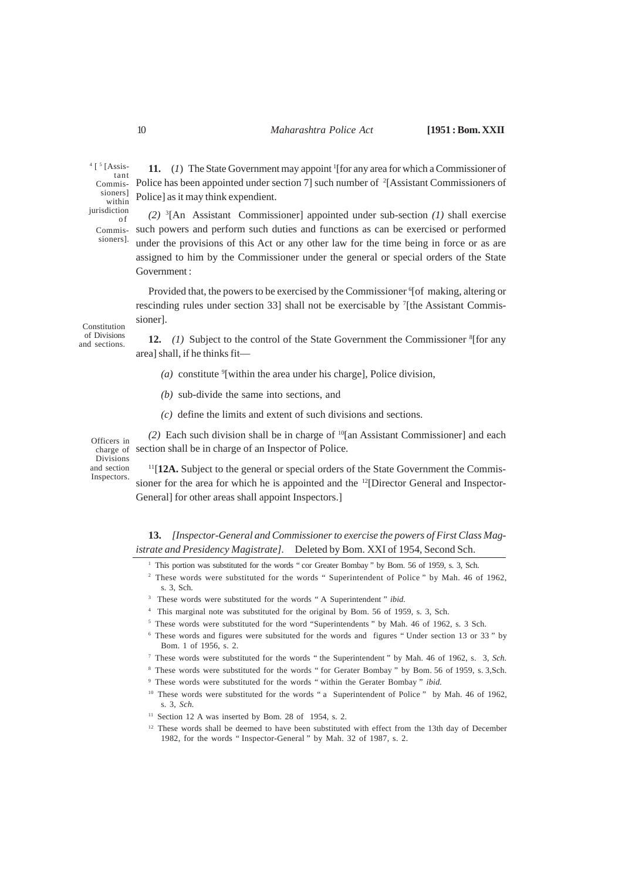[4] [ [5] [Assistant Commissioners] within jurisdiction of Commissioners].

**11.** (*1*) The State Government may appoint [1][for any area for which a Commissioner of Police has been appointed under section 7] such number of [2][Assistant Commissioners of Police] as it may think expendient.

*(2)* [3][An Assistant Commissioner] appointed under sub-section *(1)* shall exercise such powers and perform such duties and functions as can be exercised or performed under the provisions of this Act or any other law for the time being in force or as are assigned to him by the Commissioner under the general or special orders of the State Government :

Provided that, the powers to be exercised by the Commissioner [6][of making, altering or rescinding rules under section 33] shall not be exercisable by [7][the Assistant Commissioner].

Constitution of Divisions and sections.

**12.** *(1)* Subject to the control of the State Government the Commissioner [8][for any area] shall, if he thinks fit—

*(a)* constitute [9][within the area under his charge], Police division,

*(b)* sub-divide the same into sections, and

*(c)* define the limits and extent of such divisions and sections.

Officers in charge of Divisions and section Inspectors.

*(2)* Each such division shall be in charge of [10][an Assistant Commissioner] and each section shall be in charge of an Inspector of Police.

[11][**12A.** Subject to the general or special orders of the State Government the Commissioner for the area for which he is appointed and the [12][Director General and Inspector-General] for other areas shall appoint Inspectors.]

**13.** *[Inspector-General and Commissioner to exercise the powers of First Class Magistrate and Presidency Magistrate].* Deleted by Bom. XXI of 1954, Second Sch.

---

[1] This portion was substituted for the words " cor Greater Bombay " by Bom. 56 of 1959, s. 3, Sch.

[2] These words were substituted for the words " Superintendent of Police " by Mah. 46 of 1962, s. 3, Sch.

[3] These words were substituted for the words " A Superintendent " *ibid.*

[4] This marginal note was substituted for the original by Bom. 56 of 1959, s. 3, Sch.

[5] These words were substituted for the word "Superintendents " by Mah. 46 of 1962, s. 3 Sch.

[6] These words and figures were subsituted for the words and figures " Under section 13 or 33 " by Bom. 1 of 1956, s. 2.

[7] These words were substituted for the words " the Superintendent " by Mah. 46 of 1962, s. 3, *Sch.*

[8] These words were substituted for the words " for Gerater Bombay " by Bom. 56 of 1959, s. 3,Sch.

[9] These words were substituted for the words " within the Gerater Bombay " *ibid.*

[10] These words were substituted for the words " a Superintendent of Police " by Mah. 46 of 1962, s. 3, *Sch.*

[11] Section 12 A was inserted by Bom. 28 of 1954, s. 2.

[12] These words shall be deemed to have been substituted with effect from the 13th day of December 1982, for the words " Inspector-General " by Mah. 32 of 1987, s. 2.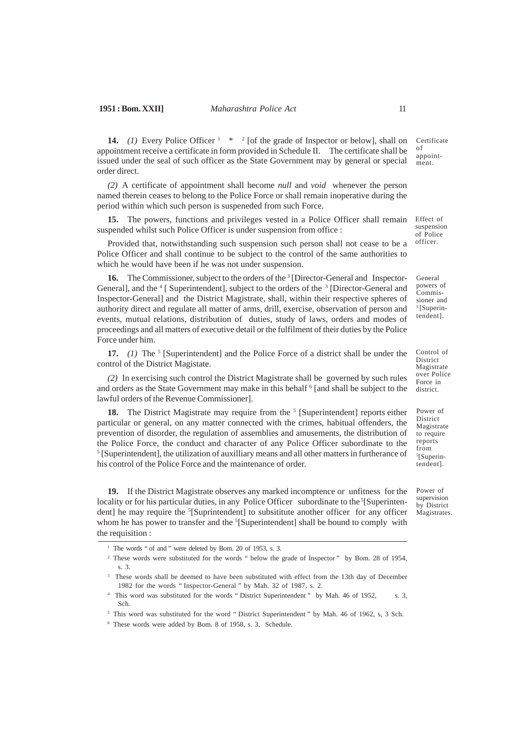**14.** *(1)* Every Police Officer [1] \* [2] [of the grade of Inspector or below], shall on appointment receive a certificate in form provided in Schedule II. The certificate shall be issued under the seal of such officer as the State Government may by general or special order direct.

Certificate of appointment.

*(2)* A certificate of appointment shall become *null* and *void* whenever the person named therein ceases to belong to the Police Force or shall remain inoperative during the period within which such person is suspeneded from such Force.

**15.** The powers, functions and privileges vested in a Police Officer shall remain suspended whilst such Police Officer is under suspension from office :

Effect of suspension of Police officer.

Provided that, notwithstanding such suspension such person shall not cease to be a Police Officer and shall continue to be subject to the control of the same authorities to which he would have been if he was not under suspension.

**16.** The Commissioner, subject to the orders of the [3] [Director-General and Inspector-General], and the [4] [ Superintendent], subject to the orders of the [3] [Director-General and Inspector-General] and the District Magistrate, shall, within their respective spheres of authority direct and regulate all matter of arms, drill, exercise, observation of person and events, mutual relations, distribution of duties, study of laws, orders and modes of proceedings and all matters of executive detail or the fulfilment of their duties by the Police Force under him.

General powers of Commissioner and [5] [Superintendent].

**17.** *(1)* The [5] [Superintendent] and the Police Force of a district shall be under the control of the District Magistate.

Control of District Magistrate over Police Force in district.

*(2)* In exercising such control the District Magistrate shall be governed by such rules and orders as the State Government may make in this behalf [6] [and shall be subject to the lawful orders of the Revenue Commissioner].

**18.** The District Magistrate may require from the [5] [Superintendent] reports either particular or general, on any matter connected with the crimes, habitual offenders, the prevention of disorder, the regulation of assemblies and amusements, the distribution of the Police Force, the conduct and character of any Police Officer subordinate to the [5] [Superintendent], the utilization of auxilliary means and all other matters in furtherance of his control of the Police Force and the maintenance of order.

Power of District Magistrate to require reports from [5][Superintendent].

**19.** If the District Magistrate observes any marked incomptence or unfitness for the locality or for his particular duties, in any Police Officer subordinate to the [5][Superintendent] he may require the [5][Suprintendent] to subsititute another officer for any officer whom he has power to transfer and the [5][Superintendent] shall be bound to comply with the requisition :

Power of supervision by District Magistrates.

---

[1] The words " of and " were deleted by Bom. 20 of 1953, s. 3.

[2] These words were substituted for the words " below the grade of Inspector " by Bom. 28 of 1954, s. 3.

[3] These words shall be deemed to have been substituted with effect from the 13th day of December 1982 for the words " Inspector-General " by Mah. 32 of 1987, s. 2.

[4] This word was substituted for the words " District Superintendent " by Mah. 46 of 1952, s. 3, Sch.

[5] This word was substituted for the word " District Superintendent " by Mah. 46 of 1962, s, 3 Sch.

[6] These words were added by Bom. 8 of 1958, s. 3, Schedule.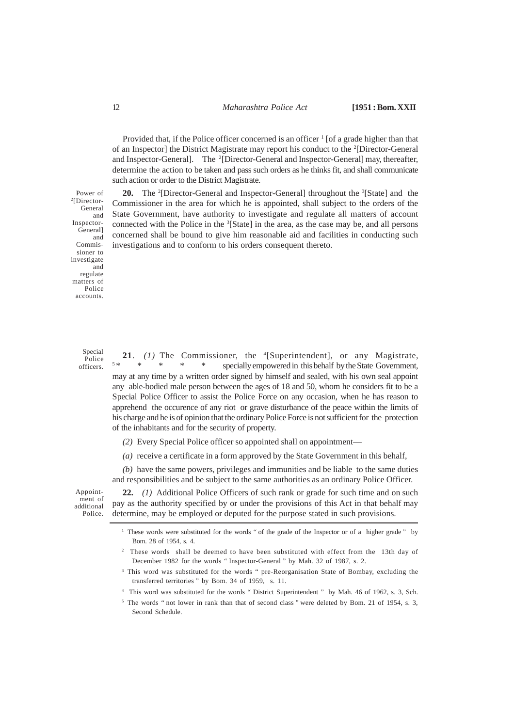Provided that, if the Police officer concerned is an officer [1] [of a grade higher than that of an Inspector] the District Magistrate may report his conduct to the [2][Director-General and Inspector-General]. The [2][Director-General and Inspector-General] may, thereafter, determine the action to be taken and pass such orders as he thinks fit, and shall communicate such action or order to the District Magistrate.

Power of [2][Director-General and Inspector-General] and Commissioner to investigate and regulate matters of Police accounts.

**20.** The [2][Director-General and Inspector-General] throughout the [3][State] and the Commissioner in the area for which he is appointed, shall subject to the orders of the State Government, have authority to investigate and regulate all matters of account connected with the Police in the [3][State] in the area, as the case may be, and all persons concerned shall be bound to give him reasonable aid and facilities in conducting such investigations and to conform to his orders consequent thereto.

Special Police officers.

**21**. *(1)* The Commissioner, the [4][Superintendent], or any Magistrate, [5]* * * * * specially empowered in this behalf by the State Government, may at any time by a written order signed by himself and sealed, with his own seal appoint any able-bodied male person between the ages of 18 and 50, whom he considers fit to be a Special Police Officer to assist the Police Force on any occasion, when he has reason to apprehend the occurence of any riot or grave disturbance of the peace within the limits of his charge and he is of opinion that the ordinary Police Force is not sufficient for the protection of the inhabitants and for the security of property.

*(2)* Every Special Police officer so appointed shall on appointment—

*(a)* receive a certificate in a form approved by the State Government in this behalf,

*(b)* have the same powers, privileges and immunities and be liable to the same duties and responsibilities and be subject to the same authorities as an ordinary Police Officer.

Appointment of additional Police.

**22.** *(1)* Additional Police Officers of such rank or grade for such time and on such pay as the authority specified by or under the provisions of this Act in that behalf may determine, may be employed or deputed for the purpose stated in such provisions.

---

[1] These words were substituted for the words " of the grade of the Inspector or of a higher grade " by Bom. 28 of 1954, s. 4.

[2] These words shall be deemed to have been substituted with effect from the 13th day of December 1982 for the words " Inspector-General " by Mah. 32 of 1987, s. 2.

[3] This word was substituted for the words " pre-Reorganisation State of Bombay, excluding the transferred territories " by Bom. 34 of 1959, s. 11.

[4] This word was substituted for the words " District Superintendent " by Mah. 46 of 1962, s. 3, Sch.

[5] The words " not lower in rank than that of second class " were deleted by Bom. 21 of 1954, s. 3, Second Schedule.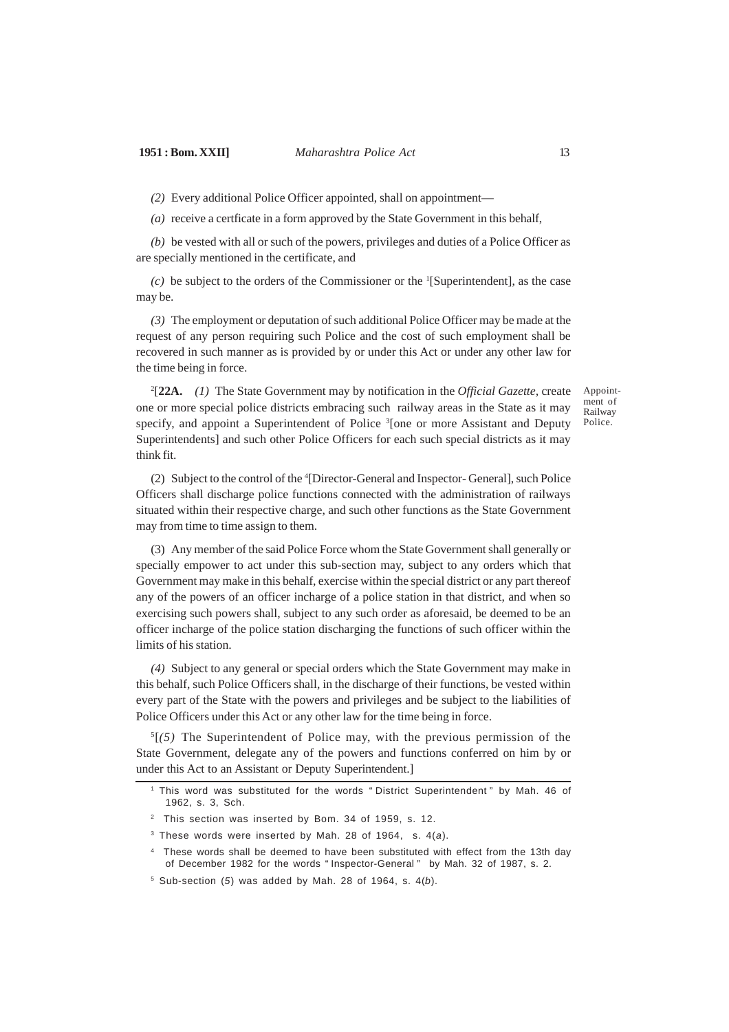*(2)* Every additional Police Officer appointed, shall on appointment—

*(a)* receive a certficate in a form approved by the State Government in this behalf,

*(b)* be vested with all or such of the powers, privileges and duties of a Police Officer as are specially mentioned in the certificate, and

*(c)* be subject to the orders of the Commissioner or the [1][Superintendent], as the case may be.

*(3)* The employment or deputation of such additional Police Officer may be made at the request of any person requiring such Police and the cost of such employment shall be recovered in such manner as is provided by or under this Act or under any other law for the time being in force.

Appointment of Railway Police.

[2][**22A.** *(1)* The State Government may by notification in the *Official Gazette*, create one or more special police districts embracing such railway areas in the State as it may specify, and appoint a Superintendent of Police [3][one or more Assistant and Deputy Superintendents] and such other Police Officers for each such special districts as it may think fit.

(2) Subject to the control of the [4][Director-General and Inspector- General], such Police Officers shall discharge police functions connected with the administration of railways situated within their respective charge, and such other functions as the State Government may from time to time assign to them.

(3) Any member of the said Police Force whom the State Government shall generally or specially empower to act under this sub-section may, subject to any orders which that Government may make in this behalf, exercise within the special district or any part thereof any of the powers of an officer incharge of a police station in that district, and when so exercising such powers shall, subject to any such order as aforesaid, be deemed to be an officer incharge of the police station discharging the functions of such officer within the limits of his station.

*(4)* Subject to any general or special orders which the State Government may make in this behalf, such Police Officers shall, in the discharge of their functions, be vested within every part of the State with the powers and privileges and be subject to the liabilities of Police Officers under this Act or any other law for the time being in force.

[5][*(5)* The Superintendent of Police may, with the previous permission of the State Government, delegate any of the powers and functions conferred on him by or under this Act to an Assistant or Deputy Superintendent.]

---

[1] This word was substituted for the words " District Superintendent " by Mah. 46 of 1962, s. 3, Sch.

[2] This section was inserted by Bom. 34 of 1959, s. 12.

[3] These words were inserted by Mah. 28 of 1964, s. 4(*a*).

[4] These words shall be deemed to have been substituted with effect from the 13th day of December 1982 for the words " Inspector-General " by Mah. 32 of 1987, s. 2.

[5] Sub-section (*5*) was added by Mah. 28 of 1964, s. 4(*b*).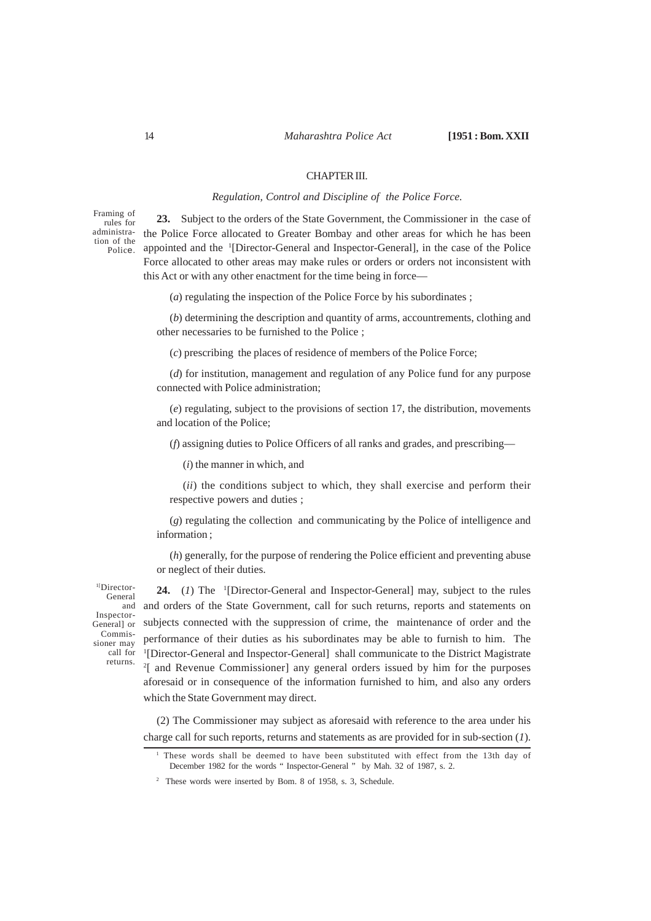## CHAPTER III.

### *Regulation, Control and Discipline of the Police Force.*

Framing of rules for administration of the Police.

**23.** Subject to the orders of the State Government, the Commissioner in the case of the Police Force allocated to Greater Bombay and other areas for which he has been appointed and the [1][Director-General and Inspector-General], in the case of the Police Force allocated to other areas may make rules or orders or orders not inconsistent with this Act or with any other enactment for the time being in force—

(*a*) regulating the inspection of the Police Force by his subordinates ;

(*b*) determining the description and quantity of arms, accountrements, clothing and other necessaries to be furnished to the Police ;

(*c*) prescribing the places of residence of members of the Police Force;

(*d*) for institution, management and regulation of any Police fund for any purpose connected with Police administration;

(*e*) regulating, subject to the provisions of section 17, the distribution, movements and location of the Police;

(*f*) assigning duties to Police Officers of all ranks and grades, and prescribing—

(*i*) the manner in which, and

(*ii*) the conditions subject to which, they shall exercise and perform their respective powers and duties ;

(*g*) regulating the collection and communicating by the Police of intelligence and information ;

(*h*) generally, for the purpose of rendering the Police efficient and preventing abuse or neglect of their duties.

[1][Director-General and Inspector-General] or Commissioner may call for returns.

**24.** (*1*) The [1][Director-General and Inspector-General] may, subject to the rules and orders of the State Government, call for such returns, reports and statements on subjects connected with the suppression of crime, the maintenance of order and the performance of their duties as his subordinates may be able to furnish to him. The [1][Director-General and Inspector-General] shall communicate to the District Magistrate [2][ and Revenue Commissioner] any general orders issued by him for the purposes aforesaid or in consequence of the information furnished to him, and also any orders which the State Government may direct.

(2) The Commissioner may subject as aforesaid with reference to the area under his charge call for such reports, returns and statements as are provided for in sub-section (*1*).

---

[1] These words shall be deemed to have been substituted with effect from the 13th day of December 1982 for the words " Inspector-General " by Mah. 32 of 1987, s. 2.

[2] These words were inserted by Bom. 8 of 1958, s. 3, Schedule.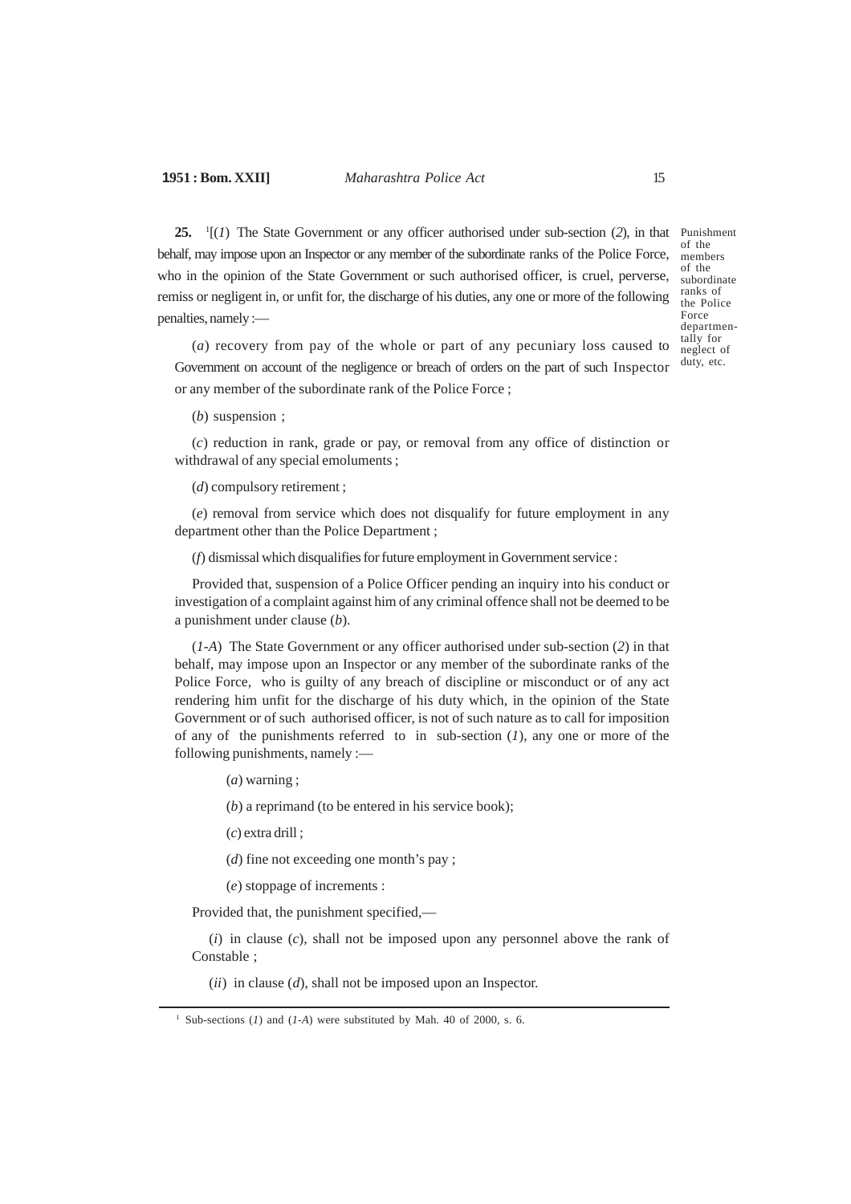**25.** [1][(*1*) The State Government or any officer authorised under sub-section (*2*), in that behalf, may impose upon an Inspector or any member of the subordinate ranks of the Police Force, who in the opinion of the State Government or such authorised officer, is cruel, perverse, remiss or negligent in, or unfit for, the discharge of his duties, any one or more of the following penalties, namely :—

Punishment of the members of the subordinate ranks of the Police Force departmentally for neglect of duty, etc.

(*a*) recovery from pay of the whole or part of any pecuniary loss caused to Government on account of the negligence or breach of orders on the part of such Inspector or any member of the subordinate rank of the Police Force ;

(*b*) suspension ;

(*c*) reduction in rank, grade or pay, or removal from any office of distinction or withdrawal of any special emoluments ;

(*d*) compulsory retirement ;

(*e*) removal from service which does not disqualify for future employment in any department other than the Police Department ;

(*f*) dismissal which disqualifies for future employment in Government service :

Provided that, suspension of a Police Officer pending an inquiry into his conduct or investigation of a complaint against him of any criminal offence shall not be deemed to be a punishment under clause (*b*).

(*1-A*) The State Government or any officer authorised under sub-section (*2*) in that behalf, may impose upon an Inspector or any member of the subordinate ranks of the Police Force, who is guilty of any breach of discipline or misconduct or of any act rendering him unfit for the discharge of his duty which, in the opinion of the State Government or of such authorised officer, is not of such nature as to call for imposition of any of the punishments referred to in sub-section (*1*), any one or more of the following punishments, namely :—

(*a*) warning ;

(*b*) a reprimand (to be entered in his service book);

(*c*) extra drill ;

(*d*) fine not exceeding one month's pay ;

(*e*) stoppage of increments :

Provided that, the punishment specified,—

(*i*) in clause (*c*), shall not be imposed upon any personnel above the rank of Constable ;

(*ii*) in clause (*d*), shall not be imposed upon an Inspector.

---

[1] Sub-sections (*1*) and (*1-A*) were substituted by Mah. 40 of 2000, s. 6.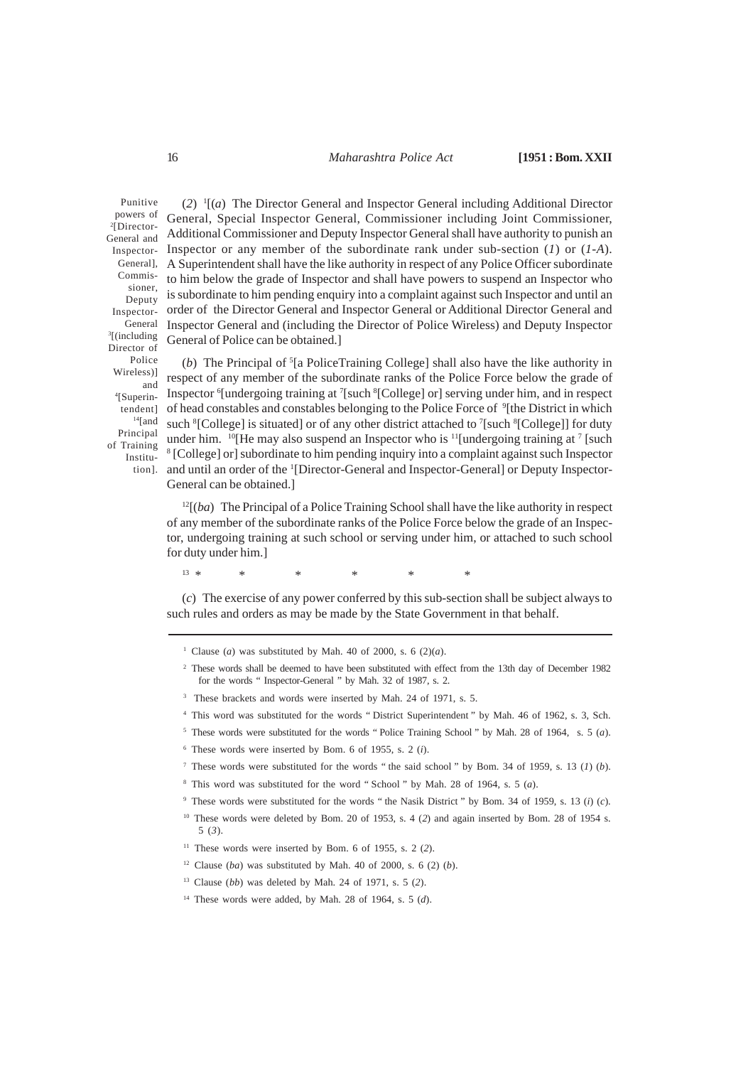Punitive powers of [2][Director-General and Inspector-General], Commissioner, Deputy Inspector-General [3][(including Director of Police Wireless)] and [4][Superintendent] [14][and Principal of Training Institution].

(*2*) [1][(*a*) The Director General and Inspector General including Additional Director General, Special Inspector General, Commissioner including Joint Commissioner, Additional Commissioner and Deputy Inspector General shall have authority to punish an Inspector or any member of the subordinate rank under sub-section (*1*) or (*1-A*). A Superintendent shall have the like authority in respect of any Police Officer subordinate to him below the grade of Inspector and shall have powers to suspend an Inspector who is subordinate to him pending enquiry into a complaint against such Inspector and until an order of the Director General and Inspector General or Additional Director General and Inspector General and (including the Director of Police Wireless) and Deputy Inspector General of Police can be obtained.]

(*b*) The Principal of [5][a PoliceTraining College] shall also have the like authority in respect of any member of the subordinate ranks of the Police Force below the grade of Inspector [6][undergoing training at [7][such [8][College] or] serving under him, and in respect of head constables and constables belonging to the Police Force of [9][the District in which such [8][College] is situated] or of any other district attached to [7][such [8][College]] for duty under him. [10][He may also suspend an Inspector who is [11][undergoing training at [7] [such [8] [College] or] subordinate to him pending enquiry into a complaint against such Inspector and until an order of the [1][Director-General and Inspector-General] or Deputy Inspector-General can be obtained.]

[12][(*ba*) The Principal of a Police Training School shall have the like authority in respect of any member of the subordinate ranks of the Police Force below the grade of an Inspector, undergoing training at such school or serving under him, or attached to such school for duty under him.]

[13] * * * * * *

(*c*) The exercise of any power conferred by this sub-section shall be subject always to such rules and orders as may be made by the State Government in that behalf.

---

[1] Clause (*a*) was substituted by Mah. 40 of 2000, s. 6 (2)(*a*).

[2] These words shall be deemed to have been substituted with effect from the 13th day of December 1982 for the words " Inspector-General " by Mah. 32 of 1987, s. 2.

[3] These brackets and words were inserted by Mah. 24 of 1971, s. 5.

[4] This word was substituted for the words " District Superintendent " by Mah. 46 of 1962, s. 3, Sch.

[5] These words were substituted for the words " Police Training School " by Mah. 28 of 1964, s. 5 (*a*).

[6] These words were inserted by Bom. 6 of 1955, s. 2 (*i*).

[7] These words were substituted for the words " the said school " by Bom. 34 of 1959, s. 13 (*1*) (*b*).

[8] This word was substituted for the word " School " by Mah. 28 of 1964, s. 5 (*a*).

[9] These words were substituted for the words " the Nasik District " by Bom. 34 of 1959, s. 13 (*i*) (*c*).

[10] These words were deleted by Bom. 20 of 1953, s. 4 (*2*) and again inserted by Bom. 28 of 1954 s. 5 (*3*).

[11] These words were inserted by Bom. 6 of 1955, s. 2 (*2*).

[12] Clause (*ba*) was substituted by Mah. 40 of 2000, s. 6 (2) (*b*).

[13] Clause (*bb*) was deleted by Mah. 24 of 1971, s. 5 (*2*).

[14] These words were added, by Mah. 28 of 1964, s. 5 (*d*).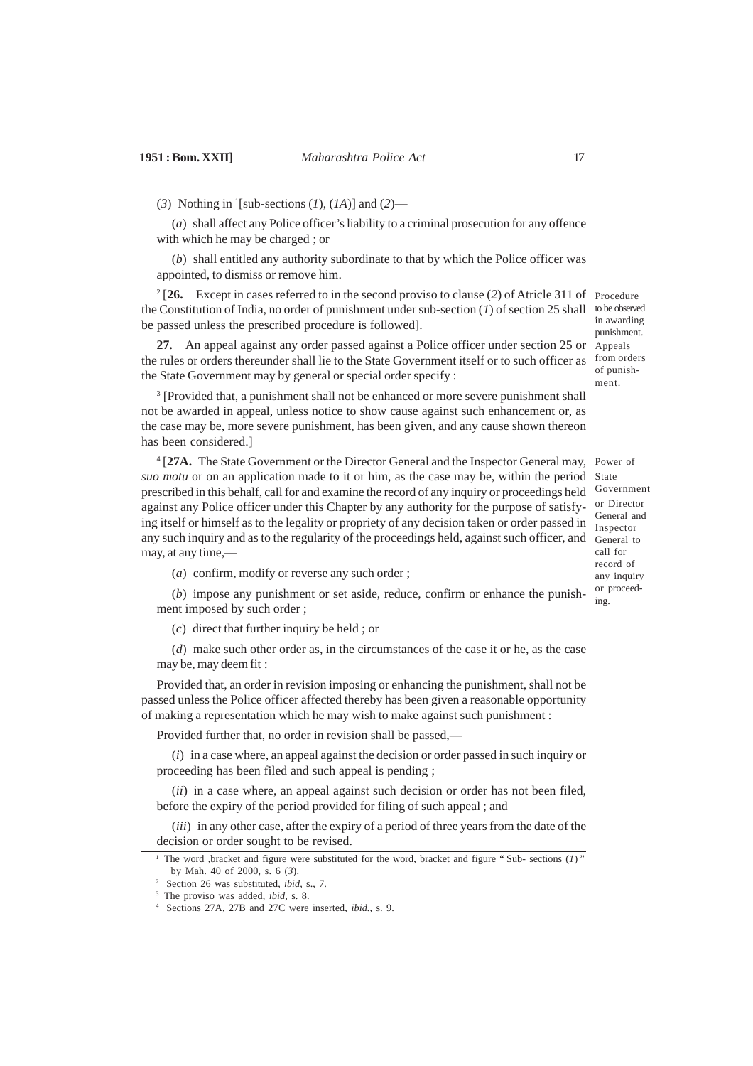(*3*) Nothing in [1][sub-sections (*1*), (*1A*)] and (*2*)—

(*a*) shall affect any Police officer's liability to a criminal prosecution for any offence with which he may be charged ; or

(*b*) shall entitled any authority subordinate to that by which the Police officer was appointed, to dismiss or remove him.

Procedure to be observed in awarding punishment.

[2][**26.** Except in cases referred to in the second proviso to clause (*2*) of Atricle 311 of the Constitution of India, no order of punishment under sub-section (*1*) of section 25 shall be passed unless the prescribed procedure is followed].

Appeals from orders of punishment.

**27.** An appeal against any order passed against a Police officer under section 25 or the rules or orders thereunder shall lie to the State Government itself or to such officer as the State Government may by general or special order specify :

[3][Provided that, a punishment shall not be enhanced or more severe punishment shall not be awarded in appeal, unless notice to show cause against such enhancement or, as the case may be, more severe punishment, has been given, and any cause shown thereon has been considered.]

Power of State Government or Director General and Inspector General to call for record of any inquiry or proceeding.

[4][**27A.** The State Government or the Director General and the Inspector General may, *suo motu* or on an application made to it or him, as the case may be, within the period prescribed in this behalf, call for and examine the record of any inquiry or proceedings held against any Police officer under this Chapter by any authority for the purpose of satisfying itself or himself as to the legality or propriety of any decision taken or order passed in any such inquiry and as to the regularity of the proceedings held, against such officer, and may, at any time,—

(*a*) confirm, modify or reverse any such order ;

(*b*) impose any punishment or set aside, reduce, confirm or enhance the punishment imposed by such order ;

(*c*) direct that further inquiry be held ; or

(*d*) make such other order as, in the circumstances of the case it or he, as the case may be, may deem fit :

Provided that, an order in revision imposing or enhancing the punishment, shall not be passed unless the Police officer affected thereby has been given a reasonable opportunity of making a representation which he may wish to make against such punishment :

Provided further that, no order in revision shall be passed,—

(*i*) in a case where, an appeal against the decision or order passed in such inquiry or proceeding has been filed and such appeal is pending ;

(*ii*) in a case where, an appeal against such decision or order has not been filed, before the expiry of the period provided for filing of such appeal ; and

(*iii*) in any other case, after the expiry of a period of three years from the date of the decision or order sought to be revised.

---

[1] The word ,bracket and figure were substituted for the word, bracket and figure " Sub- sections (*1*) " by Mah. 40 of 2000, s. 6 (*3*).

[2] Section 26 was substituted, *ibid*, s., 7.

[3] The proviso was added, *ibid*, s. 8.

[4] Sections 27A, 27B and 27C were inserted, *ibid*., s. 9.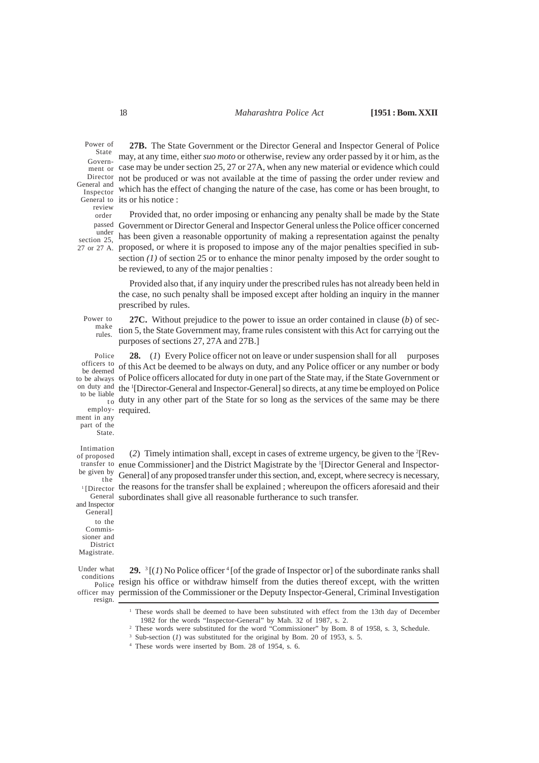Power of State Government or Director General and Inspector General to review order passed under section 25, 27 or 27 A.

**27B.** The State Government or the Director General and Inspector General of Police may, at any time, either *suo moto* or otherwise, review any order passed by it or him, as the case may be under section 25, 27 or 27A, when any new material or evidence which could not be produced or was not available at the time of passing the order under review and which has the effect of changing the nature of the case, has come or has been brought, to its or his notice :

Provided that, no order imposing or enhancing any penalty shall be made by the State Government or Director General and Inspector General unless the Police officer concerned has been given a reasonable opportunity of making a representation against the penalty proposed, or where it is proposed to impose any of the major penalties specified in sub-section *(1)* of section 25 or to enhance the minor penalty imposed by the order sought to be reviewed, to any of the major penalties :

Provided also that, if any inquiry under the prescribed rules has not already been held in the case, no such penalty shall be imposed except after holding an inquiry in the manner prescribed by rules.

Power to make rules.

**27C.** Without prejudice to the power to issue an order contained in clause (*b*) of section 5, the State Government may, frame rules consistent with this Act for carrying out the purposes of sections 27, 27A and 27B.]

Police officers to be deemed to be always on duty and to be liable to employment in any part of the State.

**28.** (*1*) Every Police officer not on leave or under suspension shall for all purposes of this Act be deemed to be always on duty, and any Police officer or any number or body of Police officers allocated for duty in one part of the State may, if the State Government or the [1][Director-General and Inspector-General] so directs, at any time be employed on Police duty in any other part of the State for so long as the services of the same may be there required.

Intimation of proposed transfer to be given by the [1][Director General and Inspector General] to the Commissioner and District Magistrate.

(*2*) Timely intimation shall, except in cases of extreme urgency, be given to the [2][Revenue Commissioner] and the District Magistrate by the [1][Director General and Inspector-General] of any proposed transfer under this section, and, except, where secrecy is necessary, the reasons for the transfer shall be explained ; whereupon the officers aforesaid and their subordinates shall give all reasonable furtherance to such transfer.

Under what conditions Police officer may resign.

**29.** [3][(*1*) No Police officer [4][of the grade of Inspector or] of the subordinate ranks shall resign his office or withdraw himself from the duties thereof except, with the written permission of the Commissioner or the Deputy Inspector-General, Criminal Investigation

---

[1] These words shall be deemed to have been substituted with effect from the 13th day of December 1982 for the words "Inspector-General" by Mah. 32 of 1987, s. 2.

[2] These words were substituted for the word "Commissioner" by Bom. 8 of 1958, s. 3, Schedule.

[3] Sub-section (*1*) was substituted for the original by Bom. 20 of 1953, s. 5.

[4] These words were inserted by Bom. 28 of 1954, s. 6.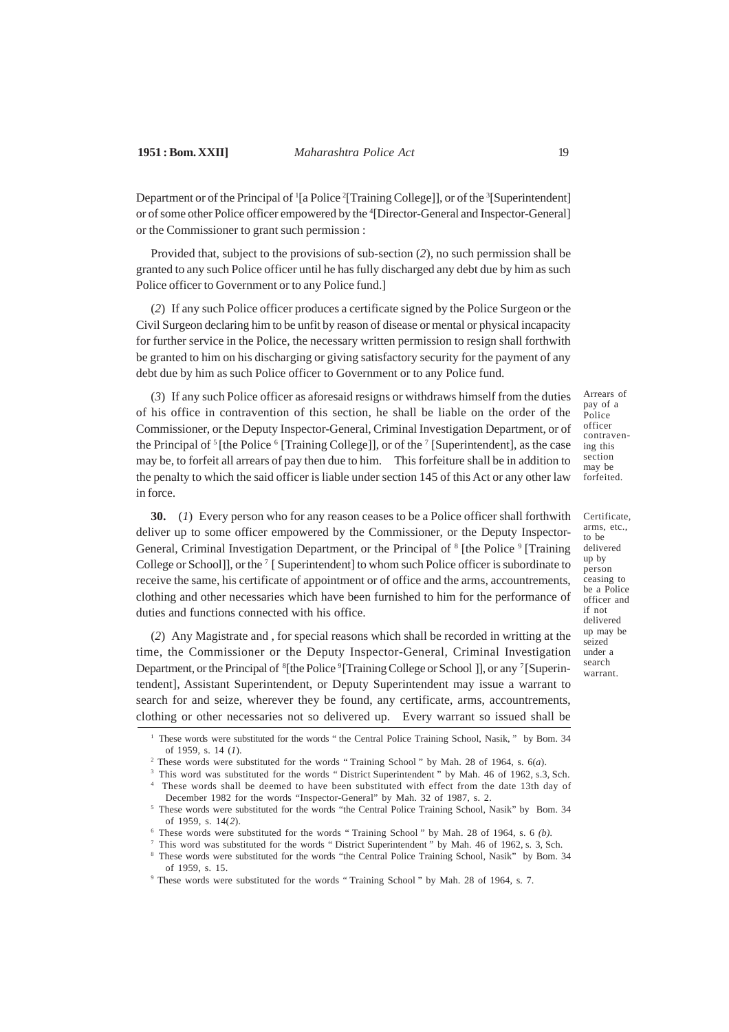Department or of the Principal of [1][a Police [2][Training College]], or of the [3][Superintendent] or of some other Police officer empowered by the [4][Director-General and Inspector-General] or the Commissioner to grant such permission :

Provided that, subject to the provisions of sub-section (*2*), no such permission shall be granted to any such Police officer until he has fully discharged any debt due by him as such Police officer to Government or to any Police fund.]

(*2*) If any such Police officer produces a certificate signed by the Police Surgeon or the Civil Surgeon declaring him to be unfit by reason of disease or mental or physical incapacity for further service in the Police, the necessary written permission to resign shall forthwith be granted to him on his discharging or giving satisfactory security for the payment of any debt due by him as such Police officer to Government or to any Police fund.

Arrears of pay of a Police officer contravening this section may be forfeited.

(*3*) If any such Police officer as aforesaid resigns or withdraws himself from the duties of his office in contravention of this section, he shall be liable on the order of the Commissioner, or the Deputy Inspector-General, Criminal Investigation Department, or of the Principal of [5][the Police [6][Training College]], or of the [7][Superintendent], as the case may be, to forfeit all arrears of pay then due to him. This forfeiture shall be in addition to the penalty to which the said officer is liable under section 145 of this Act or any other law in force.

Certificate, arms, etc., to be delivered up by person ceasing to be a Police officer and if not delivered up may be seized under a search warrant.

**30.** (*1*) Every person who for any reason ceases to be a Police officer shall forthwith deliver up to some officer empowered by the Commissioner, or the Deputy Inspector-General, Criminal Investigation Department, or the Principal of [8][the Police [9][Training College or School]], or the [7][Superintendent] to whom such Police officer is subordinate to receive the same, his certificate of appointment or of office and the arms, accountrements, clothing and other necessaries which have been furnished to him for the performance of duties and functions connected with his office.

(*2*) Any Magistrate and , for special reasons which shall be recorded in writting at the time, the Commissioner or the Deputy Inspector-General, Criminal Investigation Department, or the Principal of [8][the Police [9][Training College or School ]], or any [7][Superintendent], Assistant Superintendent, or Deputy Superintendent may issue a warrant to search for and seize, wherever they be found, any certificate, arms, accountrements, clothing or other necessaries not so delivered up. Every warrant so issued shall be

---

[1] These words were substituted for the words " the Central Police Training School, Nasik, " by Bom. 34 of 1959, s. 14 (*1*).

[2] These words were substituted for the words " Training School " by Mah. 28 of 1964, s. 6(*a*).

[3] This word was substituted for the words " District Superintendent " by Mah. 46 of 1962, s.3, Sch.

[4] These words shall be deemed to have been substituted with effect from the date 13th day of December 1982 for the words "Inspector-General" by Mah. 32 of 1987, s. 2.

[5] These words were substituted for the words "the Central Police Training School, Nasik" by Bom. 34 of 1959, s. 14(*2*).

[6] These words were substituted for the words " Training School " by Mah. 28 of 1964, s. 6 *(b)*.

[7] This word was substituted for the words " District Superintendent " by Mah. 46 of 1962, s. 3, Sch.

[8] These words were substituted for the words "the Central Police Training School, Nasik" by Bom. 34 of 1959, s. 15.

[9] These words were substituted for the words " Training School " by Mah. 28 of 1964, s. 7.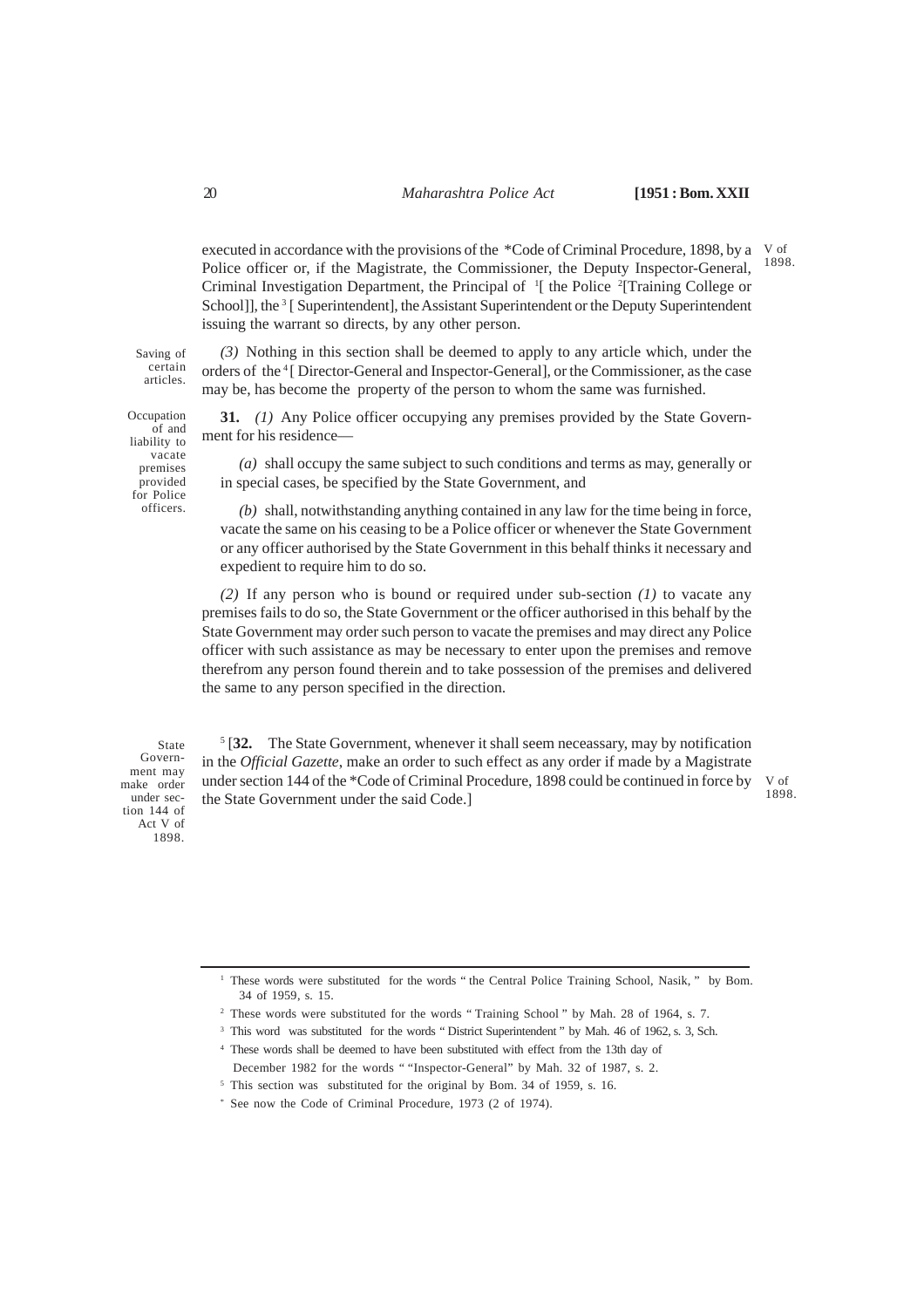executed in accordance with the provisions of the *Code of Criminal Procedure, 1898, by a Police officer or, if the Magistrate, the Commissioner, the Deputy Inspector-General, Criminal Investigation Department, the Principal of [1][ the Police [2][Training College or School]], the [3][ Superintendent], the Assistant Superintendent or the Deputy Superintendent issuing the warrant so directs, by any other person.

V of 1898.

Saving of certain articles.

*(3)* Nothing in this section shall be deemed to apply to any article which, under the orders of the [4][ Director-General and Inspector-General], or the Commissioner, as the case may be, has become the property of the person to whom the same was furnished.

Occupation of and liability to vacate premises provided for Police officers.

**31.** *(1)* Any Police officer occupying any premises provided by the State Government for his residence—

*(a)* shall occupy the same subject to such conditions and terms as may, generally or in special cases, be specified by the State Government, and

*(b)* shall, notwithstanding anything contained in any law for the time being in force, vacate the same on his ceasing to be a Police officer or whenever the State Government or any officer authorised by the State Government in this behalf thinks it necessary and expedient to require him to do so.

*(2)* If any person who is bound or required under sub-section *(1)* to vacate any premises fails to do so, the State Government or the officer authorised in this behalf by the State Government may order such person to vacate the premises and may direct any Police officer with such assistance as may be necessary to enter upon the premises and remove therefrom any person found therein and to take possession of the premises and delivered the same to any person specified in the direction.

State Government may make order under section 144 of Act V of 1898.

[5][**32.** The State Government, whenever it shall seem neceassary, may by notification in the *Official Gazette*, make an order to such effect as any order if made by a Magistrate under section 144 of the *Code of Criminal Procedure, 1898 could be continued in force by the State Government under the said Code.]

V of 1898.

---

[1] These words were substituted for the words " the Central Police Training School, Nasik, " by Bom. 34 of 1959, s. 15.

[2] These words were substituted for the words " Training School " by Mah. 28 of 1964, s. 7.

[3] This word was substituted for the words " District Superintendent " by Mah. 46 of 1962, s. 3, Sch.

[4] These words shall be deemed to have been substituted with effect from the 13th day of December 1982 for the words " "Inspector-General" by Mah. 32 of 1987, s. 2.

[5] This section was substituted for the original by Bom. 34 of 1959, s. 16.

* See now the Code of Criminal Procedure, 1973 (2 of 1974).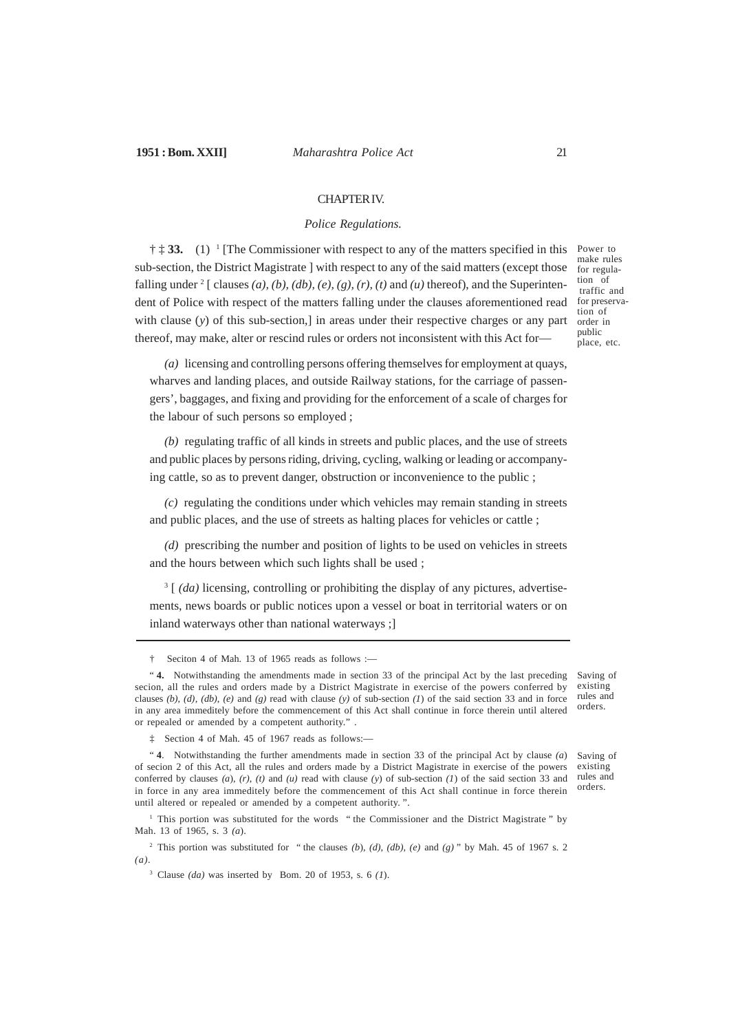## CHAPTER IV.

### *Police Regulations.*

Power to make rules for regulation of traffic and for preservation of order in public place, etc.

† ‡ **33.** (1) [1] [The Commissioner with respect to any of the matters specified in this sub-section, the District Magistrate ] with respect to any of the said matters (except those falling under [2] [ clauses *(a)*, *(b)*, *(db)*, *(e)*, *(g)*, *(r)*, *(t)* and *(u)* thereof), and the Superintendent of Police with respect of the matters falling under the clauses aforementioned read with clause (*y*) of this sub-section,] in areas under their respective charges or any part thereof, may make, alter or rescind rules or orders not inconsistent with this Act for—

*(a)* licensing and controlling persons offering themselves for employment at quays, wharves and landing places, and outside Railway stations, for the carriage of passengers', baggages, and fixing and providing for the enforcement of a scale of charges for the labour of such persons so employed ;

*(b)* regulating traffic of all kinds in streets and public places, and the use of streets and public places by persons riding, driving, cycling, walking or leading or accompanying cattle, so as to prevent danger, obstruction or inconvenience to the public ;

*(c)* regulating the conditions under which vehicles may remain standing in streets and public places, and the use of streets as halting places for vehicles or cattle ;

*(d)* prescribing the number and position of lights to be used on vehicles in streets and the hours between which such lights shall be used ;

[3] [ *(da)* licensing, controlling or prohibiting the display of any pictures, advertisements, news boards or public notices upon a vessel or boat in territorial waters or on inland waterways other than national waterways ;]

---

† Seciton 4 of Mah. 13 of 1965 reads as follows :—

Saving of existing rules and orders.

" **4.** Notwithstanding the amendments made in section 33 of the principal Act by the last preceding secion, all the rules and orders made by a District Magistrate in exercise of the powers conferred by clauses *(b)*, *(d)*, *(db)*, *(e)* and *(g)* read with clause *(y)* of sub-section *(1)* of the said section 33 and in force in any area immeditely before the commencement of this Act shall continue in force therein until altered or repealed or amended by a competent authority." .

‡ Section 4 of Mah. 45 of 1967 reads as follows:—

Saving of existing rules and orders.

" **4**. Notwithstanding the further amendments made in section 33 of the principal Act by clause *(a)* of secion 2 of this Act, all the rules and orders made by a District Magistrate in exercise of the powers conferred by clauses *(a)*, *(r)*, *(t)* and *(u)* read with clause (*y*) of sub-section *(1)* of the said section 33 and in force in any area immeditely before the commencement of this Act shall continue in force therein until altered or repealed or amended by a competent authority. ".

[1] This portion was substituted for the words " the Commissioner and the District Magistrate " by Mah. 13 of 1965, s. 3 *(a)*.

[2] This portion was substituted for " the clauses *(b)*, *(d)*, *(db)*, *(e)* and *(g)* " by Mah. 45 of 1967 s. 2 *(a)*.

[3] Clause *(da)* was inserted by Bom. 20 of 1953, s. 6 *(1)*.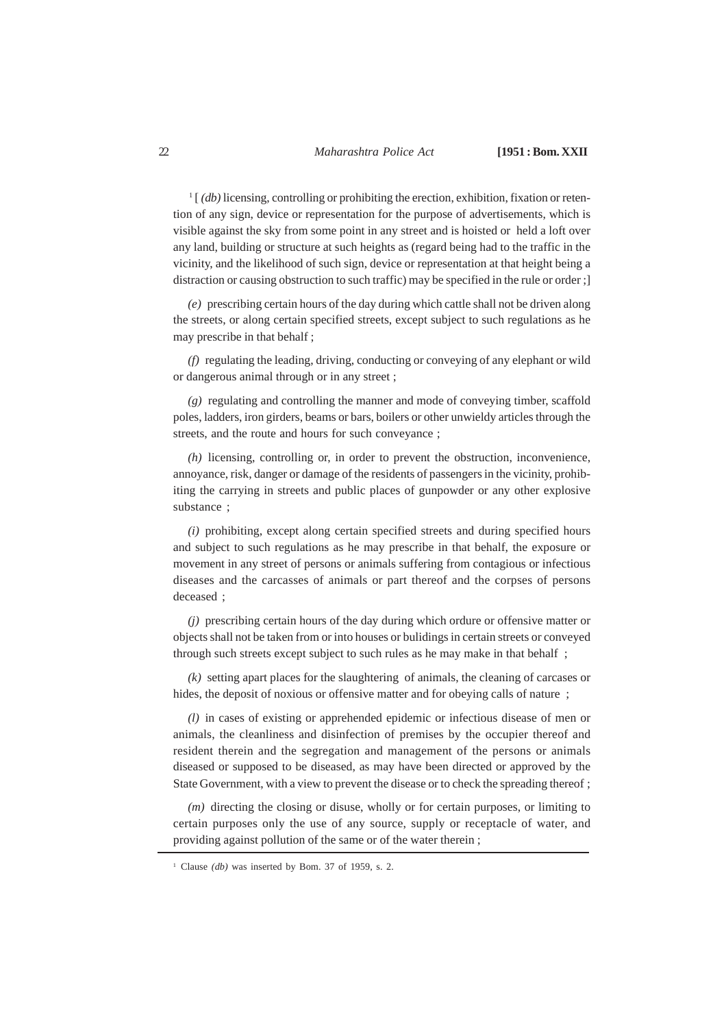[1] [ *(db)* licensing, controlling or prohibiting the erection, exhibition, fixation or retention of any sign, device or representation for the purpose of advertisements, which is visible against the sky from some point in any street and is hoisted or held a loft over any land, building or structure at such heights as (regard being had to the traffic in the vicinity, and the likelihood of such sign, device or representation at that height being a distraction or causing obstruction to such traffic) may be specified in the rule or order ;]

*(e)* prescribing certain hours of the day during which cattle shall not be driven along the streets, or along certain specified streets, except subject to such regulations as he may prescribe in that behalf ;

*(f)* regulating the leading, driving, conducting or conveying of any elephant or wild or dangerous animal through or in any street ;

*(g)* regulating and controlling the manner and mode of conveying timber, scaffold poles, ladders, iron girders, beams or bars, boilers or other unwieldy articles through the streets, and the route and hours for such conveyance ;

*(h)* licensing, controlling or, in order to prevent the obstruction, inconvenience, annoyance, risk, danger or damage of the residents of passengers in the vicinity, prohibiting the carrying in streets and public places of gunpowder or any other explosive substance ;

*(i)* prohibiting, except along certain specified streets and during specified hours and subject to such regulations as he may prescribe in that behalf, the exposure or movement in any street of persons or animals suffering from contagious or infectious diseases and the carcasses of animals or part thereof and the corpses of persons deceased ;

*(j)* prescribing certain hours of the day during which ordure or offensive matter or objects shall not be taken from or into houses or bulidings in certain streets or conveyed through such streets except subject to such rules as he may make in that behalf ;

*(k)* setting apart places for the slaughtering of animals, the cleaning of carcases or hides, the deposit of noxious or offensive matter and for obeying calls of nature ;

*(l)* in cases of existing or apprehended epidemic or infectious disease of men or animals, the cleanliness and disinfection of premises by the occupier thereof and resident therein and the segregation and management of the persons or animals diseased or supposed to be diseased, as may have been directed or approved by the State Government, with a view to prevent the disease or to check the spreading thereof ;

*(m)* directing the closing or disuse, wholly or for certain purposes, or limiting to certain purposes only the use of any source, supply or receptacle of water, and providing against pollution of the same or of the water therein ;

---

[1] Clause *(db)* was inserted by Bom. 37 of 1959, s. 2.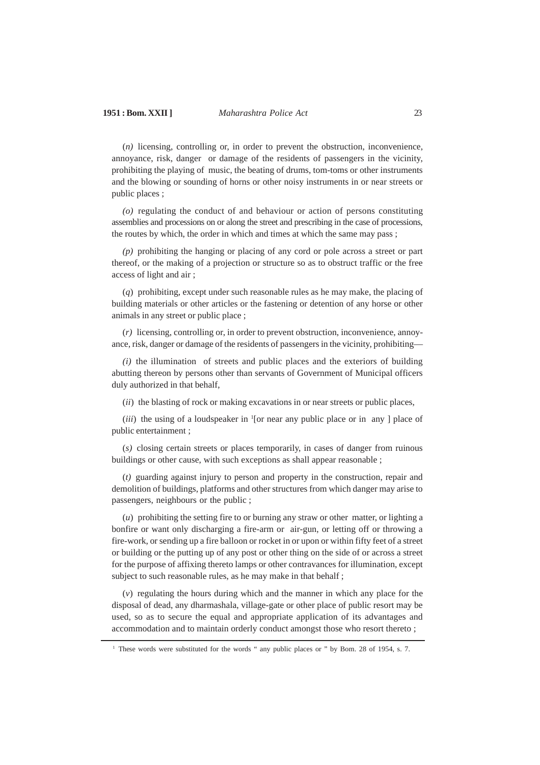(*n*) licensing, controlling or, in order to prevent the obstruction, inconvenience, annoyance, risk, danger or damage of the residents of passengers in the vicinity, prohibiting the playing of music, the beating of drums, tom-toms or other instruments and the blowing or sounding of horns or other noisy instruments in or near streets or public places ;

*(o)* regulating the conduct of and behaviour or action of persons constituting assemblies and processions on or along the street and prescribing in the case of processions, the routes by which, the order in which and times at which the same may pass ;

*(p)* prohibiting the hanging or placing of any cord or pole across a street or part thereof, or the making of a projection or structure so as to obstruct traffic or the free access of light and air ;

(*q*) prohibiting, except under such reasonable rules as he may make, the placing of building materials or other articles or the fastening or detention of any horse or other animals in any street or public place ;

(*r*) licensing, controlling or, in order to prevent obstruction, inconvenience, annoyance, risk, danger or damage of the residents of passengers in the vicinity, prohibiting—

*(i)* the illumination of streets and public places and the exteriors of building abutting thereon by persons other than servants of Government of Municipal officers duly authorized in that behalf,

(*ii*) the blasting of rock or making excavations in or near streets or public places,

(*iii*) the using of a loudspeaker in [1][or near any public place or in any ] place of public entertainment ;

(*s)* closing certain streets or places temporarily, in cases of danger from ruinous buildings or other cause, with such exceptions as shall appear reasonable ;

(*t)* guarding against injury to person and property in the construction, repair and demolition of buildings, platforms and other structures from which danger may arise to passengers, neighbours or the public ;

(*u*) prohibiting the setting fire to or burning any straw or other matter, or lighting a bonfire or want only discharging a fire-arm or air-gun, or letting off or throwing a fire-work, or sending up a fire balloon or rocket in or upon or within fifty feet of a street or building or the putting up of any post or other thing on the side of or across a street for the purpose of affixing thereto lamps or other contravances for illumination, except subject to such reasonable rules, as he may make in that behalf ;

(*v*) regulating the hours during which and the manner in which any place for the disposal of dead, any dharmashala, village-gate or other place of public resort may be used, so as to secure the equal and appropriate application of its advantages and accommodation and to maintain orderly conduct amongst those who resort thereto ;

---

[1] These words were substituted for the words " any public places or " by Bom. 28 of 1954, s. 7.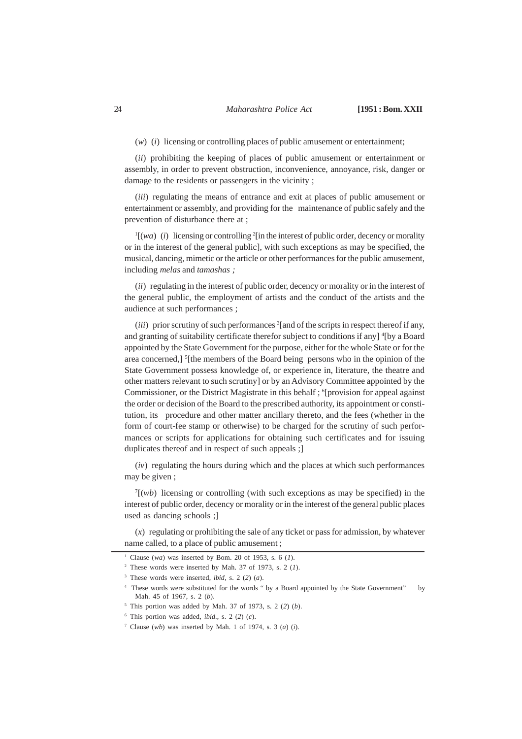(*w*) (*i*) licensing or controlling places of public amusement or entertainment;

(*ii*) prohibiting the keeping of places of public amusement or entertainment or assembly, in order to prevent obstruction, inconvenience, annoyance, risk, danger or damage to the residents or passengers in the vicinity ;

(*iii*) regulating the means of entrance and exit at places of public amusement or entertainment or assembly, and providing for the maintenance of public safely and the prevention of disturbance there at ;

[1][(*wa*) (*i*) licensing or controlling [2][in the interest of public order, decency or morality or in the interest of the general public], with such exceptions as may be specified, the musical, dancing, mimetic or the article or other performances for the public amusement, including *melas* and *tamashas ;*

(*ii*) regulating in the interest of public order, decency or morality or in the interest of the general public, the employment of artists and the conduct of the artists and the audience at such performances ;

(*iii*) prior scrutiny of such performances [3][and of the scripts in respect thereof if any, and granting of suitability certificate therefor subject to conditions if any] [4][by a Board appointed by the State Government for the purpose, either for the whole State or for the area concerned,] [5][the members of the Board being persons who in the opinion of the State Government possess knowledge of, or experience in, literature, the theatre and other matters relevant to such scrutiny] or by an Advisory Committee appointed by the Commissioner, or the District Magistrate in this behalf ; [6][provision for appeal against the order or decision of the Board to the prescribed authority, its appointment or constitution, its procedure and other matter ancillary thereto, and the fees (whether in the form of court-fee stamp or otherwise) to be charged for the scrutiny of such performances or scripts for applications for obtaining such certificates and for issuing duplicates thereof and in respect of such appeals ;]

(*iv*) regulating the hours during which and the places at which such performances may be given ;

[7][(*wb*) licensing or controlling (with such exceptions as may be specified) in the interest of public order, decency or morality or in the interest of the general public places used as dancing schools ;]

(*x*) regulating or prohibiting the sale of any ticket or pass for admission, by whatever name called, to a place of public amusement ;

---

[1] Clause (*wa*) was inserted by Bom. 20 of 1953, s. 6 (*1*).

[2] These words were inserted by Mah. 37 of 1973, s. 2 (*1*).

[3] These words were inserted, *ibid*, s. 2 (*2*) (*a*).

[4] These words were substituted for the words " by a Board appointed by the State Government" by Mah. 45 of 1967, s. 2 (*b*).

[5] This portion was added by Mah. 37 of 1973, s. 2 (*2*) (*b*).

[6] This portion was added, *ibid*., s. 2 (*2*) (*c*).

[7] Clause (*wb*) was inserted by Mah. 1 of 1974, s. 3 (*a*) (*i*).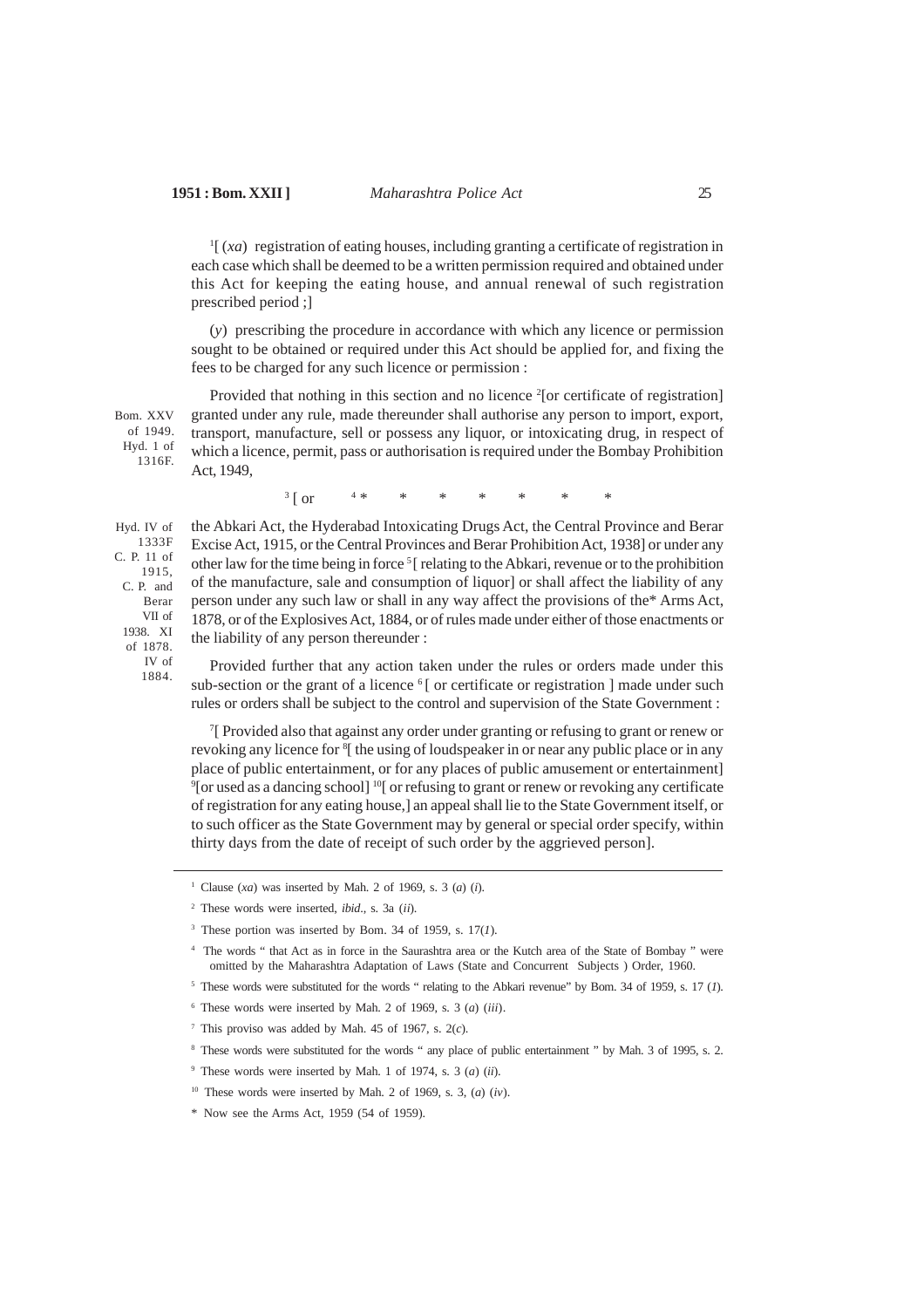[1][ (*xa*) registration of eating houses, including granting a certificate of registration in each case which shall be deemed to be a written permission required and obtained under this Act for keeping the eating house, and annual renewal of such registration prescribed period ;]

(*y*) prescribing the procedure in accordance with which any licence or permission sought to be obtained or required under this Act should be applied for, and fixing the fees to be charged for any such licence or permission :

Provided that nothing in this section and no licence [2][or certificate of registration] granted under any rule, made thereunder shall authorise any person to import, export, transport, manufacture, sell or possess any liquor, or intoxicating drug, in respect of which a licence, permit, pass or authorisation is required under the Bombay Prohibition Act, 1949,

Bom. XXV of 1949. Hyd. 1 of 1316F.

[3] [ or [4] * * * * * * *

the Abkari Act, the Hyderabad Intoxicating Drugs Act, the Central Province and Berar Excise Act, 1915, or the Central Provinces and Berar Prohibition Act, 1938] or under any other law for the time being in force [5] [ relating to the Abkari, revenue or to the prohibition of the manufacture, sale and consumption of liquor] or shall affect the liability of any person under any such law or shall in any way affect the provisions of the* Arms Act, 1878, or of the Explosives Act, 1884, or of rules made under either of those enactments or the liability of any person thereunder :

Hyd. IV of 1333F C. P. 11 of 1915, C. P. and Berar VII of 1938. XI of 1878. IV of 1884.

Provided further that any action taken under the rules or orders made under this sub-section or the grant of a licence [6] [ or certificate or registration ] made under such rules or orders shall be subject to the control and supervision of the State Government :

[7][ Provided also that against any order under granting or refusing to grant or renew or revoking any licence for [8][ the using of loudspeaker in or near any public place or in any place of public entertainment, or for any places of public amusement or entertainment] [9][or used as a dancing school] [10][ or refusing to grant or renew or revoking any certificate of registration for any eating house,] an appeal shall lie to the State Government itself, or to such officer as the State Government may by general or special order specify, within thirty days from the date of receipt of such order by the aggrieved person].

---

[1] Clause (*xa*) was inserted by Mah. 2 of 1969, s. 3 (*a*) (*i*).

[2] These words were inserted, *ibid*., s. 3a (*ii*).

[3] These portion was inserted by Bom. 34 of 1959, s. 17(*1*).

[4] The words " that Act as in force in the Saurashtra area or the Kutch area of the State of Bombay " were omitted by the Maharashtra Adaptation of Laws (State and Concurrent Subjects ) Order, 1960.

[5] These words were substituted for the words " relating to the Abkari revenue" by Bom. 34 of 1959, s. 17 (*1*).

[6] These words were inserted by Mah. 2 of 1969, s. 3 (*a*) (*iii*).

[7] This proviso was added by Mah. 45 of 1967, s. 2(*c*).

[8] These words were substituted for the words " any place of public entertainment " by Mah. 3 of 1995, s. 2.

[9] These words were inserted by Mah. 1 of 1974, s. 3 (*a*) (*ii*).

[10] These words were inserted by Mah. 2 of 1969, s. 3, (*a*) (*iv*).

\* Now see the Arms Act, 1959 (54 of 1959).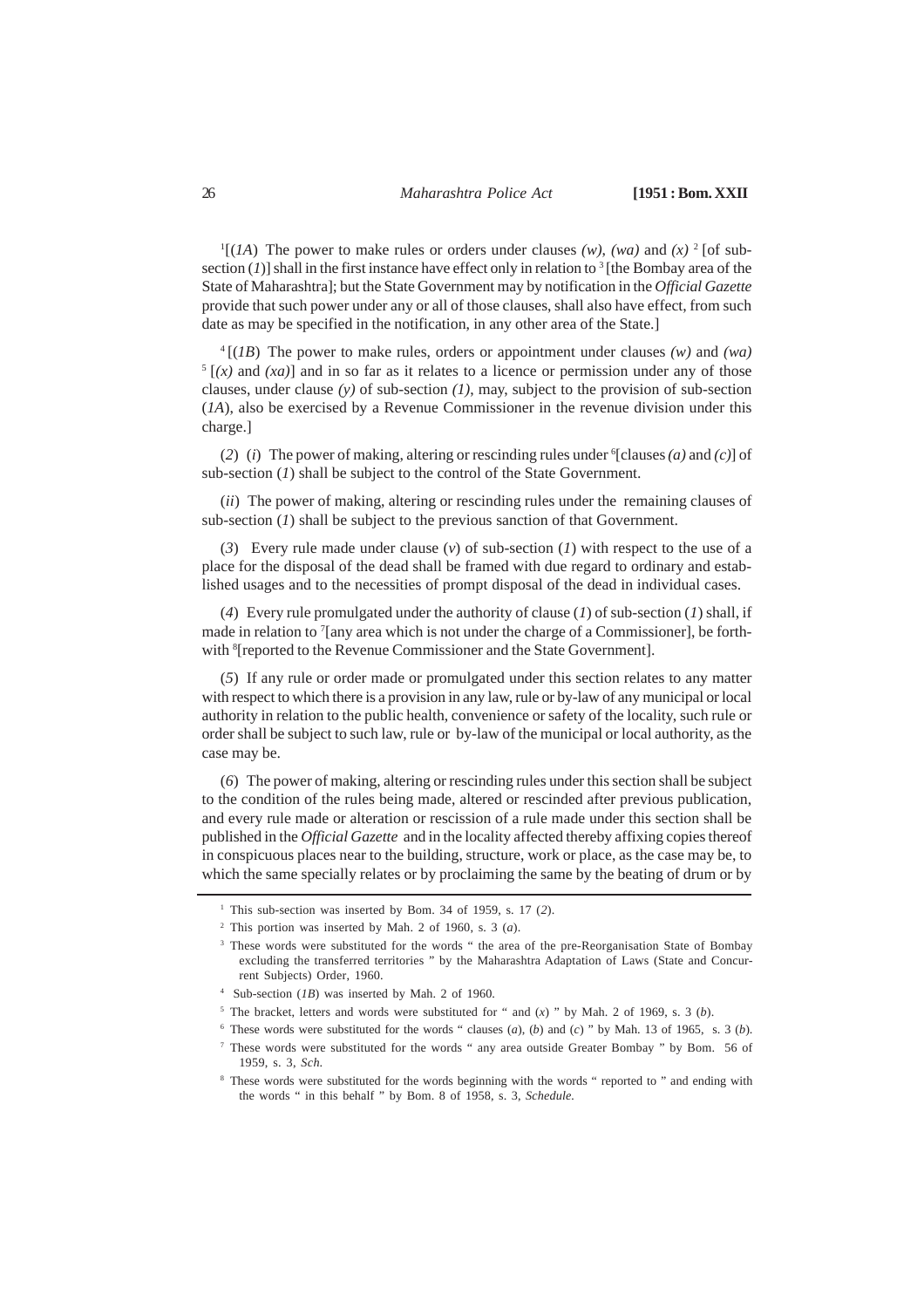[1][(*1A*) The power to make rules or orders under clauses *(w)*, *(wa)* and *(x)* [2] [of sub-section (*1*)] shall in the first instance have effect only in relation to [3] [the Bombay area of the State of Maharashtra]; but the State Government may by notification in the *Official Gazette* provide that such power under any or all of those clauses, shall also have effect, from such date as may be specified in the notification, in any other area of the State.]

[4] [(*1B*) The power to make rules, orders or appointment under clauses *(w)* and *(wa)* [5] [*(x)* and *(xa)*] and in so far as it relates to a licence or permission under any of those clauses, under clause *(y)* of sub-section *(1)*, may, subject to the provision of sub-section (*1A*), also be exercised by a Revenue Commissioner in the revenue division under this charge.]

(*2*) (*i*) The power of making, altering or rescinding rules under [6][clauses *(a)* and *(c)*] of sub-section (*1*) shall be subject to the control of the State Government.

(*ii*) The power of making, altering or rescinding rules under the remaining clauses of sub-section (*1*) shall be subject to the previous sanction of that Government.

(*3*) Every rule made under clause (*v*) of sub-section (*1*) with respect to the use of a place for the disposal of the dead shall be framed with due regard to ordinary and established usages and to the necessities of prompt disposal of the dead in individual cases.

(*4*) Every rule promulgated under the authority of clause (*1*) of sub-section (*1*) shall, if made in relation to [7][any area which is not under the charge of a Commissioner], be forthwith [8][reported to the Revenue Commissioner and the State Government].

(*5*) If any rule or order made or promulgated under this section relates to any matter with respect to which there is a provision in any law, rule or by-law of any municipal or local authority in relation to the public health, convenience or safety of the locality, such rule or order shall be subject to such law, rule or by-law of the municipal or local authority, as the case may be.

(*6*) The power of making, altering or rescinding rules under this section shall be subject to the condition of the rules being made, altered or rescinded after previous publication, and every rule made or alteration or rescission of a rule made under this section shall be published in the *Official Gazette* and in the locality affected thereby affixing copies thereof in conspicuous places near to the building, structure, work or place, as the case may be, to which the same specially relates or by proclaiming the same by the beating of drum or by

---

[1] This sub-section was inserted by Bom. 34 of 1959, s. 17 (*2*).

[2] This portion was inserted by Mah. 2 of 1960, s. 3 (*a*).

[3] These words were substituted for the words " the area of the pre-Reorganisation State of Bombay excluding the transferred territories " by the Maharashtra Adaptation of Laws (State and Concurrent Subjects) Order, 1960.

[4] Sub-section (*1B*) was inserted by Mah. 2 of 1960.

[5] The bracket, letters and words were substituted for " and (*x*) " by Mah. 2 of 1969, s. 3 (*b*).

[6] These words were substituted for the words " clauses (*a*), (*b*) and (*c*) " by Mah. 13 of 1965, s. 3 (*b*).

[7] These words were substituted for the words " any area outside Greater Bombay " by Bom. 56 of 1959, s. 3, *Sch.*

[8] These words were substituted for the words beginning with the words " reported to " and ending with the words " in this behalf " by Bom. 8 of 1958, s. 3, *Schedule.*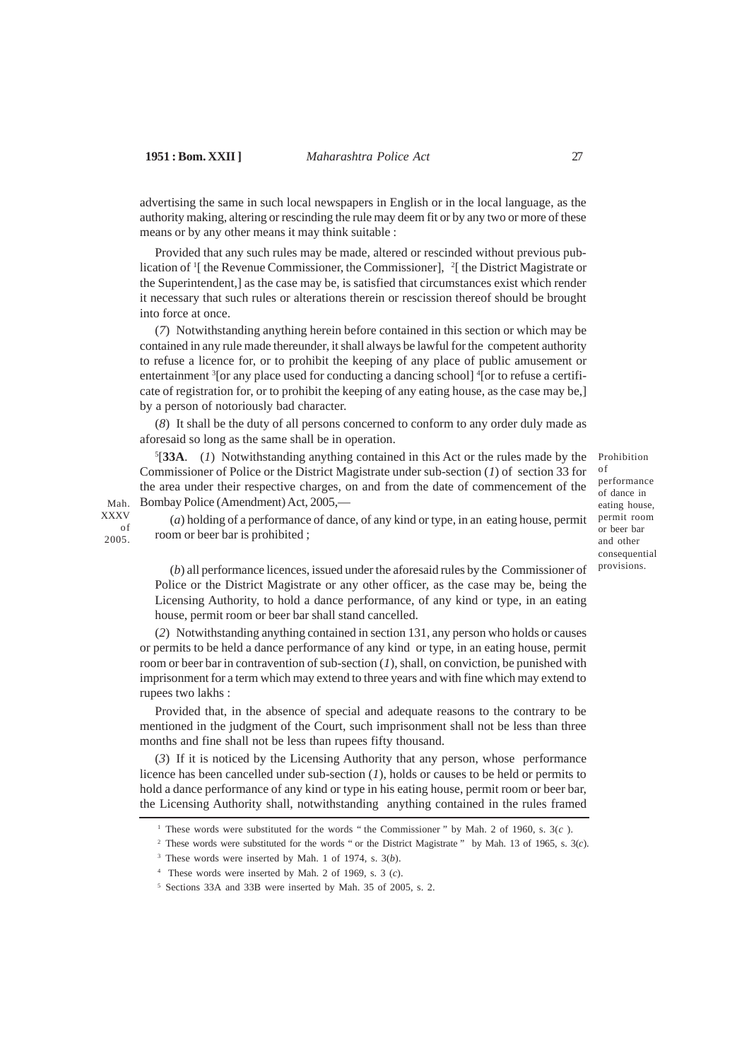advertising the same in such local newspapers in English or in the local language, as the authority making, altering or rescinding the rule may deem fit or by any two or more of these means or by any other means it may think suitable :

Provided that any such rules may be made, altered or rescinded without previous publication of [1][ the Revenue Commissioner, the Commissioner], [2][ the District Magistrate or the Superintendent,] as the case may be, is satisfied that circumstances exist which render it necessary that such rules or alterations therein or rescission thereof should be brought into force at once.

(*7*) Notwithstanding anything herein before contained in this section or which may be contained in any rule made thereunder, it shall always be lawful for the competent authority to refuse a licence for, or to prohibit the keeping of any place of public amusement or entertainment [3][or any place used for conducting a dancing school] [4][or to refuse a certificate of registration for, or to prohibit the keeping of any eating house, as the case may be,] by a person of notoriously bad character.

(*8*) It shall be the duty of all persons concerned to conform to any order duly made as aforesaid so long as the same shall be in operation.

Prohibition of performance of dance in eating house, permit room or beer bar and other consequential provisions.

[5][**33A**. (*1*) Notwithstanding anything contained in this Act or the rules made by the Commissioner of Police or the District Magistrate under sub-section (*1*) of section 33 for the area under their respective charges, on and from the date of commencement of the Bombay Police (Amendment) Act, 2005,— (Mah. XXXV of 2005.)

(*a*) holding of a performance of dance, of any kind or type, in an eating house, permit room or beer bar is prohibited ;

(*b*) all performance licences, issued under the aforesaid rules by the Commissioner of Police or the District Magistrate or any other officer, as the case may be, being the Licensing Authority, to hold a dance performance, of any kind or type, in an eating house, permit room or beer bar shall stand cancelled.

(*2*) Notwithstanding anything contained in section 131, any person who holds or causes or permits to be held a dance performance of any kind or type, in an eating house, permit room or beer bar in contravention of sub-section (*1*), shall, on conviction, be punished with imprisonment for a term which may extend to three years and with fine which may extend to rupees two lakhs :

Provided that, in the absence of special and adequate reasons to the contrary to be mentioned in the judgment of the Court, such imprisonment shall not be less than three months and fine shall not be less than rupees fifty thousand.

(*3*) If it is noticed by the Licensing Authority that any person, whose performance licence has been cancelled under sub-section (*1*), holds or causes to be held or permits to hold a dance performance of any kind or type in his eating house, permit room or beer bar, the Licensing Authority shall, notwithstanding anything contained in the rules framed

---

[1] These words were substituted for the words " the Commissioner " by Mah. 2 of 1960, s. 3(*c* ).

[2] These words were substituted for the words " or the District Magistrate " by Mah. 13 of 1965, s. 3(*c*).

[3] These words were inserted by Mah. 1 of 1974, s. 3(*b*).

[4] These words were inserted by Mah. 2 of 1969, s. 3 (*c*).

[5] Sections 33A and 33B were inserted by Mah. 35 of 2005, s. 2.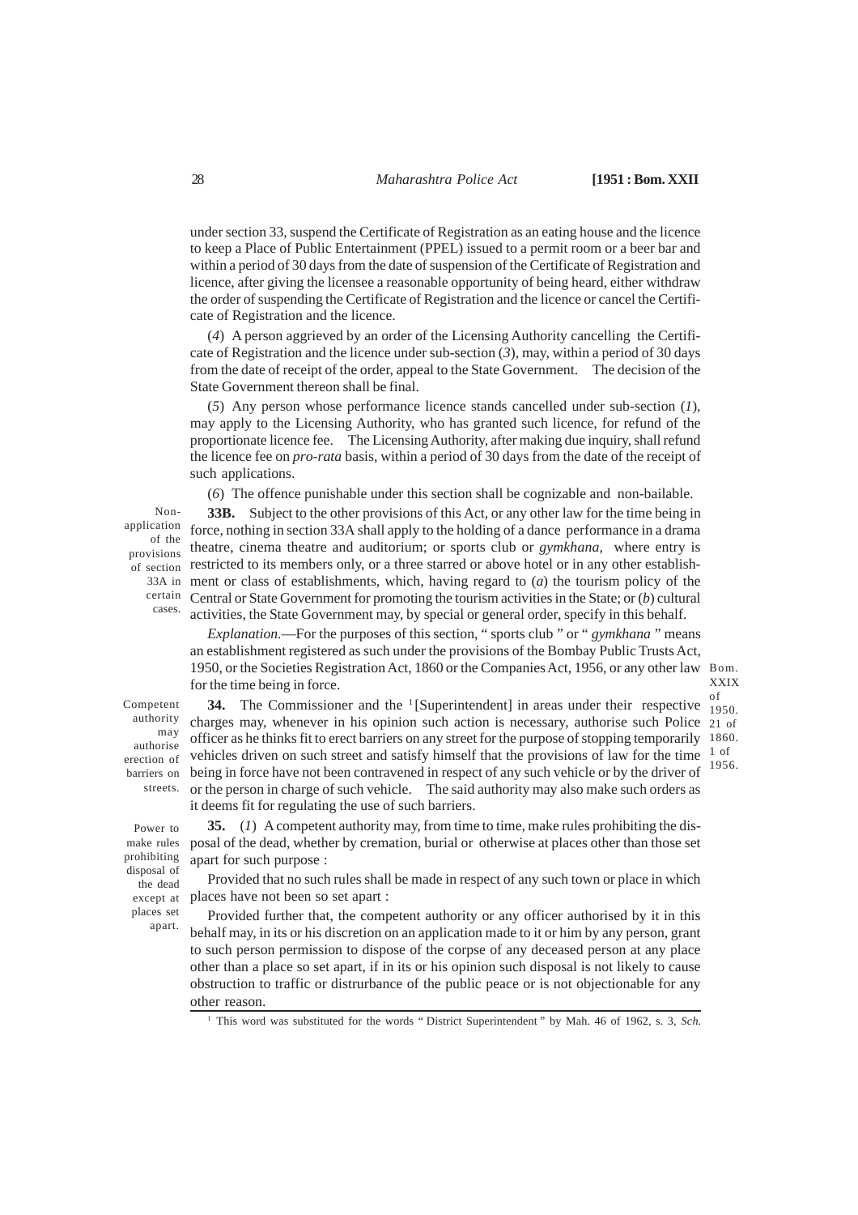under section 33, suspend the Certificate of Registration as an eating house and the licence to keep a Place of Public Entertainment (PPEL) issued to a permit room or a beer bar and within a period of 30 days from the date of suspension of the Certificate of Registration and licence, after giving the licensee a reasonable opportunity of being heard, either withdraw the order of suspending the Certificate of Registration and the licence or cancel the Certificate of Registration and the licence.

(*4*) A person aggrieved by an order of the Licensing Authority cancelling the Certificate of Registration and the licence under sub-section (*3*), may, within a period of 30 days from the date of receipt of the order, appeal to the State Government. The decision of the State Government thereon shall be final.

(*5*) Any person whose performance licence stands cancelled under sub-section (*1*), may apply to the Licensing Authority, who has granted such licence, for refund of the proportionate licence fee. The Licensing Authority, after making due inquiry, shall refund the licence fee on *pro-rata* basis, within a period of 30 days from the date of the receipt of such applications.

(*6*) The offence punishable under this section shall be cognizable and non-bailable.

Non-application of the provisions of section 33A in certain cases.

**33B.** Subject to the other provisions of this Act, or any other law for the time being in force, nothing in section 33A shall apply to the holding of a dance performance in a drama theatre, cinema theatre and auditorium; or sports club or *gymkhana*, where entry is restricted to its members only, or a three starred or above hotel or in any other establishment or class of establishments, which, having regard to (*a*) the tourism policy of the Central or State Government for promoting the tourism activities in the State; or (*b*) cultural activities, the State Government may, by special or general order, specify in this behalf.

*Explanation.*—For the purposes of this section, " sports club " or " *gymkhana* " means an establishment registered as such under the provisions of the Bombay Public Trusts Act, 1950, or the Societies Registration Act, 1860 or the Companies Act, 1956, or any other law for the time being in force.

Bom. XXIX of 1950. 21 of 1860. 1 of 1956.

Competent authority may authorise erection of barriers on streets.

**34.** The Commissioner and the [1][Superintendent] in areas under their respective charges may, whenever in his opinion such action is necessary, authorise such Police officer as he thinks fit to erect barriers on any street for the purpose of stopping temporarily vehicles driven on such street and satisfy himself that the provisions of law for the time being in force have not been contravened in respect of any such vehicle or by the driver of or the person in charge of such vehicle. The said authority may also make such orders as it deems fit for regulating the use of such barriers.

Power to make rules prohibiting disposal of the dead except at places set apart.

**35.** (*1*) A competent authority may, from time to time, make rules prohibiting the disposal of the dead, whether by cremation, burial or otherwise at places other than those set apart for such purpose :

Provided that no such rules shall be made in respect of any such town or place in which places have not been so set apart :

Provided further that, the competent authority or any officer authorised by it in this behalf may, in its or his discretion on an application made to it or him by any person, grant to such person permission to dispose of the corpse of any deceased person at any place other than a place so set apart, if in its or his opinion such disposal is not likely to cause obstruction to traffic or distrurbance of the public peace or is not objectionable for any other reason.

[1] This word was substituted for the words " District Superintendent " by Mah. 46 of 1962, s. 3, *Sch*.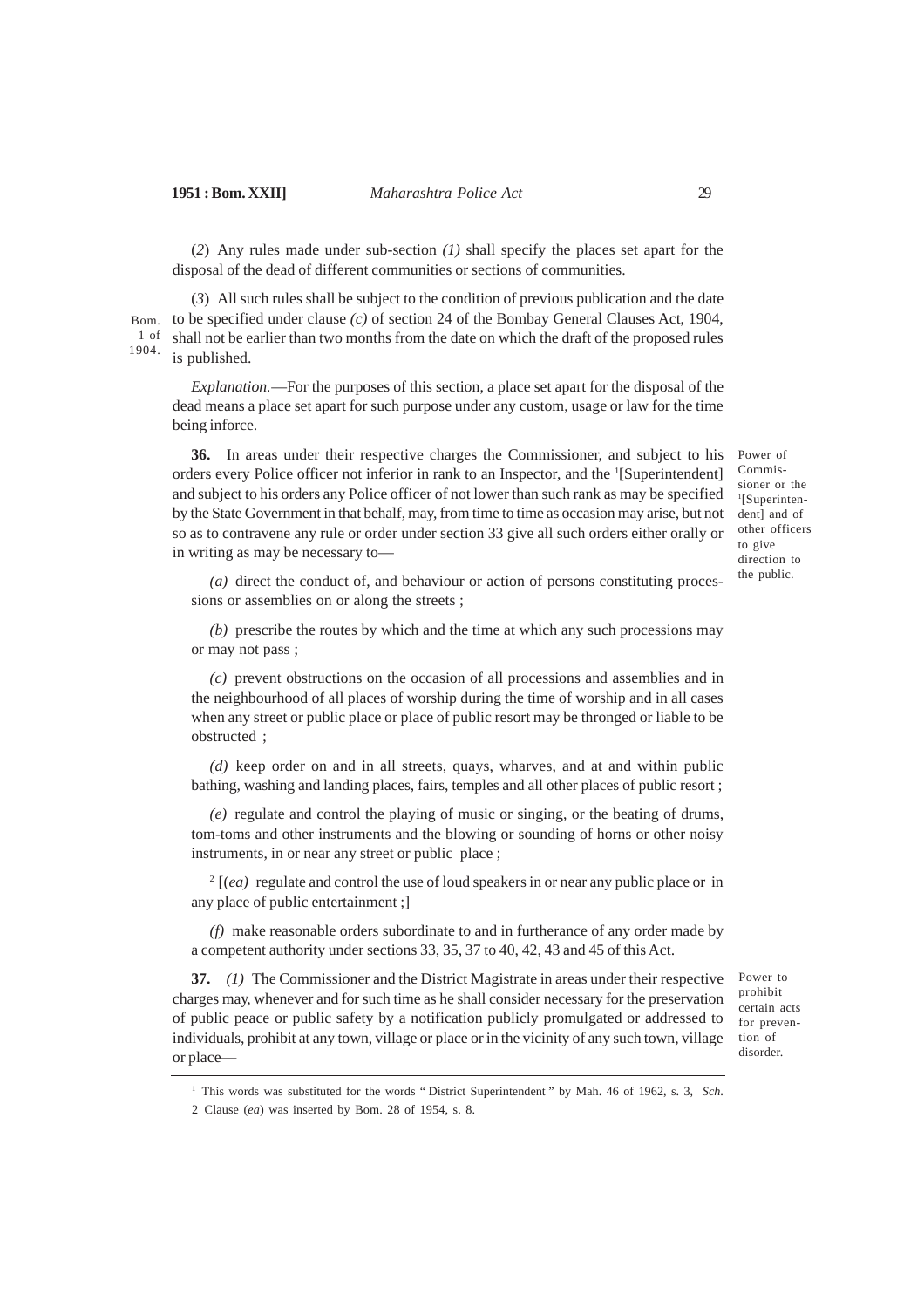(*2*) Any rules made under sub-section *(1)* shall specify the places set apart for the disposal of the dead of different communities or sections of communities.

(*3*) All such rules shall be subject to the condition of previous publication and the date to be specified under clause *(c)* of section 24 of the Bombay General Clauses Act, 1904, shall not be earlier than two months from the date on which the draft of the proposed rules is published.

Bom. 1 of 1904.

*Explanation.*—For the purposes of this section, a place set apart for the disposal of the dead means a place set apart for such purpose under any custom, usage or law for the time being inforce.

Power of Commissioner or the [1][Superintendent] and of other officers to give direction to the public.

**36.** In areas under their respective charges the Commissioner, and subject to his orders every Police officer not inferior in rank to an Inspector, and the [1][Superintendent] and subject to his orders any Police officer of not lower than such rank as may be specified by the State Government in that behalf, may, from time to time as occasion may arise, but not so as to contravene any rule or order under section 33 give all such orders either orally or in writing as may be necessary to—

*(a)* direct the conduct of, and behaviour or action of persons constituting processions or assemblies on or along the streets ;

*(b)* prescribe the routes by which and the time at which any such processions may or may not pass ;

*(c)* prevent obstructions on the occasion of all processions and assemblies and in the neighbourhood of all places of worship during the time of worship and in all cases when any street or public place or place of public resort may be thronged or liable to be obstructed ;

*(d)* keep order on and in all streets, quays, wharves, and at and within public bathing, washing and landing places, fairs, temples and all other places of public resort ;

*(e)* regulate and control the playing of music or singing, or the beating of drums, tom-toms and other instruments and the blowing or sounding of horns or other noisy instruments, in or near any street or public place ;

[2] [(*ea*) regulate and control the use of loud speakers in or near any public place or in any place of public entertainment ;]

*(f)* make reasonable orders subordinate to and in furtherance of any order made by a competent authority under sections 33, 35, 37 to 40, 42, 43 and 45 of this Act.

Power to prohibit certain acts for prevention of disorder.

**37.** *(1)* The Commissioner and the District Magistrate in areas under their respective charges may, whenever and for such time as he shall consider necessary for the preservation of public peace or public safety by a notification publicly promulgated or addressed to individuals, prohibit at any town, village or place or in the vicinity of any such town, village or place—

---

[1] This words was substituted for the words " District Superintendent " by Mah. 46 of 1962, s. 3, *Sch*.

[2] Clause (*ea*) was inserted by Bom. 28 of 1954, s. 8.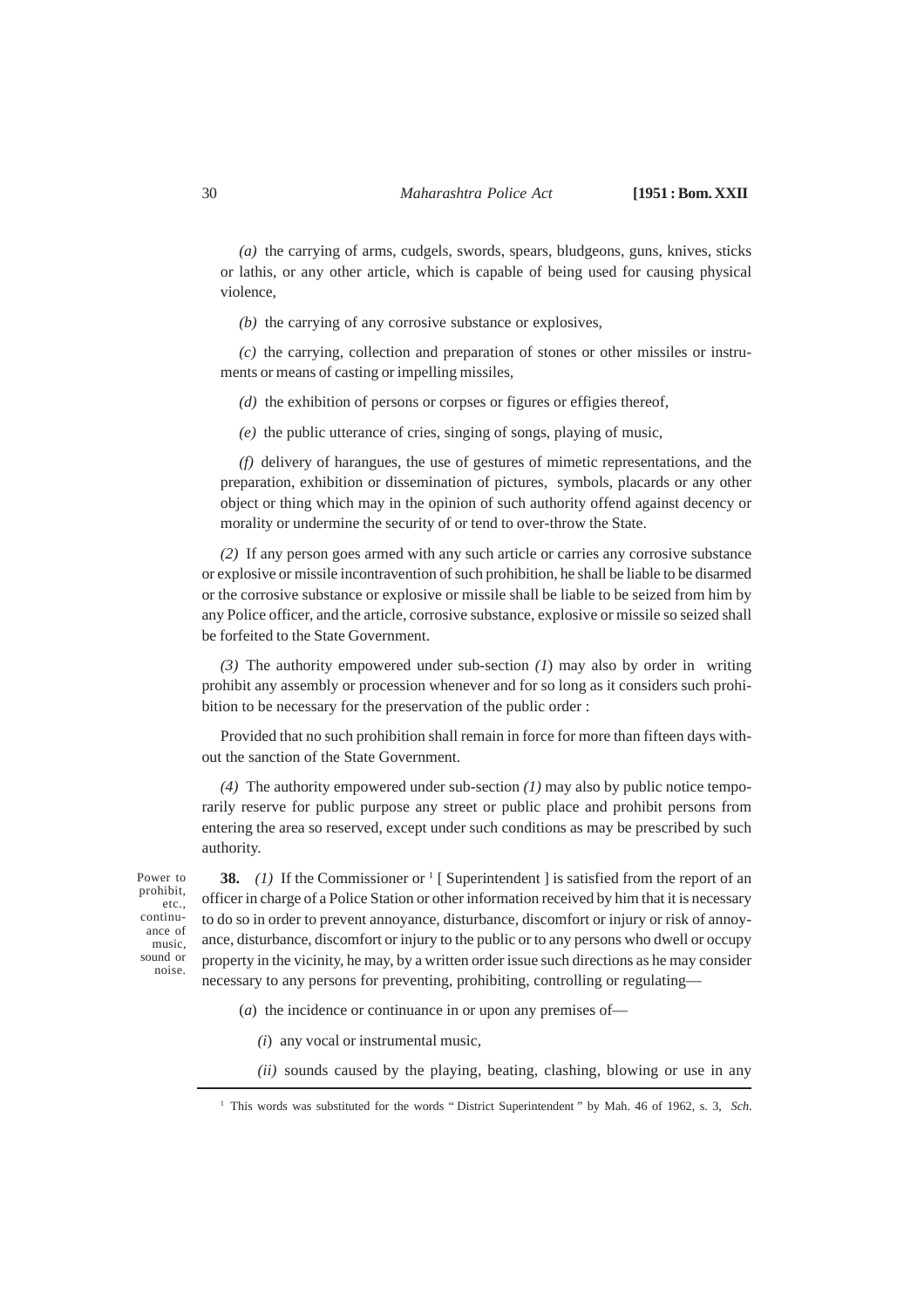*(a)* the carrying of arms, cudgels, swords, spears, bludgeons, guns, knives, sticks or lathis, or any other article, which is capable of being used for causing physical violence,

*(b)* the carrying of any corrosive substance or explosives,

*(c)* the carrying, collection and preparation of stones or other missiles or instruments or means of casting or impelling missiles,

*(d)* the exhibition of persons or corpses or figures or effigies thereof,

*(e)* the public utterance of cries, singing of songs, playing of music,

*(f)* delivery of harangues, the use of gestures of mimetic representations, and the preparation, exhibition or dissemination of pictures, symbols, placards or any other object or thing which may in the opinion of such authority offend against decency or morality or undermine the security of or tend to over-throw the State.

*(2)* If any person goes armed with any such article or carries any corrosive substance or explosive or missile incontravention of such prohibition, he shall be liable to be disarmed or the corrosive substance or explosive or missile shall be liable to be seized from him by any Police officer, and the article, corrosive substance, explosive or missile so seized shall be forfeited to the State Government.

*(3)* The authority empowered under sub-section *(1)* may also by order in writing prohibit any assembly or procession whenever and for so long as it considers such prohibition to be necessary for the preservation of the public order :

Provided that no such prohibition shall remain in force for more than fifteen days without the sanction of the State Government.

*(4)* The authority empowered under sub-section *(1)* may also by public notice temporarily reserve for public purpose any street or public place and prohibit persons from entering the area so reserved, except under such conditions as may be prescribed by such authority.

Power to prohibit, etc., continuance of music, sound or noise.

**38.** *(1)* If the Commissioner or [1] [ Superintendent ] is satisfied from the report of an officer in charge of a Police Station or other information received by him that it is necessary to do so in order to prevent annoyance, disturbance, discomfort or injury or risk of annoyance, disturbance, discomfort or injury to the public or to any persons who dwell or occupy property in the vicinity, he may, by a written order issue such directions as he may consider necessary to any persons for preventing, prohibiting, controlling or regulating—

(*a*) the incidence or continuance in or upon any premises of—

*(i)* any vocal or instrumental music,

*(ii)* sounds caused by the playing, beating, clashing, blowing or use in any

---

[1] This words was substituted for the words " District Superintendent " by Mah. 46 of 1962, s. 3, *Sch*.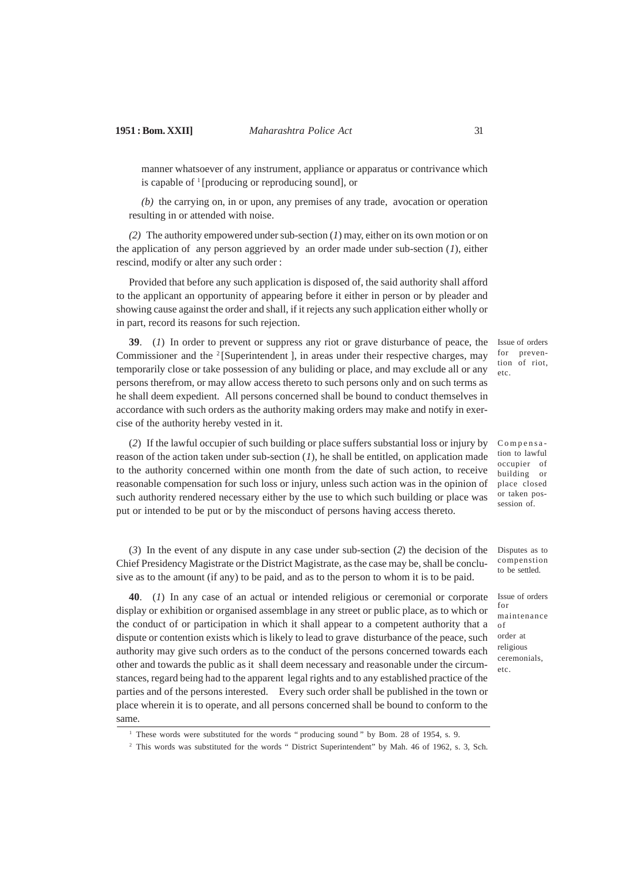manner whatsoever of any instrument, appliance or apparatus or contrivance which is capable of [1][producing or reproducing sound], or

*(b)* the carrying on, in or upon, any premises of any trade, avocation or operation resulting in or attended with noise.

*(2)* The authority empowered under sub-section (*1*) may, either on its own motion or on the application of any person aggrieved by an order made under sub-section (*1*), either rescind, modify or alter any such order :

Provided that before any such application is disposed of, the said authority shall afford to the applicant an opportunity of appearing before it either in person or by pleader and showing cause against the order and shall, if it rejects any such application either wholly or in part, record its reasons for such rejection.

Issue of orders for prevention of riot, etc.

**39**. (*1*) In order to prevent or suppress any riot or grave disturbance of peace, the Commissioner and the [2][Superintendent ], in areas under their respective charges, may temporarily close or take possession of any buliding or place, and may exclude all or any persons therefrom, or may allow access thereto to such persons only and on such terms as he shall deem expedient. All persons concerned shall be bound to conduct themselves in accordance with such orders as the authority making orders may make and notify in exercise of the authority hereby vested in it.

Compensation to lawful occupier of building or place closed or taken possession of.

(*2*) If the lawful occupier of such building or place suffers substantial loss or injury by reason of the action taken under sub-section (*1*), he shall be entitled, on application made to the authority concerned within one month from the date of such action, to receive reasonable compensation for such loss or injury, unless such action was in the opinion of such authority rendered necessary either by the use to which such building or place was put or intended to be put or by the misconduct of persons having access thereto.

Disputes as to compenstion to be settled.

(*3*) In the event of any dispute in any case under sub-section (*2*) the decision of the Chief Presidency Magistrate or the District Magistrate, as the case may be, shall be conclusive as to the amount (if any) to be paid, and as to the person to whom it is to be paid.

Issue of orders for maintenance of order at religious ceremonials, etc.

**40**. (*1*) In any case of an actual or intended religious or ceremonial or corporate display or exhibition or organised assemblage in any street or public place, as to which or the conduct of or participation in which it shall appear to a competent authority that a dispute or contention exists which is likely to lead to grave disturbance of the peace, such authority may give such orders as to the conduct of the persons concerned towards each other and towards the public as it shall deem necessary and reasonable under the circumstances, regard being had to the apparent legal rights and to any established practice of the parties and of the persons interested. Every such order shall be published in the town or place wherein it is to operate, and all persons concerned shall be bound to conform to the same.

---

[1] These words were substituted for the words " producing sound " by Bom. 28 of 1954, s. 9.

[2] This words was substituted for the words " District Superintendent" by Mah. 46 of 1962, s. 3, Sch.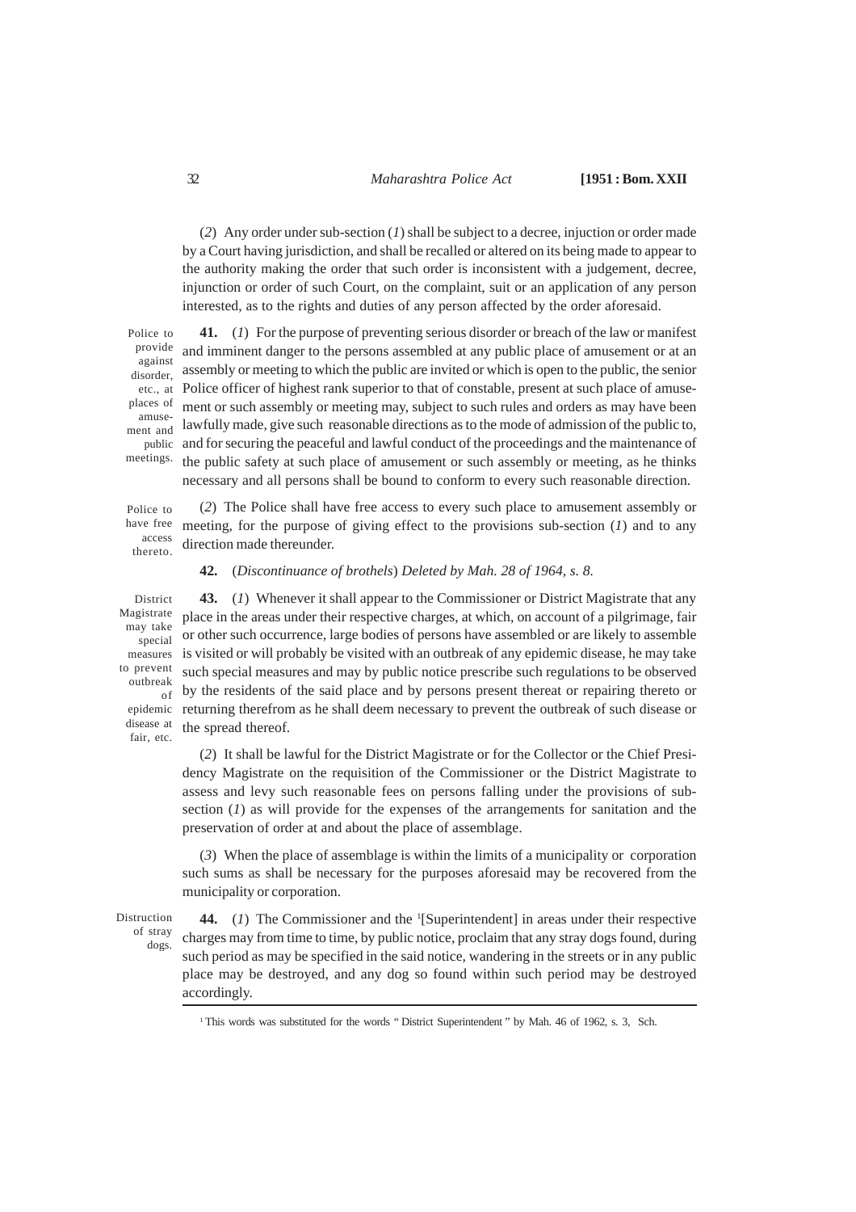(*2*) Any order under sub-section (*1*) shall be subject to a decree, injuction or order made by a Court having jurisdiction, and shall be recalled or altered on its being made to appear to the authority making the order that such order is inconsistent with a judgement, decree, injunction or order of such Court, on the complaint, suit or an application of any person interested, as to the rights and duties of any person affected by the order aforesaid.

Police to provide against disorder, etc., at places of amusement and public meetings.

**41.** (*1*) For the purpose of preventing serious disorder or breach of the law or manifest and imminent danger to the persons assembled at any public place of amusement or at an assembly or meeting to which the public are invited or which is open to the public, the senior Police officer of highest rank superior to that of constable, present at such place of amusement or such assembly or meeting may, subject to such rules and orders as may have been lawfully made, give such reasonable directions as to the mode of admission of the public to, and for securing the peaceful and lawful conduct of the proceedings and the maintenance of the public safety at such place of amusement or such assembly or meeting, as he thinks necessary and all persons shall be bound to conform to every such reasonable direction.

Police to have free access thereto.

(*2*) The Police shall have free access to every such place to amusement assembly or meeting, for the purpose of giving effect to the provisions sub-section (*1*) and to any direction made thereunder.

**42.** (*Discontinuance of brothels*) *Deleted by Mah. 28 of 1964, s. 8.*

District Magistrate may take special measures to prevent outbreak of epidemic disease at fair, etc.

**43.** (*1*) Whenever it shall appear to the Commissioner or District Magistrate that any place in the areas under their respective charges, at which, on account of a pilgrimage, fair or other such occurrence, large bodies of persons have assembled or are likely to assemble is visited or will probably be visited with an outbreak of any epidemic disease, he may take such special measures and may by public notice prescribe such regulations to be observed by the residents of the said place and by persons present thereat or repairing thereto or returning therefrom as he shall deem necessary to prevent the outbreak of such disease or the spread thereof.

(*2*) It shall be lawful for the District Magistrate or for the Collector or the Chief Presidency Magistrate on the requisition of the Commissioner or the District Magistrate to assess and levy such reasonable fees on persons falling under the provisions of sub-section (*1*) as will provide for the expenses of the arrangements for sanitation and the preservation of order at and about the place of assemblage.

(*3*) When the place of assemblage is within the limits of a municipality or corporation such sums as shall be necessary for the purposes aforesaid may be recovered from the municipality or corporation.

Distruction of stray dogs.

**44.** (*1*) The Commissioner and the [1][Superintendent] in areas under their respective charges may from time to time, by public notice, proclaim that any stray dogs found, during such period as may be specified in the said notice, wandering in the streets or in any public place may be destroyed, and any dog so found within such period may be destroyed accordingly.

[1] This words was substituted for the words " District Superintendent " by Mah. 46 of 1962, s. 3, Sch.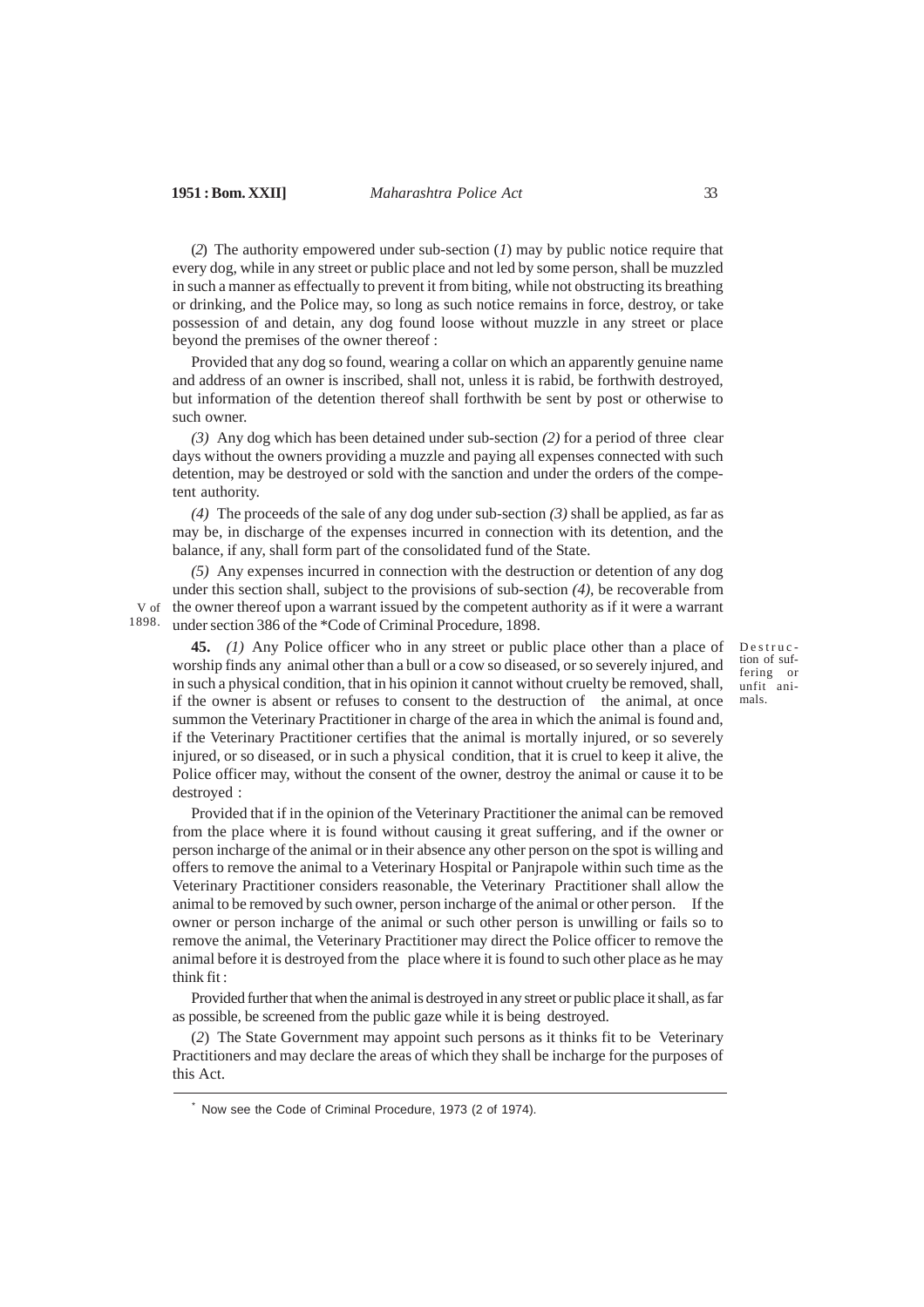(*2*) The authority empowered under sub-section (*1*) may by public notice require that every dog, while in any street or public place and not led by some person, shall be muzzled in such a manner as effectually to prevent it from biting, while not obstructing its breathing or drinking, and the Police may, so long as such notice remains in force, destroy, or take possession of and detain, any dog found loose without muzzle in any street or place beyond the premises of the owner thereof :

Provided that any dog so found, wearing a collar on which an apparently genuine name and address of an owner is inscribed, shall not, unless it is rabid, be forthwith destroyed, but information of the detention thereof shall forthwith be sent by post or otherwise to such owner.

*(3)* Any dog which has been detained under sub-section *(2)* for a period of three clear days without the owners providing a muzzle and paying all expenses connected with such detention, may be destroyed or sold with the sanction and under the orders of the competent authority.

*(4)* The proceeds of the sale of any dog under sub-section *(3)* shall be applied, as far as may be, in discharge of the expenses incurred in connection with its detention, and the balance, if any, shall form part of the consolidated fund of the State.

*(5)* Any expenses incurred in connection with the destruction or detention of any dog under this section shall, subject to the provisions of sub-section *(4)*, be recoverable from the owner thereof upon a warrant issued by the competent authority as if it were a warrant under section 386 of the *Code of Criminal Procedure, 1898. (V of 1898.)

**Destruction of suffering or unfit animals.**

**45.** *(1)* Any Police officer who in any street or public place other than a place of worship finds any animal other than a bull or a cow so diseased, or so severely injured, and in such a physical condition, that in his opinion it cannot without cruelty be removed, shall, if the owner is absent or refuses to consent to the destruction of the animal, at once summon the Veterinary Practitioner in charge of the area in which the animal is found and, if the Veterinary Practitioner certifies that the animal is mortally injured, or so severely injured, or so diseased, or in such a physical condition, that it is cruel to keep it alive, the Police officer may, without the consent of the owner, destroy the animal or cause it to be destroyed :

Provided that if in the opinion of the Veterinary Practitioner the animal can be removed from the place where it is found without causing it great suffering, and if the owner or person incharge of the animal or in their absence any other person on the spot is willing and offers to remove the animal to a Veterinary Hospital or Panjrapole within such time as the Veterinary Practitioner considers reasonable, the Veterinary Practitioner shall allow the animal to be removed by such owner, person incharge of the animal or other person. If the owner or person incharge of the animal or such other person is unwilling or fails so to remove the animal, the Veterinary Practitioner may direct the Police officer to remove the animal before it is destroyed from the place where it is found to such other place as he may think fit :

Provided further that when the animal is destroyed in any street or public place it shall, as far as possible, be screened from the public gaze while it is being destroyed.

(*2*) The State Government may appoint such persons as it thinks fit to be Veterinary Practitioners and may declare the areas of which they shall be incharge for the purposes of this Act.

---

* Now see the Code of Criminal Procedure, 1973 (2 of 1974).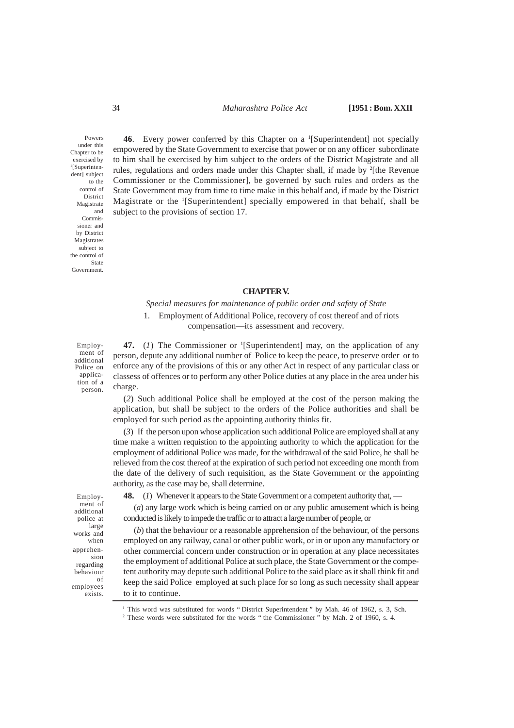Powers under this Chapter to be exercised by [1][Superintendent] subject to the control of District Magistrate and Commissioner and by District Magistrates subject to the control of State Government.

**46**. Every power conferred by this Chapter on a [1][Superintendent] not specially empowered by the State Government to exercise that power or on any officer subordinate to him shall be exercised by him subject to the orders of the District Magistrate and all rules, regulations and orders made under this Chapter shall, if made by [2][the Revenue Commissioner or the Commissioner], be governed by such rules and orders as the State Government may from time to time make in this behalf and, if made by the District Magistrate or the [1][Superintendent] specially empowered in that behalf, shall be subject to the provisions of section 17.

## CHAPTER V.

*Special measures for maintenance of public order and safety of State*

1. Employment of Additional Police, recovery of cost thereof and of riots compensation—its assessment and recovery.

Employment of additional Police on application of a person.

**47.** (*1*) The Commissioner or [1][Superintendent] may, on the application of any person, depute any additional number of Police to keep the peace, to preserve order or to enforce any of the provisions of this or any other Act in respect of any particular class or classess of offences or to perform any other Police duties at any place in the area under his charge.

(*2*) Such additional Police shall be employed at the cost of the person making the application, but shall be subject to the orders of the Police authorities and shall be employed for such period as the appointing authority thinks fit.

(*3*) If the person upon whose application such additional Police are employed shall at any time make a written requistion to the appointing authority to which the application for the employment of additional Police was made, for the withdrawal of the said Police, he shall be relieved from the cost thereof at the expiration of such period not exceeding one month from the date of the delivery of such requisition, as the State Government or the appointing authority, as the case may be, shall determine.

Employment of additional police at large works and when apprehension regarding behaviour of employees exists.

**48.** (*1*) Whenever it appears to the State Government or a competent authority that, —

(*a*) any large work which is being carried on or any public amusement which is being conducted is likely to impede the traffic or to attract a large number of people, or

(*b*) that the behaviour or a reasonable apprehension of the behaviour, of the persons employed on any railway, canal or other public work, or in or upon any manufactory or other commercial concern under construction or in operation at any place necessitates the employment of additional Police at such place, the State Government or the competent authority may depute such additional Police to the said place as it shall think fit and keep the said Police employed at such place for so long as such necessity shall appear to it to continue.

---

[1] This word was substituted for words " District Superintendent " by Mah. 46 of 1962, s. 3, Sch.

[2] These words were substituted for the words " the Commissioner " by Mah. 2 of 1960, s. 4.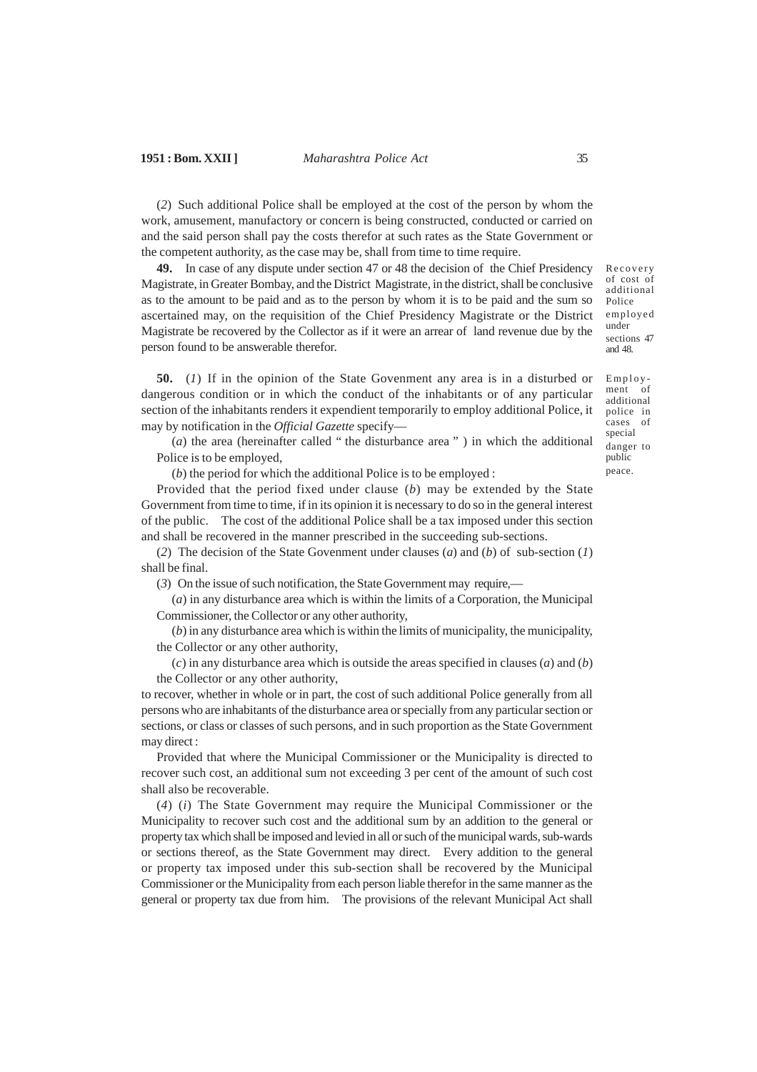(*2*) Such additional Police shall be employed at the cost of the person by whom the work, amusement, manufactory or concern is being constructed, conducted or carried on and the said person shall pay the costs therefor at such rates as the State Government or the competent authority, as the case may be, shall from time to time require.

Recovery of cost of additional Police employed under sections 47 and 48.

**49.** In case of any dispute under section 47 or 48 the decision of the Chief Presidency Magistrate, in Greater Bombay, and the District Magistrate, in the district, shall be conclusive as to the amount to be paid and as to the person by whom it is to be paid and the sum so ascertained may, on the requisition of the Chief Presidency Magistrate or the District Magistrate be recovered by the Collector as if it were an arrear of land revenue due by the person found to be answerable therefor.

Employment of additional police in cases of special danger to public peace.

**50.** (*1*) If in the opinion of the State Govenment any area is in a disturbed or dangerous condition or in which the conduct of the inhabitants or of any particular section of the inhabitants renders it expendient temporarily to employ additional Police, it may by notification in the *Official Gazette* specify—

(*a*) the area (hereinafter called " the disturbance area " ) in which the additional Police is to be employed,

(*b*) the period for which the additional Police is to be employed :

Provided that the period fixed under clause (*b*) may be extended by the State Government from time to time, if in its opinion it is necessary to do so in the general interest of the public. The cost of the additional Police shall be a tax imposed under this section and shall be recovered in the manner prescribed in the succeeding sub-sections.

(*2*) The decision of the State Govenment under clauses (*a*) and (*b*) of sub-section (*1*) shall be final.

(*3*) On the issue of such notification, the State Government may require,—

(*a*) in any disturbance area which is within the limits of a Corporation, the Municipal Commissioner, the Collector or any other authority,

(*b*) in any disturbance area which is within the limits of municipality, the municipality, the Collector or any other authority,

(*c*) in any disturbance area which is outside the areas specified in clauses (*a*) and (*b*) the Collector or any other authority,

to recover, whether in whole or in part, the cost of such additional Police generally from all persons who are inhabitants of the disturbance area or specially from any particular section or sections, or class or classes of such persons, and in such proportion as the State Government may direct :

Provided that where the Municipal Commissioner or the Municipality is directed to recover such cost, an additional sum not exceeding 3 per cent of the amount of such cost shall also be recoverable.

(*4*) (*i*) The State Government may require the Municipal Commissioner or the Municipality to recover such cost and the additional sum by an addition to the general or property tax which shall be imposed and levied in all or such of the municipal wards, sub-wards or sections thereof, as the State Government may direct. Every addition to the general or property tax imposed under this sub-section shall be recovered by the Municipal Commissioner or the Municipality from each person liable therefor in the same manner as the general or property tax due from him. The provisions of the relevant Municipal Act shall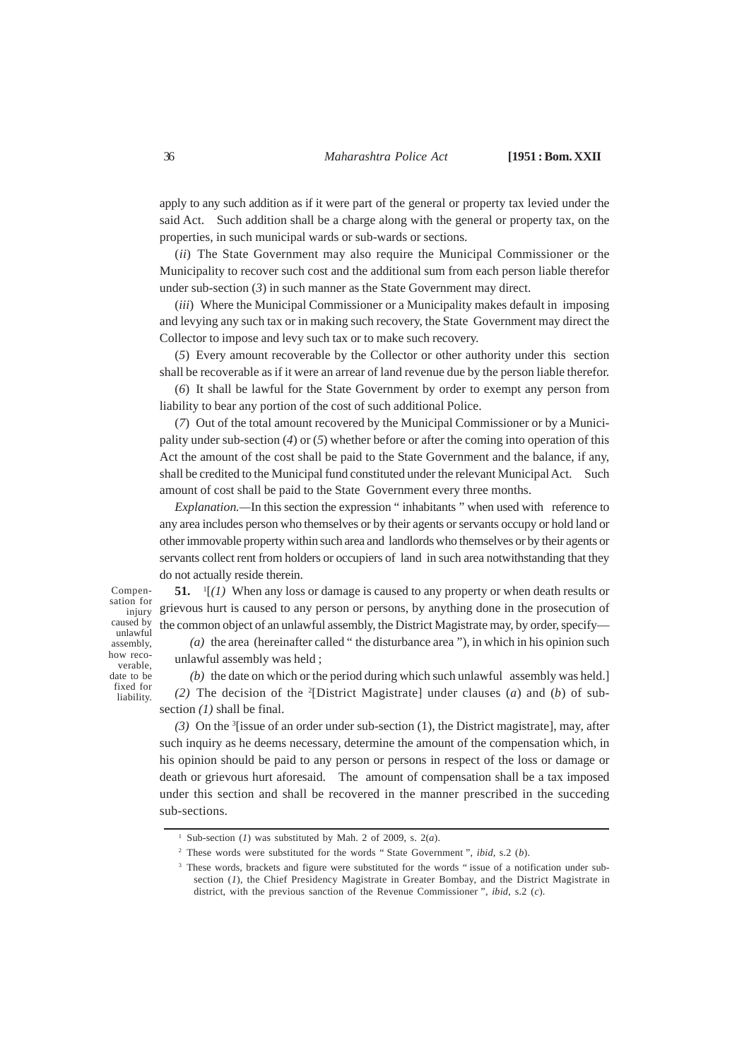apply to any such addition as if it were part of the general or property tax levied under the said Act. Such addition shall be a charge along with the general or property tax, on the properties, in such municipal wards or sub-wards or sections.

(*ii*) The State Government may also require the Municipal Commissioner or the Municipality to recover such cost and the additional sum from each person liable therefor under sub-section (*3*) in such manner as the State Government may direct.

(*iii*) Where the Municipal Commissioner or a Municipality makes default in imposing and levying any such tax or in making such recovery, the State Government may direct the Collector to impose and levy such tax or to make such recovery.

(*5*) Every amount recoverable by the Collector or other authority under this section shall be recoverable as if it were an arrear of land revenue due by the person liable therefor.

(*6*) It shall be lawful for the State Government by order to exempt any person from liability to bear any portion of the cost of such additional Police.

(*7*) Out of the total amount recovered by the Municipal Commissioner or by a Municipality under sub-section (*4*) or (*5*) whether before or after the coming into operation of this Act the amount of the cost shall be paid to the State Government and the balance, if any, shall be credited to the Municipal fund constituted under the relevant Municipal Act. Such amount of cost shall be paid to the State Government every three months.

*Explanation.*—In this section the expression " inhabitants " when used with reference to any area includes person who themselves or by their agents or servants occupy or hold land or other immovable property within such area and landlords who themselves or by their agents or servants collect rent from holders or occupiers of land in such area notwithstanding that they do not actually reside therein.

Compensation for injury caused by unlawful assembly, how recoverable, date to be fixed for liability.

**51.** [1][*(1)* When any loss or damage is caused to any property or when death results or grievous hurt is caused to any person or persons, by anything done in the prosecution of the common object of an unlawful assembly, the District Magistrate may, by order, specify—

*(a)* the area (hereinafter called " the disturbance area "), in which in his opinion such unlawful assembly was held ;

*(b)* the date on which or the period during which such unlawful assembly was held.]

*(2)* The decision of the [2][District Magistrate] under clauses (*a*) and (*b*) of sub-section *(1)* shall be final.

*(3)* On the [3][issue of an order under sub-section (1), the District magistrate], may, after such inquiry as he deems necessary, determine the amount of the compensation which, in his opinion should be paid to any person or persons in respect of the loss or damage or death or grievous hurt aforesaid. The amount of compensation shall be a tax imposed under this section and shall be recovered in the manner prescribed in the succeding sub-sections.

---

[1] Sub-section (*1*) was substituted by Mah. 2 of 2009, s. 2(*a*).

[2] These words were substituted for the words " State Government ", *ibid*, s.2 (*b*).

[3] These words, brackets and figure were substituted for the words " issue of a notification under sub-section (*1*), the Chief Presidency Magistrate in Greater Bombay, and the District Magistrate in district, with the previous sanction of the Revenue Commissioner ", *ibid*, s.2 (*c*).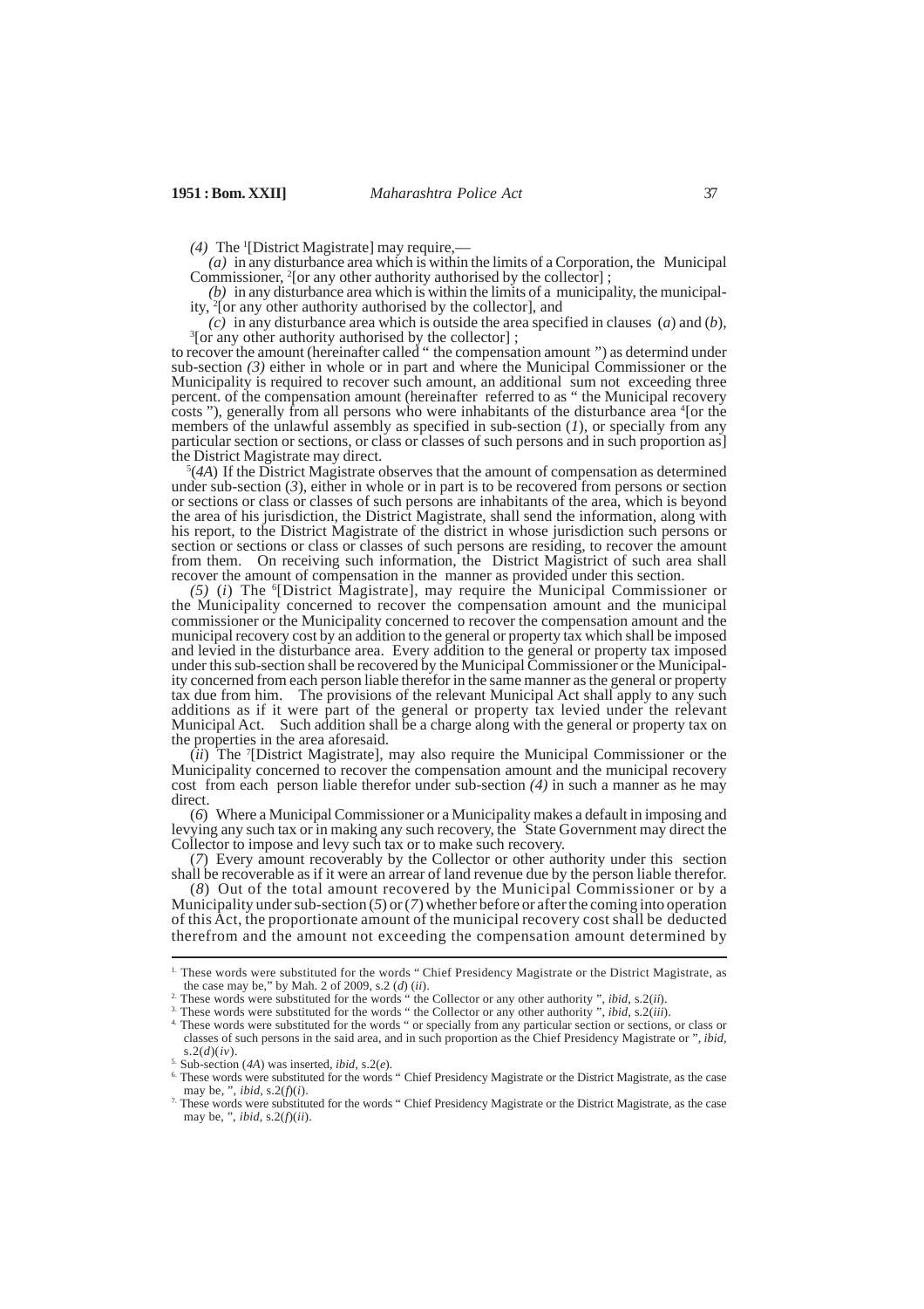*(4)* The [1][District Magistrate] may require,—

*(a)* in any disturbance area which is within the limits of a Corporation, the Municipal Commissioner, [2][or any other authority authorised by the collector] ;

*(b)* in any disturbance area which is within the limits of a municipality, the municipality, [2][or any other authority authorised by the collector], and

*(c)* in any disturbance area which is outside the area specified in clauses (*a*) and (*b*), [3][or any other authority authorised by the collector] ;

to recover the amount (hereinafter called " the compensation amount ") as determind under sub-section *(3)* either in whole or in part and where the Municipal Commissioner or the Municipality is required to recover such amount, an additional sum not exceeding three percent. of the compensation amount (hereinafter referred to as " the Municipal recovery costs "), generally from all persons who were inhabitants of the disturbance area [4][or the members of the unlawful assembly as specified in sub-section (*1*), or specially from any particular section or sections, or class or classes of such persons and in such proportion as] the District Magistrate may direct.

[5](*4A*) If the District Magistrate observes that the amount of compensation as determined under sub-section (*3*), either in whole or in part is to be recovered from persons or section or sections or class or classes of such persons are inhabitants of the area, which is beyond the area of his jurisdiction, the District Magistrate, shall send the information, along with his report, to the District Magistrate of the district in whose jurisdiction such persons or section or sections or class or classes of such persons are residing, to recover the amount from them. On receiving such information, the District Magistrict of such area shall recover the amount of compensation in the manner as provided under this section.

*(5)* (*i*) The [6][District Magistrate], may require the Municipal Commissioner or the Municipality concerned to recover the compensation amount and the municipal commissioner or the Municipality concerned to recover the compensation amount and the municipal recovery cost by an addition to the general or property tax which shall be imposed and levied in the disturbance area. Every addition to the general or property tax imposed under this sub-section shall be recovered by the Municipal Commissioner or the Municipality concerned from each person liable therefor in the same manner as the general or property tax due from him. The provisions of the relevant Municipal Act shall apply to any such additions as if it were part of the general or property tax levied under the relevant Municipal Act. Such addition shall be a charge along with the general or property tax on the properties in the area aforesaid.

(*ii*) The [7][District Magistrate], may also require the Municipal Commissioner or the Municipality concerned to recover the compensation amount and the municipal recovery cost from each person liable therefor under sub-section *(4)* in such a manner as he may direct.

(*6*) Where a Municipal Commissioner or a Municipality makes a default in imposing and levying any such tax or in making any such recovery, the State Government may direct the Collector to impose and levy such tax or to make such recovery.

(*7*) Every amount recoverably by the Collector or other authority under this section shall be recoverable as if it were an arrear of land revenue due by the person liable therefor.

(*8*) Out of the total amount recovered by the Municipal Commissioner or by a Municipality under sub-section (*5*) or (*7*) whether before or after the coming into operation of this Act, the proportionate amount of the municipal recovery cost shall be deducted therefrom and the amount not exceeding the compensation amount determined by

---

1. These words were substituted for the words " Chief Presidency Magistrate or the District Magistrate, as the case may be," by Mah. 2 of 2009, s.2 (*d*) (*ii*).
2. These words were substituted for the words " the Collector or any other authority ", *ibid*, s.2(*ii*).
3. These words were substituted for the words " the Collector or any other authority ", *ibid*, s.2(*iii*).
4. These words were substituted for the words " or specially from any particular section or sections, or class or classes of such persons in the said area, and in such proportion as the Chief Presidency Magistrate or ", *ibid*, s.2(*d*)(*iv*).
5. Sub-section (*4A*) was inserted, *ibid*, s.2(*e*).
6. These words were substituted for the words " Chief Presidency Magistrate or the District Magistrate, as the case may be, ", *ibid*, s.2(*f*)(*i*).
7. These words were substituted for the words " Chief Presidency Magistrate or the District Magistrate, as the case may be, ", *ibid*, s.2(*f*)(*ii*).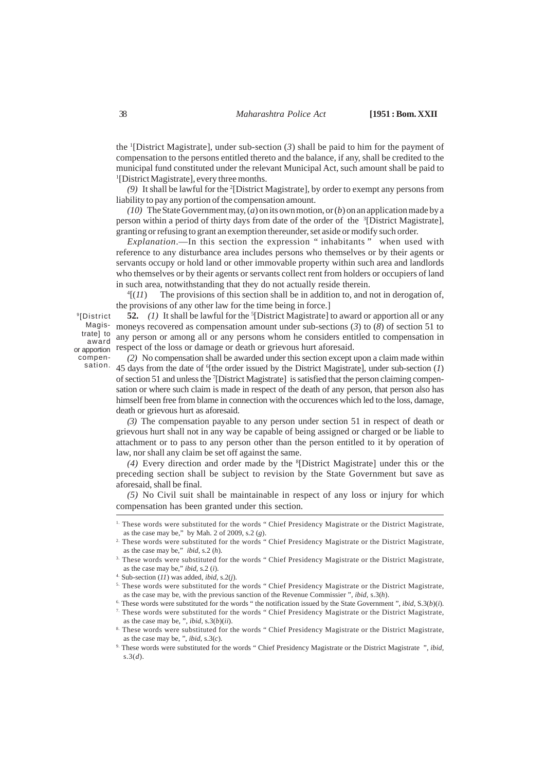the [1][District Magistrate], under sub-section (*3*) shall be paid to him for the payment of compensation to the persons entitled thereto and the balance, if any, shall be credited to the municipal fund constituted under the relevant Municipal Act, such amount shall be paid to [1][District Magistrate], every three months.

*(9)* It shall be lawful for the [2][District Magistrate], by order to exempt any persons from liability to pay any portion of the compensation amount.

*(10)* The State Government may, (*a*) on its own motion, or (*b*) on an application made by a person within a period of thirty days from date of the order of the [3][District Magistrate], granting or refusing to grant an exemption thereunder, set aside or modify such order.

*Explanation*.—In this section the expression " inhabitants " when used with reference to any disturbance area includes persons who themselves or by their agents or servants occupy or hold land or other immovable property within such area and landlords who themselves or by their agents or servants collect rent from holders or occupiers of land in such area, notwithstanding that they do not actually reside therein.

[4][(*11*) The provisions of this section shall be in addition to, and not in derogation of, the provisions of any other law for the time being in force.]

[9][District Magistrate] to award or apportion compensation.

**52.** *(1)* It shall be lawful for the [5][District Magistrate] to award or apportion all or any moneys recovered as compensation amount under sub-sections (*3*) to (*8*) of section 51 to any person or among all or any persons whom he considers entitled to compensation in respect of the loss or damage or death or grievous hurt aforesaid.

*(2)* No compensation shall be awarded under this section except upon a claim made within 45 days from the date of [6][the order issued by the District Magistrate], under sub-section (*1*) of section 51 and unless the [7][District Magistrate] is satisfied that the person claiming compensation or where such claim is made in respect of the death of any person, that person also has himself been free from blame in connection with the occurences which led to the loss, damage, death or grievous hurt as aforesaid.

*(3)* The compensation payable to any person under section 51 in respect of death or grievous hurt shall not in any way be capable of being assigned or charged or be liable to attachment or to pass to any person other than the person entitled to it by operation of law, nor shall any claim be set off against the same.

*(4)* Every direction and order made by the [8][District Magistrate] under this or the preceding section shall be subject to revision by the State Government but save as aforesaid, shall be final.

*(5)* No Civil suit shall be maintainable in respect of any loss or injury for which compensation has been granted under this section.

---

1. These words were substituted for the words " Chief Presidency Magistrate or the District Magistrate, as the case may be," by Mah. 2 of 2009, s.2 (*g*).
2. These words were substituted for the words " Chief Presidency Magistrate or the District Magistrate, as the case may be," *ibid*, s.2 (*h*).
3. These words were substituted for the words " Chief Presidency Magistrate or the District Magistrate, as the case may be," *ibid*, s.2 (*i*).
4. Sub-section (*11*) was added, *ibid*, s.2(*j*).
5. These words were substituted for the words " Chief Presidency Magistrate or the District Magistrate, as the case may be, with the previous sanction of the Revenue Commissioner ", *ibid*, s.3(*h*).
6. These words were substituted for the words " the notification issued by the State Government ", *ibid*, S.3(*b*)(*i*).
7. These words were substituted for the words " Chief Presidency Magistrate or the District Magistrate, as the case may be, ", *ibid*, s.3(*b*)(*ii*).
8. These words were substituted for the words " Chief Presidency Magistrate or the District Magistrate, as the case may be, ", *ibid*, s.3(*c*).
9. These words were substituted for the words " Chief Presidency Magistrate or the District Magistrate ", *ibid*, s.3(*d*).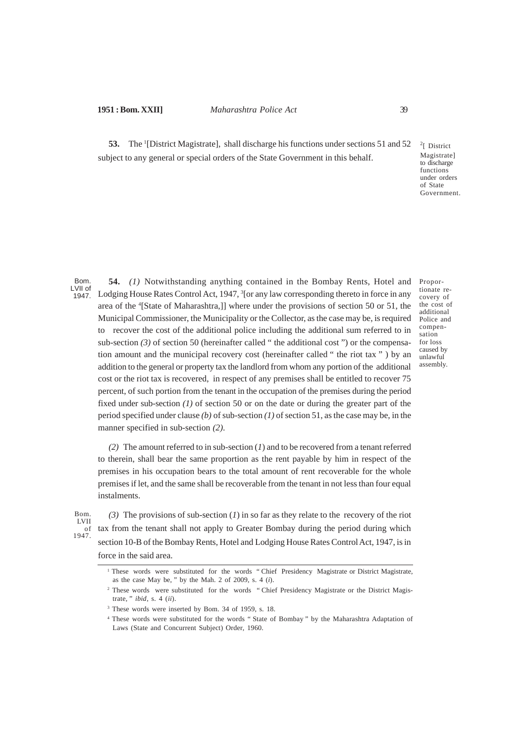**53.** The [1][District Magistrate], shall discharge his functions under sections 51 and 52 subject to any general or special orders of the State Government in this behalf.

[2][ District Magistrate] to discharge functions under orders of State Government.

Bom. LVII of 1947.

**54.** *(1)* Notwithstanding anything contained in the Bombay Rents, Hotel and Lodging House Rates Control Act, 1947, [3][or any law corresponding thereto in force in any area of the [4][State of Maharashtra,]] where under the provisions of section 50 or 51, the Municipal Commissioner, the Municipality or the Collector, as the case may be, is required to recover the cost of the additional police including the additional sum referred to in sub-section *(3)* of section 50 (hereinafter called " the additional cost ") or the compensation amount and the municipal recovery cost (hereinafter called " the riot tax " ) by an addition to the general or property tax the landlord from whom any portion of the additional cost or the riot tax is recovered, in respect of any premises shall be entitled to recover 75 percent, of such portion from the tenant in the occupation of the premises during the period fixed under sub-section *(1)* of section 50 or on the date or during the greater part of the period specified under clause *(b)* of sub-section *(1)* of section 51, as the case may be, in the manner specified in sub-section *(2)*.

Proportionate recovery of the cost of additional Police and compensation for loss caused by unlawful assembly.

*(2)* The amount referred to in sub-section (*1*) and to be recovered from a tenant referred to therein, shall bear the same proportion as the rent payable by him in respect of the premises in his occupation bears to the total amount of rent recoverable for the whole premises if let, and the same shall be recoverable from the tenant in not less than four equal instalments.

Bom. LVII of 1947.

*(3)* The provisions of sub-section (*1*) in so far as they relate to the recovery of the riot tax from the tenant shall not apply to Greater Bombay during the period during which section 10-B of the Bombay Rents, Hotel and Lodging House Rates Control Act, 1947, is in force in the said area.

---

[1] These words were substituted for the words " Chief Presidency Magistrate or District Magistrate, as the case May be, " by the Mah. 2 of 2009, s. 4 (*i*).

[2] These words were substituted for the words " Chief Presidency Magistrate or the District Magistrate, " *ibid*, s. 4 (*ii*).

[3] These words were inserted by Bom. 34 of 1959, s. 18.

[4] These words were substituted for the words " State of Bombay " by the Maharashtra Adaptation of Laws (State and Concurrent Subject) Order, 1960.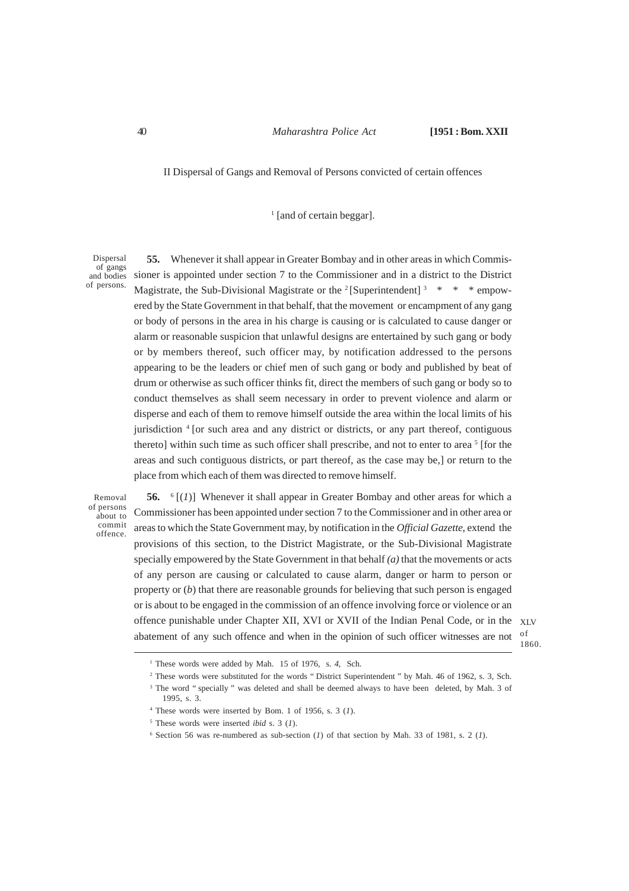## II Dispersal of Gangs and Removal of Persons convicted of certain offences

[1] [and of certain beggar].

Dispersal of gangs and bodies of persons.

**55.** Whenever it shall appear in Greater Bombay and in other areas in which Commissioner is appointed under section 7 to the Commissioner and in a district to the District Magistrate, the Sub-Divisional Magistrate or the [2][Superintendent] [3] * * * empowered by the State Government in that behalf, that the movement or encampment of any gang or body of persons in the area in his charge is causing or is calculated to cause danger or alarm or reasonable suspicion that unlawful designs are entertained by such gang or body or by members thereof, such officer may, by notification addressed to the persons appearing to be the leaders or chief men of such gang or body and published by beat of drum or otherwise as such officer thinks fit, direct the members of such gang or body so to conduct themselves as shall seem necessary in order to prevent violence and alarm or disperse and each of them to remove himself outside the area within the local limits of his jurisdiction [4] [or such area and any district or districts, or any part thereof, contiguous thereto] within such time as such officer shall prescribe, and not to enter to area [5] [for the areas and such contiguous districts, or part thereof, as the case may be,] or return to the place from which each of them was directed to remove himself.

Removal of persons about to commit offence.

**56.** [6] [(*1*)] Whenever it shall appear in Greater Bombay and other areas for which a Commissioner has been appointed under section 7 to the Commissioner and in other area or areas to which the State Government may, by notification in the *Official Gazette*, extend the provisions of this section, to the District Magistrate, or the Sub-Divisional Magistrate specially empowered by the State Government in that behalf *(a)* that the movements or acts of any person are causing or calculated to cause alarm, danger or harm to person or property or (*b*) that there are reasonable grounds for believing that such person is engaged or is about to be engaged in the commission of an offence involving force or violence or an offence punishable under Chapter XII, XVI or XVII of the Indian Penal Code, or in the abatement of any such offence and when in the opinion of such officer witnesses are not

XLV of 1860.

---

[1] These words were added by Mah. 15 of 1976, s. *4*, Sch.

[2] These words were substituted for the words " District Superintendent " by Mah. 46 of 1962, s. 3, Sch.

[3] The word " specially " was deleted and shall be deemed always to have been deleted, by Mah. 3 of 1995, s. 3.

[4] These words were inserted by Bom. 1 of 1956, s. 3 (*1*).

[5] These words were inserted *ibid* s. 3 (*1*).

[6] Section 56 was re-numbered as sub-section (*1*) of that section by Mah. 33 of 1981, s. 2 (*1*).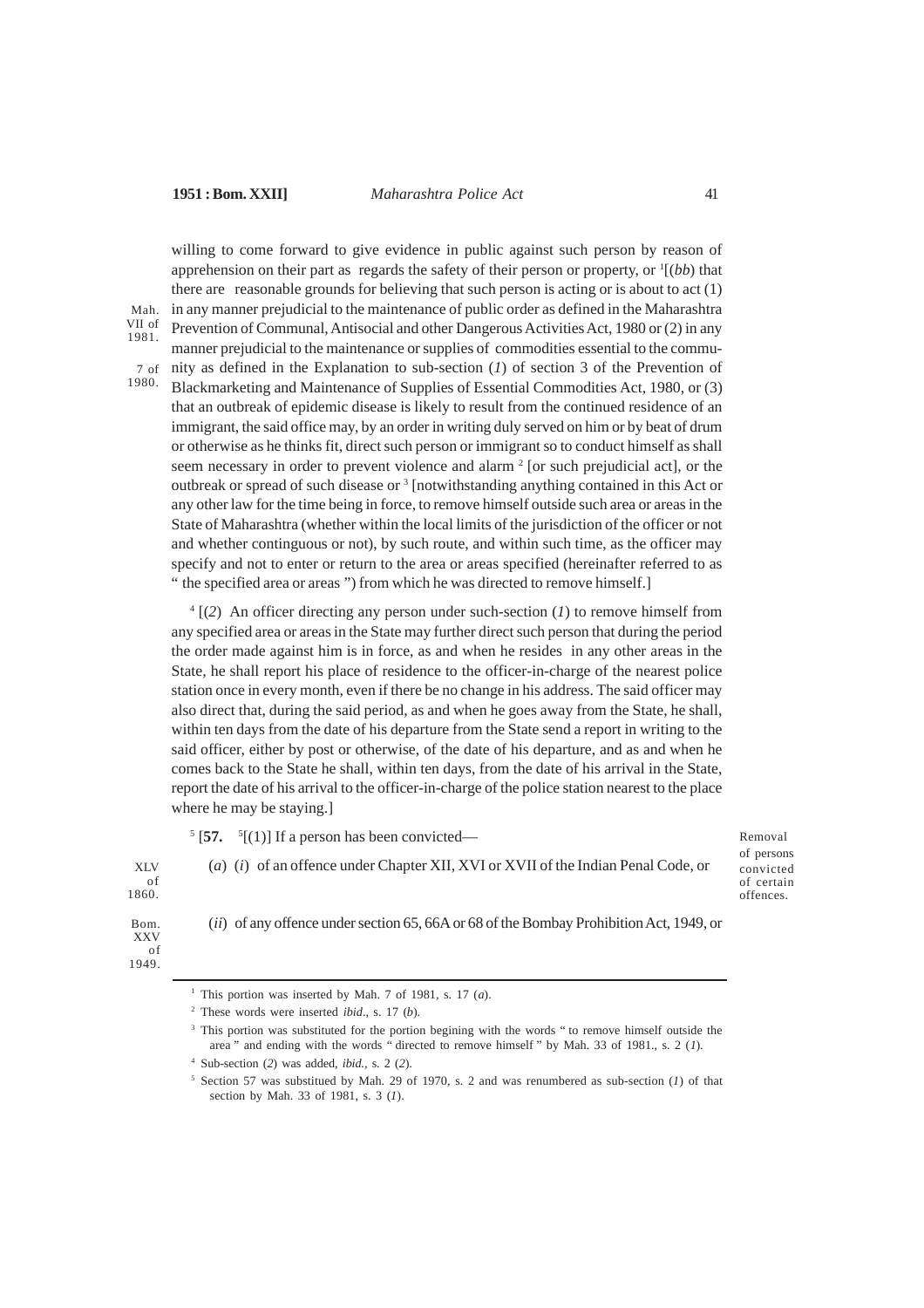willing to come forward to give evidence in public against such person by reason of apprehension on their part as regards the safety of their person or property, or [1][(*bb*) that there are reasonable grounds for believing that such person is acting or is about to act (1) in any manner prejudicial to the maintenance of public order as defined in the Maharashtra Prevention of Communal, Antisocial and other Dangerous Activities Act, 1980 or (2) in any manner prejudicial to the maintenance or supplies of commodities essential to the community as defined in the Explanation to sub-section (*1*) of section 3 of the Prevention of Blackmarketing and Maintenance of Supplies of Essential Commodities Act, 1980, or (3) that an outbreak of epidemic disease is likely to result from the continued residence of an immigrant, the said office may, by an order in writing duly served on him or by beat of drum or otherwise as he thinks fit, direct such person or immigrant so to conduct himself as shall seem necessary in order to prevent violence and alarm [2] [or such prejudicial act], or the outbreak or spread of such disease or [3] [notwithstanding anything contained in this Act or any other law for the time being in force, to remove himself outside such area or areas in the State of Maharashtra (whether within the local limits of the jurisdiction of the officer or not and whether contiguous or not), by such route, and within such time, as the officer may specify and not to enter or return to the area or areas specified (hereinafter referred to as " the specified area or areas ") from which he was directed to remove himself.]

Mah. VII of 1981.

7 of 1980.

[4] [(*2*) An officer directing any person under such-section (*1*) to remove himself from any specified area or areas in the State may further direct such person that during the period the order made against him is in force, as and when he resides in any other areas in the State, he shall report his place of residence to the officer-in-charge of the nearest police station once in every month, even if there be no change in his address. The said officer may also direct that, during the said period, as and when he goes away from the State, he shall, within ten days from the date of his departure from the State send a report in writing to the said officer, either by post or otherwise, of the date of his departure, and as and when he comes back to the State he shall, within ten days, from the date of his arrival in the State, report the date of his arrival to the officer-in-charge of the police station nearest to the place where he may be staying.]

Removal of persons convicted of certain offences.

[5] [**57.** [5][(1)] If a person has been convicted—

(*a*) (*i*) of an offence under Chapter XII, XVI or XVII of the Indian Penal Code, or

XLV of 1860.

(*ii*) of any offence under section 65, 66A or 68 of the Bombay Prohibition Act, 1949, or

Bom. XXV of 1949.

---

[1] This portion was inserted by Mah. 7 of 1981, s. 17 (*a*).

[2] These words were inserted *ibid*., s. 17 (*b*).

[3] This portion was substituted for the portion begining with the words " to remove himself outside the area " and ending with the words " directed to remove himself " by Mah. 33 of 1981., s. 2 (*1*).

[4] Sub-section (*2*) was added, *ibid.*, s. 2 (*2*).

[5] Section 57 was substitued by Mah. 29 of 1970, s. 2 and was renumbered as sub-section (*1*) of that section by Mah. 33 of 1981, s. 3 (*1*).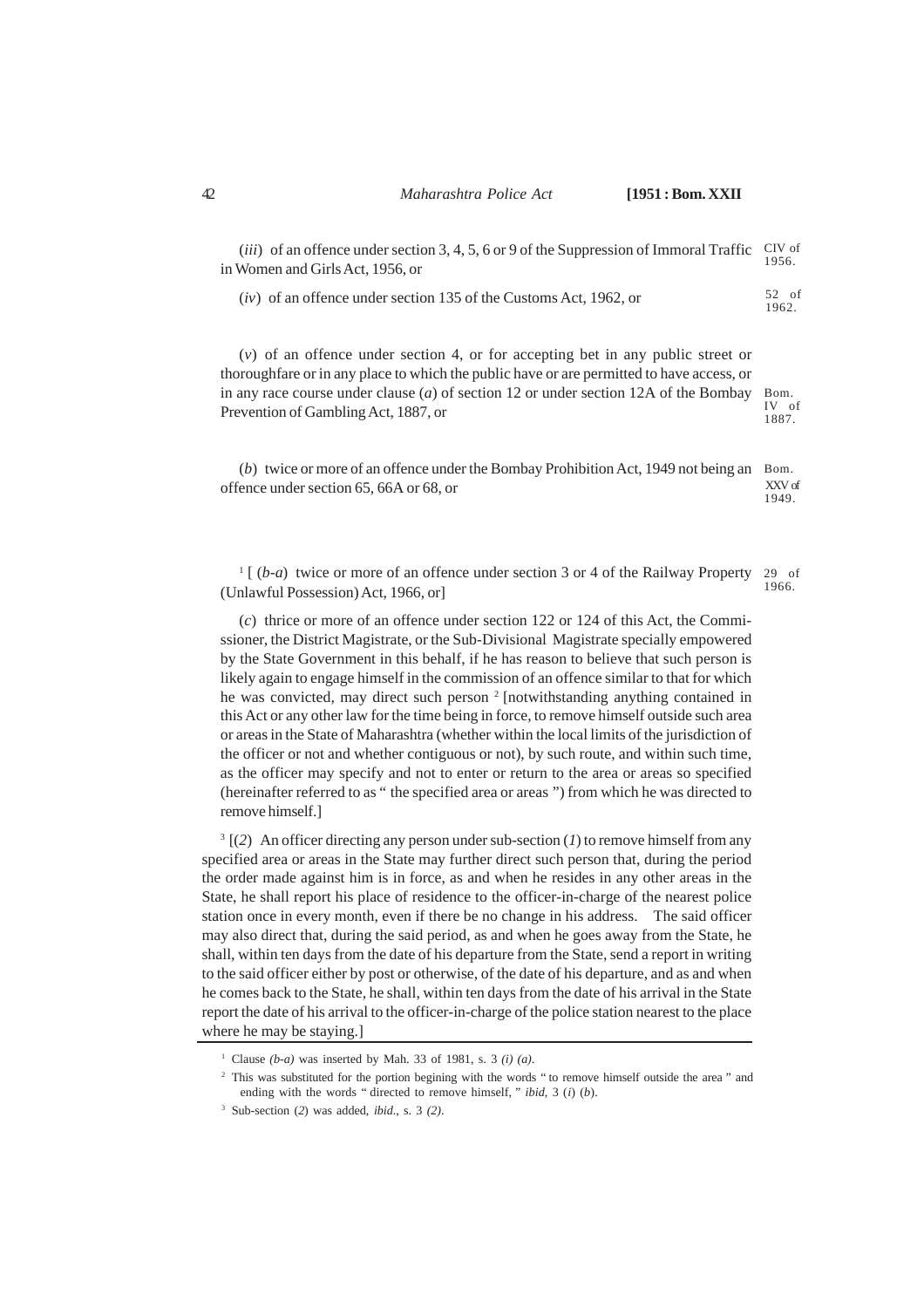(*iii*) of an offence under section 3, 4, 5, 6 or 9 of the Suppression of Immoral Traffic in Women and Girls Act, 1956, or CIV of 1956.

(*iv*) of an offence under section 135 of the Customs Act, 1962, or 52 of 1962.

(*v*) of an offence under section 4, or for accepting bet in any public street or thoroughfare or in any place to which the public have or are permitted to have access, or in any race course under clause (*a*) of section 12 or under section 12A of the Bombay Prevention of Gambling Act, 1887, or Bom. IV of 1887.

(*b*) twice or more of an offence under the Bombay Prohibition Act, 1949 not being an offence under section 65, 66A or 68, or Bom. XXV of 1949.

[1] [ (*b-a*) twice or more of an offence under section 3 or 4 of the Railway Property (Unlawful Possession) Act, 1966, or] 29 of 1966.

(*c*) thrice or more of an offence under section 122 or 124 of this Act, the Commissioner, the District Magistrate, or the Sub-Divisional Magistrate specially empowered by the State Government in this behalf, if he has reason to believe that such person is likely again to engage himself in the commission of an offence similar to that for which he was convicted, may direct such person [2] [notwithstanding anything contained in this Act or any other law for the time being in force, to remove himself outside such area or areas in the State of Maharashtra (whether within the local limits of the jurisdiction of the officer or not and whether contiguous or not), by such route, and within such time, as the officer may specify and not to enter or return to the area or areas so specified (hereinafter referred to as " the specified area or areas ") from which he was directed to remove himself.]

[3] [(*2*) An officer directing any person under sub-section (*1*) to remove himself from any specified area or areas in the State may further direct such person that, during the period the order made against him is in force, as and when he resides in any other areas in the State, he shall report his place of residence to the officer-in-charge of the nearest police station once in every month, even if there be no change in his address. The said officer may also direct that, during the said period, as and when he goes away from the State, he shall, within ten days from the date of his departure from the State, send a report in writing to the said officer either by post or otherwise, of the date of his departure, and as and when he comes back to the State, he shall, within ten days from the date of his arrival in the State report the date of his arrival to the officer-in-charge of the police station nearest to the place where he may be staying.]

---

[1] Clause *(b-a)* was inserted by Mah. 33 of 1981, s. 3 *(i) (a)*.

[2] This was substituted for the portion begining with the words " to remove himself outside the area " and ending with the words " directed to remove himself, " *ibid*, 3 (*i*) (*b*).

[3] Sub-section (*2*) was added, *ibid*., s. 3 *(2)*.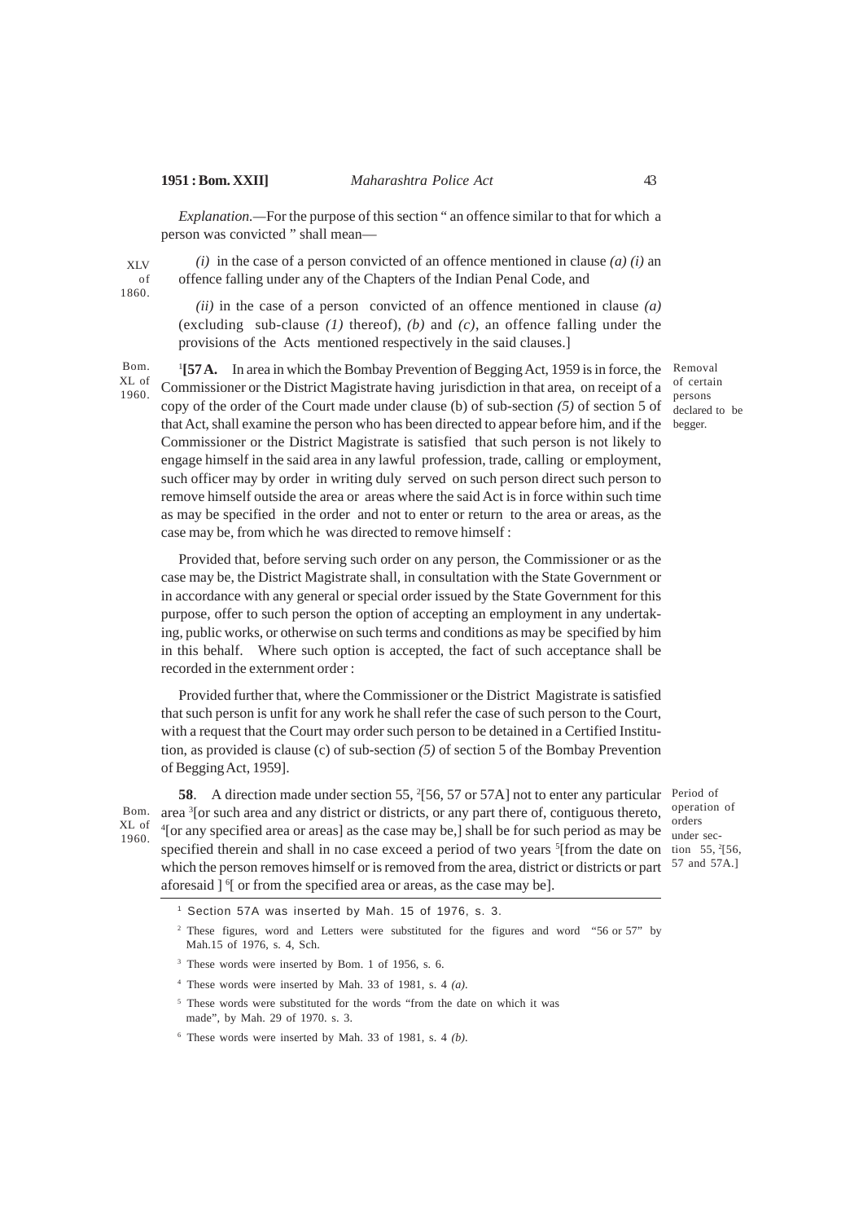*Explanation.*—For the purpose of this section " an offence similar to that for which a person was convicted " shall mean—

XLV of 1860.

*(i)* in the case of a person convicted of an offence mentioned in clause *(a) (i)* an offence falling under any of the Chapters of the Indian Penal Code, and

*(ii)* in the case of a person convicted of an offence mentioned in clause *(a)* (excluding sub-clause *(1)* thereof), *(b)* and *(c)*, an offence falling under the provisions of the Acts mentioned respectively in the said clauses.]

Bom. XL of 1960.

Removal of certain persons declared to be begger.

[1]**[57 A.** In area in which the Bombay Prevention of Begging Act, 1959 is in force, the Commissioner or the District Magistrate having jurisdiction in that area, on receipt of a copy of the order of the Court made under clause (b) of sub-section *(5)* of section 5 of that Act, shall examine the person who has been directed to appear before him, and if the Commissioner or the District Magistrate is satisfied that such person is not likely to engage himself in the said area in any lawful profession, trade, calling or employment, such officer may by order in writing duly served on such person direct such person to remove himself outside the area or areas where the said Act is in force within such time as may be specified in the order and not to enter or return to the area or areas, as the case may be, from which he was directed to remove himself :

Provided that, before serving such order on any person, the Commissioner or as the case may be, the District Magistrate shall, in consultation with the State Government or in accordance with any general or special order issued by the State Government for this purpose, offer to such person the option of accepting an employment in any undertaking, public works, or otherwise on such terms and conditions as may be specified by him in this behalf. Where such option is accepted, the fact of such acceptance shall be recorded in the externment order :

Provided further that, where the Commissioner or the District Magistrate is satisfied that such person is unfit for any work he shall refer the case of such person to the Court, with a request that the Court may order such person to be detained in a Certified Institution, as provided is clause (c) of sub-section *(5)* of section 5 of the Bombay Prevention of Begging Act, 1959].

Bom. XL of 1960.

Period of operation of orders under section 55, [2][56, 57 and 57A.]

**58**. A direction made under section 55, [2][56, 57 or 57A] not to enter any particular area [3][or such area and any district or districts, or any part there of, contiguous thereto, [4][or any specified area or areas] as the case may be,] shall be for such period as may be specified therein and shall in no case exceed a period of two years [5][from the date on which the person removes himself or is removed from the area, district or districts or part aforesaid ] [6][ or from the specified area or areas, as the case may be].

---

[1] Section 57A was inserted by Mah. 15 of 1976, s. 3.

[2] These figures, word and Letters were substituted for the figures and word "56 or 57" by Mah.15 of 1976, s. 4, Sch.

[3] These words were inserted by Bom. 1 of 1956, s. 6.

[4] These words were inserted by Mah. 33 of 1981, s. 4 *(a)*.

[5] These words were substituted for the words "from the date on which it was made", by Mah. 29 of 1970. s. 3.

[6] These words were inserted by Mah. 33 of 1981, s. 4 *(b)*.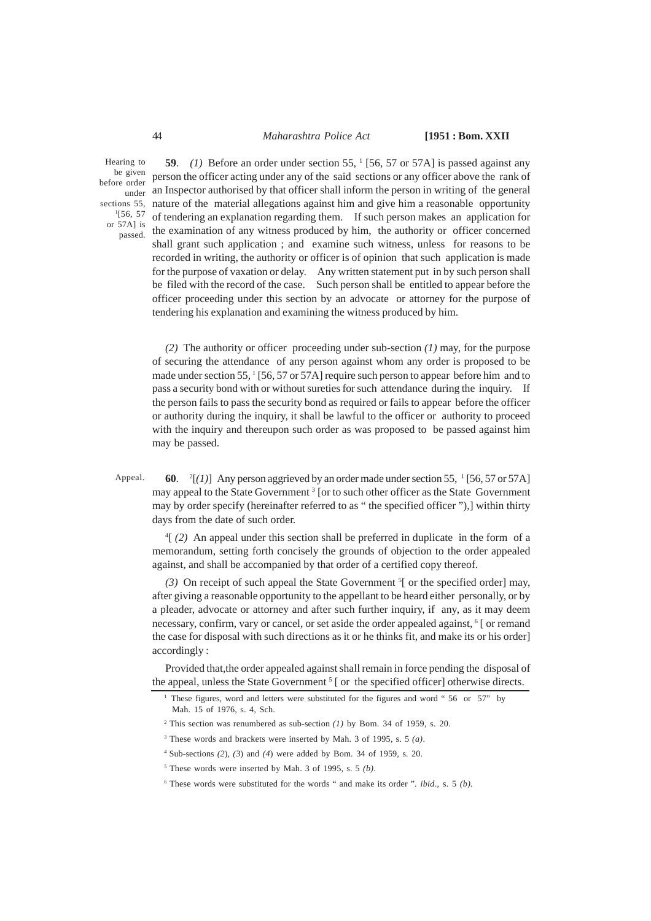Hearing to be given before order under sections 55, [1][56, 57 or 57A] is passed.

**59**. *(1)* Before an order under section 55, [1] [56, 57 or 57A] is passed against any person the officer acting under any of the said sections or any officer above the rank of an Inspector authorised by that officer shall inform the person in writing of the general nature of the material allegations against him and give him a reasonable opportunity of tendering an explanation regarding them. If such person makes an application for the examination of any witness produced by him, the authority or officer concerned shall grant such application ; and examine such witness, unless for reasons to be recorded in writing, the authority or officer is of opinion that such application is made for the purpose of vaxation or delay. Any written statement put in by such person shall be filed with the record of the case. Such person shall be entitled to appear before the officer proceeding under this section by an advocate or attorney for the purpose of tendering his explanation and examining the witness produced by him.

*(2)* The authority or officer proceeding under sub-section *(1)* may, for the purpose of securing the attendance of any person against whom any order is proposed to be made under section 55, [1] [56, 57 or 57A] require such person to appear before him and to pass a security bond with or without sureties for such attendance during the inquiry. If the person fails to pass the security bond as required or fails to appear before the officer or authority during the inquiry, it shall be lawful to the officer or authority to proceed with the inquiry and thereupon such order as was proposed to be passed against him may be passed.

Appeal.

**60**. [2][*(1)*] Any person aggrieved by an order made under section 55, [1] [56, 57 or 57A] may appeal to the State Government [3] [or to such other officer as the State Government may by order specify (hereinafter referred to as " the specified officer "),] within thirty days from the date of such order.

[4][ *(2)* An appeal under this section shall be preferred in duplicate in the form of a memorandum, setting forth concisely the grounds of objection to the order appealed against, and shall be accompanied by that order of a certified copy thereof.

*(3)* On receipt of such appeal the State Government [5][ or the specified order] may, after giving a reasonable opportunity to the appellant to be heard either personally, or by a pleader, advocate or attorney and after such further inquiry, if any, as it may deem necessary, confirm, vary or cancel, or set aside the order appealed against, [6] [ or remand the case for disposal with such directions as it or he thinks fit, and make its or his order] accordingly :

Provided that,the order appealed against shall remain in force pending the disposal of the appeal, unless the State Government [5] [ or the specified officer] otherwise directs.

---

[1] These figures, word and letters were substituted for the figures and word " 56 or 57" by Mah. 15 of 1976, s. 4, Sch.

[2] This section was renumbered as sub-section *(1)* by Bom. 34 of 1959, s. 20.

[3] These words and brackets were inserted by Mah. 3 of 1995, s. 5 *(a)*.

[4] Sub-sections *(2)*, *(3)* and *(4)* were added by Bom. 34 of 1959, s. 20.

[5] These words were inserted by Mah. 3 of 1995, s. 5 *(b)*.

[6] These words were substituted for the words " and make its order ". *ibid*., s. 5 *(b).*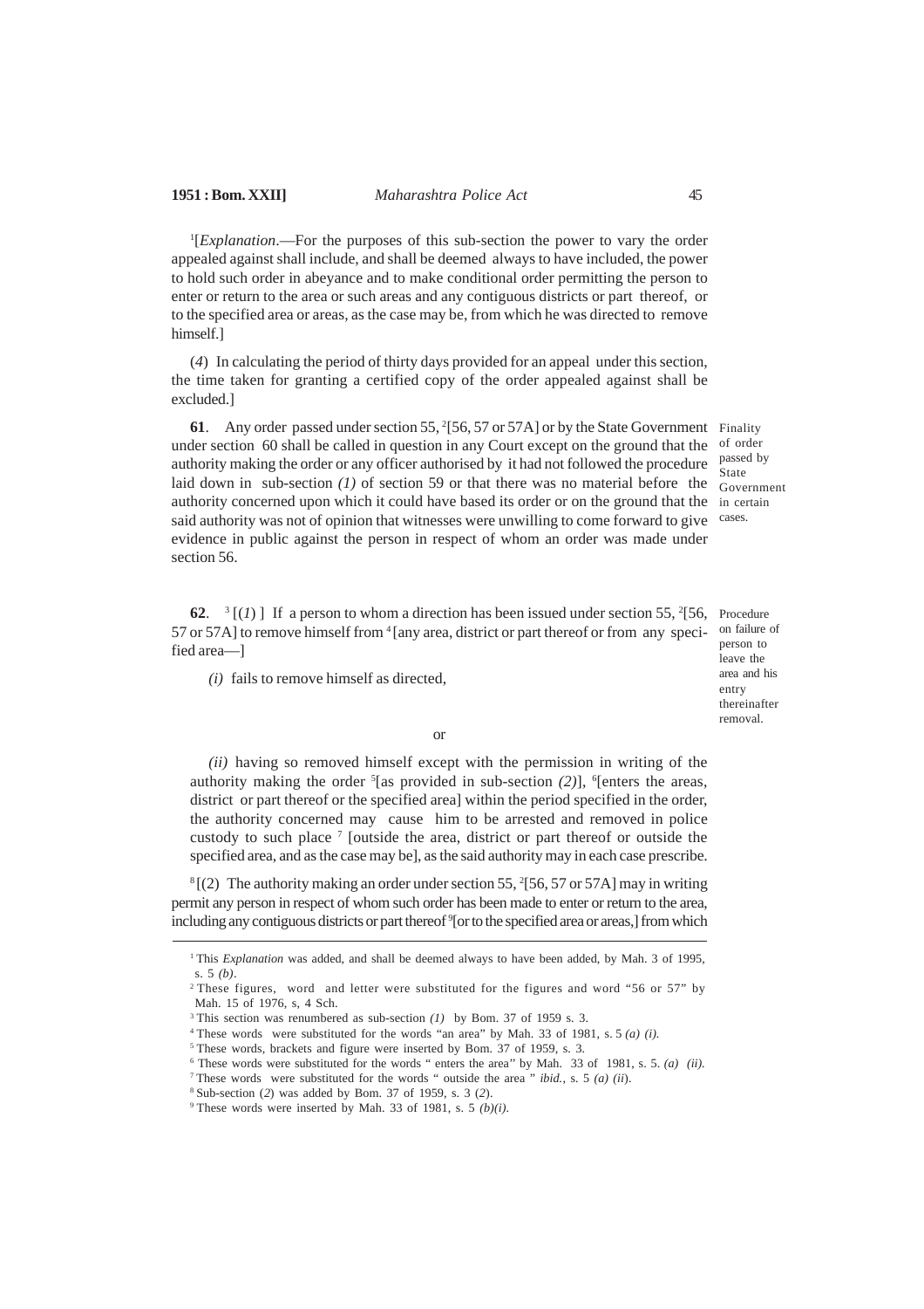[1][*Explanation*.—For the purposes of this sub-section the power to vary the order appealed against shall include, and shall be deemed always to have included, the power to hold such order in abeyance and to make conditional order permitting the person to enter or return to the area or such areas and any contiguous districts or part thereof, or to the specified area or areas, as the case may be, from which he was directed to remove himself.]

(*4*) In calculating the period of thirty days provided for an appeal under this section, the time taken for granting a certified copy of the order appealed against shall be excluded.]

**61**. Any order passed under section 55, [2][56, 57 or 57A] or by the State Government under section 60 shall be called in question in any Court except on the ground that the authority making the order or any officer authorised by it had not followed the procedure laid down in sub-section *(1)* of section 59 or that there was no material before the authority concerned upon which it could have based its order or on the ground that the said authority was not of opinion that witnesses were unwilling to come forward to give evidence in public against the person in respect of whom an order was made under section 56.

Finality of order passed by State Government in certain cases.

**62**. [3][(*1*) ] If a person to whom a direction has been issued under section 55, [2][56, 57 or 57A] to remove himself from [4][any area, district or part thereof or from any specified area—]

Procedure on failure of person to leave the area and his entry thereinafter removal.

*(i)* fails to remove himself as directed,

or

*(ii)* having so removed himself except with the permission in writing of the authority making the order [5][as provided in sub-section *(2)*], [6][enters the areas, district or part thereof or the specified area] within the period specified in the order, the authority concerned may cause him to be arrested and removed in police custody to such place [7] [outside the area, district or part thereof or outside the specified area, and as the case may be], as the said authority may in each case prescribe.

[8][(2) The authority making an order under section 55, [2][56, 57 or 57A] may in writing permit any person in respect of whom such order has been made to enter or return to the area, including any contiguous districts or part thereof [9][or to the specified area or areas,] from which

---

[1] This *Explanation* was added, and shall be deemed always to have been added, by Mah. 3 of 1995, s. 5 *(b)*.

[2] These figures, word and letter were substituted for the figures and word "56 or 57" by Mah. 15 of 1976, s, 4 Sch.

[3] This section was renumbered as sub-section *(1)* by Bom. 37 of 1959 s. 3.

[4] These words were substituted for the words "an area" by Mah. 33 of 1981, s. 5 *(a) (i).*

[5] These words, brackets and figure were inserted by Bom. 37 of 1959, s. 3.

[6] These words were substituted for the words " enters the area" by Mah. 33 of 1981, s. 5. *(a) (ii).*

[7] These words were substituted for the words " outside the area " *ibid.*, s. 5 *(a) (ii*).

[8] Sub-section (*2*) was added by Bom. 37 of 1959, s. 3 (*2*).

[9] These words were inserted by Mah. 33 of 1981, s. 5 *(b)(i)*.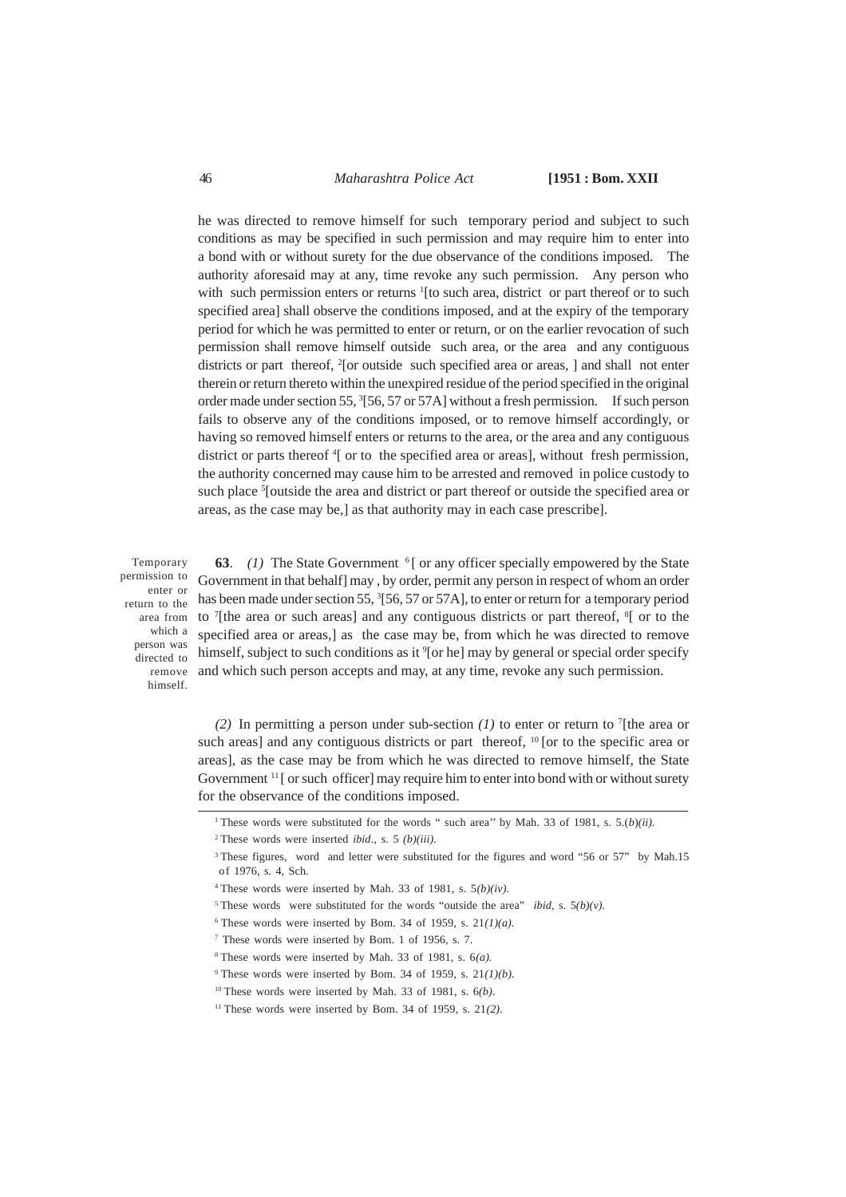he was directed to remove himself for such temporary period and subject to such conditions as may be specified in such permission and may require him to enter into a bond with or without surety for the due observance of the conditions imposed. The authority aforesaid may at any, time revoke any such permission. Any person who with such permission enters or returns [1][to such area, district or part thereof or to such specified area] shall observe the conditions imposed, and at the expiry of the temporary period for which he was permitted to enter or return, or on the earlier revocation of such permission shall remove himself outside such area, or the area and any contiguous districts or part thereof, [2][or outside such specified area or areas, ] and shall not enter therein or return thereto within the unexpired residue of the period specified in the original order made under section 55, [3][56, 57 or 57A] without a fresh permission. If such person fails to observe any of the conditions imposed, or to remove himself accordingly, or having so removed himself enters or returns to the area, or the area and any contiguous district or parts thereof [4][ or to the specified area or areas], without fresh permission, the authority concerned may cause him to be arrested and removed in police custody to such place [5][outside the area and district or part thereof or outside the specified area or areas, as the case may be,] as that authority may in each case prescribe].

Temporary permission to enter or return to the area from which a person was directed to remove himself.

**63**. *(1)* The State Government [6][ or any officer specially empowered by the State Government in that behalf] may , by order, permit any person in respect of whom an order has been made under section 55, [3][56, 57 or 57A], to enter or return for a temporary period to [7][the area or such areas] and any contiguous districts or part thereof, [8][ or to the specified area or areas,] as the case may be, from which he was directed to remove himself, subject to such conditions as it [9][or he] may by general or special order specify and which such person accepts and may, at any time, revoke any such permission.

*(2)* In permitting a person under sub-section *(1)* to enter or return to [7][the area or such areas] and any contiguous districts or part thereof, [10][or to the specific area or areas], as the case may be from which he was directed to remove himself, the State Government [11][ or such officer] may require him to enter into bond with or without surety for the observance of the conditions imposed.

---

[1] These words were substituted for the words " such area'' by Mah. 33 of 1981, s. 5.*(b)(ii).*

[2] These words were inserted *ibid*., s. 5 *(b)(iii).*

[3] These figures, word and letter were substituted for the figures and word "56 or 57" by Mah.15 of 1976, s. 4, Sch.

[4] These words were inserted by Mah. 33 of 1981, s. 5*(b)(iv).*

[5] These words were substituted for the words "outside the area" *ibid,* s. 5*(b)(v).*

[6] These words were inserted by Bom. 34 of 1959, s. 21*(1)(a).*

[7] These words were inserted by Bom. 1 of 1956, s. 7.

[8] These words were inserted by Mah. 33 of 1981, s. 6*(a).*

[9] These words were inserted by Bom. 34 of 1959, s. 21*(1)(b).*

[10] These words were inserted by Mah. 33 of 1981, s. 6*(b)*.

[11] These words were inserted by Bom. 34 of 1959, s. 21*(2)*.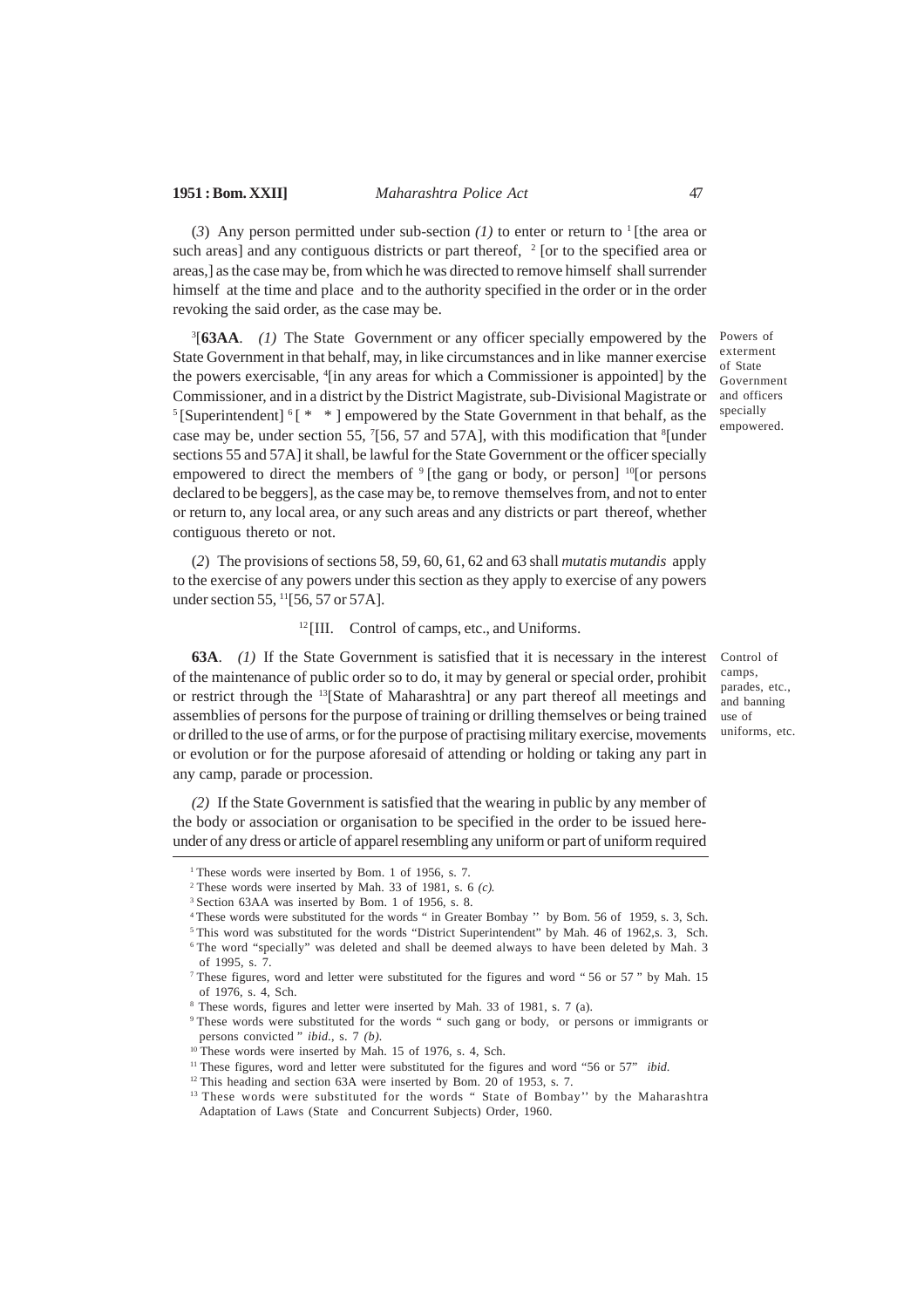(*3*) Any person permitted under sub-section *(1)* to enter or return to [1] [the area or such areas] and any contiguous districts or part thereof, [2] [or to the specified area or areas,] as the case may be, from which he was directed to remove himself shall surrender himself at the time and place and to the authority specified in the order or in the order revoking the said order, as the case may be.

*Powers of exterment of State Government and officers specially empowered.*

[3][**63AA**. *(1)* The State Government or any officer specially empowered by the State Government in that behalf, may, in like circumstances and in like manner exercise the powers exercisable, [4][in any areas for which a Commissioner is appointed] by the Commissioner, and in a district by the District Magistrate, sub-Divisional Magistrate or [5] [Superintendent] [6] [ * * ] empowered by the State Government in that behalf, as the case may be, under section 55, [7][56, 57 and 57A], with this modification that [8][under sections 55 and 57A] it shall, be lawful for the State Government or the officer specially empowered to direct the members of [9] [the gang or body, or person] [10][or persons declared to be beggers], as the case may be, to remove themselves from, and not to enter or return to, any local area, or any such areas and any districts or part thereof, whether contiguous thereto or not.

(*2*) The provisions of sections 58, 59, 60, 61, 62 and 63 shall *mutatis mutandis* apply to the exercise of any powers under this section as they apply to exercise of any powers under section 55, [11][56, 57 or 57A].

[12] [III. Control of camps, etc., and Uniforms.

*Control of camps, parades, etc., and banning use of uniforms, etc.*

**63A**. *(1)* If the State Government is satisfied that it is necessary in the interest of the maintenance of public order so to do, it may by general or special order, prohibit or restrict through the [13][State of Maharashtra] or any part thereof all meetings and assemblies of persons for the purpose of training or drilling themselves or being trained or drilled to the use of arms, or for the purpose of practising military exercise, movements or evolution or for the purpose aforesaid of attending or holding or taking any part in any camp, parade or procession.

*(2)* If the State Government is satisfied that the wearing in public by any member of the body or association or organisation to be specified in the order to be issued here-under of any dress or article of apparel resembling any uniform or part of uniform required

---

[1] These words were inserted by Bom. 1 of 1956, s. 7.

[2] These words were inserted by Mah. 33 of 1981, s. 6 *(c).*

[3] Section 63AA was inserted by Bom. 1 of 1956, s. 8.

[4] These words were substituted for the words " in Greater Bombay '' by Bom. 56 of 1959, s. 3, Sch.

[5] This word was substituted for the words "District Superintendent" by Mah. 46 of 1962,s. 3, Sch.

[6] The word "specially" was deleted and shall be deemed always to have been deleted by Mah. 3 of 1995, s. 7.

[7] These figures, word and letter were substituted for the figures and word " 56 or 57 " by Mah. 15 of 1976, s. 4, Sch.

[8] These words, figures and letter were inserted by Mah. 33 of 1981, s. 7 (a).

[9] These words were substituted for the words " such gang or body, or persons or immigrants or persons convicted " *ibid.*, s. 7 *(b).*

[10] These words were inserted by Mah. 15 of 1976, s. 4, Sch.

[11] These figures, word and letter were substituted for the figures and word "56 or 57" *ibid.*

[12] This heading and section 63A were inserted by Bom. 20 of 1953, s. 7.

[13] These words were substituted for the words " State of Bombay'' by the Maharashtra Adaptation of Laws (State and Concurrent Subjects) Order, 1960.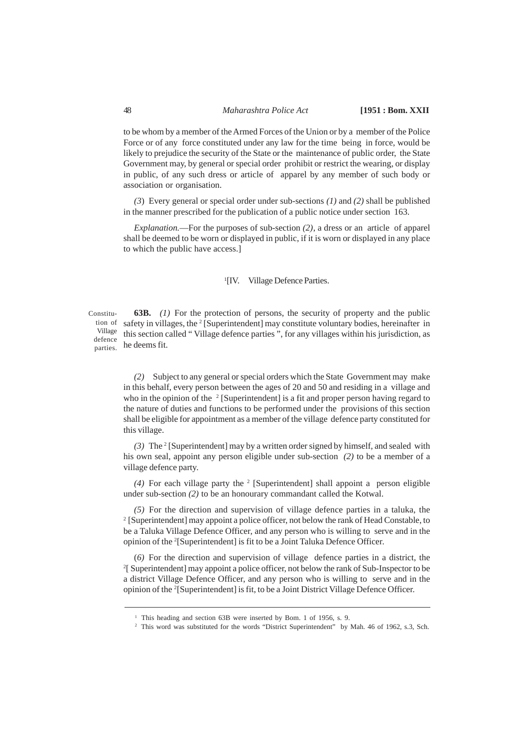to be whom by a member of the Armed Forces of the Union or by a member of the Police Force or of any force constituted under any law for the time being in force, would be likely to prejudice the security of the State or the maintenance of public order, the State Government may, by general or special order prohibit or restrict the wearing, or display in public, of any such dress or article of apparel by any member of such body or association or organisation.

*(3)* Every general or special order under sub-sections *(1)* and *(2)* shall be published in the manner prescribed for the publication of a public notice under section 163.

*Explanation.*—For the purposes of sub-section *(2)*, a dress or an article of apparel shall be deemed to be worn or displayed in public, if it is worn or displayed in any place to which the public have access.]

[1][IV. Village Defence Parties.

Constitution of Village defence parties.

**63B.** *(1)* For the protection of persons, the security of property and the public safety in villages, the [2] [Superintendent] may constitute voluntary bodies, hereinafter in this section called " Village defence parties ", for any villages within his jurisdiction, as he deems fit.

*(2)* Subject to any general or special orders which the State Government may make in this behalf, every person between the ages of 20 and 50 and residing in a village and who in the opinion of the [2] [Superintendent] is a fit and proper person having regard to the nature of duties and functions to be performed under the provisions of this section shall be eligible for appointment as a member of the village defence party constituted for this village.

*(3)* The [2] [Superintendent] may by a written order signed by himself, and sealed with his own seal, appoint any person eligible under sub-section *(2)* to be a member of a village defence party.

*(4)* For each village party the [2] [Superintendent] shall appoint a person eligible under sub-section *(2)* to be an honourary commandant called the Kotwal.

*(5)* For the direction and supervision of village defence parties in a taluka, the [2] [Superintendent] may appoint a police officer, not below the rank of Head Constable, to be a Taluka Village Defence Officer, and any person who is willing to serve and in the opinion of the [2][Superintendent] is fit to be a Joint Taluka Defence Officer.

(*6)* For the direction and supervision of village defence parties in a district, the [2][ Superintendent] may appoint a police officer, not below the rank of Sub-Inspector to be a district Village Defence Officer, and any person who is willing to serve and in the opinion of the [2][Superintendent] is fit, to be a Joint District Village Defence Officer.

---

[1] This heading and section 63B were inserted by Bom. 1 of 1956, s. 9.

[2] This word was substituted for the words "District Superintendent" by Mah. 46 of 1962, s.3, Sch.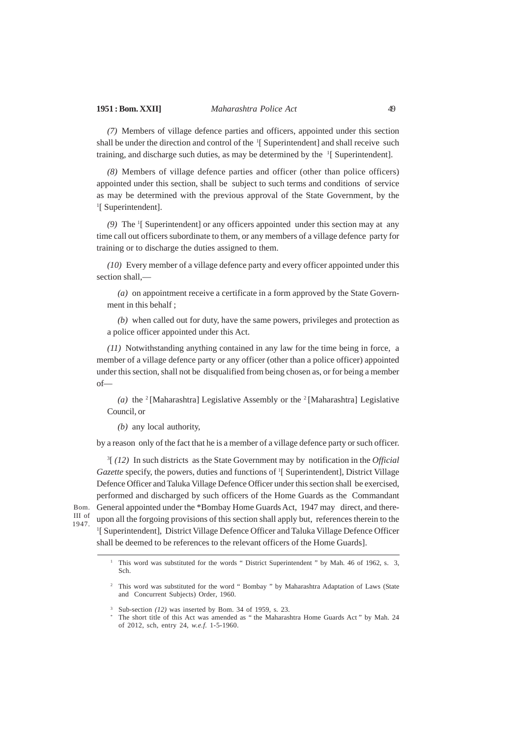*(7)* Members of village defence parties and officers, appointed under this section shall be under the direction and control of the [1][ Superintendent] and shall receive such training, and discharge such duties, as may be determined by the [1][ Superintendent].

*(8)* Members of village defence parties and officer (other than police officers) appointed under this section, shall be subject to such terms and conditions of service as may be determined with the previous approval of the State Government, by the [1][ Superintendent].

*(9)* The [1][ Superintendent] or any officers appointed under this section may at any time call out officers subordinate to them, or any members of a village defence party for training or to discharge the duties assigned to them.

*(10)* Every member of a village defence party and every officer appointed under this section shall,—

*(a)* on appointment receive a certificate in a form approved by the State Government in this behalf ;

*(b)* when called out for duty, have the same powers, privileges and protection as a police officer appointed under this Act.

*(11)* Notwithstanding anything contained in any law for the time being in force, a member of a village defence party or any officer (other than a police officer) appointed under this section, shall not be disqualified from being chosen as, or for being a member of—

*(a)* the [2][Maharashtra] Legislative Assembly or the [2][Maharashtra] Legislative Council, or

*(b)* any local authority,

by a reason only of the fact that he is a member of a village defence party or such officer.

[3][ *(12)* In such districts as the State Government may by notification in the *Official Gazette* specify, the powers, duties and functions of [1][ Superintendent], District Village Defence Officer and Taluka Village Defence Officer under this section shall be exercised, performed and discharged by such officers of the Home Guards as the Commandant General appointed under the *Bombay Home Guards Act, 1947 may direct, and thereupon all the forgoing provisions of this section shall apply but, references therein to the [1][ Superintendent], District Village Defence Officer and Taluka Village Defence Officer shall be deemed to be references to the relevant officers of the Home Guards].

Bom. III of 1947.

---

[1] This word was substituted for the words " District Superintendent " by Mah. 46 of 1962, s. 3, Sch.

[2] This word was substituted for the word " Bombay " by Maharashtra Adaptation of Laws (State and Concurrent Subjects) Order, 1960.

[3] Sub-section *(12)* was inserted by Bom. 34 of 1959, s. 23.

\* The short title of this Act was amended as " the Maharashtra Home Guards Act " by Mah. 24 of 2012, sch, entry 24, *w.e.f.* 1-5-1960.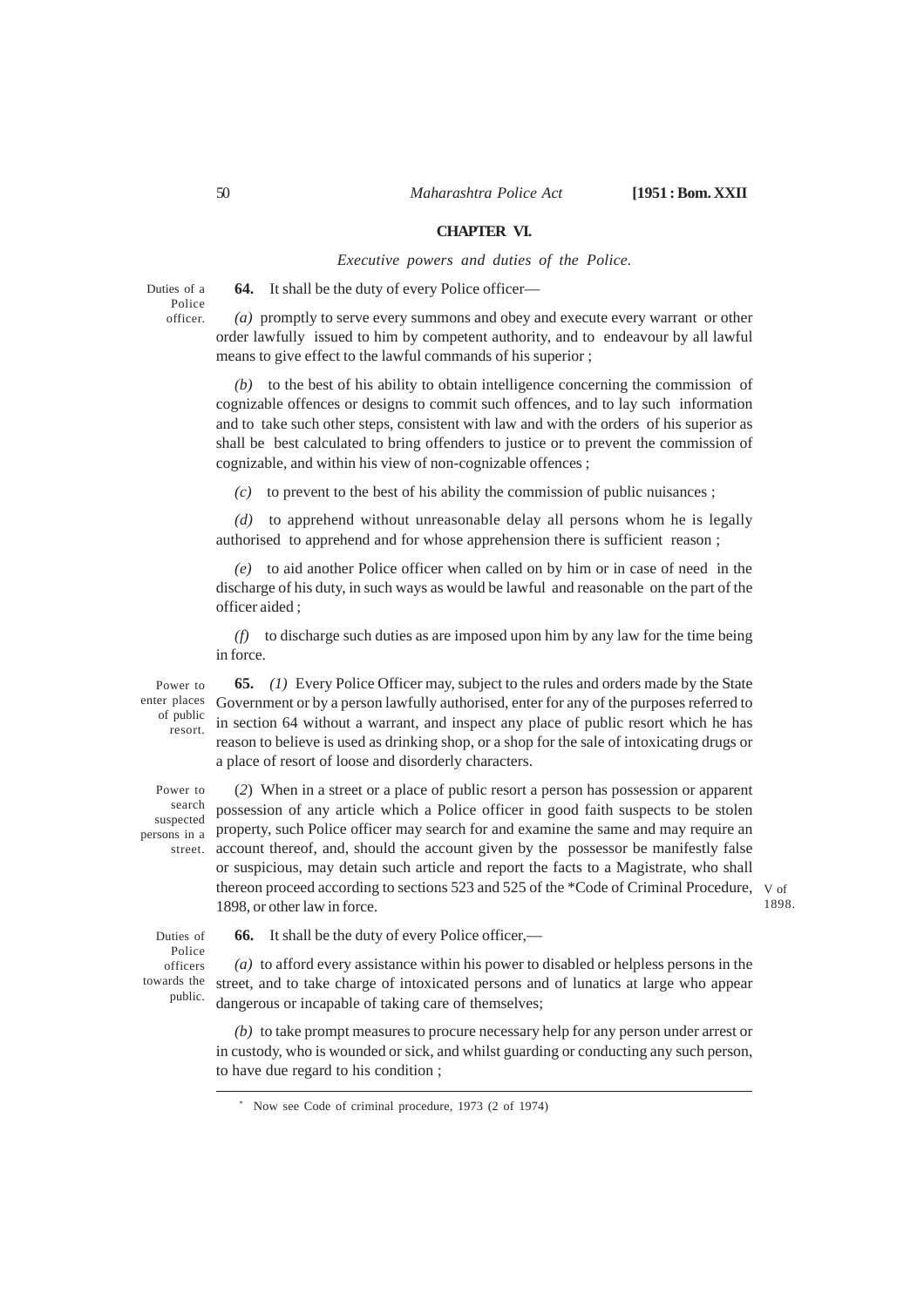## CHAPTER VI.

*Executive powers and duties of the Police.*

Duties of a Police officer.

**64.** It shall be the duty of every Police officer—

*(a)* promptly to serve every summons and obey and execute every warrant or other order lawfully issued to him by competent authority, and to endeavour by all lawful means to give effect to the lawful commands of his superior ;

*(b)* to the best of his ability to obtain intelligence concerning the commission of cognizable offences or designs to commit such offences, and to lay such information and to take such other steps, consistent with law and with the orders of his superior as shall be best calculated to bring offenders to justice or to prevent the commission of cognizable, and within his view of non-cognizable offences ;

*(c)* to prevent to the best of his ability the commission of public nuisances ;

*(d)* to apprehend without unreasonable delay all persons whom he is legally authorised to apprehend and for whose apprehension there is sufficient reason ;

*(e)* to aid another Police officer when called on by him or in case of need in the discharge of his duty, in such ways as would be lawful and reasonable on the part of the officer aided ;

*(f)* to discharge such duties as are imposed upon him by any law for the time being in force.

Power to enter places of public resort.

**65.** *(1)* Every Police Officer may, subject to the rules and orders made by the State Government or by a person lawfully authorised, enter for any of the purposes referred to in section 64 without a warrant, and inspect any place of public resort which he has reason to believe is used as drinking shop, or a shop for the sale of intoxicating drugs or a place of resort of loose and disorderly characters.

Power to search suspected persons in a street.

(*2*) When in a street or a place of public resort a person has possession or apparent possession of any article which a Police officer in good faith suspects to be stolen property, such Police officer may search for and examine the same and may require an account thereof, and, should the account given by the possessor be manifestly false or suspicious, may detain such article and report the facts to a Magistrate, who shall thereon proceed according to sections 523 and 525 of the *Code of Criminal Procedure, 1898, or other law in force.

V of 1898.

Duties of Police officers towards the public.

**66.** It shall be the duty of every Police officer,—

*(a)* to afford every assistance within his power to disabled or helpless persons in the street, and to take charge of intoxicated persons and of lunatics at large who appear dangerous or incapable of taking care of themselves;

*(b)* to take prompt measures to procure necessary help for any person under arrest or in custody, who is wounded or sick, and whilst guarding or conducting any such person, to have due regard to his condition ;

---

* Now see Code of criminal procedure, 1973 (2 of 1974)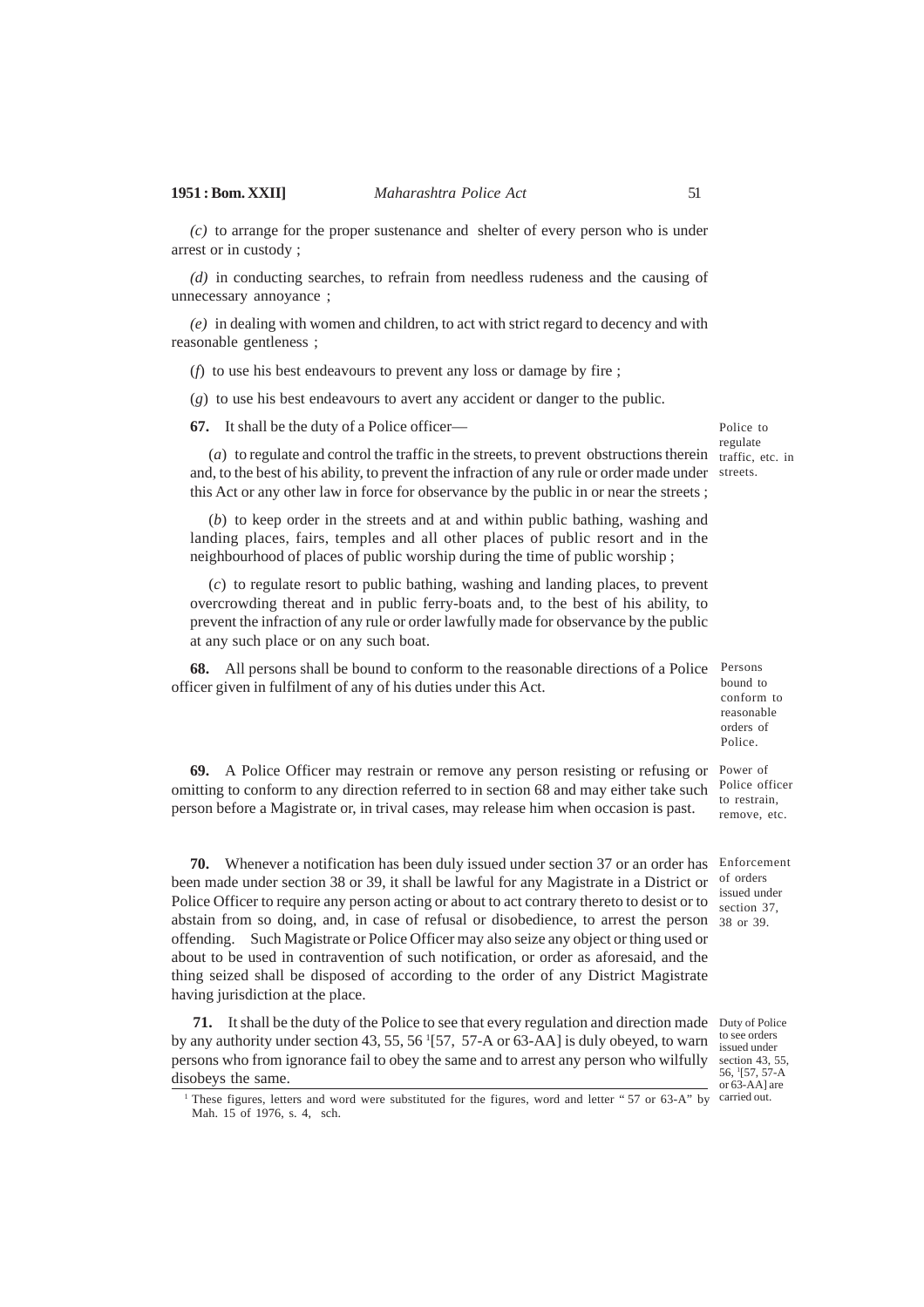*(c)* to arrange for the proper sustenance and shelter of every person who is under arrest or in custody ;

*(d)* in conducting searches, to refrain from needless rudeness and the causing of unnecessary annoyance ;

*(e)* in dealing with women and children, to act with strict regard to decency and with reasonable gentleness ;

(*f*) to use his best endeavours to prevent any loss or damage by fire ;

(*g*) to use his best endeavours to avert any accident or danger to the public.

Police to regulate traffic, etc. in streets.

**67.** It shall be the duty of a Police officer—

(*a*) to regulate and control the traffic in the streets, to prevent obstructions therein and, to the best of his ability, to prevent the infraction of any rule or order made under this Act or any other law in force for observance by the public in or near the streets ;

(*b*) to keep order in the streets and at and within public bathing, washing and landing places, fairs, temples and all other places of public resort and in the neighbourhood of places of public worship during the time of public worship ;

(*c*) to regulate resort to public bathing, washing and landing places, to prevent overcrowding thereat and in public ferry-boats and, to the best of his ability, to prevent the infraction of any rule or order lawfully made for observance by the public at any such place or on any such boat.

Persons bound to conform to reasonable orders of Police.

**68.** All persons shall be bound to conform to the reasonable directions of a Police officer given in fulfilment of any of his duties under this Act.

Power of Police officer to restrain, remove, etc.

**69.** A Police Officer may restrain or remove any person resisting or refusing or omitting to conform to any direction referred to in section 68 and may either take such person before a Magistrate or, in trival cases, may release him when occasion is past.

Enforcement of orders issued under section 37, 38 or 39.

**70.** Whenever a notification has been duly issued under section 37 or an order has been made under section 38 or 39, it shall be lawful for any Magistrate in a District or Police Officer to require any person acting or about to act contrary thereto to desist or to abstain from so doing, and, in case of refusal or disobedience, to arrest the person offending. Such Magistrate or Police Officer may also seize any object or thing used or about to be used in contravention of such notification, or order as aforesaid, and the thing seized shall be disposed of according to the order of any District Magistrate having jurisdiction at the place.

Duty of Police to see orders issued under section 43, 55, 56, [1][57, 57-A or 63-AA] are carried out.

**71.** It shall be the duty of the Police to see that every regulation and direction made by any authority under section 43, 55, 56 [1][57, 57-A or 63-AA] is duly obeyed, to warn persons who from ignorance fail to obey the same and to arrest any person who wilfully disobeys the same.

---

[1] These figures, letters and word were substituted for the figures, word and letter " 57 or 63-A" by Mah. 15 of 1976, s. 4, sch.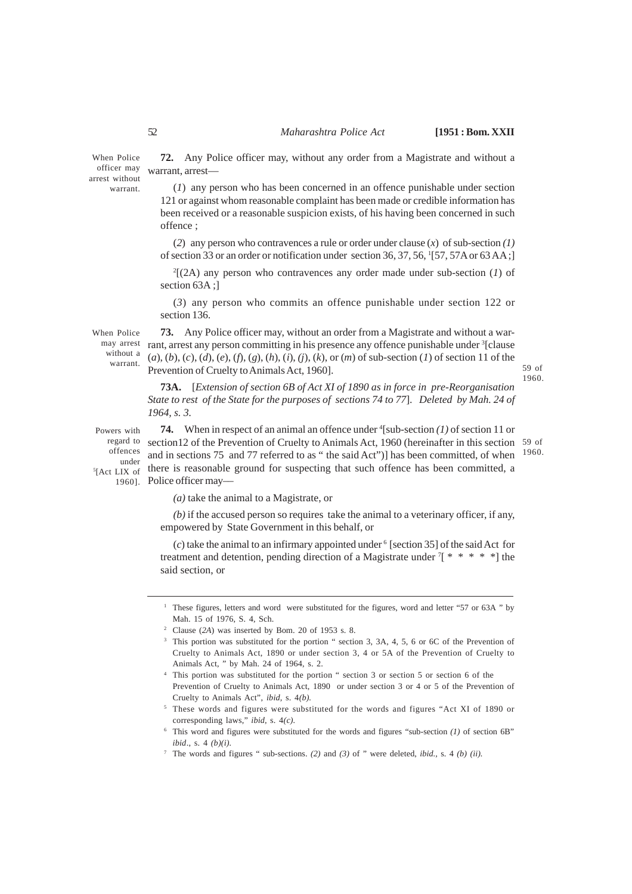When Police officer may arrest without warrant.

**72.** Any Police officer may, without any order from a Magistrate and without a warrant, arrest—

(*1*) any person who has been concerned in an offence punishable under section 121 or against whom reasonable complaint has been made or credible information has been received or a reasonable suspicion exists, of his having been concerned in such offence ;

(*2*) any person who contravences a rule or order under clause (*x*) of sub-section *(1)* of section 33 or an order or notification under section 36, 37, 56, [1][57, 57A or 63 AA ;]

[2][(2A) any person who contravences any order made under sub-section (*1*) of section 63A ;]

(*3*) any person who commits an offence punishable under section 122 or section 136.

When Police may arrest without a warrant.

**73.** Any Police officer may, without an order from a Magistrate and without a warrant, arrest any person committing in his presence any offence punishable under [3][clause (*a*), (*b*), (*c*), (*d*), (*e*), (*f*), (*g*), (*h*), (*i*), (*j*), (*k*), or (*m*) of sub-section (*1*) of section 11 of the Prevention of Cruelty to Animals Act, 1960]. 59 of 1960.

**73A.** [*Extension of section 6B of Act XI of 1890 as in force in pre-Reorganisation State to rest of the State for the purposes of sections 74 to 77*]. *Deleted by Mah. 24 of 1964, s. 3.*

Powers with regard to offences under [5][Act LIX of 1960].

**74.** When in respect of an animal an offence under [4][sub-section *(1)* of section 11 or section12 of the Prevention of Cruelty to Animals Act, 1960 (hereinafter in this section and in sections 75 and 77 referred to as " the said Act")] has been committed, of when there is reasonable ground for suspecting that such offence has been committed, a Police officer may— 59 of 1960.

*(a)* take the animal to a Magistrate, or

*(b)* if the accused person so requires take the animal to a veterinary officer, if any, empowered by State Government in this behalf, or

(*c*) take the animal to an infirmary appointed under [6] [section 35] of the said Act for treatment and detention, pending direction of a Magistrate under [7][ * * * * *] the said section, or

---

[1] These figures, letters and word were substituted for the figures, word and letter "57 or 63A " by Mah. 15 of 1976, S. 4, Sch.

[2] Clause (*2A*) was inserted by Bom. 20 of 1953 s. 8.

[3] This portion was substituted for the portion " section 3, 3A, 4, 5, 6 or 6C of the Prevention of Cruelty to Animals Act, 1890 or under section 3, 4 or 5A of the Prevention of Cruelty to Animals Act, " by Mah. 24 of 1964, s. 2.

[4] This portion was substituted for the portion " section 3 or section 5 or section 6 of the Prevention of Cruelty to Animals Act, 1890 or under section 3 or 4 or 5 of the Prevention of Cruelty to Animals Act", *ibid*, s. 4*(b).*

[5] These words and figures were substituted for the words and figures "Act XI of 1890 or corresponding laws," *ibid*, s. 4*(c).*

[6] This word and figures were substituted for the words and figures "sub-section *(1)* of section 6B" *ibid*., s. 4 *(b)(i).*

[7] The words and figures " sub-sections. *(2)* and *(3)* of " were deleted, *ibid.*, s. 4 *(b) (ii).*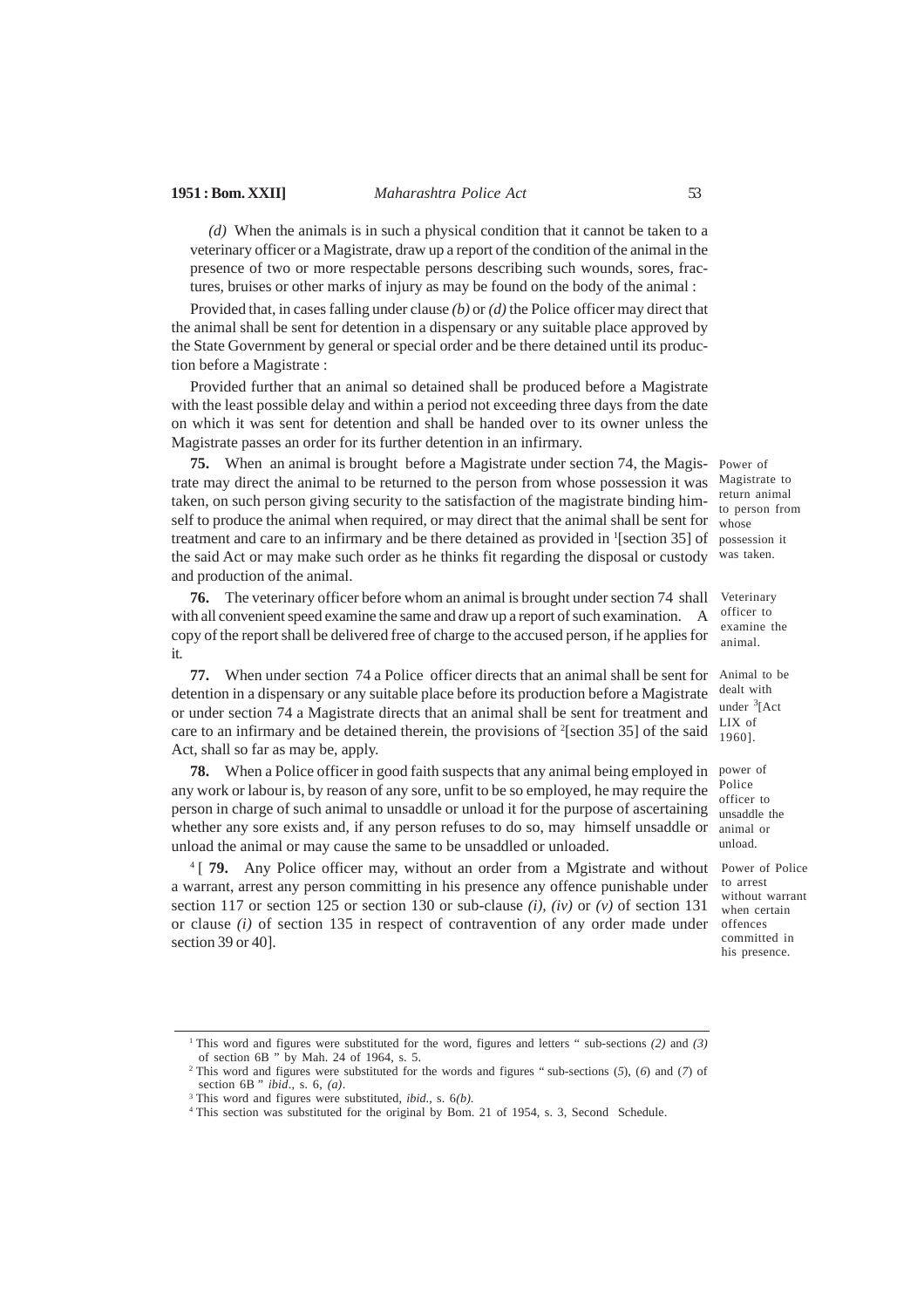*(d)* When the animals is in such a physical condition that it cannot be taken to a veterinary officer or a Magistrate, draw up a report of the condition of the animal in the presence of two or more respectable persons describing such wounds, sores, fractures, bruises or other marks of injury as may be found on the body of the animal :

Provided that, in cases falling under clause *(b)* or *(d)* the Police officer may direct that the animal shall be sent for detention in a dispensary or any suitable place approved by the State Government by general or special order and be there detained until its production before a Magistrate :

Provided further that an animal so detained shall be produced before a Magistrate with the least possible delay and within a period not exceeding three days from the date on which it was sent for detention and shall be handed over to its owner unless the Magistrate passes an order for its further detention in an infirmary.

Power of Magistrate to return animal to person from whose possession it was taken.

**75.** When an animal is brought before a Magistrate under section 74, the Magistrate may direct the animal to be returned to the person from whose possession it was taken, on such person giving security to the satisfaction of the magistrate binding himself to produce the animal when required, or may direct that the animal shall be sent for treatment and care to an infirmary and be there detained as provided in [1][section 35] of the said Act or may make such order as he thinks fit regarding the disposal or custody and production of the animal.

Veterinary officer to examine the animal.

**76.** The veterinary officer before whom an animal is brought under section 74 shall with all convenient speed examine the same and draw up a report of such examination. A copy of the report shall be delivered free of charge to the accused person, if he applies for it.

Animal to be dealt with under [3][Act LIX of 1960].

**77.** When under section 74 a Police officer directs that an animal shall be sent for detention in a dispensary or any suitable place before its production before a Magistrate or under section 74 a Magistrate directs that an animal shall be sent for treatment and care to an infirmary and be detained therein, the provisions of [2][section 35] of the said Act, shall so far as may be, apply.

power of Police officer to unsaddle the animal or unload.

**78.** When a Police officer in good faith suspects that any animal being employed in any work or labour is, by reason of any sore, unfit to be so employed, he may require the person in charge of such animal to unsaddle or unload it for the purpose of ascertaining whether any sore exists and, if any person refuses to do so, may himself unsaddle or unload the animal or may cause the same to be unsaddled or unloaded.

Power of Police to arrest without warrant when certain offences committed in his presence.

[4][ **79.** Any Police officer may, without an order from a Mgistrate and without a warrant, arrest any person committing in his presence any offence punishable under section 117 or section 125 or section 130 or sub-clause *(i)*, *(iv)* or *(v)* of section 131 or clause *(i)* of section 135 in respect of contravention of any order made under section 39 or 40].

---

[1] This word and figures were substituted for the word, figures and letters " sub-sections *(2)* and *(3)* of section 6B " by Mah. 24 of 1964, s. 5.

[2] This word and figures were substituted for the words and figures " sub-sections (*5*), (*6*) and (*7*) of section 6B " *ibid*., s. 6, *(a)*.

[3] This word and figures were substituted, *ibid*., s. 6*(b)*.

[4] This section was substituted for the original by Bom. 21 of 1954, s. 3, Second Schedule.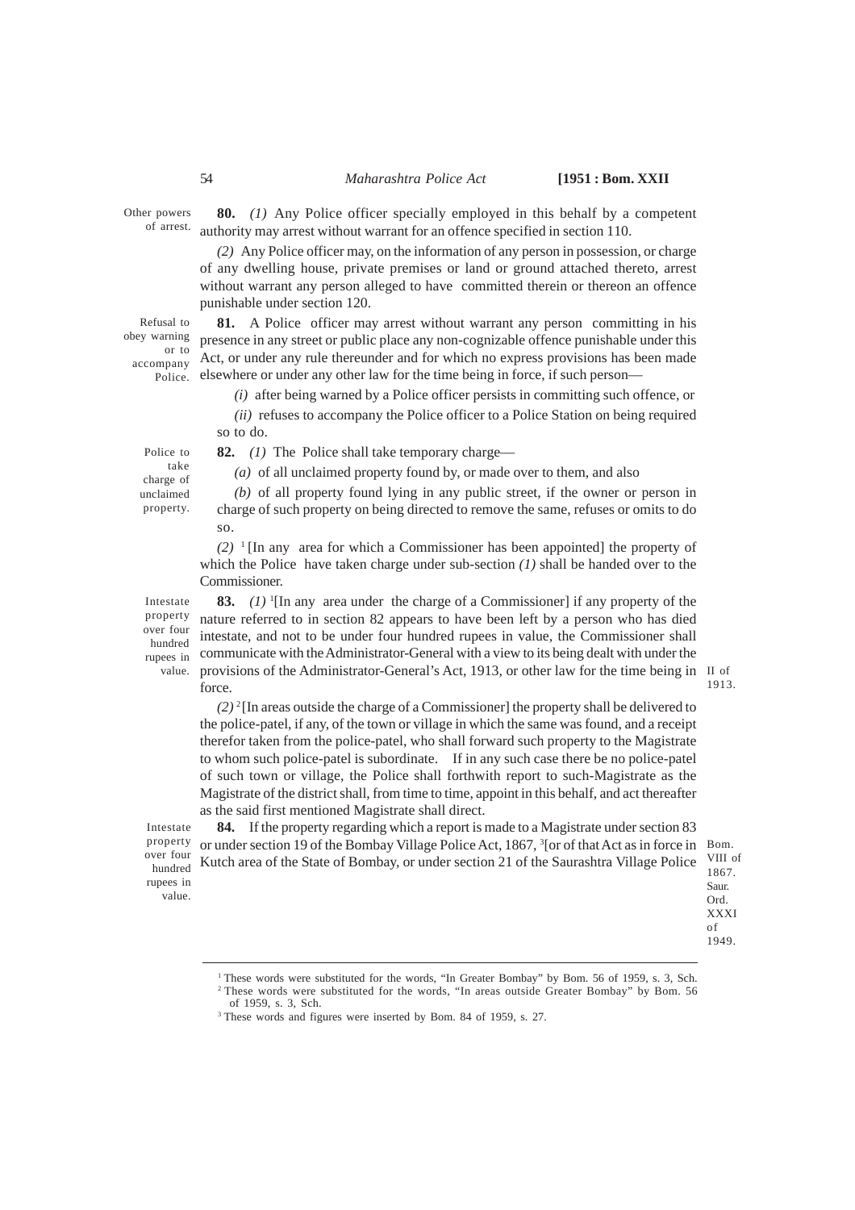Other powers of arrest.

**80.** *(1)* Any Police officer specially employed in this behalf by a competent authority may arrest without warrant for an offence specified in section 110.

*(2)* Any Police officer may, on the information of any person in possession, or charge of any dwelling house, private premises or land or ground attached thereto, arrest without warrant any person alleged to have committed therein or thereon an offence punishable under section 120.

Refusal to obey warning or to accompany Police.

**81.** A Police officer may arrest without warrant any person committing in his presence in any street or public place any non-cognizable offence punishable under this Act, or under any rule thereunder and for which no express provisions has been made elsewhere or under any other law for the time being in force, if such person—

*(i)* after being warned by a Police officer persists in committing such offence, or

*(ii)* refuses to accompany the Police officer to a Police Station on being required so to do.

Police to take charge of unclaimed property.

**82.** *(1)* The Police shall take temporary charge—

*(a)* of all unclaimed property found by, or made over to them, and also

*(b)* of all property found lying in any public street, if the owner or person in charge of such property on being directed to remove the same, refuses or omits to do so.

*(2)* [1][In any area for which a Commissioner has been appointed] the property of which the Police have taken charge under sub-section *(1)* shall be handed over to the Commissioner.

Intestate property over four hundred rupees in value.

**83.** *(1)* [1][In any area under the charge of a Commissioner] if any property of the nature referred to in section 82 appears to have been left by a person who has died intestate, and not to be under four hundred rupees in value, the Commissioner shall communicate with the Administrator-General with a view to its being dealt with under the provisions of the Administrator-General's Act, 1913, or other law for the time being in force. II of 1913.

*(2)* [2][In areas outside the charge of a Commissioner] the property shall be delivered to the police-patel, if any, of the town or village in which the same was found, and a receipt therefor taken from the police-patel, who shall forward such property to the Magistrate to whom such police-patel is subordinate. If in any such case there be no police-patel of such town or village, the Police shall forthwith report to such-Magistrate as the Magistrate of the district shall, from time to time, appoint in this behalf, and act thereafter as the said first mentioned Magistrate shall direct.

Intestate property over four hundred rupees in value.

**84.** If the property regarding which a report is made to a Magistrate under section 83 or under section 19 of the Bombay Village Police Act, 1867, [3][or of that Act as in force in Kutch area of the State of Bombay, or under section 21 of the Saurashtra Village Police Bom. VIII of 1867. Saur. Ord. XXXI of 1949.

---

[1] These words were substituted for the words, "In Greater Bombay" by Bom. 56 of 1959, s. 3, Sch.

[2] These words were substituted for the words, "In areas outside Greater Bombay" by Bom. 56 of 1959, s. 3, Sch.

[3] These words and figures were inserted by Bom. 84 of 1959, s. 27.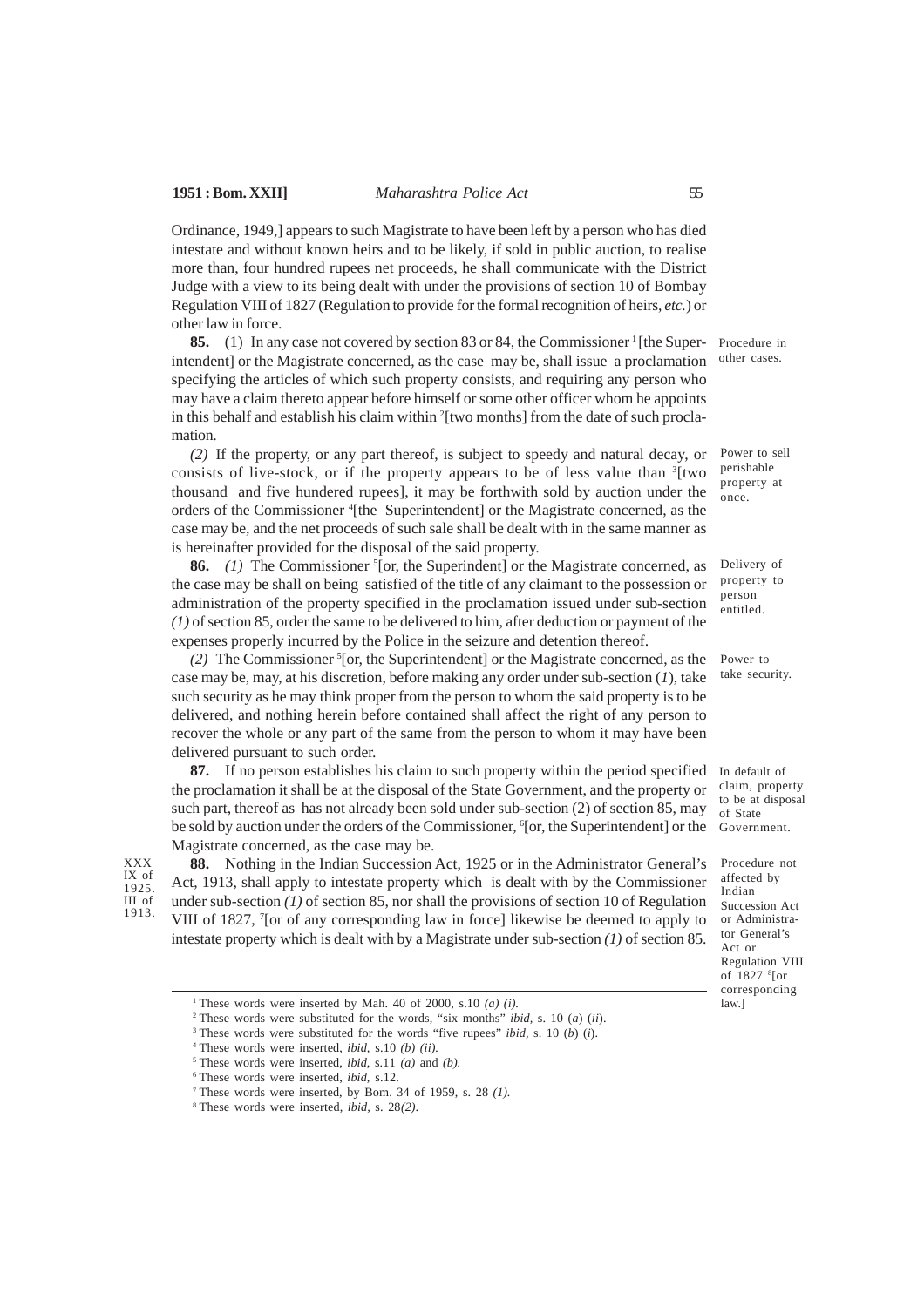Ordinance, 1949,] appears to such Magistrate to have been left by a person who has died intestate and without known heirs and to be likely, if sold in public auction, to realise more than, four hundred rupees net proceeds, he shall communicate with the District Judge with a view to its being dealt with under the provisions of section 10 of Bombay Regulation VIII of 1827 (Regulation to provide for the formal recognition of heirs, *etc.*) or other law in force.

*Procedure in other cases.*

**85.** (1) In any case not covered by section 83 or 84, the Commissioner [1][the Superintendent] or the Magistrate concerned, as the case may be, shall issue a proclamation specifying the articles of which such property consists, and requiring any person who may have a claim thereto appear before himself or some other officer whom he appoints in this behalf and establish his claim within [2][two months] from the date of such proclamation.

*Power to sell perishable property at once.*

*(2)* If the property, or any part thereof, is subject to speedy and natural decay, or consists of live-stock, or if the property appears to be of less value than [3][two thousand and five hundered rupees], it may be forthwith sold by auction under the orders of the Commissioner [4][the Superintendent] or the Magistrate concerned, as the case may be, and the net proceeds of such sale shall be dealt with in the same manner as is hereinafter provided for the disposal of the said property.

*Delivery of property to person entitled.*

**86.** *(1)* The Commissioner [5][or, the Superindent] or the Magistrate concerned, as the case may be shall on being satisfied of the title of any claimant to the possession or administration of the property specified in the proclamation issued under sub-section *(1)* of section 85, order the same to be delivered to him, after deduction or payment of the expenses properly incurred by the Police in the seizure and detention thereof.

*Power to take security.*

*(2)* The Commissioner [5][or, the Superintendent] or the Magistrate concerned, as the case may be, may, at his discretion, before making any order under sub-section (*1*), take such security as he may think proper from the person to whom the said property is to be delivered, and nothing herein before contained shall affect the right of any person to recover the whole or any part of the same from the person to whom it may have been delivered pursuant to such order.

*In default of claim, property to be at disposal of State Government.*

**87.** If no person establishes his claim to such property within the period specified the proclamation it shall be at the disposal of the State Government, and the property or such part, thereof as has not already been sold under sub-section (2) of section 85, may be sold by auction under the orders of the Commissioner, [6][or, the Superintendent] or the Magistrate concerned, as the case may be.

*Procedure not affected by Indian Succession Act or Administrator General's Act or Regulation VIII of 1827 [8][or corresponding law.]*

*XXX IX of 1925. III of 1913.*

**88.** Nothing in the Indian Succession Act, 1925 or in the Administrator General's Act, 1913, shall apply to intestate property which is dealt with by the Commissioner under sub-section *(1)* of section 85, nor shall the provisions of section 10 of Regulation VIII of 1827, [7][or of any corresponding law in force] likewise be deemed to apply to intestate property which is dealt with by a Magistrate under sub-section *(1)* of section 85.

---

[1] These words were inserted by Mah. 40 of 2000, s.10 *(a) (i).*

[2] These words were substituted for the words, "six months" *ibid,* s. 10 (*a*) (*ii*).

[3] These words were substituted for the words "five rupees" *ibid,* s. 10 (*b*) (*i*).

[4] These words were inserted, *ibid,* s.10 *(b) (ii).*

[5] These words were inserted, *ibid,* s.11 *(a)* and *(b).*

[6] These words were inserted, *ibid,* s.12.

[7] These words were inserted, by Bom. 34 of 1959, s. 28 *(1).*

[8] These words were inserted, *ibid,* s. 28*(2).*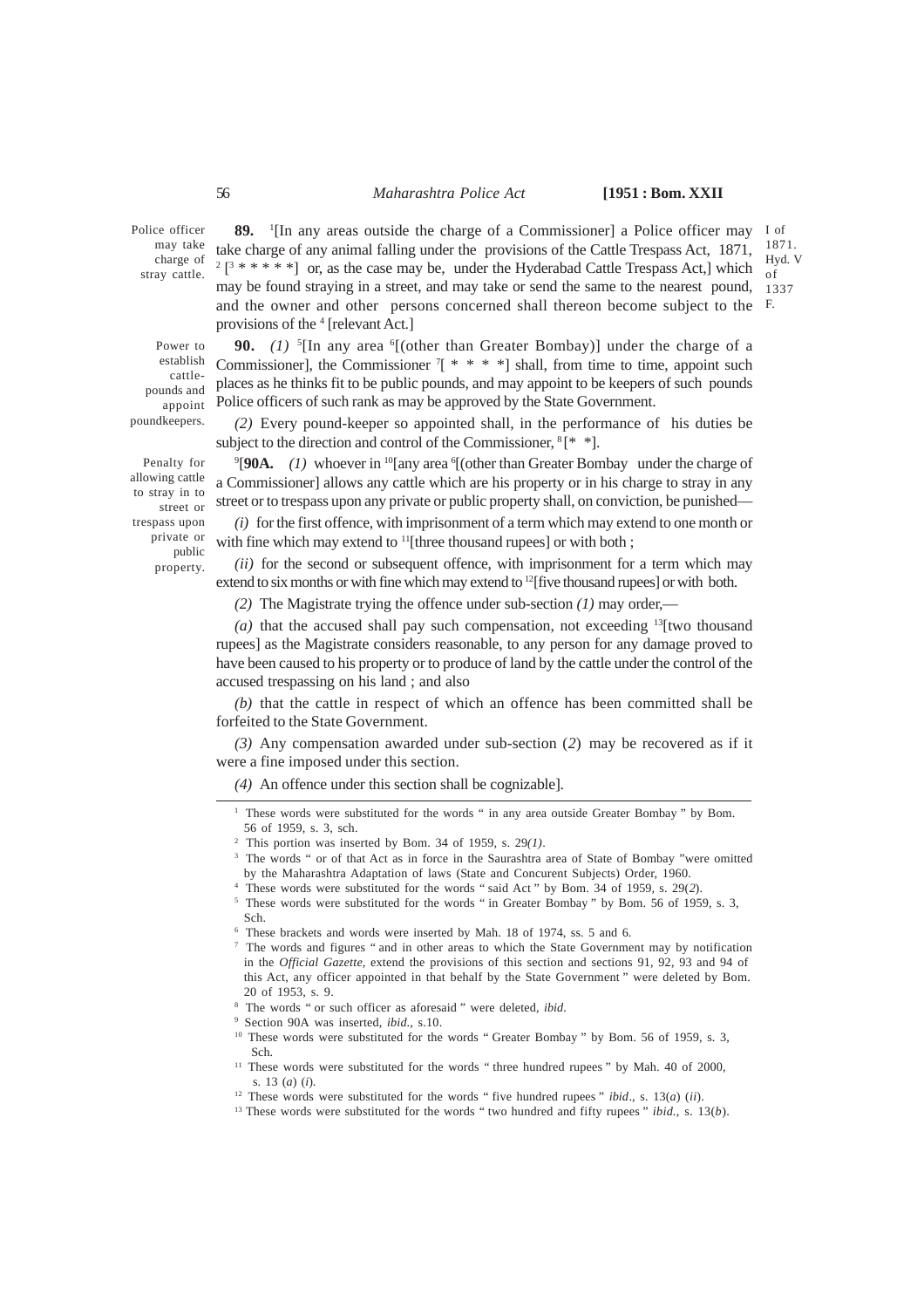Police officer may take charge of stray cattle.

**89.** [1][In any areas outside the charge of a Commissioner] a Police officer may take charge of any animal falling under the provisions of the Cattle Trespass Act, 1871, [2] [[3] * * * * * ] or, as the case may be, under the Hyderabad Cattle Trespass Act,] which may be found straying in a street, and may take or send the same to the nearest pound, and the owner and other persons concerned shall thereon become subject to the provisions of the [4] [relevant Act.]

I of 1871. Hyd. V of 1337 F.

Power to establish cattle-pounds and appoint poundkeepers.

**90.** *(1)* [5][In any area [6][(other than Greater Bombay)] under the charge of a Commissioner], the Commissioner [7][ * * * *] shall, from time to time, appoint such places as he thinks fit to be public pounds, and may appoint to be keepers of such pounds Police officers of such rank as may be approved by the State Government.

*(2)* Every pound-keeper so appointed shall, in the performance of his duties be subject to the direction and control of the Commissioner, [8] [* *].

Penalty for allowing cattle to stray in to street or trespass upon private or public property.

[9][**90A.** *(1)* whoever in [10][any area [6][(other than Greater Bombay under the charge of a Commissioner] allows any cattle which are his property or in his charge to stray in any street or to trespass upon any private or public property shall, on conviction, be punished—

*(i)* for the first offence, with imprisonment of a term which may extend to one month or with fine which may extend to [11][three thousand rupees] or with both ;

*(ii)* for the second or subsequent offence, with imprisonment for a term which may extend to six months or with fine which may extend to [12][five thousand rupees] or with both.

*(2)* The Magistrate trying the offence under sub-section *(1)* may order,—

*(a)* that the accused shall pay such compensation, not exceeding [13][two thousand rupees] as the Magistrate considers reasonable, to any person for any damage proved to have been caused to his property or to produce of land by the cattle under the control of the accused trespassing on his land ; and also

*(b)* that the cattle in respect of which an offence has been committed shall be forfeited to the State Government.

*(3)* Any compensation awarded under sub-section (*2*) may be recovered as if it were a fine imposed under this section.

*(4)* An offence under this section shall be cognizable].

---

[1] These words were substituted for the words " in any area outside Greater Bombay " by Bom. 56 of 1959, s. 3, sch.

[2] This portion was inserted by Bom. 34 of 1959, s. 29*(1)*.

[3] The words " or of that Act as in force in the Saurashtra area of State of Bombay "were omitted by the Maharashtra Adaptation of laws (State and Concurent Subjects) Order, 1960.

[4] These words were substituted for the words " said Act " by Bom. 34 of 1959, s. 29(*2*).

[5] These words were substituted for the words " in Greater Bombay " by Bom. 56 of 1959, s. 3, Sch.

[6] These brackets and words were inserted by Mah. 18 of 1974, ss. 5 and 6.

[7] The words and figures " and in other areas to which the State Government may by notification in the *Official Gazette*, extend the provisions of this section and sections 91, 92, 93 and 94 of this Act, any officer appointed in that behalf by the State Government " were deleted by Bom. 20 of 1953, s. 9.

[8] The words " or such officer as aforesaid " were deleted, *ibid*.

[9] Section 90A was inserted, *ibid.*, s.10.

[10] These words were substituted for the words " Greater Bombay " by Bom. 56 of 1959, s. 3, Sch.

[11] These words were substituted for the words " three hundred rupees " by Mah. 40 of 2000, s. 13 (*a*) (*i*).

[12] These words were substituted for the words " five hundred rupees " *ibid*., s. 13(*a*) (*ii*).

[13] These words were substituted for the words " two hundred and fifty rupees " *ibid.*, s. 13(*b*).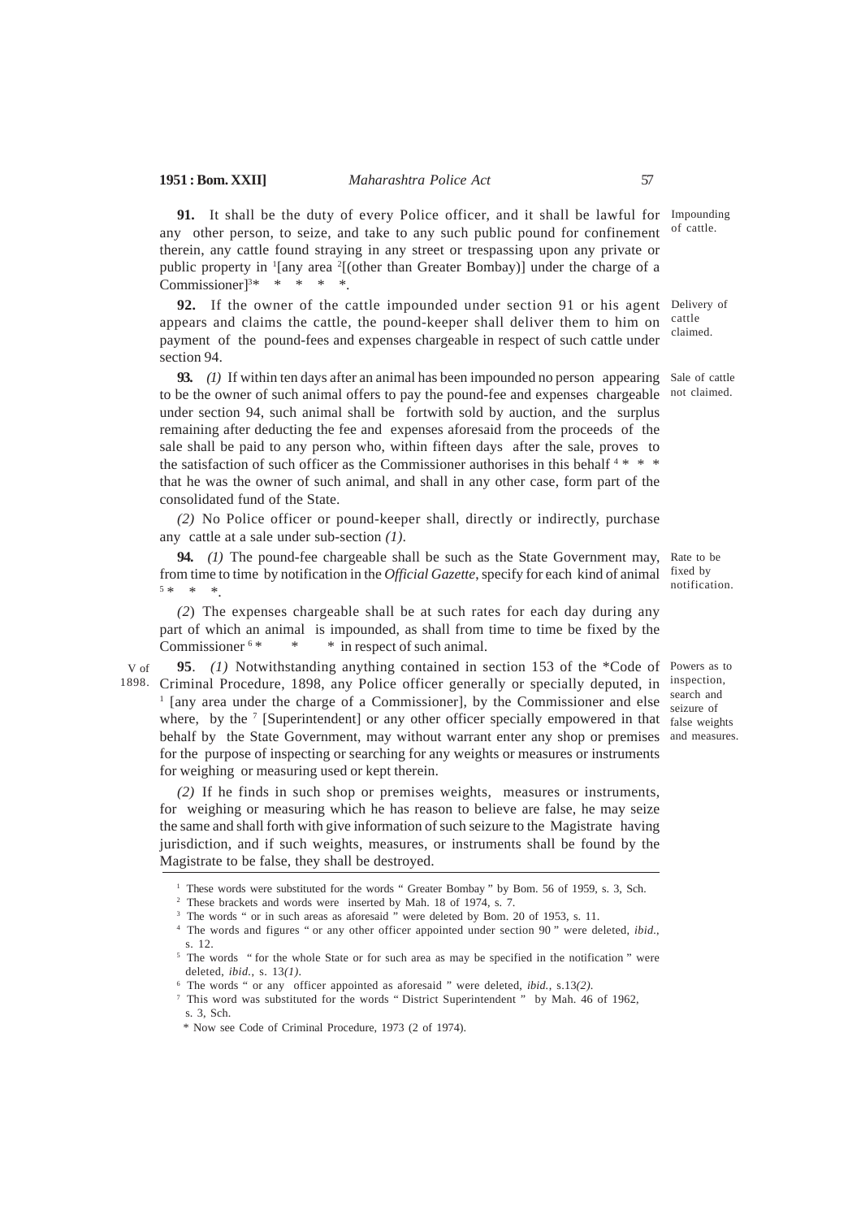**91.** It shall be the duty of every Police officer, and it shall be lawful for any other person, to seize, and take to any such public pound for confinement therein, any cattle found straying in any street or trespassing upon any private or public property in [1][any area [2][(other than Greater Bombay)] under the charge of a Commissioner][3]* * * * *.

Impounding of cattle.

**92.** If the owner of the cattle impounded under section 91 or his agent appears and claims the cattle, the pound-keeper shall deliver them to him on payment of the pound-fees and expenses chargeable in respect of such cattle under section 94.

Delivery of cattle claimed.

**93.** *(1)* If within ten days after an animal has been impounded no person appearing to be the owner of such animal offers to pay the pound-fee and expenses chargeable under section 94, such animal shall be forthwith sold by auction, and the surplus remaining after deducting the fee and expenses aforesaid from the proceeds of the sale shall be paid to any person who, within fifteen days after the sale, proves to the satisfaction of such officer as the Commissioner authorises in this behalf [4] * * * that he was the owner of such animal, and shall in any other case, form part of the consolidated fund of the State.

Sale of cattle not claimed.

*(2)* No Police officer or pound-keeper shall, directly or indirectly, purchase any cattle at a sale under sub-section *(1)*.

**94.** *(1)* The pound-fee chargeable shall be such as the State Government may, from time to time by notification in the *Official Gazette*, specify for each kind of animal [5]* * *.

Rate to be fixed by notification.

*(2)* The expenses chargeable shall be at such rates for each day during any part of which an animal is impounded, as shall from time to time be fixed by the Commissioner [6]* * * in respect of such animal.

**95**. *(1)* Notwithstanding anything contained in section 153 of the *Code of Criminal Procedure, 1898, any Police officer generally or specially deputed, in [1] [any area under the charge of a Commissioner], by the Commissioner and else where, by the [7] [Superintendent] or any other officer specially empowered in that behalf by the State Government, may without warrant enter any shop or premises for the purpose of inspecting or searching for any weights or measures or instruments for weighing or measuring used or kept therein.

V of 1898.

Powers as to inspection, search and seizure of false weights and measures.

*(2)* If he finds in such shop or premises weights, measures or instruments, for weighing or measuring which he has reason to believe are false, he may seize the same and shall forth with give information of such seizure to the Magistrate having jurisdiction, and if such weights, measures, or instruments shall be found by the Magistrate to be false, they shall be destroyed.

---

[1] These words were substituted for the words " Greater Bombay " by Bom. 56 of 1959, s. 3, Sch.

[2] These brackets and words were inserted by Mah. 18 of 1974, s. 7.

[3] The words " or in such areas as aforesaid " were deleted by Bom. 20 of 1953, s. 11.

[4] The words and figures " or any other officer appointed under section 90 " were deleted, *ibid.*, s. 12.

[5] The words " for the whole State or for such area as may be specified in the notification " were deleted, *ibid.*, s. 13*(1)*.

[6] The words " or any officer appointed as aforesaid " were deleted, *ibid.*, s.13*(2)*.

[7] This word was substituted for the words " District Superintendent " by Mah. 46 of 1962, s. 3, Sch.

\* Now see Code of Criminal Procedure, 1973 (2 of 1974).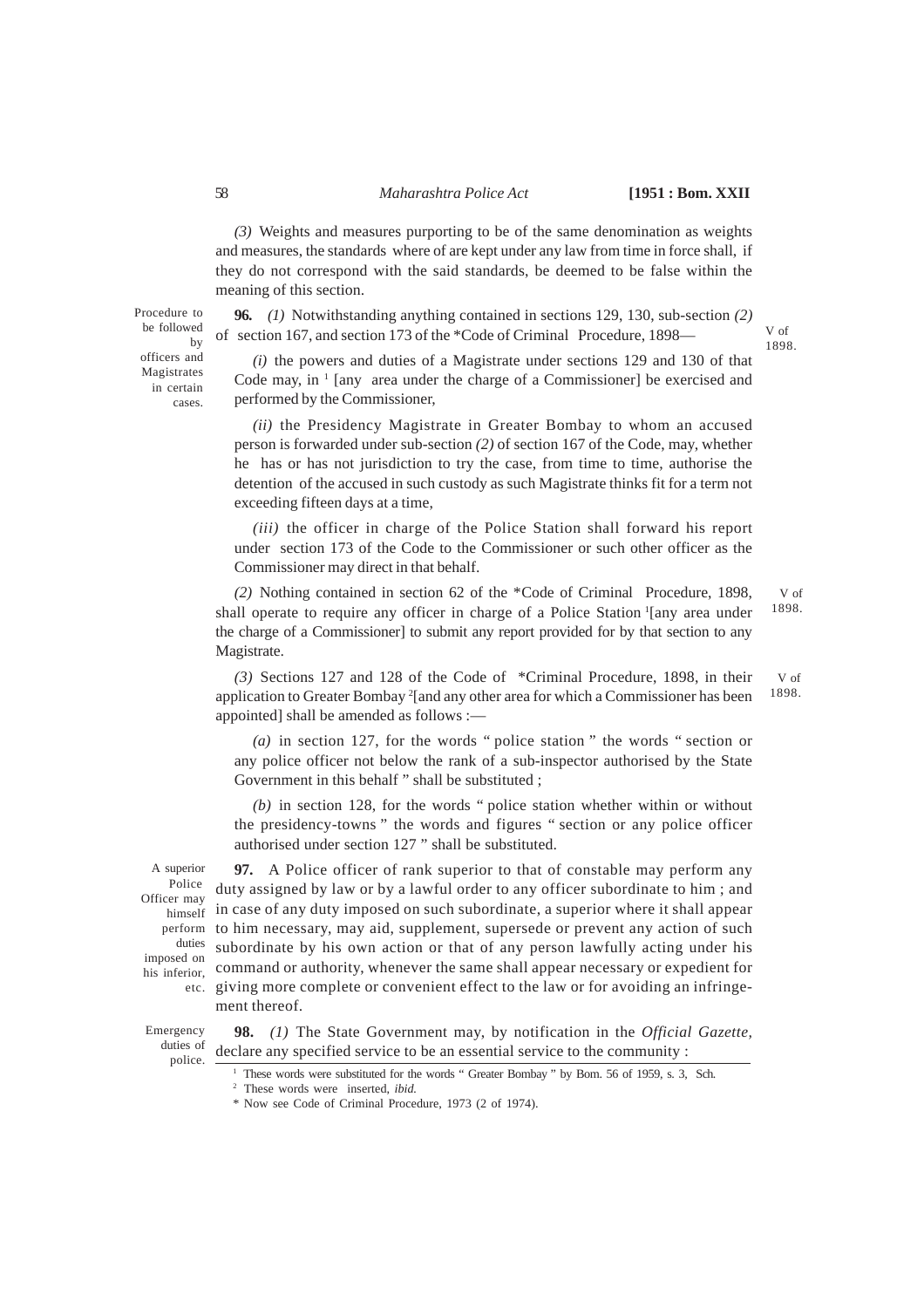*(3)* Weights and measures purporting to be of the same denomination as weights and measures, the standards where of are kept under any law from time in force shall, if they do not correspond with the said standards, be deemed to be false within the meaning of this section.

Procedure to be followed by officers and Magistrates in certain cases.

**96.** *(1)* Notwithstanding anything contained in sections 129, 130, sub-section *(2)* of section 167, and section 173 of the *Code of Criminal Procedure, 1898— V of 1898.

*(i)* the powers and duties of a Magistrate under sections 129 and 130 of that Code may, in [1] [any area under the charge of a Commissioner] be exercised and performed by the Commissioner,

*(ii)* the Presidency Magistrate in Greater Bombay to whom an accused person is forwarded under sub-section *(2)* of section 167 of the Code, may, whether he has or has not jurisdiction to try the case, from time to time, authorise the detention of the accused in such custody as such Magistrate thinks fit for a term not exceeding fifteen days at a time,

*(iii)* the officer in charge of the Police Station shall forward his report under section 173 of the Code to the Commissioner or such other officer as the Commissioner may direct in that behalf.

*(2)* Nothing contained in section 62 of the *Code of Criminal Procedure, 1898, shall operate to require any officer in charge of a Police Station [1][any area under the charge of a Commissioner] to submit any report provided for by that section to any Magistrate. V of 1898.

*(3)* Sections 127 and 128 of the Code of *Criminal Procedure, 1898, in their application to Greater Bombay [2][and any other area for which a Commissioner has been appointed] shall be amended as follows :— V of 1898.

*(a)* in section 127, for the words " police station " the words " section or any police officer not below the rank of a sub-inspector authorised by the State Government in this behalf " shall be substituted ;

*(b)* in section 128, for the words " police station whether within or without the presidency-towns " the words and figures " section or any police officer authorised under section 127 " shall be substituted.

A superior Police Officer may himself perform duties imposed on his inferior, etc.

**97.** A Police officer of rank superior to that of constable may perform any duty assigned by law or by a lawful order to any officer subordinate to him ; and in case of any duty imposed on such subordinate, a superior where it shall appear to him necessary, may aid, supplement, supersede or prevent any action of such subordinate by his own action or that of any person lawfully acting under his command or authority, whenever the same shall appear necessary or expedient for giving more complete or convenient effect to the law or for avoiding an infringement thereof.

Emergency duties of police.

**98.** *(1)* The State Government may, by notification in the *Official Gazette*, declare any specified service to be an essential service to the community :

---

[1] These words were substituted for the words " Greater Bombay " by Bom. 56 of 1959, s. 3, Sch.

[2] These words were inserted, *ibid.*

\* Now see Code of Criminal Procedure, 1973 (2 of 1974).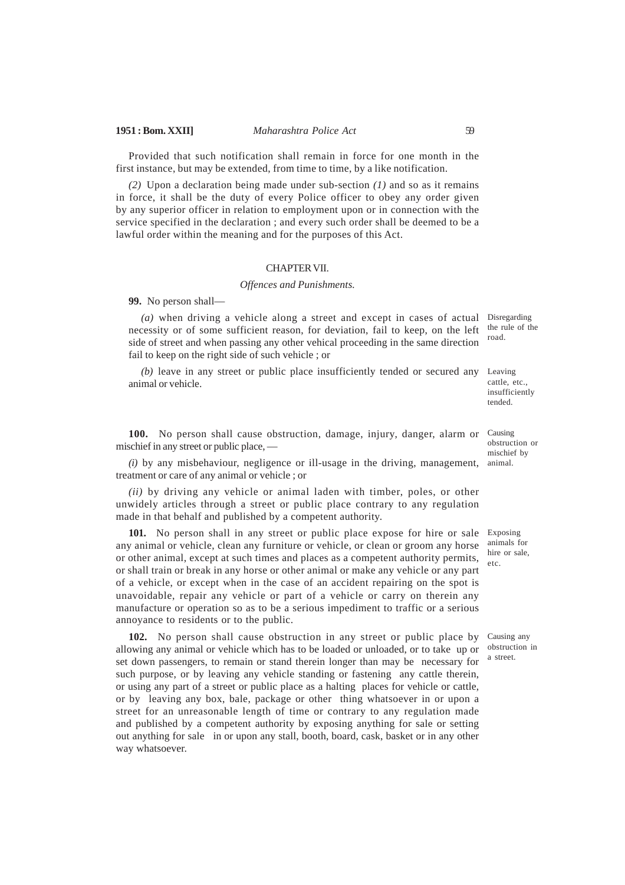Provided that such notification shall remain in force for one month in the first instance, but may be extended, from time to time, by a like notification.

*(2)* Upon a declaration being made under sub-section *(1)* and so as it remains in force, it shall be the duty of every Police officer to obey any order given by any superior officer in relation to employment upon or in connection with the service specified in the declaration ; and every such order shall be deemed to be a lawful order within the meaning and for the purposes of this Act.

## CHAPTER VII.

### *Offences and Punishments.*

**99.** No person shall—

Disregarding the rule of the road.

*(a)* when driving a vehicle along a street and except in cases of actual necessity or of some sufficient reason, for deviation, fail to keep, on the left side of street and when passing any other vehical proceeding in the same direction fail to keep on the right side of such vehicle ; or

Leaving cattle, etc., insufficiently tended.

*(b)* leave in any street or public place insufficiently tended or secured any animal or vehicle.

Causing obstruction or mischief by animal.

**100.** No person shall cause obstruction, damage, injury, danger, alarm or mischief in any street or public place, —

*(i)* by any misbehaviour, negligence or ill-usage in the driving, management, treatment or care of any animal or vehicle ; or

*(ii)* by driving any vehicle or animal laden with timber, poles, or other unwidely articles through a street or public place contrary to any regulation made in that behalf and published by a competent authority.

Exposing animals for hire or sale, etc.

**101.** No person shall in any street or public place expose for hire or sale any animal or vehicle, clean any furniture or vehicle, or clean or groom any horse or other animal, except at such times and places as a competent authority permits, or shall train or break in any horse or other animal or make any vehicle or any part of a vehicle, or except when in the case of an accident repairing on the spot is unavoidable, repair any vehicle or part of a vehicle or carry on therein any manufacture or operation so as to be a serious impediment to traffic or a serious annoyance to residents or to the public.

Causing any obstruction in a street.

**102.** No person shall cause obstruction in any street or public place by allowing any animal or vehicle which has to be loaded or unloaded, or to take up or set down passengers, to remain or stand therein longer than may be necessary for such purpose, or by leaving any vehicle standing or fastening any cattle therein, or using any part of a street or public place as a halting places for vehicle or cattle, or by leaving any box, bale, package or other thing whatsoever in or upon a street for an unreasonable length of time or contrary to any regulation made and published by a competent authority by exposing anything for sale or setting out anything for sale in or upon any stall, booth, board, cask, basket or in any other way whatsoever.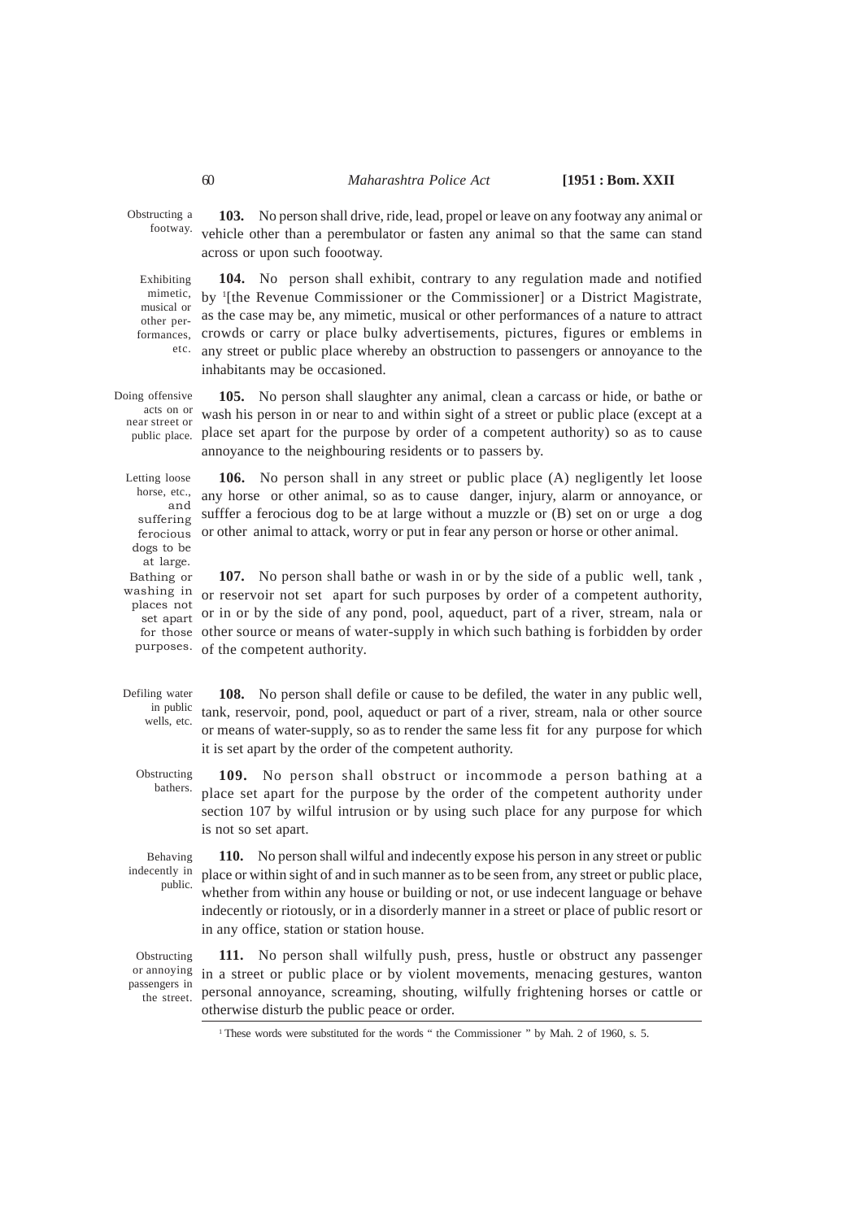**103.** No person shall drive, ride, lead, propel or leave on any footway any animal or vehicle other than a perembulator or fasten any animal so that the same can stand across or upon such foootway.

Obstructing a footway.

**104.** No person shall exhibit, contrary to any regulation made and notified by [1][the Revenue Commissioner or the Commissioner] or a District Magistrate, as the case may be, any mimetic, musical or other performances of a nature to attract crowds or carry or place bulky advertisements, pictures, figures or emblems in any street or public place whereby an obstruction to passengers or annoyance to the inhabitants may be occasioned.

Exhibiting mimetic, musical or other performances, etc.

**105.** No person shall slaughter any animal, clean a carcass or hide, or bathe or wash his person in or near to and within sight of a street or public place (except at a place set apart for the purpose by order of a competent authority) so as to cause annoyance to the neighbouring residents or to passers by.

Doing offensive acts on or near street or public place.

**106.** No person shall in any street or public place (A) negligently let loose any horse or other animal, so as to cause danger, injury, alarm or annoyance, or sufffer a ferocious dog to be at large without a muzzle or (B) set on or urge a dog or other animal to attack, worry or put in fear any person or horse or other animal.

Letting loose horse, etc., and suffering ferocious dogs to be at large.

**107.** No person shall bathe or wash in or by the side of a public well, tank , or reservoir not set apart for such purposes by order of a competent authority, or in or by the side of any pond, pool, aqueduct, part of a river, stream, nala or other source or means of water-supply in which such bathing is forbidden by order of the competent authority.

Bathing or washing in places not set apart for those purposes.

**108.** No person shall defile or cause to be defiled, the water in any public well, tank, reservoir, pond, pool, aqueduct or part of a river, stream, nala or other source or means of water-supply, so as to render the same less fit for any purpose for which it is set apart by the order of the competent authority.

Defiling water in public wells, etc.

**109.** No person shall obstruct or incommode a person bathing at a place set apart for the purpose by the order of the competent authority under section 107 by wilful intrusion or by using such place for any purpose for which is not so set apart.

Obstructing bathers.

**110.** No person shall wilful and indecently expose his person in any street or public place or within sight of and in such manner as to be seen from, any street or public place, whether from within any house or building or not, or use indecent language or behave indecently or riotously, or in a disorderly manner in a street or place of public resort or in any office, station or station house.

Behaving indecently in public.

**111.** No person shall wilfully push, press, hustle or obstruct any passenger in a street or public place or by violent movements, menacing gestures, wanton personal annoyance, screaming, shouting, wilfully frightening horses or cattle or otherwise disturb the public peace or order.

Obstructing or annoying passengers in the street.

---

[1] These words were substituted for the words " the Commissioner " by Mah. 2 of 1960, s. 5.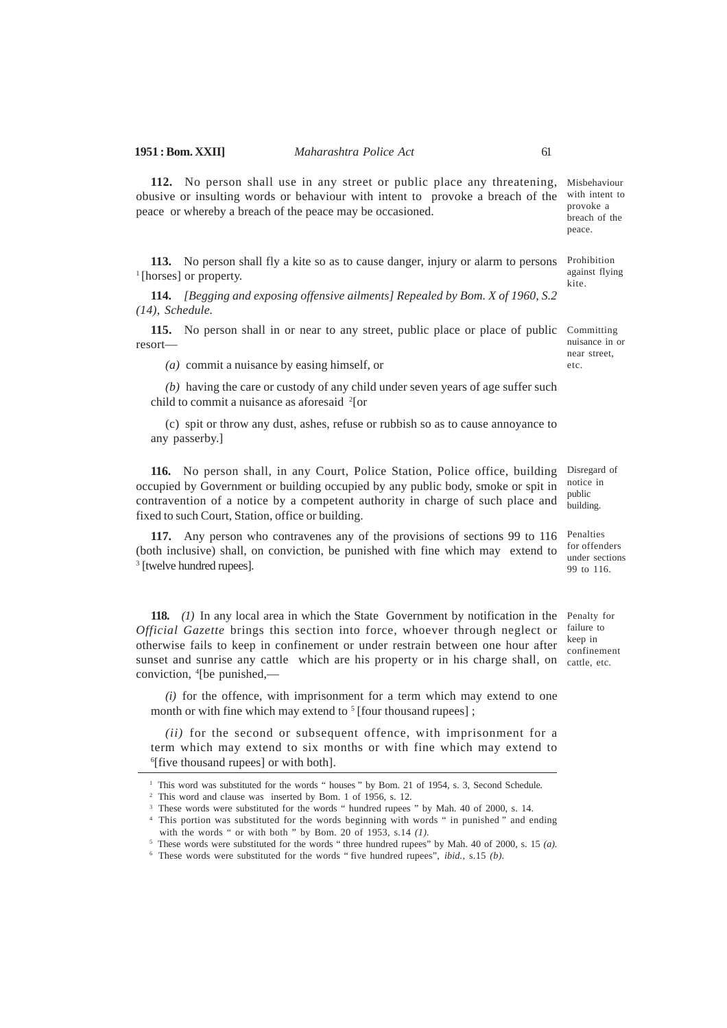**112.** No person shall use in any street or public place any threatening, obusive or insulting words or behaviour with intent to provoke a breach of the peace or whereby a breach of the peace may be occasioned.

*Misbehaviour with intent to provoke a breach of the peace.*

**113.** No person shall fly a kite so as to cause danger, injury or alarm to persons [1] [horses] or property.

*Prohibition against flying kite.*

**114.** *[Begging and exposing offensive ailments] Repealed by Bom. X of 1960, S.2 (14), Schedule.*

**115.** No person shall in or near to any street, public place or place of public resort—

*Committing nuisance in or near street, etc.*

*(a)* commit a nuisance by easing himself, or

*(b)* having the care or custody of any child under seven years of age suffer such child to commit a nuisance as aforesaid [2][or

(c) spit or throw any dust, ashes, refuse or rubbish so as to cause annoyance to any passerby.]

**116.** No person shall, in any Court, Police Station, Police office, building occupied by Government or building occupied by any public body, smoke or spit in contravention of a notice by a competent authority in charge of such place and fixed to such Court, Station, office or building.

*Disregard of notice in public building.*

**117.** Any person who contravenes any of the provisions of sections 99 to 116 (both inclusive) shall, on conviction, be punished with fine which may extend to [3] [twelve hundred rupees].

*Penalties for offenders under sections 99 to 116.*

**118.** *(1)* In any local area in which the State Government by notification in the *Official Gazette* brings this section into force, whoever through neglect or otherwise fails to keep in confinement or under restrain between one hour after sunset and sunrise any cattle which are his property or in his charge shall, on conviction, [4][be punished,—

*Penalty for failure to keep in confinement cattle, etc.*

*(i)* for the offence, with imprisonment for a term which may extend to one month or with fine which may extend to [5] [four thousand rupees] ;

*(ii)* for the second or subsequent offence, with imprisonment for a term which may extend to six months or with fine which may extend to [6][five thousand rupees] or with both].

---

[1] This word was substituted for the words " houses " by Bom. 21 of 1954, s. 3, Second Schedule.

[2] This word and clause was inserted by Bom. 1 of 1956, s. 12.

[3] These words were substituted for the words " hundred rupees " by Mah. 40 of 2000, s. 14.

[4] This portion was substituted for the words beginning with words " in punished " and ending with the words " or with both " by Bom. 20 of 1953, s.14 *(1)*.

[5] These words were substituted for the words " three hundred rupees" by Mah. 40 of 2000, s. 15 *(a)*.

[6] These words were substituted for the words " five hundred rupees", *ibid.*, s.15 *(b)*.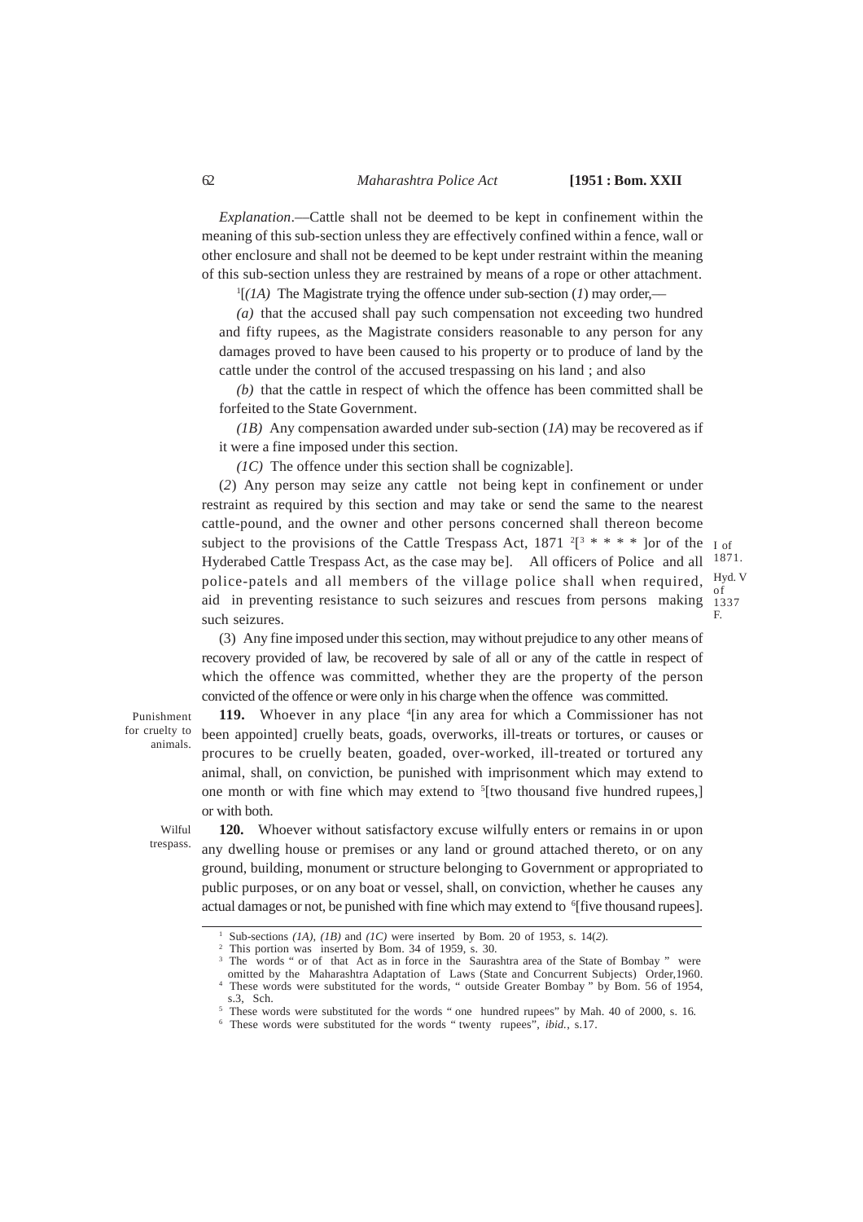*Explanation*.—Cattle shall not be deemed to be kept in confinement within the meaning of this sub-section unless they are effectively confined within a fence, wall or other enclosure and shall not be deemed to be kept under restraint within the meaning of this sub-section unless they are restrained by means of a rope or other attachment.

[1][*(1A)* The Magistrate trying the offence under sub-section (*1*) may order,—

*(a)* that the accused shall pay such compensation not exceeding two hundred and fifty rupees, as the Magistrate considers reasonable to any person for any damages proved to have been caused to his property or to produce of land by the cattle under the control of the accused trespassing on his land ; and also

*(b)* that the cattle in respect of which the offence has been committed shall be forfeited to the State Government.

*(1B)* Any compensation awarded under sub-section (*1A*) may be recovered as if it were a fine imposed under this section.

*(1C)* The offence under this section shall be cognizable].

(*2*) Any person may seize any cattle not being kept in confinement or under restraint as required by this section and may take or send the same to the nearest cattle-pound, and the owner and other persons concerned shall thereon become subject to the provisions of the Cattle Trespass Act, 1871 [2][[3] * * * * ]or of the Hyderabed Cattle Trespass Act, as the case may be]. All officers of Police and all police-patels and all members of the village police shall when required, aid in preventing resistance to such seizures and rescues from persons making such seizures.

I of 1871.
Hyd. V of 1337 F.

(3) Any fine imposed under this section, may without prejudice to any other means of recovery provided of law, be recovered by sale of all or any of the cattle in respect of which the offence was committed, whether they are the property of the person convicted of the offence or were only in his charge when the offence was committed.

Punishment for cruelty to animals.

**119.** Whoever in any place [4][in any area for which a Commissioner has not been appointed] cruelly beats, goads, overworks, ill-treats or tortures, or causes or procures to be cruelly beaten, goaded, over-worked, ill-treated or tortured any animal, shall, on conviction, be punished with imprisonment which may extend to one month or with fine which may extend to [5][two thousand five hundred rupees,] or with both.

Wilful trespass.

**120.** Whoever without satisfactory excuse wilfully enters or remains in or upon any dwelling house or premises or any land or ground attached thereto, or on any ground, building, monument or structure belonging to Government or appropriated to public purposes, or on any boat or vessel, shall, on conviction, whether he causes any actual damages or not, be punished with fine which may extend to [6][five thousand rupees].

---

[1] Sub-sections *(1A)*, *(1B)* and *(1C)* were inserted by Bom. 20 of 1953, s. 14(*2*).

[2] This portion was inserted by Bom. 34 of 1959, s. 30.

[3] The words " or of that Act as in force in the Saurashtra area of the State of Bombay " were omitted by the Maharashtra Adaptation of Laws (State and Concurrent Subjects) Order,1960.

[4] These words were substituted for the words, " outside Greater Bombay " by Bom. 56 of 1954, s.3, Sch.

[5] These words were substituted for the words " one hundred rupees" by Mah. 40 of 2000, s. 16.

[6] These words were substituted for the words " twenty rupees", *ibid.*, s.17.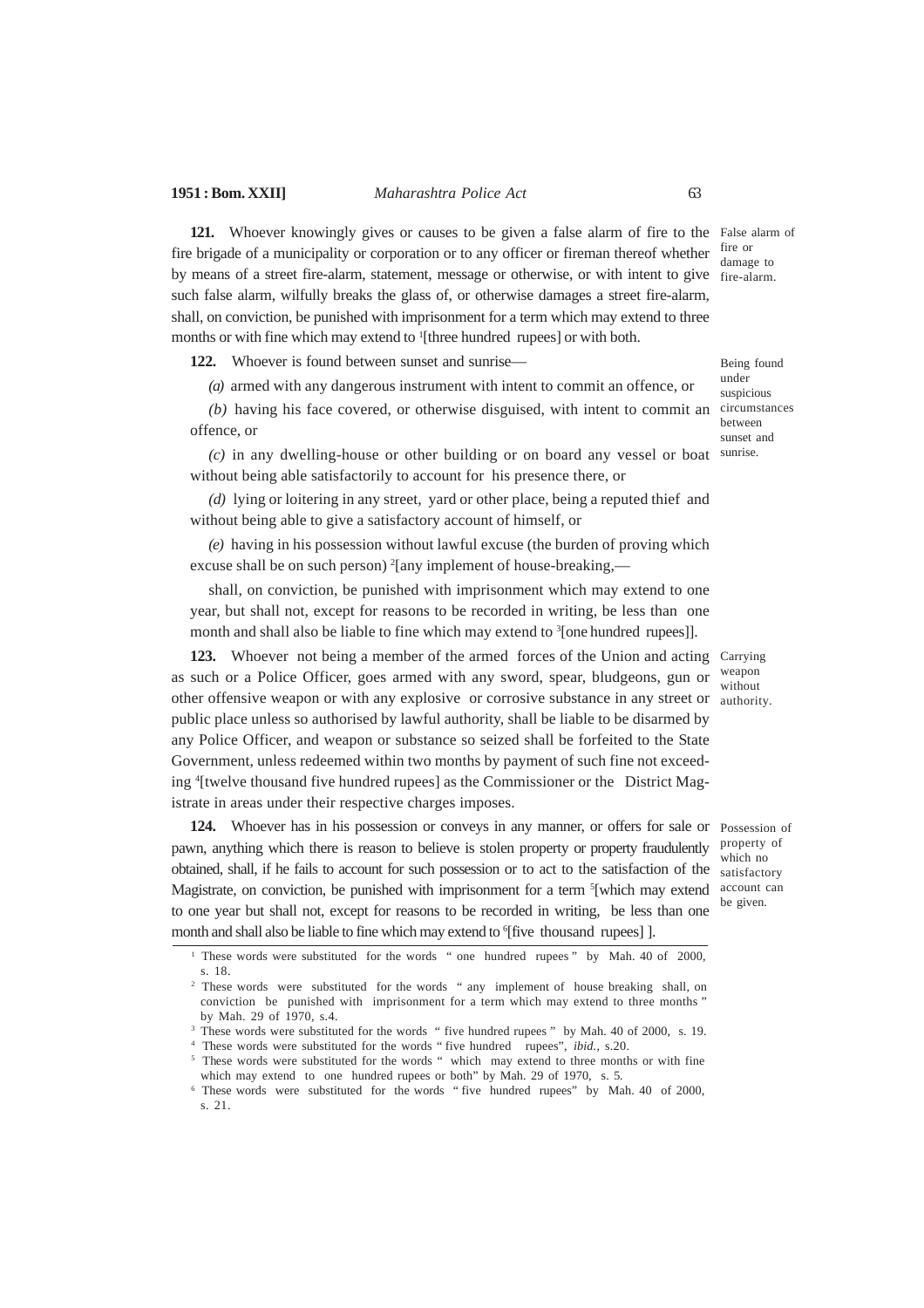**121.** Whoever knowingly gives or causes to be given a false alarm of fire to the fire brigade of a municipality or corporation or to any officer or fireman thereof whether by means of a street fire-alarm, statement, message or otherwise, or with intent to give such false alarm, wilfully breaks the glass of, or otherwise damages a street fire-alarm, shall, on conviction, be punished with imprisonment for a term which may extend to three months or with fine which may extend to [1][three hundred rupees] or with both.

False alarm of fire or damage to fire-alarm.

**122.** Whoever is found between sunset and sunrise—

Being found under suspicious circumstances between sunset and sunrise.

*(a)* armed with any dangerous instrument with intent to commit an offence, or

*(b)* having his face covered, or otherwise disguised, with intent to commit an offence, or

*(c)* in any dwelling-house or other building or on board any vessel or boat without being able satisfactorily to account for his presence there, or

*(d)* lying or loitering in any street, yard or other place, being a reputed thief and without being able to give a satisfactory account of himself, or

*(e)* having in his possession without lawful excuse (the burden of proving which excuse shall be on such person) [2][any implement of house-breaking,—

shall, on conviction, be punished with imprisonment which may extend to one year, but shall not, except for reasons to be recorded in writing, be less than one month and shall also be liable to fine which may extend to [3][one hundred rupees]].

**123.** Whoever not being a member of the armed forces of the Union and acting as such or a Police Officer, goes armed with any sword, spear, bludgeons, gun or other offensive weapon or with any explosive or corrosive substance in any street or public place unless so authorised by lawful authority, shall be liable to be disarmed by any Police Officer, and weapon or substance so seized shall be forfeited to the State Government, unless redeemed within two months by payment of such fine not exceeding [4][twelve thousand five hundred rupees] as the Commissioner or the District Magistrate in areas under their respective charges imposes.

Carrying weapon without authority.

**124.** Whoever has in his possession or conveys in any manner, or offers for sale or pawn, anything which there is reason to believe is stolen property or property fraudulently obtained, shall, if he fails to account for such possession or to act to the satisfaction of the Magistrate, on conviction, be punished with imprisonment for a term [5][which may extend to one year but shall not, except for reasons to be recorded in writing, be less than one month and shall also be liable to fine which may extend to [6][five thousand rupees] ].

Possession of property of which no satisfactory account can be given.

---

[1] These words were substituted for the words " one hundred rupees " by Mah. 40 of 2000, s. 18.

[2] These words were substituted for the words " any implement of house breaking shall, on conviction be punished with imprisonment for a term which may extend to three months " by Mah. 29 of 1970, s.4.

[3] These words were substituted for the words " five hundred rupees " by Mah. 40 of 2000, s. 19.

[4] These words were substituted for the words " five hundred rupees", *ibid.*, s.20.

[5] These words were substituted for the words " which may extend to three months or with fine which may extend to one hundred rupees or both" by Mah. 29 of 1970, s. 5.

[6] These words were substituted for the words " five hundred rupees" by Mah. 40 of 2000, s. 21.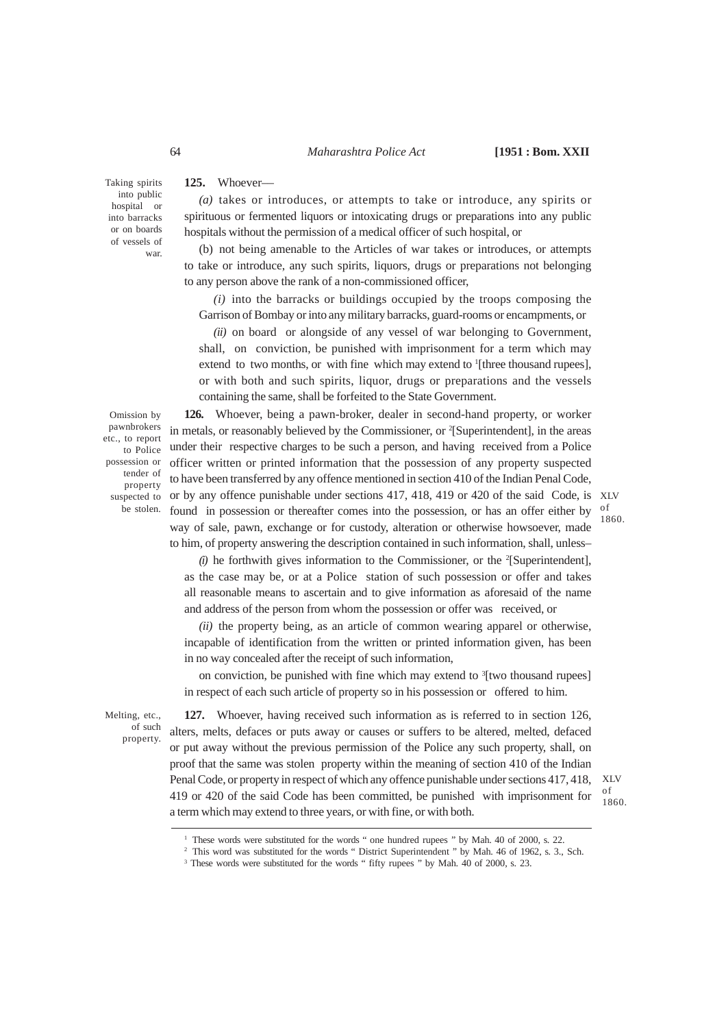**125.** Whoever—

*Taking spirits into public hospital or into barracks or on boards of vessels of war.*

*(a)* takes or introduces, or attempts to take or introduce, any spirits or spirituous or fermented liquors or intoxicating drugs or preparations into any public hospitals without the permission of a medical officer of such hospital, or

(b) not being amenable to the Articles of war takes or introduces, or attempts to take or introduce, any such spirits, liquors, drugs or preparations not belonging to any person above the rank of a non-commissioned officer,

*(i)* into the barracks or buildings occupied by the troops composing the Garrison of Bombay or into any military barracks, guard-rooms or encampments, or

*(ii)* on board or alongside of any vessel of war belonging to Government, shall, on conviction, be punished with imprisonment for a term which may extend to two months, or with fine which may extend to [1][three thousand rupees], or with both and such spirits, liquor, drugs or preparations and the vessels containing the same, shall be forfeited to the State Government.

*Omission by pawnbrokers etc., to report to Police possession or tender of property suspected to be stolen.*

**126.** Whoever, being a pawn-broker, dealer in second-hand property, or worker in metals, or reasonably believed by the Commissioner, or [2][Superintendent], in the areas under their respective charges to be such a person, and having received from a Police officer written or printed information that the possession of any property suspected to have been transferred by any offence mentioned in section 410 of the Indian Penal Code, or by any offence punishable under sections 417, 418, 419 or 420 of the said Code, is found in possession or thereafter comes into the possession, or has an offer either by way of sale, pawn, exchange or for custody, alteration or otherwise howsoever, made to him, of property answering the description contained in such information, shall, unless–

*XLV of 1860.*

*(i)* he forthwith gives information to the Commissioner, or the [2][Superintendent], as the case may be, or at a Police station of such possession or offer and takes all reasonable means to ascertain and to give information as aforesaid of the name and address of the person from whom the possession or offer was received, or

*(ii)* the property being, as an article of common wearing apparel or otherwise, incapable of identification from the written or printed information given, has been in no way concealed after the receipt of such information,

on conviction, be punished with fine which may extend to [3][two thousand rupees] in respect of each such article of property so in his possession or offered to him.

*Melting, etc., of such property.*

**127.** Whoever, having received such information as is referred to in section 126, alters, melts, defaces or puts away or causes or suffers to be altered, melted, defaced or put away without the previous permission of the Police any such property, shall, on proof that the same was stolen property within the meaning of section 410 of the Indian Penal Code, or property in respect of which any offence punishable under sections 417, 418, 419 or 420 of the said Code has been committed, be punished with imprisonment for a term which may extend to three years, or with fine, or with both.

*XLV of 1860.*

---

[1] These words were substituted for the words " one hundred rupees " by Mah. 40 of 2000, s. 22.

[2] This word was substituted for the words " District Superintendent " by Mah. 46 of 1962, s. 3., Sch.

[3] These words were substituted for the words " fifty rupees " by Mah. 40 of 2000, s. 23.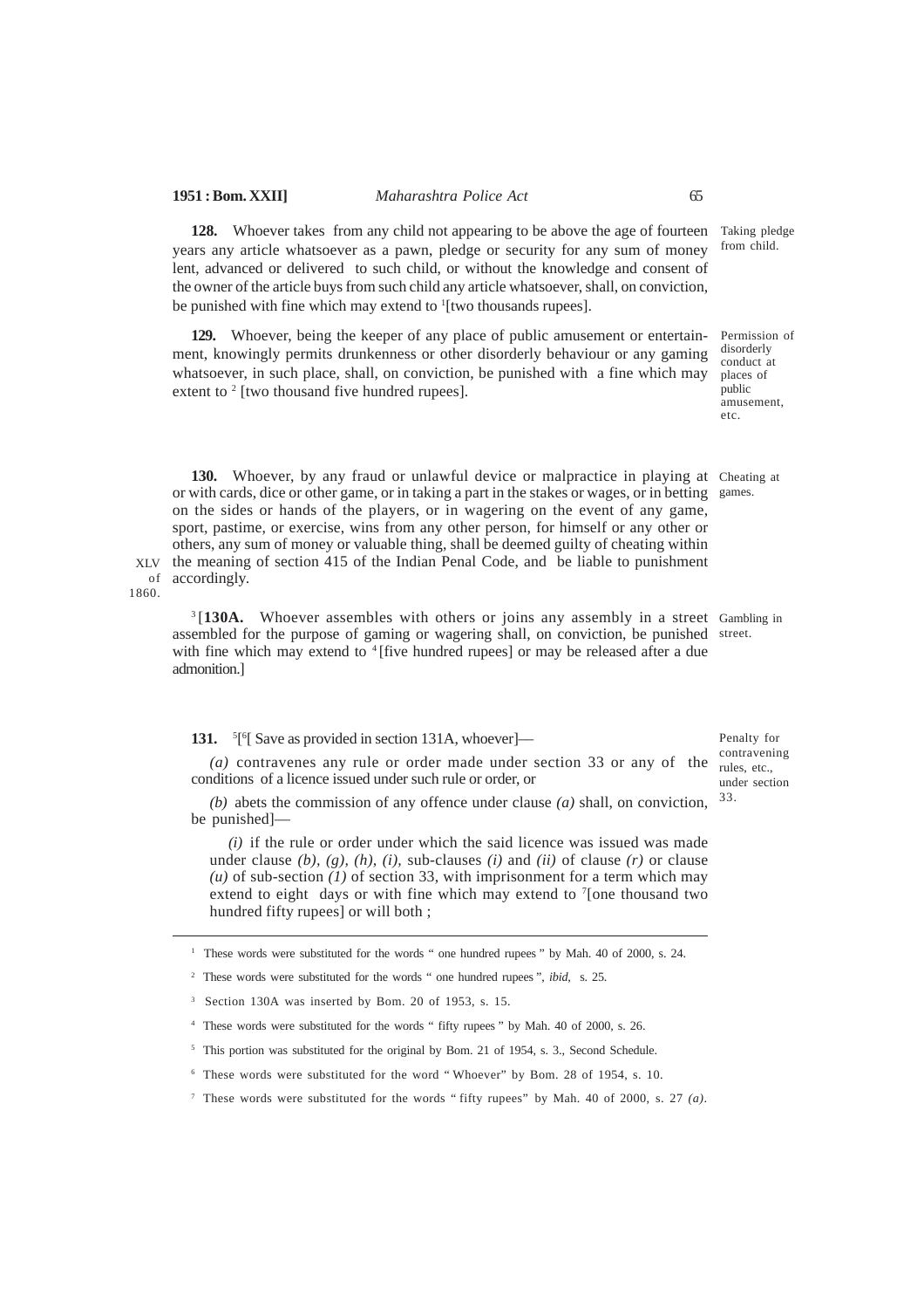**128.** Whoever takes from any child not appearing to be above the age of fourteen years any article whatsoever as a pawn, pledge or security for any sum of money lent, advanced or delivered to such child, or without the knowledge and consent of the owner of the article buys from such child any article whatsoever, shall, on conviction, be punished with fine which may extend to [1][two thousands rupees].

Taking pledge from child.

**129.** Whoever, being the keeper of any place of public amusement or entertainment, knowingly permits drunkenness or other disorderly behaviour or any gaming whatsoever, in such place, shall, on conviction, be punished with a fine which may extent to [2] [two thousand five hundred rupees].

Permission of disorderly conduct at places of public amusement, etc.

**130.** Whoever, by any fraud or unlawful device or malpractice in playing at or with cards, dice or other game, or in taking a part in the stakes or wages, or in betting on the sides or hands of the players, or in wagering on the event of any game, sport, pastime, or exercise, wins from any other person, for himself or any other or others, any sum of money or valuable thing, shall be deemed guilty of cheating within the meaning of section 415 of the Indian Penal Code, and be liable to punishment accordingly.

Cheating at games.

XLV of 1860.

[3][**130A.** Whoever assembles with others or joins any assembly in a street assembled for the purpose of gaming or wagering shall, on conviction, be punished with fine which may extend to [4][five hundred rupees] or may be released after a due admonition.]

Gambling in street.

**131.** [5][[6][ Save as provided in section 131A, whoever]—

Penalty for contravening rules, etc., under section 33.

*(a)* contravenes any rule or order made under section 33 or any of the conditions of a licence issued under such rule or order, or

*(b)* abets the commission of any offence under clause *(a)* shall, on conviction, be punished]—

*(i)* if the rule or order under which the said licence was issued was made under clause *(b)*, *(g)*, *(h)*, *(i)*, sub-clauses *(i)* and *(ii)* of clause *(r)* or clause *(u)* of sub-section *(1)* of section 33, with imprisonment for a term which may extend to eight days or with fine which may extend to [7][one thousand two hundred fifty rupees] or will both ;

---

[1] These words were substituted for the words " one hundred rupees " by Mah. 40 of 2000, s. 24.

[2] These words were substituted for the words " one hundred rupees ", *ibid*, s. 25.

[3] Section 130A was inserted by Bom. 20 of 1953, s. 15.

[4] These words were substituted for the words " fifty rupees " by Mah. 40 of 2000, s. 26.

[5] This portion was substituted for the original by Bom. 21 of 1954, s. 3., Second Schedule.

[6] These words were substituted for the word " Whoever" by Bom. 28 of 1954, s. 10.

[7] These words were substituted for the words " fifty rupees" by Mah. 40 of 2000, s. 27 *(a)*.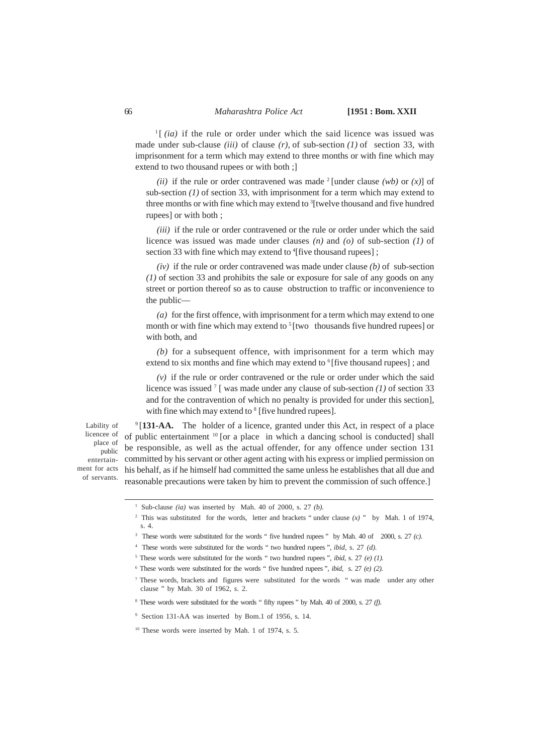[1][ *(ia)* if the rule or order under which the said licence was issued was made under sub-clause *(iii)* of clause *(r)*, of sub-section *(1)* of section 33, with imprisonment for a term which may extend to three months or with fine which may extend to two thousand rupees or with both ;]

*(ii)* if the rule or order contravened was made [2][under clause *(wb)* or *(x)*] of sub-section *(1)* of section 33, with imprisonment for a term which may extend to three months or with fine which may extend to [3][twelve thousand and five hundred rupees] or with both ;

*(iii)* if the rule or order contravened or the rule or order under which the said licence was issued was made under clauses *(n)* and *(o)* of sub-section *(1)* of section 33 with fine which may extend to [4][five thousand rupees] ;

*(iv)* if the rule or order contravened was made under clause *(b)* of sub-section *(1)* of section 33 and prohibits the sale or exposure for sale of any goods on any street or portion thereof so as to cause obstruction to traffic or inconvenience to the public—

*(a)* for the first offence, with imprisonment for a term which may extend to one month or with fine which may extend to [5][two thousands five hundred rupees] or with both, and

*(b)* for a subsequent offence, with imprisonment for a term which may extend to six months and fine which may extend to [6][five thousand rupees] ; and

*(v)* if the rule or order contravened or the rule or order under which the said licence was issued [7][ was made under any clause of sub-section *(1)* of section 33 and for the contravention of which no penalty is provided for under this section], with fine which may extend to [8][five hundred rupees].

Lability of licencee of place of public entertainment for acts of servants.

[9][**131-AA.** The holder of a licence, granted under this Act, in respect of a place of public entertainment [10][or a place in which a dancing school is conducted] shall be responsible, as well as the actual offender, for any offence under section 131 committed by his servant or other agent acting with his express or implied permission on his behalf, as if he himself had committed the same unless he establishes that all due and reasonable precautions were taken by him to prevent the commission of such offence.]

---

[1] Sub-clause *(ia)* was inserted by Mah. 40 of 2000, s. 27 *(b)*.

[2] This was substituted for the words, letter and brackets " under clause *(x)* " by Mah. 1 of 1974, s. 4.

[3] These words were substituted for the words " five hundred rupees " by Mah. 40 of 2000, s. 27 *(c)*.

[4] These words were substituted for the words " two hundred rupees ", *ibid*, s. 27 *(d)*.

[5] These words were substituted for the words " two hundred rupees ", *ibid*, s. 27 *(e) (1)*.

[6] These words were substituted for the words " five hundred rupees ", *ibid*, s. 27 *(e) (2)*.

[7] These words, brackets and figures were substituted for the words " was made under any other clause " by Mah. 30 of 1962, s. 2.

[8] These words were substituted for the words " fifty rupees " by Mah. 40 of 2000, s. 27 *(f)*.

[9] Section 131-AA was inserted by Bom.1 of 1956, s. 14.

[10] These words were inserted by Mah. 1 of 1974, s. 5.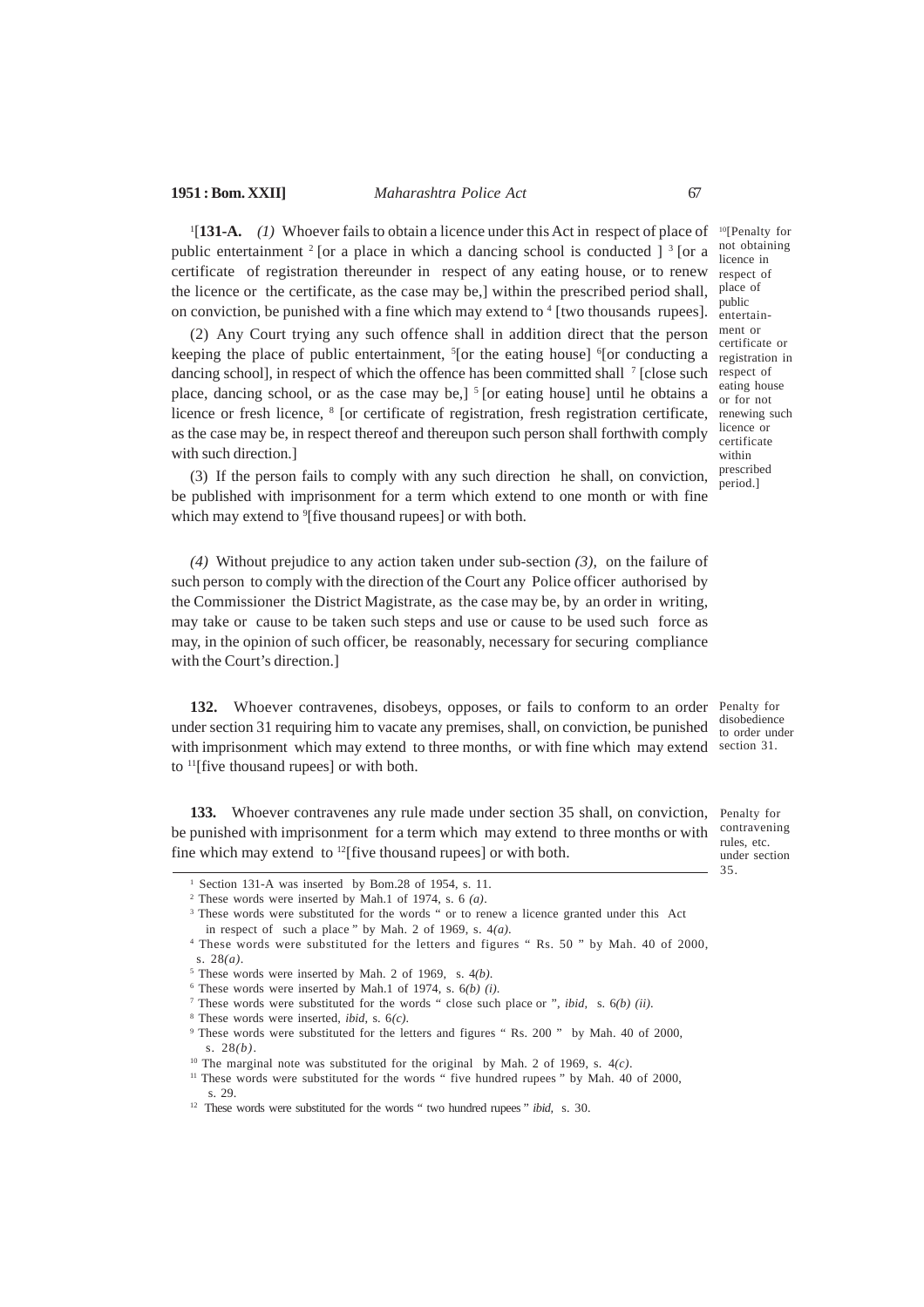[1][**131-A.** *(1)* Whoever fails to obtain a licence under this Act in respect of place of public entertainment [2] [or a place in which a dancing school is conducted ] [3] [or a certificate of registration thereunder in respect of any eating house, or to renew the licence or the certificate, as the case may be,] within the prescribed period shall, on conviction, be punished with a fine which may extend to [4] [two thousands rupees].

[10][Penalty for not obtaining licence in respect of place of public entertainment or certificate or registration in respect of eating house or for not renewing such licence or certificate within prescribed period.]

(2) Any Court trying any such offence shall in addition direct that the person keeping the place of public entertainment, [5][or the eating house] [6][or conducting a dancing school], in respect of which the offence has been committed shall [7] [close such place, dancing school, or as the case may be,] [5] [or eating house] until he obtains a licence or fresh licence, [8] [or certificate of registration, fresh registration certificate, as the case may be, in respect thereof and thereupon such person shall forthwith comply with such direction.]

(3) If the person fails to comply with any such direction he shall, on conviction, be published with imprisonment for a term which extend to one month or with fine which may extend to [9][five thousand rupees] or with both.

*(4)* Without prejudice to any action taken under sub-section *(3),* on the failure of such person to comply with the direction of the Court any Police officer authorised by the Commissioner the District Magistrate, as the case may be, by an order in writing, may take or cause to be taken such steps and use or cause to be used such force as may, in the opinion of such officer, be reasonably, necessary for securing compliance with the Court's direction.]

**132.** Whoever contravenes, disobeys, opposes, or fails to conform to an order under section 31 requiring him to vacate any premises, shall, on conviction, be punished with imprisonment which may extend to three months, or with fine which may extend to [11][five thousand rupees] or with both.

Penalty for disobedience to order under section 31.

**133.** Whoever contravenes any rule made under section 35 shall, on conviction, be punished with imprisonment for a term which may extend to three months or with fine which may extend to [12][five thousand rupees] or with both.

Penalty for contravening rules, etc. under section 35.

---

[1] Section 131-A was inserted by Bom.28 of 1954, s. 11.

[2] These words were inserted by Mah.1 of 1974, s. 6 *(a)*.

[3] These words were substituted for the words " or to renew a licence granted under this Act in respect of such a place " by Mah. 2 of 1969, s. 4*(a).*

[4] These words were substituted for the letters and figures " Rs. 50 " by Mah. 40 of 2000, s. 28*(a)*.

[5] These words were inserted by Mah. 2 of 1969, s. 4*(b).*

[6] These words were inserted by Mah.1 of 1974, s. 6*(b) (i).*

[7] These words were substituted for the words " close such place or ", *ibid,* s. 6*(b) (ii).*

[8] These words were inserted, *ibid,* s. 6*(c).*

[9] These words were substituted for the letters and figures " Rs. 200 " by Mah. 40 of 2000, s. 28*(b)*.

[10] The marginal note was substituted for the original by Mah. 2 of 1969, s. 4*(c)*.

[11] These words were substituted for the words " five hundred rupees " by Mah. 40 of 2000, s. 29.

[12] These words were substituted for the words " two hundred rupees " *ibid,* s. 30.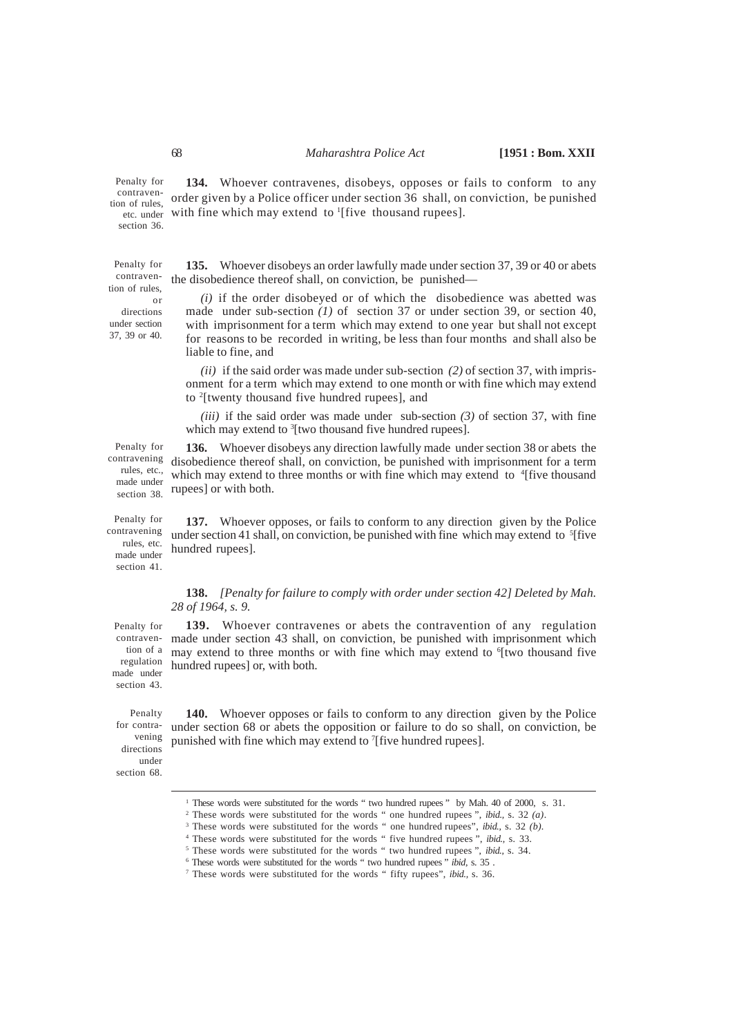Penalty for contravention of rules, etc. under section 36.

**134.** Whoever contravenes, disobeys, opposes or fails to conform to any order given by a Police officer under section 36 shall, on conviction, be punished with fine which may extend to [1][five thousand rupees].

Penalty for contravention of rules, or directions under section 37, 39 or 40.

**135.** Whoever disobeys an order lawfully made under section 37, 39 or 40 or abets the disobedience thereof shall, on conviction, be punished—

*(i)* if the order disobeyed or of which the disobedience was abetted was made under sub-section *(1)* of section 37 or under section 39, or section 40, with imprisonment for a term which may extend to one year but shall not except for reasons to be recorded in writing, be less than four months and shall also be liable to fine, and

*(ii)* if the said order was made under sub-section *(2)* of section 37, with imprisonment for a term which may extend to one month or with fine which may extend to [2][twenty thousand five hundred rupees], and

*(iii)* if the said order was made under sub-section *(3)* of section 37, with fine which may extend to [3][two thousand five hundred rupees].

Penalty for contravening rules, etc., made under section 38.

**136.** Whoever disobeys any direction lawfully made under section 38 or abets the disobedience thereof shall, on conviction, be punished with imprisonment for a term which may extend to three months or with fine which may extend to [4][five thousand rupees] or with both.

Penalty for contravening rules, etc. made under section 41.

**137.** Whoever opposes, or fails to conform to any direction given by the Police under section 41 shall, on conviction, be punished with fine which may extend to [5][five hundred rupees].

**138.** *[Penalty for failure to comply with order under section 42] Deleted by Mah. 28 of 1964, s. 9.*

Penalty for contravention of a regulation made under section 43.

**139.** Whoever contravenes or abets the contravention of any regulation made under section 43 shall, on conviction, be punished with imprisonment which may extend to three months or with fine which may extend to [6][two thousand five hundred rupees] or, with both.

Penalty for contravening directions under section 68.

**140.** Whoever opposes or fails to conform to any direction given by the Police under section 68 or abets the opposition or failure to do so shall, on conviction, be punished with fine which may extend to [7][five hundred rupees].

---

[1] These words were substituted for the words " two hundred rupees " by Mah. 40 of 2000, s. 31.

[2] These words were substituted for the words " one hundred rupees ", *ibid.*, s. 32 *(a)*.

[3] These words were substituted for the words " one hundred rupees", *ibid.*, s. 32 *(b)*.

[4] These words were substituted for the words " five hundred rupees ", *ibid.*, s. 33.

[5] These words were substituted for the words " two hundred rupees ", *ibid.*, s. 34.

[6] These words were substituted for the words " two hundred rupees " *ibid*, s. 35 .

[7] These words were substituted for the words " fifty rupees", *ibid.*, s. 36.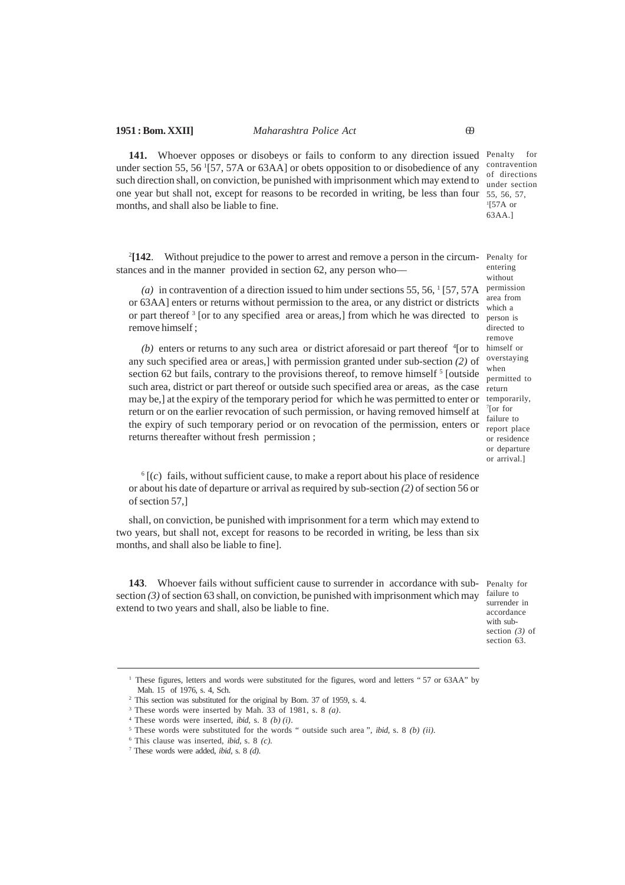**141.** Whoever opposes or disobeys or fails to conform to any direction issued under section 55, 56 [1][57, 57A or 63AA] or obets opposition to or disobedience of any such direction shall, on conviction, be punished with imprisonment which may extend to one year but shall not, except for reasons to be recorded in writing, be less than four months, and shall also be liable to fine.

Penalty for contravention of directions under section 55, 56, 57, [1][57A or 63AA.]

[2]**[142**. Without prejudice to the power to arrest and remove a person in the circumstances and in the manner provided in section 62, any person who—

Penalty for entering without permission area from which a person is directed to remove himself or overstaying when permitted to return temporarily, [7][or for failure to report place or residence or departure or arrival.]

*(a)* in contravention of a direction issued to him under sections 55, 56, [1] [57, 57A or 63AA] enters or returns without permission to the area, or any district or districts or part thereof [3] [or to any specified area or areas,] from which he was directed to remove himself ;

*(b)* enters or returns to any such area or district aforesaid or part thereof [4][or to any such specified area or areas,] with permission granted under sub-section *(2)* of section 62 but fails, contrary to the provisions thereof, to remove himself [5] [outside such area, district or part thereof or outside such specified area or areas, as the case may be,] at the expiry of the temporary period for which he was permitted to enter or return or on the earlier revocation of such permission, or having removed himself at the expiry of such temporary period or on revocation of the permission, enters or returns thereafter without fresh permission ;

[6] [*(c)* fails, without sufficient cause, to make a report about his place of residence or about his date of departure or arrival as required by sub-section *(2)* of section 56 or of section 57,]

shall, on conviction, be punished with imprisonment for a term which may extend to two years, but shall not, except for reasons to be recorded in writing, be less than six months, and shall also be liable to fine].

**143**. Whoever fails without sufficient cause to surrender in accordance with sub-section *(3)* of section 63 shall, on conviction, be punished with imprisonment which may extend to two years and shall, also be liable to fine.

Penalty for failure to surrender in accordance with sub-section *(3)* of section 63.

---

[1] These figures, letters and words were substituted for the figures, word and letters " 57 or 63AA" by Mah. 15 of 1976, s. 4, Sch.

[2] This section was substituted for the original by Bom. 37 of 1959, s. 4.

[3] These words were inserted by Mah. 33 of 1981, s. 8 *(a)*.

[4] These words were inserted, *ibid*, s. 8 *(b) (i)*.

[5] These words were substituted for the words " outside such area ", *ibid*, s. 8 *(b) (ii)*.

[6] This clause was inserted, *ibid*, s. 8 *(c)*.

[7] These words were added, *ibid*, s. 8 *(d)*.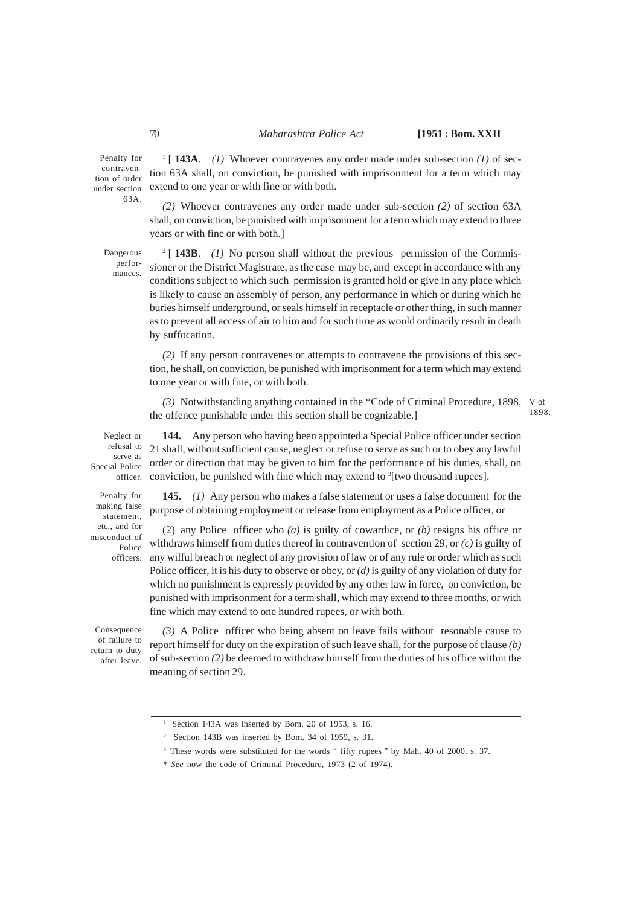Penalty for contravention of order under section 63A.

[1] [ **143A**. *(1)* Whoever contravenes any order made under sub-section *(1)* of section 63A shall, on conviction, be punished with imprisonment for a term which may extend to one year or with fine or with both.

*(2)* Whoever contravenes any order made under sub-section *(2)* of section 63A shall, on conviction, be punished with imprisonment for a term which may extend to three years or with fine or with both.]

Dangerous performances.

[2] [ **143B**. *(1)* No person shall without the previous permission of the Commissioner or the District Magistrate, as the case may be, and except in accordance with any conditions subject to which such permission is granted hold or give in any place which is likely to cause an assembly of person, any performance in which or during which he buries himself underground, or seals himself in receptacle or other thing, in such manner as to prevent all access of air to him and for such time as would ordinarily result in death by suffocation.

*(2)* If any person contravenes or attempts to contravene the provisions of this section, he shall, on conviction, be punished with imprisonment for a term which may extend to one year or with fine, or with both.

*(3)* Notwithstanding anything contained in the *Code of Criminal Procedure, 1898, the offence punishable under this section shall be cognizable.]

V of 1898.

Neglect or refusal to serve as Special Police officer.

**144.** Any person who having been appointed a Special Police officer under section 21 shall, without sufficient cause, neglect or refuse to serve as such or to obey any lawful order or direction that may be given to him for the performance of his duties, shall, on conviction, be punished with fine which may extend to [3][two thousand rupees].

Penalty for making false statement, etc., and for misconduct of Police officers.

**145.** *(1)* Any person who makes a false statement or uses a false document for the purpose of obtaining employment or release from employment as a Police officer, or

(2) any Police officer who *(a)* is guilty of cowardice, or *(b)* resigns his office or withdraws himself from duties thereof in contravention of section 29, or *(c)* is guilty of any wilful breach or neglect of any provision of law or of any rule or order which as such Police officer, it is his duty to observe or obey, or *(d)* is guilty of any violation of duty for which no punishment is expressly provided by any other law in force, on conviction, be punished with imprisonment for a term shall, which may extend to three months, or with fine which may extend to one hundred rupees, or with both.

Consequence of failure to return to duty after leave.

*(3)* A Police officer who being absent on leave fails without resonable cause to report himself for duty on the expiration of such leave shall, for the purpose of clause *(b)* of sub-section *(2)* be deemed to withdraw himself from the duties of his office within the meaning of section 29.

---

[1] Section 143A was inserted by Bom. 20 of 1953, s. 16.

[2] Section 143B was inserted by Bom. 34 of 1959, s. 31.

[3] These words were substituted for the words " fifty rupees " by Mah. 40 of 2000, s. 37.

* *See* now the code of Criminal Procedure, 1973 (2 of 1974).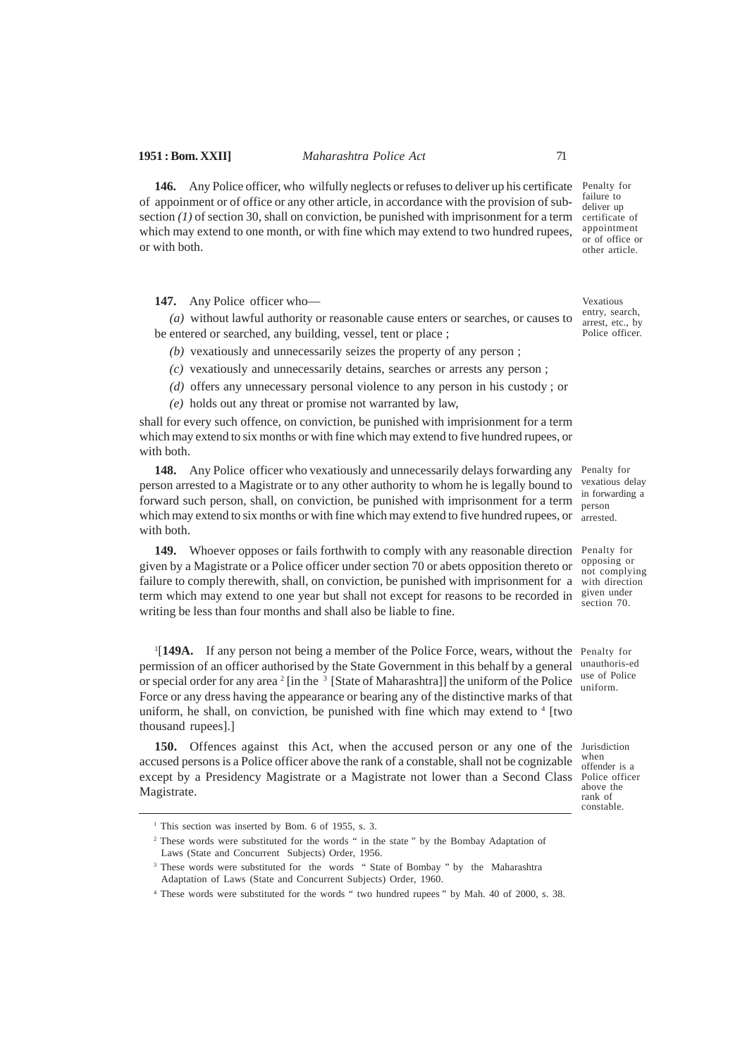**146.** Any Police officer, who wilfully neglects or refuses to deliver up his certificate of appoinment or of office or any other article, in accordance with the provision of sub-section *(1)* of section 30, shall on conviction, be punished with imprisonment for a term which may extend to one month, or with fine which may extend to two hundred rupees, or with both.

Penalty for failure to deliver up certificate of appointment or of office or other article.

**147.** Any Police officer who—

Vexatious entry, search, arrest, etc., by Police officer.

*(a)* without lawful authority or reasonable cause enters or searches, or causes to be entered or searched, any building, vessel, tent or place ;

*(b)* vexatiously and unnecessarily seizes the property of any person ;

*(c)* vexatiously and unnecessarily detains, searches or arrests any person ;

*(d)* offers any unnecessary personal violence to any person in his custody ; or

*(e)* holds out any threat or promise not warranted by law,

shall for every such offence, on conviction, be punished with imprisionment for a term which may extend to six months or with fine which may extend to five hundred rupees, or with both.

**148.** Any Police officer who vexatiously and unnecessarily delays forwarding any person arrested to a Magistrate or to any other authority to whom he is legally bound to forward such person, shall, on conviction, be punished with imprisonment for a term which may extend to six months or with fine which may extend to five hundred rupees, or with both.

Penalty for vexatious delay in forwarding a person arrested.

**149.** Whoever opposes or fails forthwith to comply with any reasonable direction given by a Magistrate or a Police officer under section 70 or abets opposition thereto or failure to comply therewith, shall, on conviction, be punished with imprisonment for a term which may extend to one year but shall not except for reasons to be recorded in writing be less than four months and shall also be liable to fine.

Penalty for opposing or not complying with direction given under section 70.

[1][**149A.** If any person not being a member of the Police Force, wears, without the permission of an officer authorised by the State Government in this behalf by a general or special order for any area [2] [in the [3] [State of Maharashtra]] the uniform of the Police Force or any dress having the appearance or bearing any of the distinctive marks of that uniform, he shall, on conviction, be punished with fine which may extend to [4] [two thousand rupees].]

Penalty for unauthoris-ed use of Police uniform.

**150.** Offences against this Act, when the accused person or any one of the accused persons is a Police officer above the rank of a constable, shall not be cognizable except by a Presidency Magistrate or a Magistrate not lower than a Second Class Magistrate.

Jurisdiction when offender is a Police officer above the rank of constable.

---

[1] This section was inserted by Bom. 6 of 1955, s. 3.

[2] These words were substituted for the words " in the state " by the Bombay Adaptation of Laws (State and Concurrent Subjects) Order, 1956.

[3] These words were substituted for the words " State of Bombay " by the Maharashtra Adaptation of Laws (State and Concurrent Subjects) Order, 1960.

[4] These words were substituted for the words " two hundred rupees " by Mah. 40 of 2000, s. 38.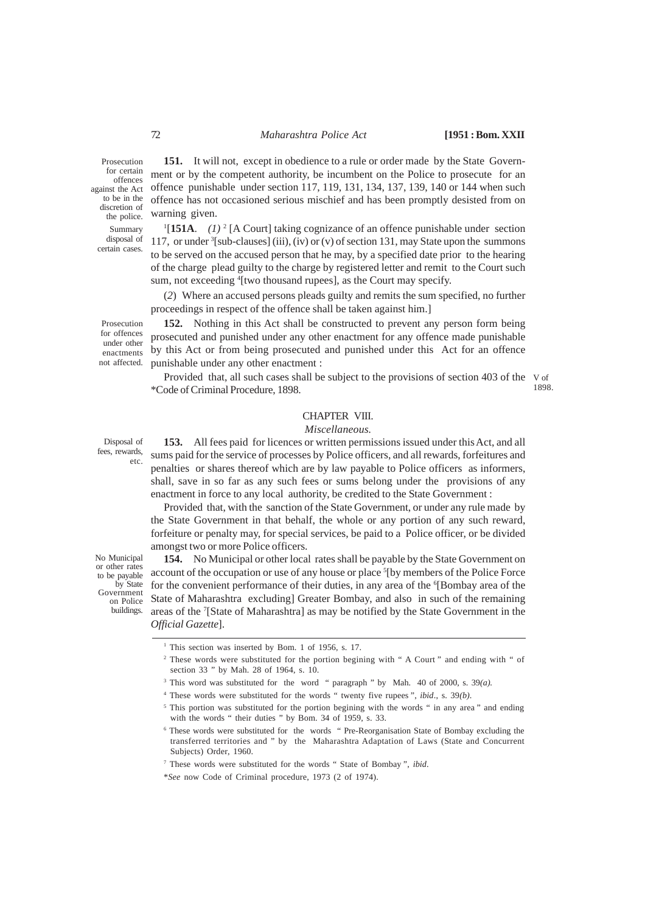Prosection for certain offences against the Act to be in the discretion of the police.

**151.** It will not, except in obedience to a rule or order made by the State Government or by the competent authority, be incumbent on the Police to prosecute for an offence punishable under section 117, 119, 131, 134, 137, 139, 140 or 144 when such offence has not occasioned serious mischief and has been promptly desisted from on warning given.

Summary disposal of certain cases.

[1][**151A**. *(1)* [2] [A Court] taking cognizance of an offence punishable under section 117, or under [3][sub-clauses] (iii), (iv) or (v) of section 131, may State upon the summons to be served on the accused person that he may, by a specified date prior to the hearing of the charge plead guilty to the charge by registered letter and remit to the Court such sum, not exceeding [4][two thousand rupees], as the Court may specify.

(*2*) Where an accused persons pleads guilty and remits the sum specified, no further proceedings in respect of the offence shall be taken against him.]

Prosecution for offences under other enactments not affected.

**152.** Nothing in this Act shall be constructed to prevent any person form being prosecuted and punished under any other enactment for any offence made punishable by this Act or from being prosecuted and punished under this Act for an offence punishable under any other enactment :

Provided that, all such cases shall be subject to the provisions of section 403 of the *Code of Criminal Procedure, 1898. V of 1898.

## CHAPTER VIII.

### *Miscellaneous.*

Disposal of fees, rewards, etc.

**153.** All fees paid for licences or written permissions issued under this Act, and all sums paid for the service of processes by Police officers, and all rewards, forfeitures and penalties or shares thereof which are by law payable to Police officers as informers, shall, save in so far as any such fees or sums belong under the provisions of any enactment in force to any local authority, be credited to the State Government :

Provided that, with the sanction of the State Government, or under any rule made by the State Government in that behalf, the whole or any portion of any such reward, forfeiture or penalty may, for special services, be paid to a Police officer, or be divided amongst two or more Police officers.

No Municipal or other rates to be payable by State Government on Police buildings.

**154.** No Municipal or other local rates shall be payable by the State Government on account of the occupation or use of any house or place [5][by members of the Police Force for the convenient performance of their duties, in any area of the [6][Bombay area of the State of Maharashtra excluding] Greater Bombay, and also in such of the remaining areas of the [7][State of Maharashtra] as may be notified by the State Government in the *Official Gazette*].

---

[1] This section was inserted by Bom. 1 of 1956, s. 17.

[2] These words were substituted for the portion begining with " A Court " and ending with " of section 33 " by Mah. 28 of 1964, s. 10.

[3] This word was substituted for the word " paragraph " by Mah. 40 of 2000, s. 39*(a).*

[4] These words were substituted for the words " twenty five rupees ", *ibid*., s. 39*(b).*

[5] This portion was substituted for the portion begining with the words " in any area " and ending with the words " their duties " by Bom. 34 of 1959, s. 33.

[6] These words were substituted for the words " Pre-Reorganisation State of Bombay excluding the transferred territories and " by the Maharashtra Adaptation of Laws (State and Concurrent Subjects) Order, 1960.

[7] These words were substituted for the words " State of Bombay ", *ibid*.

**See* now Code of Criminal procedure, 1973 (2 of 1974).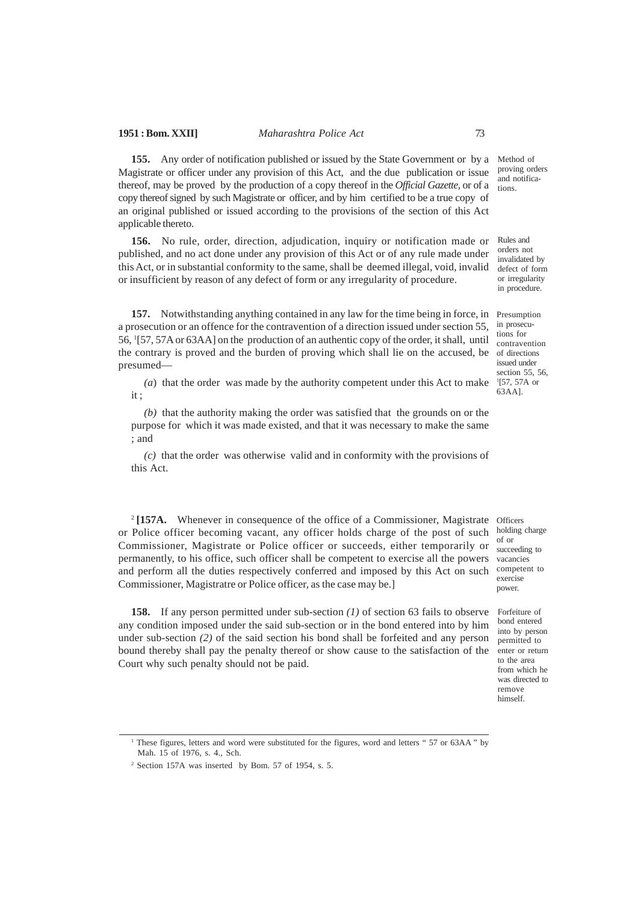**155.** Any order of notification published or issued by the State Government or by a Magistrate or officer under any provision of this Act, and the due publication or issue thereof, may be proved by the production of a copy thereof in the *Official Gazette,* or of a copy thereof signed by such Magistrate or officer, and by him certified to be a true copy of an original published or issued according to the provisions of the section of this Act applicable thereto.

Method of proving orders and notifications.

**156.** No rule, order, direction, adjudication, inquiry or notification made or published, and no act done under any provision of this Act or of any rule made under this Act, or in substantial conformity to the same, shall be deemed illegal, void, invalid or insufficient by reason of any defect of form or any irregularity of procedure.

Rules and orders not invalidated by defect of form or irregularity in procedure.

**157.** Notwithstanding anything contained in any law for the time being in force, in a prosecution or an offence for the contravention of a direction issued under section 55, 56, [1][57, 57A or 63AA] on the production of an authentic copy of the order, it shall, until the contrary is proved and the burden of proving which shall lie on the accused, be presumed—

Presumption in prosecutions for contravention of directions issued under section 55, 56, [1][57, 57A or 63AA].

*(a)* that the order was made by the authority competent under this Act to make it ;

*(b)* that the authority making the order was satisfied that the grounds on or the purpose for which it was made existed, and that it was necessary to make the same ; and

*(c)* that the order was otherwise valid and in conformity with the provisions of this Act.

[2]**[157A.** Whenever in consequence of the office of a Commissioner, Magistrate or Police officer becoming vacant, any officer holds charge of the post of such Commissioner, Magistrate or Police officer or succeeds, either temporarily or permanently, to his office, such officer shall be competent to exercise all the powers and perform all the duties respectively conferred and imposed by this Act on such Commissioner, Magistratre or Police officer, as the case may be.]

Officers holding charge of or succeeding to vacancies competent to exercise power.

**158.** If any person permitted under sub-section *(1)* of section 63 fails to observe any condition imposed under the said sub-section or in the bond entered into by him under sub-section *(2)* of the said section his bond shall be forfeited and any person bound thereby shall pay the penalty thereof or show cause to the satisfaction of the Court why such penalty should not be paid.

Forfeiture of bond entered into by person permitted to enter or return to the area from which he was directed to remove himself.

---

[1] These figures, letters and word were substituted for the figures, word and letters " 57 or 63AA " by Mah. 15 of 1976, s. 4., Sch.

[2] Section 157A was inserted by Bom. 57 of 1954, s. 5.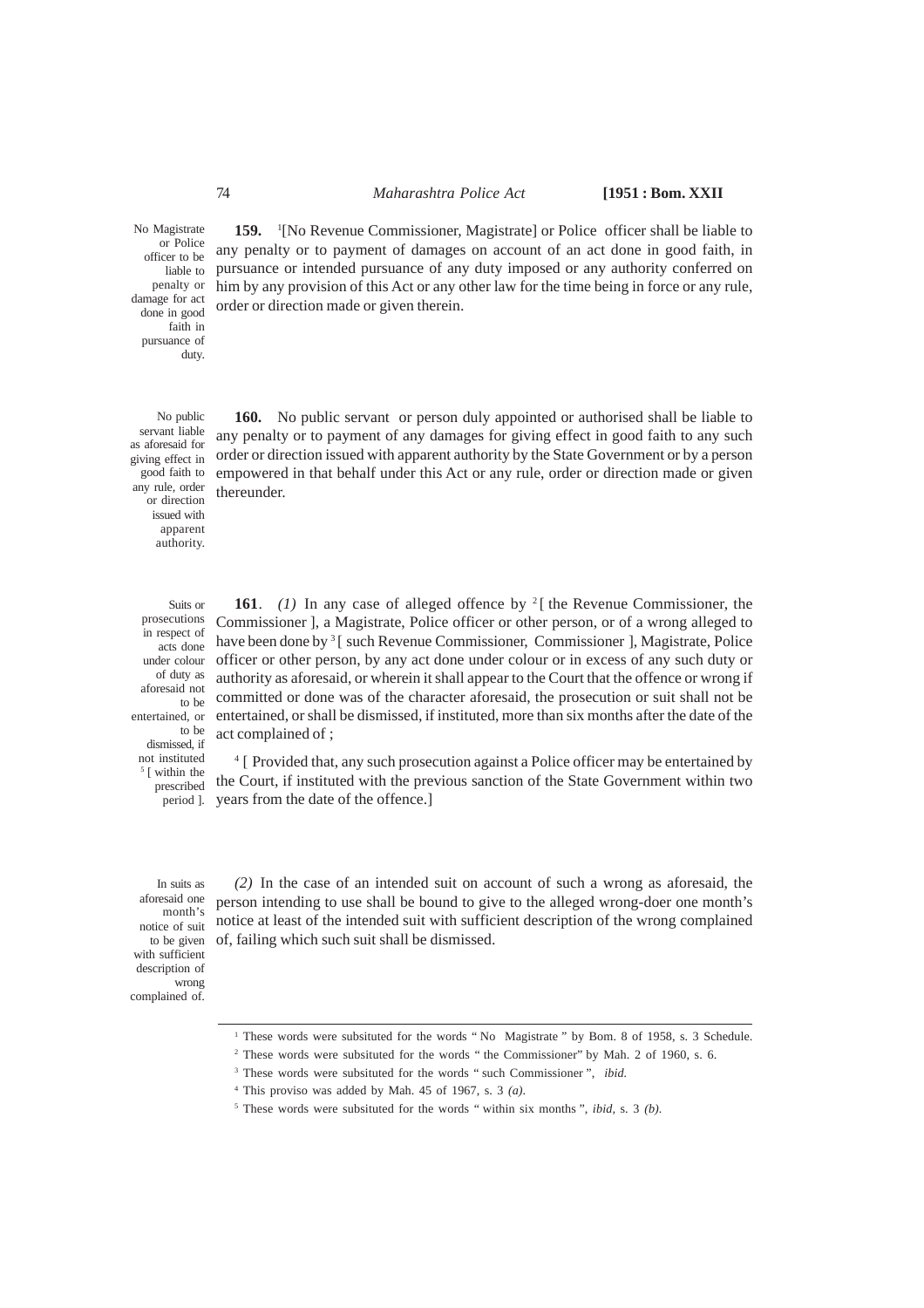No Magistrate or Police officer to be liable to penalty or damage for act done in good faith in pursuance of duty.

**159.** [1][No Revenue Commissioner, Magistrate] or Police officer shall be liable to any penalty or to payment of damages on account of an act done in good faith, in pursuance or intended pursuance of any duty imposed or any authority conferred on him by any provision of this Act or any other law for the time being in force or any rule, order or direction made or given therein.

No public servant liable as aforesaid for giving effect in good faith to any rule, order or direction issued with apparent authority.

**160.** No public servant or person duly appointed or authorised shall be liable to any penalty or to payment of any damages for giving effect in good faith to any such order or direction issued with apparent authority by the State Government or by a person empowered in that behalf under this Act or any rule, order or direction made or given thereunder.

Suits or prosecutions in respect of acts done under colour of duty as aforesaid not to be entertained, or to be dismissed, if not instituted [5][ within the prescribed period ].

**161**. *(1)* In any case of alleged offence by [2][ the Revenue Commissioner, the Commissioner ], a Magistrate, Police officer or other person, or of a wrong alleged to have been done by [3][ such Revenue Commissioner, Commissioner ], Magistrate, Police officer or other person, by any act done under colour or in excess of any such duty or authority as aforesaid, or wherein it shall appear to the Court that the offence or wrong if committed or done was of the character aforesaid, the prosecution or suit shall not be entertained, or shall be dismissed, if instituted, more than six months after the date of the act complained of ;

[4][ Provided that, any such prosecution against a Police officer may be entertained by the Court, if instituted with the previous sanction of the State Government within two years from the date of the offence.]

In suits as aforesaid one month's notice of suit to be given with sufficient description of wrong complained of.

*(2)* In the case of an intended suit on account of such a wrong as aforesaid, the person intending to use shall be bound to give to the alleged wrong-doer one month's notice at least of the intended suit with sufficient description of the wrong complained of, failing which such suit shall be dismissed.

---

[1] These words were subsituted for the words " No Magistrate " by Bom. 8 of 1958, s. 3 Schedule.

[2] These words were subsituted for the words " the Commissioner" by Mah. 2 of 1960, s. 6.

[3] These words were subsituted for the words " such Commissioner ", *ibid.*

[4] This proviso was added by Mah. 45 of 1967, s. 3 *(a)*.

[5] These words were subsituted for the words " within six months ", *ibid*, s. 3 *(b)*.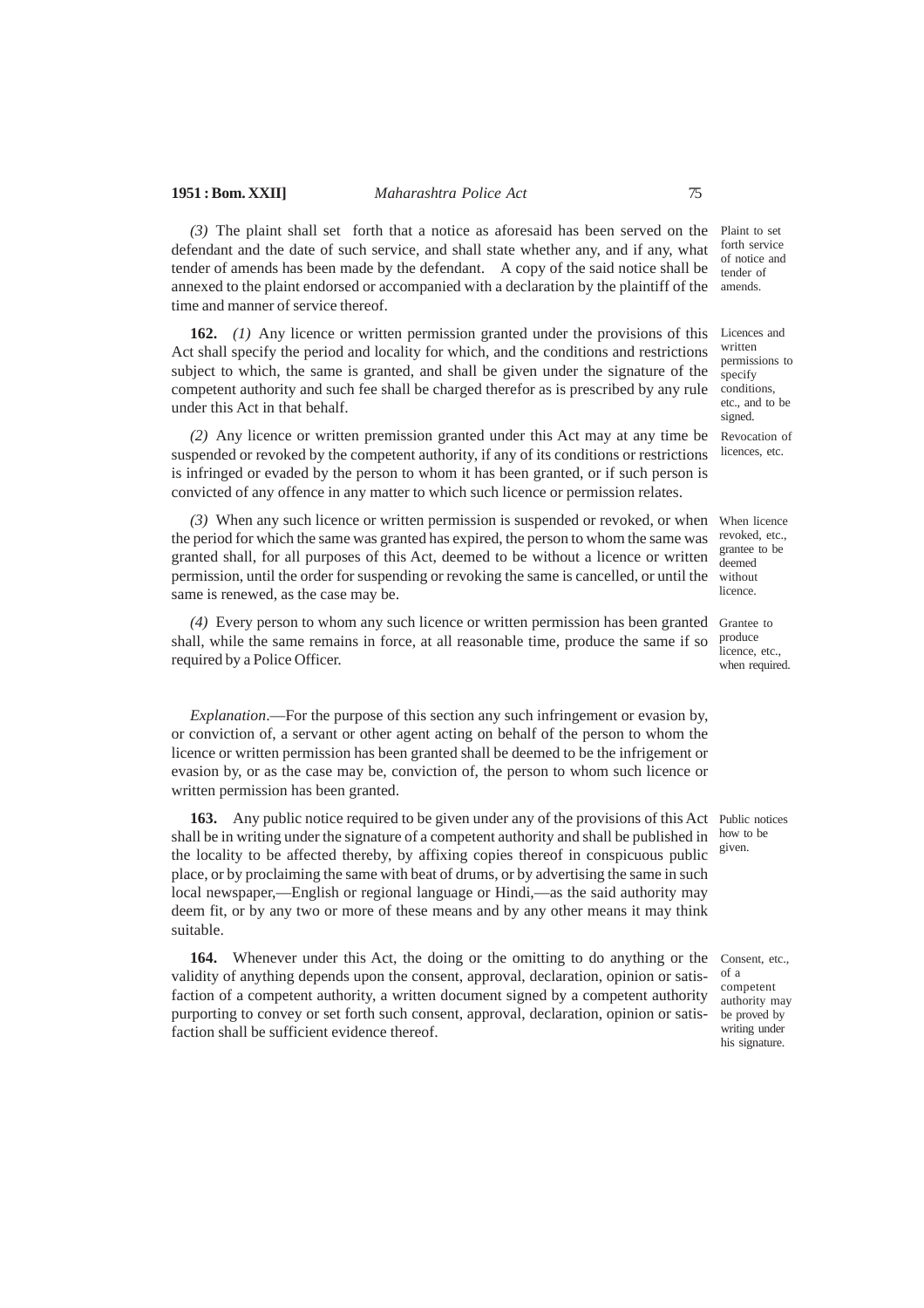*(3)* The plaint shall set forth that a notice as aforesaid has been served on the defendant and the date of such service, and shall state whether any, and if any, what tender of amends has been made by the defendant. A copy of the said notice shall be annexed to the plaint endorsed or accompanied with a declaration by the plaintiff of the time and manner of service thereof.

Plaint to set forth service of notice and tender of amends.

**162.** *(1)* Any licence or written permission granted under the provisions of this Act shall specify the period and locality for which, and the conditions and restrictions subject to which, the same is granted, and shall be given under the signature of the competent authority and such fee shall be charged therefor as is prescribed by any rule under this Act in that behalf.

Licences and written permissions to specify conditions, etc., and to be signed.

*(2)* Any licence or written premission granted under this Act may at any time be suspended or revoked by the competent authority, if any of its conditions or restrictions is infringed or evaded by the person to whom it has been granted, or if such person is convicted of any offence in any matter to which such licence or permission relates.

Revocation of licences, etc.

*(3)* When any such licence or written permission is suspended or revoked, or when the period for which the same was granted has expired, the person to whom the same was granted shall, for all purposes of this Act, deemed to be without a licence or written permission, until the order for suspending or revoking the same is cancelled, or until the same is renewed, as the case may be.

When licence revoked, etc., grantee to be deemed without licence.

*(4)* Every person to whom any such licence or written permission has been granted shall, while the same remains in force, at all reasonable time, produce the same if so required by a Police Officer.

Grantee to produce licence, etc., when required.

*Explanation*.—For the purpose of this section any such infringement or evasion by, or conviction of, a servant or other agent acting on behalf of the person to whom the licence or written permission has been granted shall be deemed to be the infrigement or evasion by, or as the case may be, conviction of, the person to whom such licence or written permission has been granted.

**163.** Any public notice required to be given under any of the provisions of this Act shall be in writing under the signature of a competent authority and shall be published in the locality to be affected thereby, by affixing copies thereof in conspicuous public place, or by proclaiming the same with beat of drums, or by advertising the same in such local newspaper,—English or regional language or Hindi,—as the said authority may deem fit, or by any two or more of these means and by any other means it may think suitable.

Public notices how to be given.

**164.** Whenever under this Act, the doing or the omitting to do anything or the validity of anything depends upon the consent, approval, declaration, opinion or satisfaction of a competent authority, a written document signed by a competent authority purporting to convey or set forth such consent, approval, declaration, opinion or satisfaction shall be sufficient evidence thereof.

Consent, etc., of a competent authority may be proved by writing under his signature.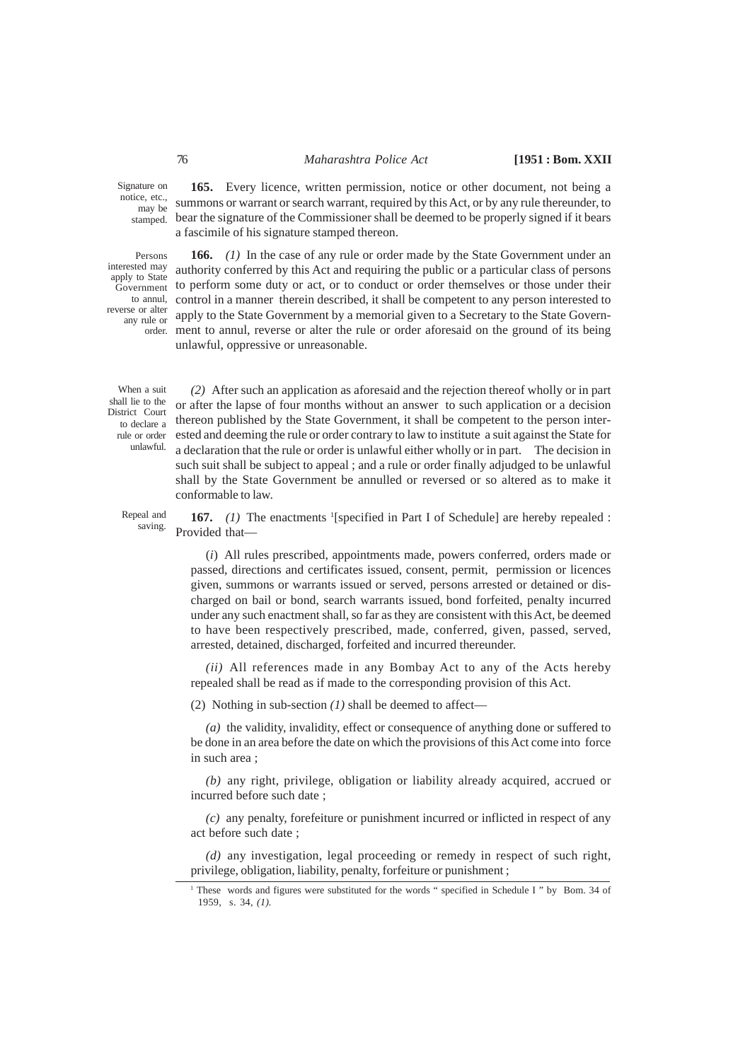**165.** Every licence, written permission, notice or other document, not being a summons or warrant or search warrant, required by this Act, or by any rule thereunder, to bear the signature of the Commissioner shall be deemed to be properly signed if it bears a fascimile of his signature stamped thereon.

*Signature on notice, etc., may be stamped.*

**166.** *(1)* In the case of any rule or order made by the State Government under an authority conferred by this Act and requiring the public or a particular class of persons to perform some duty or act, or to conduct or order themselves or those under their control in a manner therein described, it shall be competent to any person interested to apply to the State Government by a memorial given to a Secretary to the State Government to annul, reverse or alter the rule or order aforesaid on the ground of its being unlawful, oppressive or unreasonable.

*Persons interested may apply to State Government to annul, reverse or alter any rule or order.*

*(2)* After such an application as aforesaid and the rejection thereof wholly or in part or after the lapse of four months without an answer to such application or a decision thereon published by the State Government, it shall be competent to the person interested and deeming the rule or order contrary to law to institute a suit against the State for a declaration that the rule or order is unlawful either wholly or in part. The decision in such suit shall be subject to appeal ; and a rule or order finally adjudged to be unlawful shall by the State Government be annulled or reversed or so altered as to make it conformable to law.

*When a suit shall lie to the District Court to declare a rule or order unlawful.*

**167.** *(1)* The enactments [1][specified in Part I of Schedule] are hereby repealed : Provided that—

*Repeal and saving.*

(*i*) All rules prescribed, appointments made, powers conferred, orders made or passed, directions and certificates issued, consent, permit, permission or licences given, summons or warrants issued or served, persons arrested or detained or discharged on bail or bond, search warrants issued, bond forfeited, penalty incurred under any such enactment shall, so far as they are consistent with this Act, be deemed to have been respectively prescribed, made, conferred, given, passed, served, arrested, detained, discharged, forfeited and incurred thereunder.

*(ii)* All references made in any Bombay Act to any of the Acts hereby repealed shall be read as if made to the corresponding provision of this Act.

(2) Nothing in sub-section *(1)* shall be deemed to affect—

*(a)* the validity, invalidity, effect or consequence of anything done or suffered to be done in an area before the date on which the provisions of this Act come into force in such area ;

*(b)* any right, privilege, obligation or liability already acquired, accrued or incurred before such date ;

*(c)* any penalty, forefeiture or punishment incurred or inflicted in respect of any act before such date ;

*(d)* any investigation, legal proceeding or remedy in respect of such right, privilege, obligation, liability, penalty, forfeiture or punishment ;

---

[1] These words and figures were substituted for the words " specified in Schedule I " by Bom. 34 of 1959, s. 34, *(1).*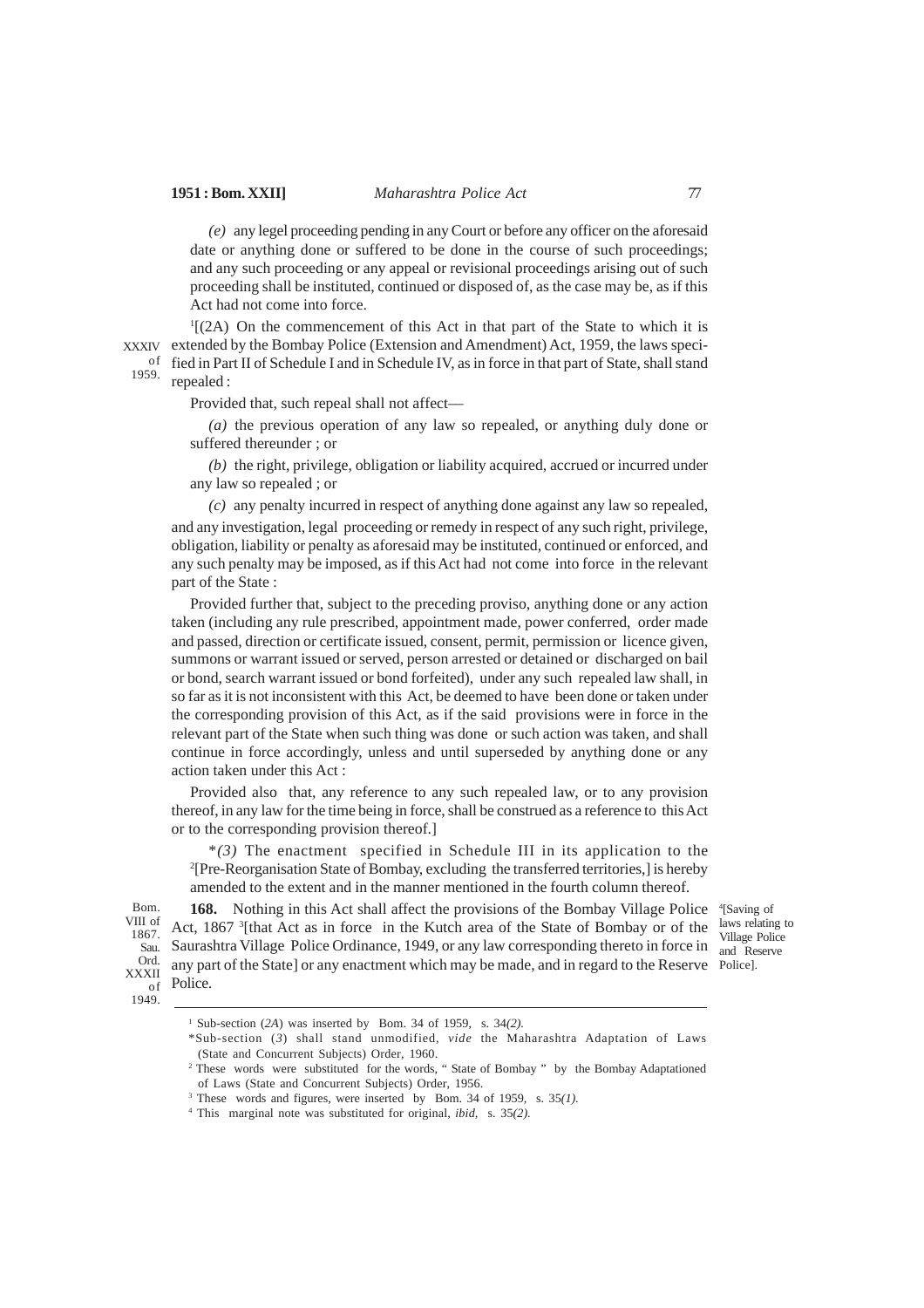*(e)* any legel proceeding pending in any Court or before any officer on the aforesaid date or anything done or suffered to be done in the course of such proceedings; and any such proceeding or any appeal or revisional proceedings arising out of such proceeding shall be instituted, continued or disposed of, as the case may be, as if this Act had not come into force.

[1][(2A) On the commencement of this Act in that part of the State to which it is extended by the Bombay Police (Extension and Amendment) Act, 1959, the laws specified in Part II of Schedule I and in Schedule IV, as in force in that part of State, shall stand repealed :

XXIV of 1959.

Provided that, such repeal shall not affect—

*(a)* the previous operation of any law so repealed, or anything duly done or suffered thereunder ; or

*(b)* the right, privilege, obligation or liability acquired, accrued or incurred under any law so repealed ; or

*(c)* any penalty incurred in respect of anything done against any law so repealed,

and any investigation, legal proceeding or remedy in respect of any such right, privilege, obligation, liability or penalty as aforesaid may be instituted, continued or enforced, and any such penalty may be imposed, as if this Act had not come into force in the relevant part of the State :

Provided further that, subject to the preceding proviso, anything done or any action taken (including any rule prescribed, appointment made, power conferred, order made and passed, direction or certificate issued, consent, permit, permission or licence given, summons or warrant issued or served, person arrested or detained or discharged on bail or bond, search warrant issued or bond forfeited), under any such repealed law shall, in so far as it is not inconsistent with this Act, be deemed to have been done or taken under the corresponding provision of this Act, as if the said provisions were in force in the relevant part of the State when such thing was done or such action was taken, and shall continue in force accordingly, unless and until superseded by anything done or any action taken under this Act :

Provided also that, any reference to any such repealed law, or to any provision thereof, in any law for the time being in force, shall be construed as a reference to this Act or to the corresponding provision thereof.]

**(3)* The enactment specified in Schedule III in its application to the [2][Pre-Reorganisation State of Bombay, excluding the transferred territories,] is hereby amended to the extent and in the manner mentioned in the fourth column thereof.

[4][Saving of laws relating to Village Police and Reserve Police].

**168.** Nothing in this Act shall affect the provisions of the Bombay Village Police Act, 1867 [3][that Act as in force in the Kutch area of the State of Bombay or of the Saurashtra Village Police Ordinance, 1949, or any law corresponding thereto in force in any part of the State] or any enactment which may be made, and in regard to the Reserve Police.

Bom. VIII of 1867. Sau. Ord. XXXII of 1949.

---

[1] Sub-section (*2A*) was inserted by Bom. 34 of 1959, s. 34*(2)*.

*Sub-section (*3*) shall stand unmodified, *vide* the Maharashtra Adaptation of Laws (State and Concurrent Subjects) Order, 1960.

[2] These words were substituted for the words, " State of Bombay " by the Bombay Adaptationed of Laws (State and Concurrent Subjects) Order, 1956.

[3] These words and figures, were inserted by Bom. 34 of 1959, s. 35*(1)*.

[4] This marginal note was substituted for original, *ibid,* s. 35*(2)*.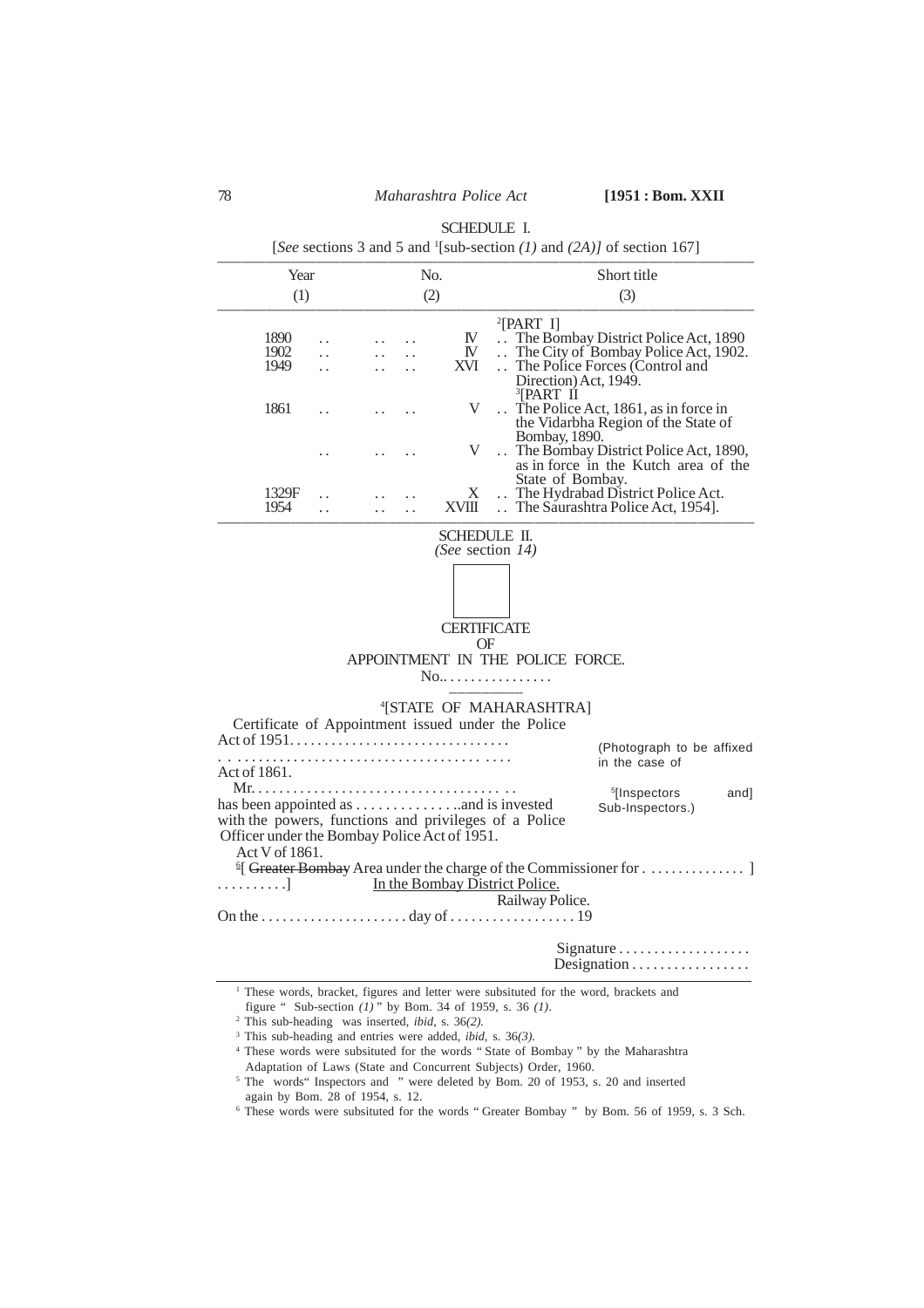## SCHEDULE I.

[*See* sections 3 and 5 and [1][sub-section *(1)* and *(2A)]* of section 167]

| Year (1) | No. (2) | Short title (3) |
|---|---|---|
| | | [2][PART I] |
| 1890 | IV | The Bombay District Police Act, 1890 |
| 1902 | IV | The City of Bombay Police Act, 1902. |
| 1949 | XVI | The Police Forces (Control and Direction) Act, 1949. |
| | | [3][PART II |
| 1861 | V | The Police Act, 1861, as in force in the Vidarbha Region of the State of Bombay, 1890. |
| | V | The Bombay District Police Act, 1890, as in force in the Kutch area of the State of Bombay. |
| 1329F | X | The Hydrabad District Police Act. |
| 1954 | XVIII | The Saurashtra Police Act, 1954]. |

## SCHEDULE II.

*(See* section *14)*

CERTIFICATE

OF

APPOINTMENT IN THE POLICE FORCE.

No.. . . . . . . . . . . . . . . .

[4][STATE OF MAHARASHTRA]

Certificate of Appointment issued under the Police Act of 1951. . . . . . . . . . . . . . . . . . . . . . . . . . . . . . .

. . . . . . . . . . . . . . . . . . . . . . . . . . . . . . . . . . . . . . .

Act of 1861.

(Photograph to be affixed in the case of [5][Inspectors and] Sub-Inspectors.)

Mr. . . . . . . . . . . . . . . . . . . . . . . . . . . . . . . . . . . . . .

has been appointed as . . . . . . . . . . . . . . .and is invested with the powers, functions and privileges of a Police Officer under the Bombay Police Act of 1951.

Act V of 1861.

[6][ ~~Greater Bombay~~ Area under the charge of the Commissioner for . . . . . . . . . . . . . . ] . . . . . . . . .] In the Bombay District Police.

Railway Police.

On the . . . . . . . . . . . . . . . . . . . . . day of . . . . . . . . . . . . . . . . . . 19

Signature . . . . . . . . . . . . . . . . . . .

Designation . . . . . . . . . . . . . . . . .

---

[1] These words, bracket, figures and letter were subsituted for the word, brackets and figure " Sub-section *(1)* " by Bom. 34 of 1959, s. 36 *(1)*.

[2] This sub-heading was inserted, *ibid*, s. 36*(2).*

[3] This sub-heading and entries were added, *ibid*, s. 36*(3).*

[4] These words were subsituted for the words " State of Bombay " by the Maharashtra Adaptation of Laws (State and Concurrent Subjects) Order, 1960.

[5] The words" Inspectors and " were deleted by Bom. 20 of 1953, s. 20 and inserted again by Bom. 28 of 1954, s. 12.

[6] These words were subsituted for the words " Greater Bombay " by Bom. 56 of 1959, s. 3 Sch.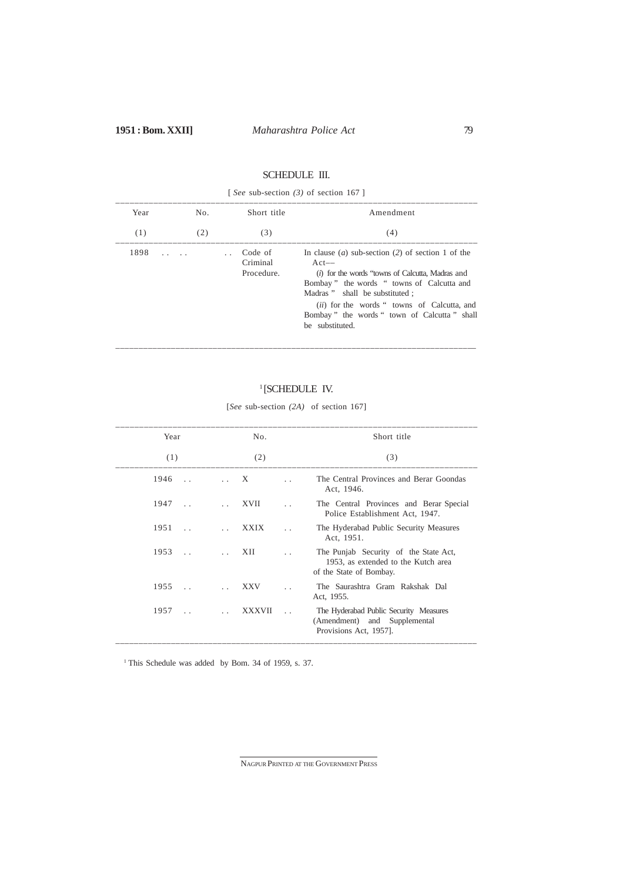## SCHEDULE III.

[ *See* sub-section *(3)* of section 167 ]

| Year | No. | Short title | Amendment |
|---|---|---|---|
| (1) | (2) | (3) | (4) |
| 1898 .. .. | .. | Code of Criminal Procedure. | In clause (*a*) sub-section (*2*) of section 1 of the Act— (*i*) for the words "towns of Calcutta, Madras and Bombay" the words "towns of Calcutta and Madras" shall be substituted ; (*ii*) for the words "towns of Calcutta, and Bombay" the words "town of Calcutta" shall be substituted. |

## [1][SCHEDULE IV.

[*See* sub-section *(2A)* of section 167]

| Year | No. | Short title |
|---|---|---|
| (1) | (2) | (3) |
| 1946 .. | .. X .. | The Central Provinces and Berar Goondas Act, 1946. |
| 1947 .. | .. XVII .. | The Central Provinces and Berar Special Police Establishment Act, 1947. |
| 1951 .. | .. XXIX .. | The Hyderabad Public Security Measures Act, 1951. |
| 1953 .. | .. XII .. | The Punjab Security of the State Act, 1953, as extended to the Kutch area of the State of Bombay. |
| 1955 .. | .. XXV .. | The Saurashtra Gram Rakshak Dal Act, 1955. |
| 1957 .. | .. XXXVII .. | The Hyderabad Public Security Measures (Amendment) and Supplemental Provisions Act, 1957]. |

[1] This Schedule was added by Bom. 34 of 1959, s. 37.

NAGPUR PRINTED AT THE GOVERNMENT PRESS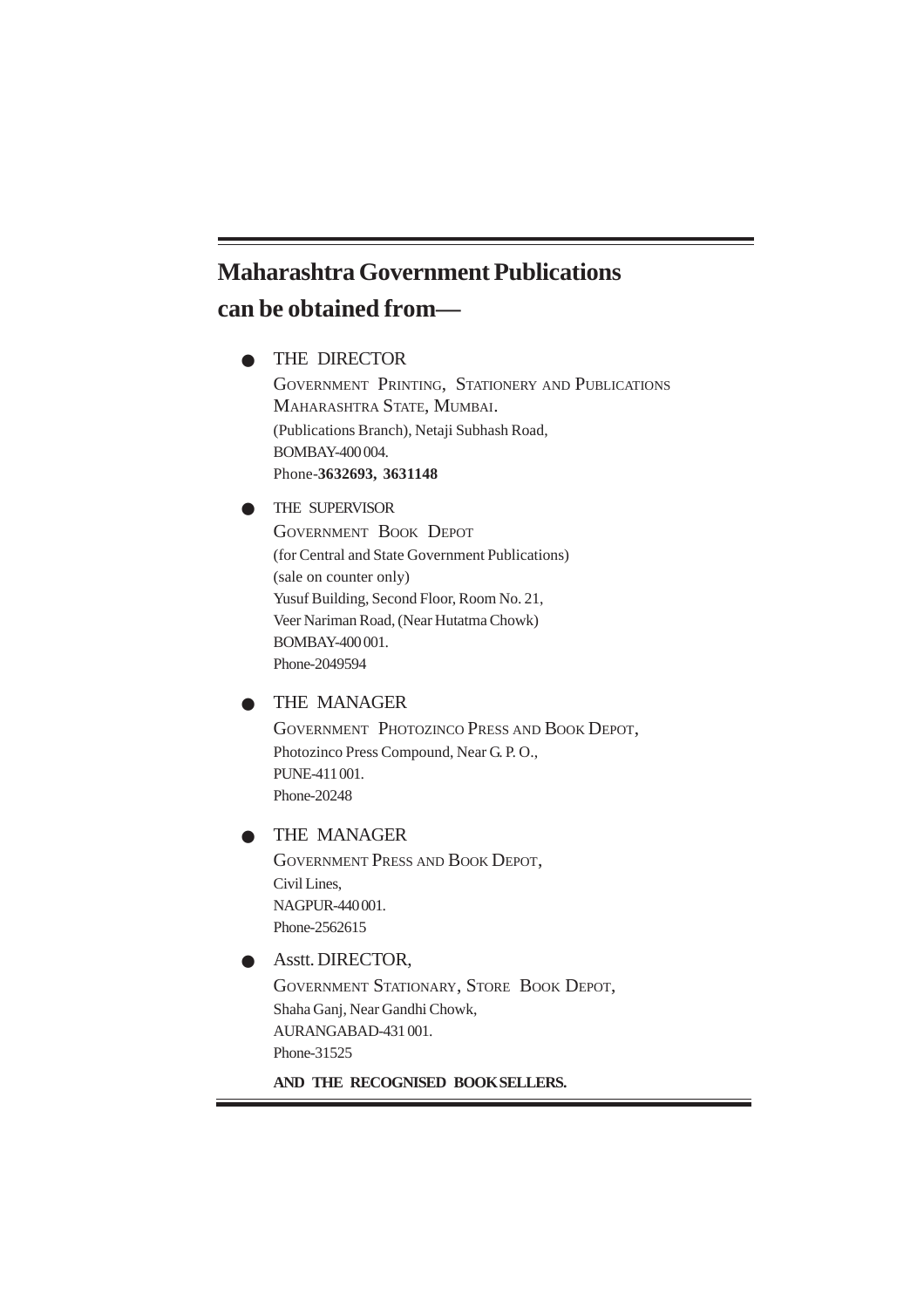# Maharashtra Government Publications can be obtained from—

- THE DIRECTOR

  GOVERNMENT PRINTING, STATIONERY AND PUBLICATIONS
  MAHARASHTRA STATE, MUMBAI.
  (Publications Branch), Netaji Subhash Road,
  BOMBAY-400 004.
  Phone-**3632693, 3631148**

- THE SUPERVISOR

  GOVERNMENT BOOK DEPOT
  (for Central and State Government Publications)
  (sale on counter only)
  Yusuf Building, Second Floor, Room No. 21,
  Veer Nariman Road, (Near Hutatma Chowk)
  BOMBAY-400 001.
  Phone-2049594

- THE MANAGER

  GOVERNMENT PHOTOZINCO PRESS AND BOOK DEPOT,
  Photozinco Press Compound, Near G. P. O.,
  PUNE-411 001.
  Phone-20248

- THE MANAGER

  GOVERNMENT PRESS AND BOOK DEPOT,
  Civil Lines,
  NAGPUR-440 001.
  Phone-2562615

- Asstt. DIRECTOR,

  GOVERNMENT STATIONARY, STORE BOOK DEPOT,
  Shaha Ganj, Near Gandhi Chowk,
  AURANGABAD-431 001.
  Phone-31525

**AND THE RECOGNISED BOOKSELLERS.**